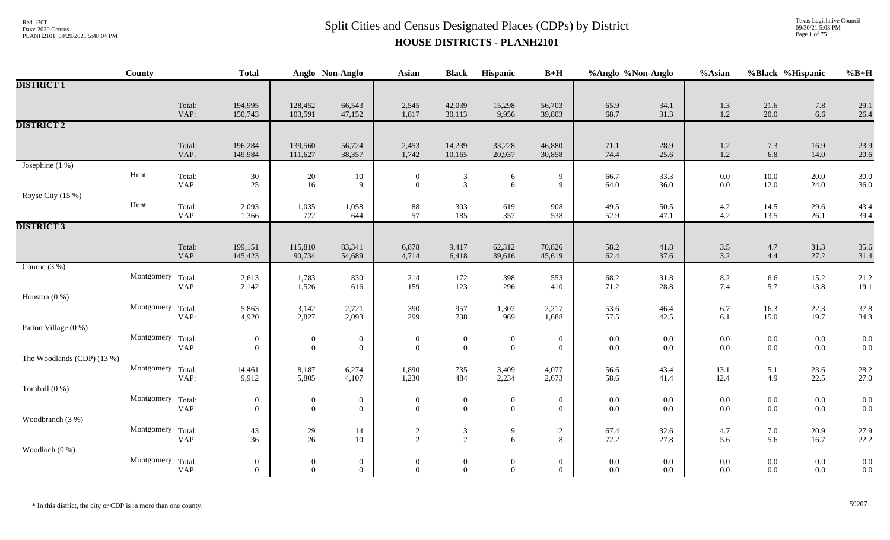# Split Cities and Census Designated Places (CDPs) by District

## HOUSE DISTRICTS - PLANH2101

| | County | | Total | Anglo | Non-Anglo | Asian | Black | Hispanic | B+H | %Anglo | %Non-Anglo | %Asian | %Black | %Hispanic | %B+H |
|---|---|---|---|---|---|---|---|---|---|---|---|---|---|---|---|
| **DISTRICT 1** | | | | | | | | | | | | | | | |
| | | Total: | 194,995 | 128,452 | 66,543 | 2,545 | 42,039 | 15,298 | 56,703 | 65.9 | 34.1 | 1.3 | 21.6 | 7.8 | 29.1 |
| | | VAP: | 150,743 | 103,591 | 47,152 | 1,817 | 30,113 | 9,956 | 39,803 | 68.7 | 31.3 | 1.2 | 20.0 | 6.6 | 26.4 |
| **DISTRICT 2** | | | | | | | | | | | | | | | |
| | | Total: | 196,284 | 139,560 | 56,724 | 2,453 | 14,239 | 33,228 | 46,880 | 71.1 | 28.9 | 1.2 | 7.3 | 16.9 | 23.9 |
| | | VAP: | 149,984 | 111,627 | 38,357 | 1,742 | 10,165 | 20,937 | 30,858 | 74.4 | 25.6 | 1.2 | 6.8 | 14.0 | 20.6 |
| Josephine (1 %) | | | | | | | | | | | | | | | |
| | Hunt | Total: | 30 | 20 | 10 | 0 | 3 | 6 | 9 | 66.7 | 33.3 | 0.0 | 10.0 | 20.0 | 30.0 |
| | | VAP: | 25 | 16 | 9 | 0 | 3 | 6 | 9 | 64.0 | 36.0 | 0.0 | 12.0 | 24.0 | 36.0 |
| Royse City (15 %) | | | | | | | | | | | | | | | |
| | Hunt | Total: | 2,093 | 1,035 | 1,058 | 88 | 303 | 619 | 908 | 49.5 | 50.5 | 4.2 | 14.5 | 29.6 | 43.4 |
| | | VAP: | 1,366 | 722 | 644 | 57 | 185 | 357 | 538 | 52.9 | 47.1 | 4.2 | 13.5 | 26.1 | 39.4 |
| **DISTRICT 3** | | | | | | | | | | | | | | | |
| | | Total: | 199,151 | 115,810 | 83,341 | 6,878 | 9,417 | 62,312 | 70,826 | 58.2 | 41.8 | 3.5 | 4.7 | 31.3 | 35.6 |
| | | VAP: | 145,423 | 90,734 | 54,689 | 4,714 | 6,418 | 39,616 | 45,619 | 62.4 | 37.6 | 3.2 | 4.4 | 27.2 | 31.4 |
| Conroe (3 %) | | | | | | | | | | | | | | | |
| | Montgomery | Total: | 2,613 | 1,783 | 830 | 214 | 172 | 398 | 553 | 68.2 | 31.8 | 8.2 | 6.6 | 15.2 | 21.2 |
| | | VAP: | 2,142 | 1,526 | 616 | 159 | 123 | 296 | 410 | 71.2 | 28.8 | 7.4 | 5.7 | 13.8 | 19.1 |
| Houston (0 %) | | | | | | | | | | | | | | | |
| | Montgomery | Total: | 5,863 | 3,142 | 2,721 | 390 | 957 | 1,307 | 2,217 | 53.6 | 46.4 | 6.7 | 16.3 | 22.3 | 37.8 |
| | | VAP: | 4,920 | 2,827 | 2,093 | 299 | 738 | 969 | 1,688 | 57.5 | 42.5 | 6.1 | 15.0 | 19.7 | 34.3 |
| Patton Village (0 %) | | | | | | | | | | | | | | | |
| | Montgomery | Total: | 0 | 0 | 0 | 0 | 0 | 0 | 0 | 0.0 | 0.0 | 0.0 | 0.0 | 0.0 | 0.0 |
| | | VAP: | 0 | 0 | 0 | 0 | 0 | 0 | 0 | 0.0 | 0.0 | 0.0 | 0.0 | 0.0 | 0.0 |
| The Woodlands (CDP) (13 %) | | | | | | | | | | | | | | | |
| | Montgomery | Total: | 14,461 | 8,187 | 6,274 | 1,890 | 735 | 3,409 | 4,077 | 56.6 | 43.4 | 13.1 | 5.1 | 23.6 | 28.2 |
| | | VAP: | 9,912 | 5,805 | 4,107 | 1,230 | 484 | 2,234 | 2,673 | 58.6 | 41.4 | 12.4 | 4.9 | 22.5 | 27.0 |
| Tomball (0 %) | | | | | | | | | | | | | | | |
| | Montgomery | Total: | 0 | 0 | 0 | 0 | 0 | 0 | 0 | 0.0 | 0.0 | 0.0 | 0.0 | 0.0 | 0.0 |
| | | VAP: | 0 | 0 | 0 | 0 | 0 | 0 | 0 | 0.0 | 0.0 | 0.0 | 0.0 | 0.0 | 0.0 |
| Woodbranch (3 %) | | | | | | | | | | | | | | | |
| | Montgomery | Total: | 43 | 29 | 14 | 2 | 3 | 9 | 12 | 67.4 | 32.6 | 4.7 | 7.0 | 20.9 | 27.9 |
| | | VAP: | 36 | 26 | 10 | 2 | 2 | 6 | 8 | 72.2 | 27.8 | 5.6 | 5.6 | 16.7 | 22.2 |
| Woodloch (0 %) | | | | | | | | | | | | | | | |
| | Montgomery | Total: | 0 | 0 | 0 | 0 | 0 | 0 | 0 | 0.0 | 0.0 | 0.0 | 0.0 | 0.0 | 0.0 |
| | | VAP: | 0 | 0 | 0 | 0 | 0 | 0 | 0 | 0.0 | 0.0 | 0.0 | 0.0 | 0.0 | 0.0 |

* In this district, the city or CDP is in more than one county.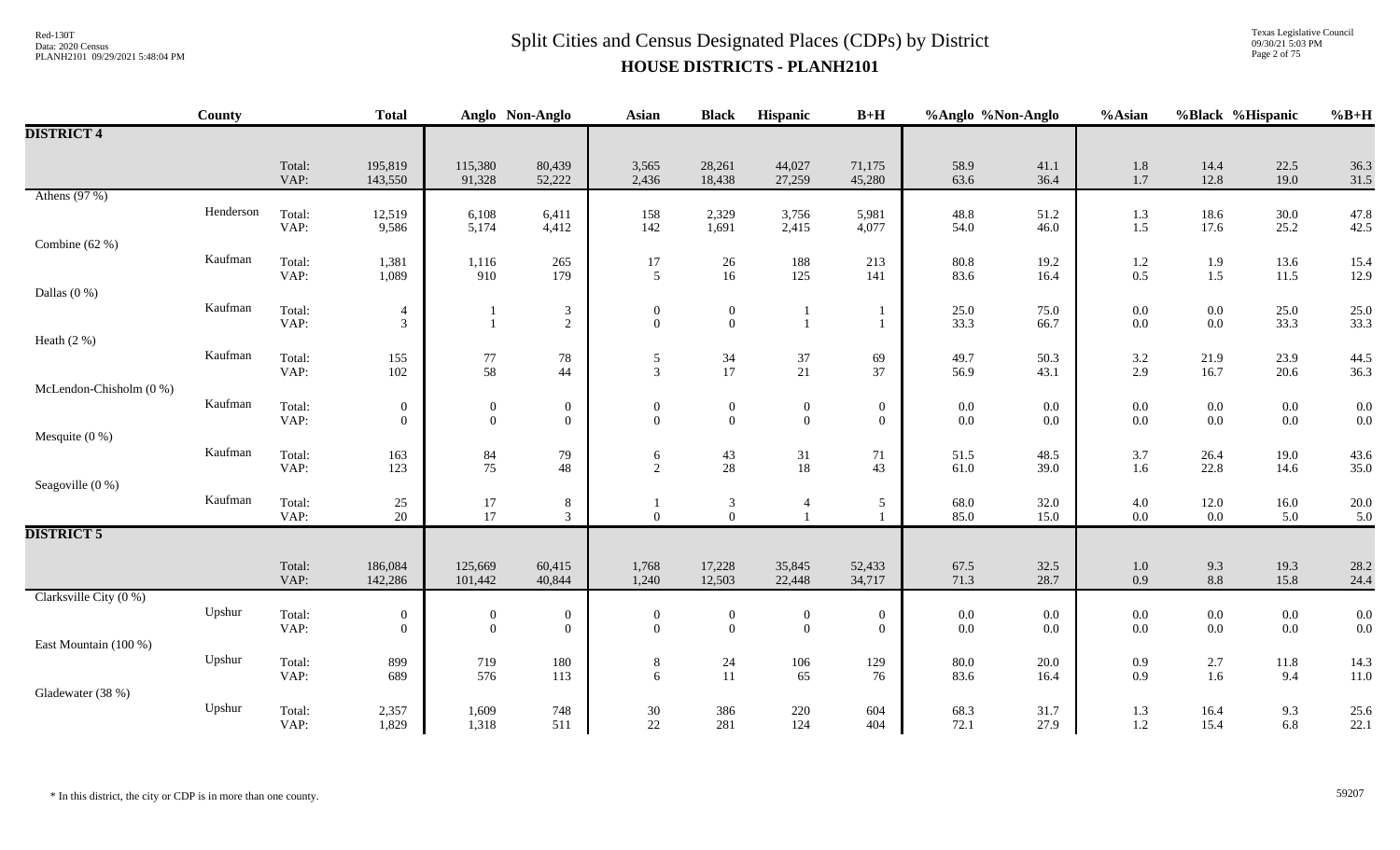# Split Cities and Census Designated Places (CDPs) by District

## HOUSE DISTRICTS - PLANH2101

| | County | | Total | Anglo | Non-Anglo | Asian | Black | Hispanic | B+H | %Anglo | %Non-Anglo | %Asian | %Black | %Hispanic | %B+H |
|---|---|---|---|---|---|---|---|---|---|---|---|---|---|---|---|
| **DISTRICT 4** | | | | | | | | | | | | | | | |
| | | Total: | 195,819 | 115,380 | 80,439 | 3,565 | 28,261 | 44,027 | 71,175 | 58.9 | 41.1 | 1.8 | 14.4 | 22.5 | 36.3 |
| | | VAP: | 143,550 | 91,328 | 52,222 | 2,436 | 18,438 | 27,259 | 45,280 | 63.6 | 36.4 | 1.7 | 12.8 | 19.0 | 31.5 |
| Athens (97 %) | | | | | | | | | | | | | | | |
| | Henderson | Total: | 12,519 | 6,108 | 6,411 | 158 | 2,329 | 3,756 | 5,981 | 48.8 | 51.2 | 1.3 | 18.6 | 30.0 | 47.8 |
| | | VAP: | 9,586 | 5,174 | 4,412 | 142 | 1,691 | 2,415 | 4,077 | 54.0 | 46.0 | 1.5 | 17.6 | 25.2 | 42.5 |
| Combine (62 %) | | | | | | | | | | | | | | | |
| | Kaufman | Total: | 1,381 | 1,116 | 265 | 17 | 26 | 188 | 213 | 80.8 | 19.2 | 1.2 | 1.9 | 13.6 | 15.4 |
| | | VAP: | 1,089 | 910 | 179 | 5 | 16 | 125 | 141 | 83.6 | 16.4 | 0.5 | 1.5 | 11.5 | 12.9 |
| Dallas (0 %) | | | | | | | | | | | | | | | |
| | Kaufman | Total: | 4 | 1 | 3 | 0 | 0 | 1 | 1 | 25.0 | 75.0 | 0.0 | 0.0 | 25.0 | 25.0 |
| | | VAP: | 3 | 1 | 2 | 0 | 0 | 1 | 1 | 33.3 | 66.7 | 0.0 | 0.0 | 33.3 | 33.3 |
| Heath (2 %) | | | | | | | | | | | | | | | |
| | Kaufman | Total: | 155 | 77 | 78 | 5 | 34 | 37 | 69 | 49.7 | 50.3 | 3.2 | 21.9 | 23.9 | 44.5 |
| | | VAP: | 102 | 58 | 44 | 3 | 17 | 21 | 37 | 56.9 | 43.1 | 2.9 | 16.7 | 20.6 | 36.3 |
| McLendon-Chisholm (0 %) | | | | | | | | | | | | | | | |
| | Kaufman | Total: | 0 | 0 | 0 | 0 | 0 | 0 | 0 | 0.0 | 0.0 | 0.0 | 0.0 | 0.0 | 0.0 |
| | | VAP: | 0 | 0 | 0 | 0 | 0 | 0 | 0 | 0.0 | 0.0 | 0.0 | 0.0 | 0.0 | 0.0 |
| Mesquite (0 %) | | | | | | | | | | | | | | | |
| | Kaufman | Total: | 163 | 84 | 79 | 6 | 43 | 31 | 71 | 51.5 | 48.5 | 3.7 | 26.4 | 19.0 | 43.6 |
| | | VAP: | 123 | 75 | 48 | 2 | 28 | 18 | 43 | 61.0 | 39.0 | 1.6 | 22.8 | 14.6 | 35.0 |
| Seagoville (0 %) | | | | | | | | | | | | | | | |
| | Kaufman | Total: | 25 | 17 | 8 | 1 | 3 | 4 | 5 | 68.0 | 32.0 | 4.0 | 12.0 | 16.0 | 20.0 |
| | | VAP: | 20 | 17 | 3 | 0 | 0 | 1 | 1 | 85.0 | 15.0 | 0.0 | 0.0 | 5.0 | 5.0 |
| **DISTRICT 5** | | | | | | | | | | | | | | | |
| | | Total: | 186,084 | 125,669 | 60,415 | 1,768 | 17,228 | 35,845 | 52,433 | 67.5 | 32.5 | 1.0 | 9.3 | 19.3 | 28.2 |
| | | VAP: | 142,286 | 101,442 | 40,844 | 1,240 | 12,503 | 22,448 | 34,717 | 71.3 | 28.7 | 0.9 | 8.8 | 15.8 | 24.4 |
| Clarksville City (0 %) | | | | | | | | | | | | | | | |
| | Upshur | Total: | 0 | 0 | 0 | 0 | 0 | 0 | 0 | 0.0 | 0.0 | 0.0 | 0.0 | 0.0 | 0.0 |
| | | VAP: | 0 | 0 | 0 | 0 | 0 | 0 | 0 | 0.0 | 0.0 | 0.0 | 0.0 | 0.0 | 0.0 |
| East Mountain (100 %) | | | | | | | | | | | | | | | |
| | Upshur | Total: | 899 | 719 | 180 | 8 | 24 | 106 | 129 | 80.0 | 20.0 | 0.9 | 2.7 | 11.8 | 14.3 |
| | | VAP: | 689 | 576 | 113 | 6 | 11 | 65 | 76 | 83.6 | 16.4 | 0.9 | 1.6 | 9.4 | 11.0 |
| Gladewater (38 %) | | | | | | | | | | | | | | | |
| | Upshur | Total: | 2,357 | 1,609 | 748 | 30 | 386 | 220 | 604 | 68.3 | 31.7 | 1.3 | 16.4 | 9.3 | 25.6 |
| | | VAP: | 1,829 | 1,318 | 511 | 22 | 281 | 124 | 404 | 72.1 | 27.9 | 1.2 | 15.4 | 6.8 | 22.1 |

* In this district, the city or CDP is in more than one county.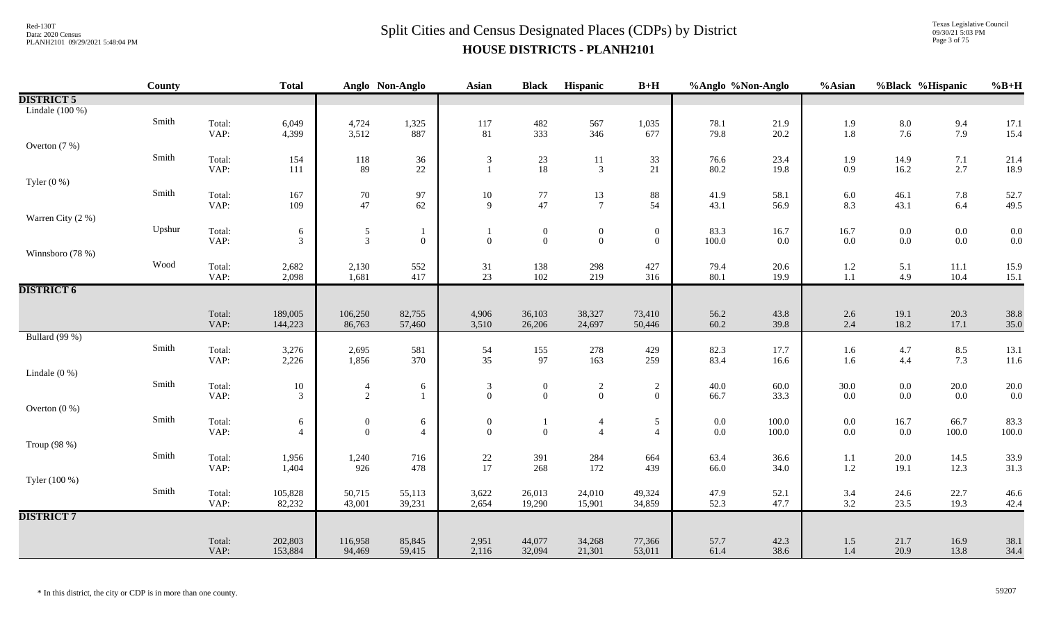# Split Cities and Census Designated Places (CDPs) by District

## HOUSE DISTRICTS - PLANH2101

| | County | | Total | Anglo | Non-Anglo | Asian | Black | Hispanic | B+H | %Anglo | %Non-Anglo | %Asian | %Black | %Hispanic | %B+H |
|---|---|---|---|---|---|---|---|---|---|---|---|---|---|---|---|
| **DISTRICT 5** | | | | | | | | | | | | | | | |
| Lindale (100 %) | | | | | | | | | | | | | | | |
| | Smith | Total: | 6,049 | 4,724 | 1,325 | 117 | 482 | 567 | 1,035 | 78.1 | 21.9 | 1.9 | 8.0 | 9.4 | 17.1 |
| | | VAP: | 4,399 | 3,512 | 887 | 81 | 333 | 346 | 677 | 79.8 | 20.2 | 1.8 | 7.6 | 7.9 | 15.4 |
| Overton (7 %) | | | | | | | | | | | | | | | |
| | Smith | Total: | 154 | 118 | 36 | 3 | 23 | 11 | 33 | 76.6 | 23.4 | 1.9 | 14.9 | 7.1 | 21.4 |
| | | VAP: | 111 | 89 | 22 | 1 | 18 | 3 | 21 | 80.2 | 19.8 | 0.9 | 16.2 | 2.7 | 18.9 |
| Tyler (0 %) | | | | | | | | | | | | | | | |
| | Smith | Total: | 167 | 70 | 97 | 10 | 77 | 13 | 88 | 41.9 | 58.1 | 6.0 | 46.1 | 7.8 | 52.7 |
| | | VAP: | 109 | 47 | 62 | 9 | 47 | 7 | 54 | 43.1 | 56.9 | 8.3 | 43.1 | 6.4 | 49.5 |
| Warren City (2 %) | | | | | | | | | | | | | | | |
| | Upshur | Total: | 6 | 5 | 1 | 1 | 0 | 0 | 0 | 83.3 | 16.7 | 16.7 | 0.0 | 0.0 | 0.0 |
| | | VAP: | 3 | 3 | 0 | 0 | 0 | 0 | 0 | 100.0 | 0.0 | 0.0 | 0.0 | 0.0 | 0.0 |
| Winnsboro (78 %) | | | | | | | | | | | | | | | |
| | Wood | Total: | 2,682 | 2,130 | 552 | 31 | 138 | 298 | 427 | 79.4 | 20.6 | 1.2 | 5.1 | 11.1 | 15.9 |
| | | VAP: | 2,098 | 1,681 | 417 | 23 | 102 | 219 | 316 | 80.1 | 19.9 | 1.1 | 4.9 | 10.4 | 15.1 |
| **DISTRICT 6** | | | | | | | | | | | | | | | |
| | | Total: | 189,005 | 106,250 | 82,755 | 4,906 | 36,103 | 38,327 | 73,410 | 56.2 | 43.8 | 2.6 | 19.1 | 20.3 | 38.8 |
| | | VAP: | 144,223 | 86,763 | 57,460 | 3,510 | 26,206 | 24,697 | 50,446 | 60.2 | 39.8 | 2.4 | 18.2 | 17.1 | 35.0 |
| Bullard (99 %) | | | | | | | | | | | | | | | |
| | Smith | Total: | 3,276 | 2,695 | 581 | 54 | 155 | 278 | 429 | 82.3 | 17.7 | 1.6 | 4.7 | 8.5 | 13.1 |
| | | VAP: | 2,226 | 1,856 | 370 | 35 | 97 | 163 | 259 | 83.4 | 16.6 | 1.6 | 4.4 | 7.3 | 11.6 |
| Lindale (0 %) | | | | | | | | | | | | | | | |
| | Smith | Total: | 10 | 4 | 6 | 3 | 0 | 2 | 2 | 40.0 | 60.0 | 30.0 | 0.0 | 20.0 | 20.0 |
| | | VAP: | 3 | 2 | 1 | 0 | 0 | 0 | 0 | 66.7 | 33.3 | 0.0 | 0.0 | 0.0 | 0.0 |
| Overton (0 %) | | | | | | | | | | | | | | | |
| | Smith | Total: | 6 | 0 | 6 | 0 | 1 | 4 | 5 | 0.0 | 100.0 | 0.0 | 16.7 | 66.7 | 83.3 |
| | | VAP: | 4 | 0 | 4 | 0 | 0 | 4 | 4 | 0.0 | 100.0 | 0.0 | 0.0 | 100.0 | 100.0 |
| Troup (98 %) | | | | | | | | | | | | | | | |
| | Smith | Total: | 1,956 | 1,240 | 716 | 22 | 391 | 284 | 664 | 63.4 | 36.6 | 1.1 | 20.0 | 14.5 | 33.9 |
| | | VAP: | 1,404 | 926 | 478 | 17 | 268 | 172 | 439 | 66.0 | 34.0 | 1.2 | 19.1 | 12.3 | 31.3 |
| Tyler (100 %) | | | | | | | | | | | | | | | |
| | Smith | Total: | 105,828 | 50,715 | 55,113 | 3,622 | 26,013 | 24,010 | 49,324 | 47.9 | 52.1 | 3.4 | 24.6 | 22.7 | 46.6 |
| | | VAP: | 82,232 | 43,001 | 39,231 | 2,654 | 19,290 | 15,901 | 34,859 | 52.3 | 47.7 | 3.2 | 23.5 | 19.3 | 42.4 |
| **DISTRICT 7** | | | | | | | | | | | | | | | |
| | | Total: | 202,803 | 116,958 | 85,845 | 2,951 | 44,077 | 34,268 | 77,366 | 57.7 | 42.3 | 1.5 | 21.7 | 16.9 | 38.1 |
| | | VAP: | 153,884 | 94,469 | 59,415 | 2,116 | 32,094 | 21,301 | 53,011 | 61.4 | 38.6 | 1.4 | 20.9 | 13.8 | 34.4 |

* In this district, the city or CDP is in more than one county.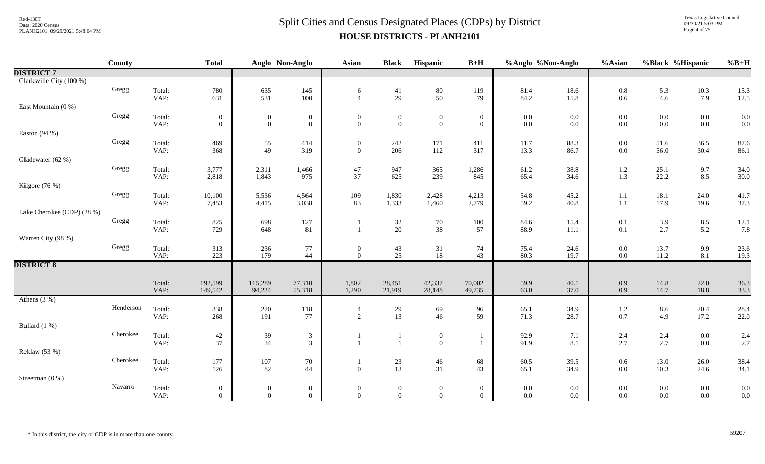# Split Cities and Census Designated Places (CDPs) by District

## HOUSE DISTRICTS - PLANH2101

| | County | | Total | Anglo | Non-Anglo | Asian | Black | Hispanic | B+H | %Anglo | %Non-Anglo | %Asian | %Black | %Hispanic | %B+H |
|---|---|---|---|---|---|---|---|---|---|---|---|---|---|---|---|
| **DISTRICT 7** | | | | | | | | | | | | | | | |
| Clarksville City (100 %) | | | | | | | | | | | | | | | |
| | Gregg | Total: | 780 | 635 | 145 | 6 | 41 | 80 | 119 | 81.4 | 18.6 | 0.8 | 5.3 | 10.3 | 15.3 |
| | | VAP: | 631 | 531 | 100 | 4 | 29 | 50 | 79 | 84.2 | 15.8 | 0.6 | 4.6 | 7.9 | 12.5 |
| East Mountain (0 %) | | | | | | | | | | | | | | | |
| | Gregg | Total: | 0 | 0 | 0 | 0 | 0 | 0 | 0 | 0.0 | 0.0 | 0.0 | 0.0 | 0.0 | 0.0 |
| | | VAP: | 0 | 0 | 0 | 0 | 0 | 0 | 0 | 0.0 | 0.0 | 0.0 | 0.0 | 0.0 | 0.0 |
| Easton (94 %) | | | | | | | | | | | | | | | |
| | Gregg | Total: | 469 | 55 | 414 | 0 | 242 | 171 | 411 | 11.7 | 88.3 | 0.0 | 51.6 | 36.5 | 87.6 |
| | | VAP: | 368 | 49 | 319 | 0 | 206 | 112 | 317 | 13.3 | 86.7 | 0.0 | 56.0 | 30.4 | 86.1 |
| Gladewater (62 %) | | | | | | | | | | | | | | | |
| | Gregg | Total: | 3,777 | 2,311 | 1,466 | 47 | 947 | 365 | 1,286 | 61.2 | 38.8 | 1.2 | 25.1 | 9.7 | 34.0 |
| | | VAP: | 2,818 | 1,843 | 975 | 37 | 625 | 239 | 845 | 65.4 | 34.6 | 1.3 | 22.2 | 8.5 | 30.0 |
| Kilgore (76 %) | | | | | | | | | | | | | | | |
| | Gregg | Total: | 10,100 | 5,536 | 4,564 | 109 | 1,830 | 2,428 | 4,213 | 54.8 | 45.2 | 1.1 | 18.1 | 24.0 | 41.7 |
| | | VAP: | 7,453 | 4,415 | 3,038 | 83 | 1,333 | 1,460 | 2,779 | 59.2 | 40.8 | 1.1 | 17.9 | 19.6 | 37.3 |
| Lake Cherokee (CDP) (28 %) | | | | | | | | | | | | | | | |
| | Gregg | Total: | 825 | 698 | 127 | 1 | 32 | 70 | 100 | 84.6 | 15.4 | 0.1 | 3.9 | 8.5 | 12.1 |
| | | VAP: | 729 | 648 | 81 | 1 | 20 | 38 | 57 | 88.9 | 11.1 | 0.1 | 2.7 | 5.2 | 7.8 |
| Warren City (98 %) | | | | | | | | | | | | | | | |
| | Gregg | Total: | 313 | 236 | 77 | 0 | 43 | 31 | 74 | 75.4 | 24.6 | 0.0 | 13.7 | 9.9 | 23.6 |
| | | VAP: | 223 | 179 | 44 | 0 | 25 | 18 | 43 | 80.3 | 19.7 | 0.0 | 11.2 | 8.1 | 19.3 |
| **DISTRICT 8** | | | | | | | | | | | | | | | |
| | | Total: | 192,599 | 115,289 | 77,310 | 1,802 | 28,451 | 42,337 | 70,002 | 59.9 | 40.1 | 0.9 | 14.8 | 22.0 | 36.3 |
| | | VAP: | 149,542 | 94,224 | 55,318 | 1,290 | 21,919 | 28,148 | 49,735 | 63.0 | 37.0 | 0.9 | 14.7 | 18.8 | 33.3 |
| Athens (3 %) | | | | | | | | | | | | | | | |
| | Henderson | Total: | 338 | 220 | 118 | 4 | 29 | 69 | 96 | 65.1 | 34.9 | 1.2 | 8.6 | 20.4 | 28.4 |
| | | VAP: | 268 | 191 | 77 | 2 | 13 | 46 | 59 | 71.3 | 28.7 | 0.7 | 4.9 | 17.2 | 22.0 |
| Bullard (1 %) | | | | | | | | | | | | | | | |
| | Cherokee | Total: | 42 | 39 | 3 | 1 | 1 | 0 | 1 | 92.9 | 7.1 | 2.4 | 2.4 | 0.0 | 2.4 |
| | | VAP: | 37 | 34 | 3 | 1 | 1 | 0 | 1 | 91.9 | 8.1 | 2.7 | 2.7 | 0.0 | 2.7 |
| Reklaw (53 %) | | | | | | | | | | | | | | | |
| | Cherokee | Total: | 177 | 107 | 70 | 1 | 23 | 46 | 68 | 60.5 | 39.5 | 0.6 | 13.0 | 26.0 | 38.4 |
| | | VAP: | 126 | 82 | 44 | 0 | 13 | 31 | 43 | 65.1 | 34.9 | 0.0 | 10.3 | 24.6 | 34.1 |
| Streetman (0 %) | | | | | | | | | | | | | | | |
| | Navarro | Total: | 0 | 0 | 0 | 0 | 0 | 0 | 0 | 0.0 | 0.0 | 0.0 | 0.0 | 0.0 | 0.0 |
| | | VAP: | 0 | 0 | 0 | 0 | 0 | 0 | 0 | 0.0 | 0.0 | 0.0 | 0.0 | 0.0 | 0.0 |

* In this district, the city or CDP is in more than one county.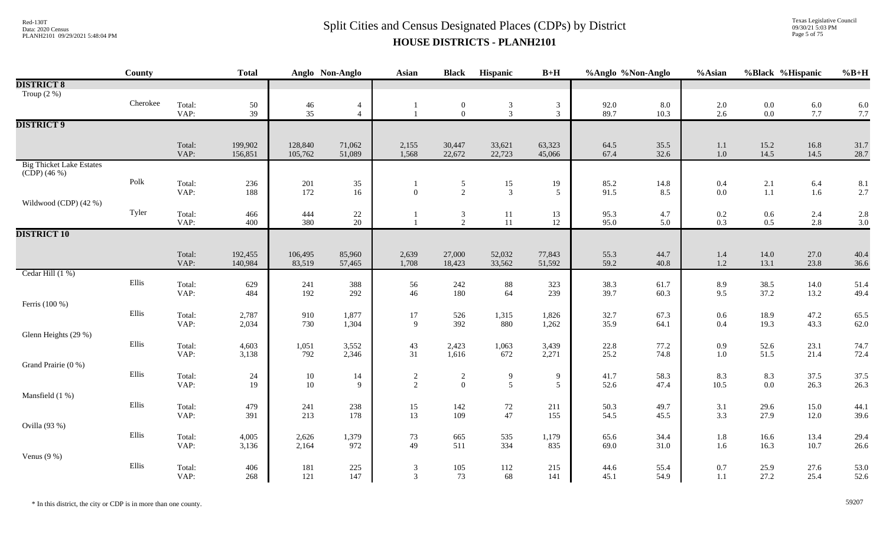# Split Cities and Census Designated Places (CDPs) by District

## HOUSE DISTRICTS - PLANH2101

| | County | | Total | Anglo | Non-Anglo | Asian | Black | Hispanic | B+H | %Anglo | %Non-Anglo | %Asian | %Black | %Hispanic | %B+H |
|---|---|---|---|---|---|---|---|---|---|---|---|---|---|---|---|
| **DISTRICT 8** | | | | | | | | | | | | | | | |
| Troup (2 %) | | | | | | | | | | | | | | | |
| | Cherokee | Total: | 50 | 46 | 4 | 1 | 0 | 3 | 3 | 92.0 | 8.0 | 2.0 | 0.0 | 6.0 | 6.0 |
| | | VAP: | 39 | 35 | 4 | 1 | 0 | 3 | 3 | 89.7 | 10.3 | 2.6 | 0.0 | 7.7 | 7.7 |
| **DISTRICT 9** | | | | | | | | | | | | | | | |
| | | Total: | 199,902 | 128,840 | 71,062 | 2,155 | 30,447 | 33,621 | 63,323 | 64.5 | 35.5 | 1.1 | 15.2 | 16.8 | 31.7 |
| | | VAP: | 156,851 | 105,762 | 51,089 | 1,568 | 22,672 | 22,723 | 45,066 | 67.4 | 32.6 | 1.0 | 14.5 | 14.5 | 28.7 |
| Big Thicket Lake Estates (CDP) (46 %) | | | | | | | | | | | | | | | |
| | Polk | Total: | 236 | 201 | 35 | 1 | 5 | 15 | 19 | 85.2 | 14.8 | 0.4 | 2.1 | 6.4 | 8.1 |
| | | VAP: | 188 | 172 | 16 | 0 | 2 | 3 | 5 | 91.5 | 8.5 | 0.0 | 1.1 | 1.6 | 2.7 |
| Wildwood (CDP) (42 %) | | | | | | | | | | | | | | | |
| | Tyler | Total: | 466 | 444 | 22 | 1 | 3 | 11 | 13 | 95.3 | 4.7 | 0.2 | 0.6 | 2.4 | 2.8 |
| | | VAP: | 400 | 380 | 20 | 1 | 2 | 11 | 12 | 95.0 | 5.0 | 0.3 | 0.5 | 2.8 | 3.0 |
| **DISTRICT 10** | | | | | | | | | | | | | | | |
| | | Total: | 192,455 | 106,495 | 85,960 | 2,639 | 27,000 | 52,032 | 77,843 | 55.3 | 44.7 | 1.4 | 14.0 | 27.0 | 40.4 |
| | | VAP: | 140,984 | 83,519 | 57,465 | 1,708 | 18,423 | 33,562 | 51,592 | 59.2 | 40.8 | 1.2 | 13.1 | 23.8 | 36.6 |
| Cedar Hill (1 %) | | | | | | | | | | | | | | | |
| | Ellis | Total: | 629 | 241 | 388 | 56 | 242 | 88 | 323 | 38.3 | 61.7 | 8.9 | 38.5 | 14.0 | 51.4 |
| | | VAP: | 484 | 192 | 292 | 46 | 180 | 64 | 239 | 39.7 | 60.3 | 9.5 | 37.2 | 13.2 | 49.4 |
| Ferris (100 %) | | | | | | | | | | | | | | | |
| | Ellis | Total: | 2,787 | 910 | 1,877 | 17 | 526 | 1,315 | 1,826 | 32.7 | 67.3 | 0.6 | 18.9 | 47.2 | 65.5 |
| | | VAP: | 2,034 | 730 | 1,304 | 9 | 392 | 880 | 1,262 | 35.9 | 64.1 | 0.4 | 19.3 | 43.3 | 62.0 |
| Glenn Heights (29 %) | | | | | | | | | | | | | | | |
| | Ellis | Total: | 4,603 | 1,051 | 3,552 | 43 | 2,423 | 1,063 | 3,439 | 22.8 | 77.2 | 0.9 | 52.6 | 23.1 | 74.7 |
| | | VAP: | 3,138 | 792 | 2,346 | 31 | 1,616 | 672 | 2,271 | 25.2 | 74.8 | 1.0 | 51.5 | 21.4 | 72.4 |
| Grand Prairie (0 %) | | | | | | | | | | | | | | | |
| | Ellis | Total: | 24 | 10 | 14 | 2 | 2 | 9 | 9 | 41.7 | 58.3 | 8.3 | 8.3 | 37.5 | 37.5 |
| | | VAP: | 19 | 10 | 9 | 2 | 0 | 5 | 5 | 52.6 | 47.4 | 10.5 | 0.0 | 26.3 | 26.3 |
| Mansfield (1 %) | | | | | | | | | | | | | | | |
| | Ellis | Total: | 479 | 241 | 238 | 15 | 142 | 72 | 211 | 50.3 | 49.7 | 3.1 | 29.6 | 15.0 | 44.1 |
| | | VAP: | 391 | 213 | 178 | 13 | 109 | 47 | 155 | 54.5 | 45.5 | 3.3 | 27.9 | 12.0 | 39.6 |
| Ovilla (93 %) | | | | | | | | | | | | | | | |
| | Ellis | Total: | 4,005 | 2,626 | 1,379 | 73 | 665 | 535 | 1,179 | 65.6 | 34.4 | 1.8 | 16.6 | 13.4 | 29.4 |
| | | VAP: | 3,136 | 2,164 | 972 | 49 | 511 | 334 | 835 | 69.0 | 31.0 | 1.6 | 16.3 | 10.7 | 26.6 |
| Venus (9 %) | | | | | | | | | | | | | | | |
| | Ellis | Total: | 406 | 181 | 225 | 3 | 105 | 112 | 215 | 44.6 | 55.4 | 0.7 | 25.9 | 27.6 | 53.0 |
| | | VAP: | 268 | 121 | 147 | 3 | 73 | 68 | 141 | 45.1 | 54.9 | 1.1 | 27.2 | 25.4 | 52.6 |

* In this district, the city or CDP is in more than one county.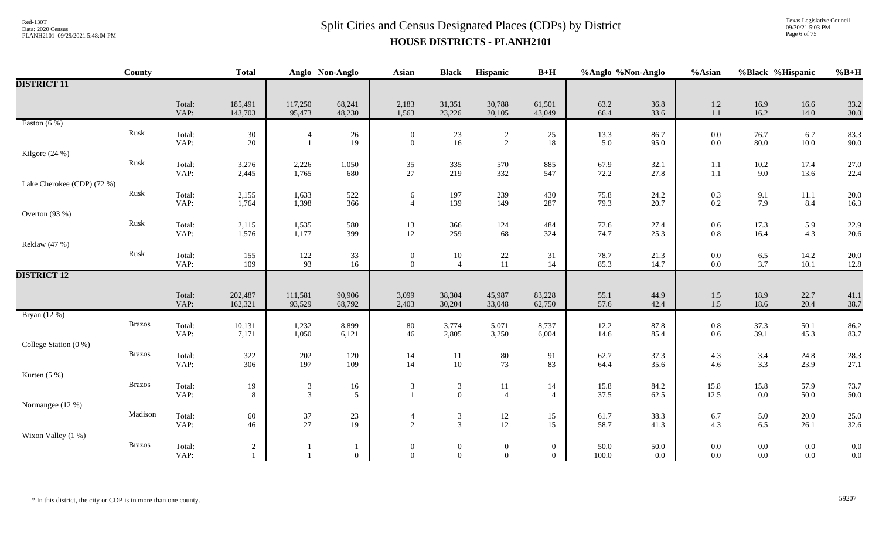# Split Cities and Census Designated Places (CDPs) by District

## HOUSE DISTRICTS - PLANH2101

| | County | | Total | Anglo | Non-Anglo | Asian | Black | Hispanic | B+H | %Anglo | %Non-Anglo | %Asian | %Black | %Hispanic | %B+H |
|---|---|---|---|---|---|---|---|---|---|---|---|---|---|---|---|
| **DISTRICT 11** | | | | | | | | | | | | | | | |
| | | Total: | 185,491 | 117,250 | 68,241 | 2,183 | 31,351 | 30,788 | 61,501 | 63.2 | 36.8 | 1.2 | 16.9 | 16.6 | 33.2 |
| | | VAP: | 143,703 | 95,473 | 48,230 | 1,563 | 23,226 | 20,105 | 43,049 | 66.4 | 33.6 | 1.1 | 16.2 | 14.0 | 30.0 |
| Easton (6 %) | | | | | | | | | | | | | | | |
| | Rusk | Total: | 30 | 4 | 26 | 0 | 23 | 2 | 25 | 13.3 | 86.7 | 0.0 | 76.7 | 6.7 | 83.3 |
| | | VAP: | 20 | 1 | 19 | 0 | 16 | 2 | 18 | 5.0 | 95.0 | 0.0 | 80.0 | 10.0 | 90.0 |
| Kilgore (24 %) | | | | | | | | | | | | | | | |
| | Rusk | Total: | 3,276 | 2,226 | 1,050 | 35 | 335 | 570 | 885 | 67.9 | 32.1 | 1.1 | 10.2 | 17.4 | 27.0 |
| | | VAP: | 2,445 | 1,765 | 680 | 27 | 219 | 332 | 547 | 72.2 | 27.8 | 1.1 | 9.0 | 13.6 | 22.4 |
| Lake Cherokee (CDP) (72 %) | | | | | | | | | | | | | | | |
| | Rusk | Total: | 2,155 | 1,633 | 522 | 6 | 197 | 239 | 430 | 75.8 | 24.2 | 0.3 | 9.1 | 11.1 | 20.0 |
| | | VAP: | 1,764 | 1,398 | 366 | 4 | 139 | 149 | 287 | 79.3 | 20.7 | 0.2 | 7.9 | 8.4 | 16.3 |
| Overton (93 %) | | | | | | | | | | | | | | | |
| | Rusk | Total: | 2,115 | 1,535 | 580 | 13 | 366 | 124 | 484 | 72.6 | 27.4 | 0.6 | 17.3 | 5.9 | 22.9 |
| | | VAP: | 1,576 | 1,177 | 399 | 12 | 259 | 68 | 324 | 74.7 | 25.3 | 0.8 | 16.4 | 4.3 | 20.6 |
| Reklaw (47 %) | | | | | | | | | | | | | | | |
| | Rusk | Total: | 155 | 122 | 33 | 0 | 10 | 22 | 31 | 78.7 | 21.3 | 0.0 | 6.5 | 14.2 | 20.0 |
| | | VAP: | 109 | 93 | 16 | 0 | 4 | 11 | 14 | 85.3 | 14.7 | 0.0 | 3.7 | 10.1 | 12.8 |
| **DISTRICT 12** | | | | | | | | | | | | | | | |
| | | Total: | 202,487 | 111,581 | 90,906 | 3,099 | 38,304 | 45,987 | 83,228 | 55.1 | 44.9 | 1.5 | 18.9 | 22.7 | 41.1 |
| | | VAP: | 162,321 | 93,529 | 68,792 | 2,403 | 30,204 | 33,048 | 62,750 | 57.6 | 42.4 | 1.5 | 18.6 | 20.4 | 38.7 |
| Bryan (12 %) | | | | | | | | | | | | | | | |
| | Brazos | Total: | 10,131 | 1,232 | 8,899 | 80 | 3,774 | 5,071 | 8,737 | 12.2 | 87.8 | 0.8 | 37.3 | 50.1 | 86.2 |
| | | VAP: | 7,171 | 1,050 | 6,121 | 46 | 2,805 | 3,250 | 6,004 | 14.6 | 85.4 | 0.6 | 39.1 | 45.3 | 83.7 |
| College Station (0 %) | | | | | | | | | | | | | | | |
| | Brazos | Total: | 322 | 202 | 120 | 14 | 11 | 80 | 91 | 62.7 | 37.3 | 4.3 | 3.4 | 24.8 | 28.3 |
| | | VAP: | 306 | 197 | 109 | 14 | 10 | 73 | 83 | 64.4 | 35.6 | 4.6 | 3.3 | 23.9 | 27.1 |
| Kurten (5 %) | | | | | | | | | | | | | | | |
| | Brazos | Total: | 19 | 3 | 16 | 3 | 3 | 11 | 14 | 15.8 | 84.2 | 15.8 | 15.8 | 57.9 | 73.7 |
| | | VAP: | 8 | 3 | 5 | 1 | 0 | 4 | 4 | 37.5 | 62.5 | 12.5 | 0.0 | 50.0 | 50.0 |
| Normangee (12 %) | | | | | | | | | | | | | | | |
| | Madison | Total: | 60 | 37 | 23 | 4 | 3 | 12 | 15 | 61.7 | 38.3 | 6.7 | 5.0 | 20.0 | 25.0 |
| | | VAP: | 46 | 27 | 19 | 2 | 3 | 12 | 15 | 58.7 | 41.3 | 4.3 | 6.5 | 26.1 | 32.6 |
| Wixon Valley (1 %) | | | | | | | | | | | | | | | |
| | Brazos | Total: | 2 | 1 | 1 | 0 | 0 | 0 | 0 | 50.0 | 50.0 | 0.0 | 0.0 | 0.0 | 0.0 |
| | | VAP: | 1 | 1 | 0 | 0 | 0 | 0 | 0 | 100.0 | 0.0 | 0.0 | 0.0 | 0.0 | 0.0 |

\* In this district, the city or CDP is in more than one county.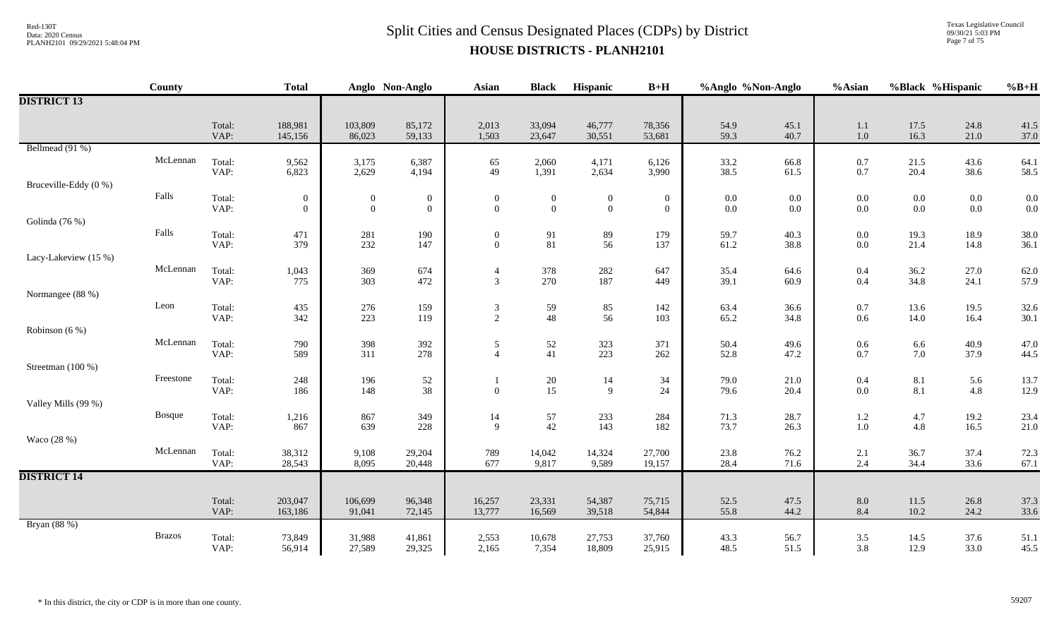# Split Cities and Census Designated Places (CDPs) by District

## HOUSE DISTRICTS - PLANH2101

| | County | | Total | Anglo | Non-Anglo | Asian | Black | Hispanic | B+H | %Anglo | %Non-Anglo | %Asian | %Black | %Hispanic | %B+H |
|---|---|---|---|---|---|---|---|---|---|---|---|---|---|---|---|
| **DISTRICT 13** | | | | | | | | | | | | | | | |
| | | Total: | 188,981 | 103,809 | 85,172 | 2,013 | 33,094 | 46,777 | 78,356 | 54.9 | 45.1 | 1.1 | 17.5 | 24.8 | 41.5 |
| | | VAP: | 145,156 | 86,023 | 59,133 | 1,503 | 23,647 | 30,551 | 53,681 | 59.3 | 40.7 | 1.0 | 16.3 | 21.0 | 37.0 |
| Bellmead (91 %) | McLennan | Total: | 9,562 | 3,175 | 6,387 | 65 | 2,060 | 4,171 | 6,126 | 33.2 | 66.8 | 0.7 | 21.5 | 43.6 | 64.1 |
| | | VAP: | 6,823 | 2,629 | 4,194 | 49 | 1,391 | 2,634 | 3,990 | 38.5 | 61.5 | 0.7 | 20.4 | 38.6 | 58.5 |
| Bruceville-Eddy (0 %) | Falls | Total: | 0 | 0 | 0 | 0 | 0 | 0 | 0 | 0.0 | 0.0 | 0.0 | 0.0 | 0.0 | 0.0 |
| | | VAP: | 0 | 0 | 0 | 0 | 0 | 0 | 0 | 0.0 | 0.0 | 0.0 | 0.0 | 0.0 | 0.0 |
| Golinda (76 %) | Falls | Total: | 471 | 281 | 190 | 0 | 91 | 89 | 179 | 59.7 | 40.3 | 0.0 | 19.3 | 18.9 | 38.0 |
| | | VAP: | 379 | 232 | 147 | 0 | 81 | 56 | 137 | 61.2 | 38.8 | 0.0 | 21.4 | 14.8 | 36.1 |
| Lacy-Lakeview (15 %) | McLennan | Total: | 1,043 | 369 | 674 | 4 | 378 | 282 | 647 | 35.4 | 64.6 | 0.4 | 36.2 | 27.0 | 62.0 |
| | | VAP: | 775 | 303 | 472 | 3 | 270 | 187 | 449 | 39.1 | 60.9 | 0.4 | 34.8 | 24.1 | 57.9 |
| Normangee (88 %) | Leon | Total: | 435 | 276 | 159 | 3 | 59 | 85 | 142 | 63.4 | 36.6 | 0.7 | 13.6 | 19.5 | 32.6 |
| | | VAP: | 342 | 223 | 119 | 2 | 48 | 56 | 103 | 65.2 | 34.8 | 0.6 | 14.0 | 16.4 | 30.1 |
| Robinson (6 %) | McLennan | Total: | 790 | 398 | 392 | 5 | 52 | 323 | 371 | 50.4 | 49.6 | 0.6 | 6.6 | 40.9 | 47.0 |
| | | VAP: | 589 | 311 | 278 | 4 | 41 | 223 | 262 | 52.8 | 47.2 | 0.7 | 7.0 | 37.9 | 44.5 |
| Streetman (100 %) | Freestone | Total: | 248 | 196 | 52 | 1 | 20 | 14 | 34 | 79.0 | 21.0 | 0.4 | 8.1 | 5.6 | 13.7 |
| | | VAP: | 186 | 148 | 38 | 0 | 15 | 9 | 24 | 79.6 | 20.4 | 0.0 | 8.1 | 4.8 | 12.9 |
| Valley Mills (99 %) | Bosque | Total: | 1,216 | 867 | 349 | 14 | 57 | 233 | 284 | 71.3 | 28.7 | 1.2 | 4.7 | 19.2 | 23.4 |
| | | VAP: | 867 | 639 | 228 | 9 | 42 | 143 | 182 | 73.7 | 26.3 | 1.0 | 4.8 | 16.5 | 21.0 |
| Waco (28 %) | McLennan | Total: | 38,312 | 9,108 | 29,204 | 789 | 14,042 | 14,324 | 27,700 | 23.8 | 76.2 | 2.1 | 36.7 | 37.4 | 72.3 |
| | | VAP: | 28,543 | 8,095 | 20,448 | 677 | 9,817 | 9,589 | 19,157 | 28.4 | 71.6 | 2.4 | 34.4 | 33.6 | 67.1 |
| **DISTRICT 14** | | | | | | | | | | | | | | | |
| | | Total: | 203,047 | 106,699 | 96,348 | 16,257 | 23,331 | 54,387 | 75,715 | 52.5 | 47.5 | 8.0 | 11.5 | 26.8 | 37.3 |
| | | VAP: | 163,186 | 91,041 | 72,145 | 13,777 | 16,569 | 39,518 | 54,844 | 55.8 | 44.2 | 8.4 | 10.2 | 24.2 | 33.6 |
| Bryan (88 %) | Brazos | Total: | 73,849 | 31,988 | 41,861 | 2,553 | 10,678 | 27,753 | 37,760 | 43.3 | 56.7 | 3.5 | 14.5 | 37.6 | 51.1 |
| | | VAP: | 56,914 | 27,589 | 29,325 | 2,165 | 7,354 | 18,809 | 25,915 | 48.5 | 51.5 | 3.8 | 12.9 | 33.0 | 45.5 |

\* In this district, the city or CDP is in more than one county.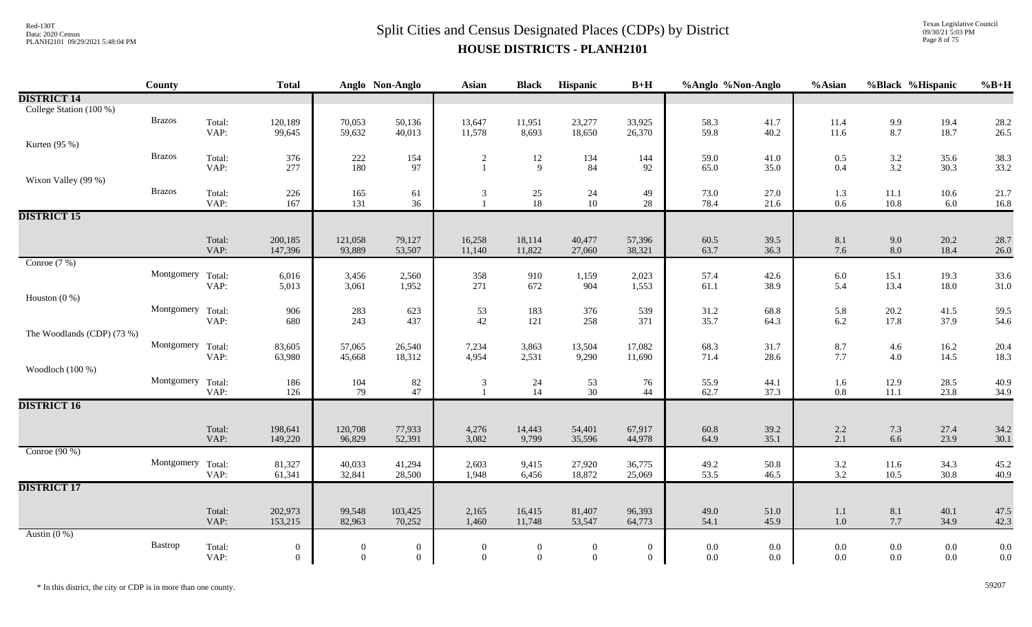# Split Cities and Census Designated Places (CDPs) by District

## HOUSE DISTRICTS - PLANH2101

| County | | Total | Anglo | Non-Anglo | Asian | Black | Hispanic | B+H | %Anglo | %Non-Anglo | %Asian | %Black | %Hispanic | %B+H |
|---|---|---|---|---|---|---|---|---|---|---|---|---|---|---|
| **DISTRICT 14** | | | | | | | | | | | | | | |
| College Station (100 %) | | | | | | | | | | | | | | |
| Brazos | Total: | 120,189 | 70,053 | 50,136 | 13,647 | 11,951 | 23,277 | 33,925 | 58.3 | 41.7 | 11.4 | 9.9 | 19.4 | 28.2 |
| | VAP: | 99,645 | 59,632 | 40,013 | 11,578 | 8,693 | 18,650 | 26,370 | 59.8 | 40.2 | 11.6 | 8.7 | 18.7 | 26.5 |
| Kurten (95 %) | | | | | | | | | | | | | | |
| Brazos | Total: | 376 | 222 | 154 | 2 | 12 | 134 | 144 | 59.0 | 41.0 | 0.5 | 3.2 | 35.6 | 38.3 |
| | VAP: | 277 | 180 | 97 | 1 | 9 | 84 | 92 | 65.0 | 35.0 | 0.4 | 3.2 | 30.3 | 33.2 |
| Wixon Valley (99 %) | | | | | | | | | | | | | | |
| Brazos | Total: | 226 | 165 | 61 | 3 | 25 | 24 | 49 | 73.0 | 27.0 | 1.3 | 11.1 | 10.6 | 21.7 |
| | VAP: | 167 | 131 | 36 | 1 | 18 | 10 | 28 | 78.4 | 21.6 | 0.6 | 10.8 | 6.0 | 16.8 |
| **DISTRICT 15** | | | | | | | | | | | | | | |
| | Total: | 200,185 | 121,058 | 79,127 | 16,258 | 18,114 | 40,477 | 57,396 | 60.5 | 39.5 | 8.1 | 9.0 | 20.2 | 28.7 |
| | VAP: | 147,396 | 93,889 | 53,507 | 11,140 | 11,822 | 27,060 | 38,321 | 63.7 | 36.3 | 7.6 | 8.0 | 18.4 | 26.0 |
| Conroe (7 %) | | | | | | | | | | | | | | |
| Montgomery | Total: | 6,016 | 3,456 | 2,560 | 358 | 910 | 1,159 | 2,023 | 57.4 | 42.6 | 6.0 | 15.1 | 19.3 | 33.6 |
| | VAP: | 5,013 | 3,061 | 1,952 | 271 | 672 | 904 | 1,553 | 61.1 | 38.9 | 5.4 | 13.4 | 18.0 | 31.0 |
| Houston (0 %) | | | | | | | | | | | | | | |
| Montgomery | Total: | 906 | 283 | 623 | 53 | 183 | 376 | 539 | 31.2 | 68.8 | 5.8 | 20.2 | 41.5 | 59.5 |
| | VAP: | 680 | 243 | 437 | 42 | 121 | 258 | 371 | 35.7 | 64.3 | 6.2 | 17.8 | 37.9 | 54.6 |
| The Woodlands (CDP) (73 %) | | | | | | | | | | | | | | |
| Montgomery | Total: | 83,605 | 57,065 | 26,540 | 7,234 | 3,863 | 13,504 | 17,082 | 68.3 | 31.7 | 8.7 | 4.6 | 16.2 | 20.4 |
| | VAP: | 63,980 | 45,668 | 18,312 | 4,954 | 2,531 | 9,290 | 11,690 | 71.4 | 28.6 | 7.7 | 4.0 | 14.5 | 18.3 |
| Woodloch (100 %) | | | | | | | | | | | | | | |
| Montgomery | Total: | 186 | 104 | 82 | 3 | 24 | 53 | 76 | 55.9 | 44.1 | 1.6 | 12.9 | 28.5 | 40.9 |
| | VAP: | 126 | 79 | 47 | 1 | 14 | 30 | 44 | 62.7 | 37.3 | 0.8 | 11.1 | 23.8 | 34.9 |
| **DISTRICT 16** | | | | | | | | | | | | | | |
| | Total: | 198,641 | 120,708 | 77,933 | 4,276 | 14,443 | 54,401 | 67,917 | 60.8 | 39.2 | 2.2 | 7.3 | 27.4 | 34.2 |
| | VAP: | 149,220 | 96,829 | 52,391 | 3,082 | 9,799 | 35,596 | 44,978 | 64.9 | 35.1 | 2.1 | 6.6 | 23.9 | 30.1 |
| Conroe (90 %) | | | | | | | | | | | | | | |
| Montgomery | Total: | 81,327 | 40,033 | 41,294 | 2,603 | 9,415 | 27,920 | 36,775 | 49.2 | 50.8 | 3.2 | 11.6 | 34.3 | 45.2 |
| | VAP: | 61,341 | 32,841 | 28,500 | 1,948 | 6,456 | 18,872 | 25,069 | 53.5 | 46.5 | 3.2 | 10.5 | 30.8 | 40.9 |
| **DISTRICT 17** | | | | | | | | | | | | | | |
| | Total: | 202,973 | 99,548 | 103,425 | 2,165 | 16,415 | 81,407 | 96,393 | 49.0 | 51.0 | 1.1 | 8.1 | 40.1 | 47.5 |
| | VAP: | 153,215 | 82,963 | 70,252 | 1,460 | 11,748 | 53,547 | 64,773 | 54.1 | 45.9 | 1.0 | 7.7 | 34.9 | 42.3 |
| Austin (0 %) | | | | | | | | | | | | | | |
| Bastrop | Total: | 0 | 0 | 0 | 0 | 0 | 0 | 0 | 0.0 | 0.0 | 0.0 | 0.0 | 0.0 | 0.0 |
| | VAP: | 0 | 0 | 0 | 0 | 0 | 0 | 0 | 0.0 | 0.0 | 0.0 | 0.0 | 0.0 | 0.0 |

\* In this district, the city or CDP is in more than one county.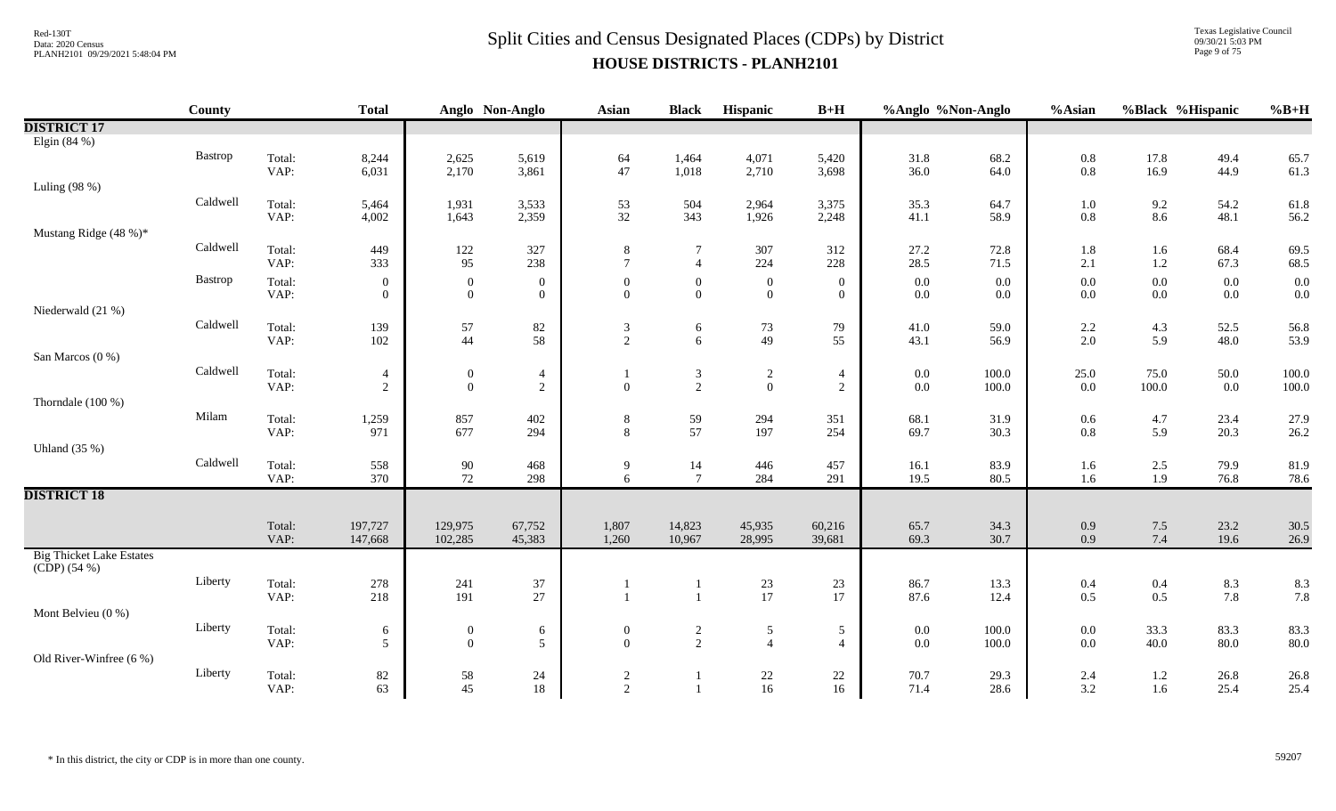# Split Cities and Census Designated Places (CDPs) by District

## HOUSE DISTRICTS - PLANH2101

| | County | | Total | Anglo | Non-Anglo | Asian | Black | Hispanic | B+H | %Anglo | %Non-Anglo | %Asian | %Black | %Hispanic | %B+H |
|---|---|---|---|---|---|---|---|---|---|---|---|---|---|---|---|
| **DISTRICT 17** | | | | | | | | | | | | | | | |
| Elgin (84 %) | | | | | | | | | | | | | | | |
| | Bastrop | Total: | 8,244 | 2,625 | 5,619 | 64 | 1,464 | 4,071 | 5,420 | 31.8 | 68.2 | 0.8 | 17.8 | 49.4 | 65.7 |
| | | VAP: | 6,031 | 2,170 | 3,861 | 47 | 1,018 | 2,710 | 3,698 | 36.0 | 64.0 | 0.8 | 16.9 | 44.9 | 61.3 |
| Luling (98 %) | | | | | | | | | | | | | | | |
| | Caldwell | Total: | 5,464 | 1,931 | 3,533 | 53 | 504 | 2,964 | 3,375 | 35.3 | 64.7 | 1.0 | 9.2 | 54.2 | 61.8 |
| | | VAP: | 4,002 | 1,643 | 2,359 | 32 | 343 | 1,926 | 2,248 | 41.1 | 58.9 | 0.8 | 8.6 | 48.1 | 56.2 |
| Mustang Ridge (48 %)* | | | | | | | | | | | | | | | |
| | Caldwell | Total: | 449 | 122 | 327 | 8 | 7 | 307 | 312 | 27.2 | 72.8 | 1.8 | 1.6 | 68.4 | 69.5 |
| | | VAP: | 333 | 95 | 238 | 7 | 4 | 224 | 228 | 28.5 | 71.5 | 2.1 | 1.2 | 67.3 | 68.5 |
| | Bastrop | Total: | 0 | 0 | 0 | 0 | 0 | 0 | 0 | 0.0 | 0.0 | 0.0 | 0.0 | 0.0 | 0.0 |
| | | VAP: | 0 | 0 | 0 | 0 | 0 | 0 | 0 | 0.0 | 0.0 | 0.0 | 0.0 | 0.0 | 0.0 |
| Niederwald (21 %) | | | | | | | | | | | | | | | |
| | Caldwell | Total: | 139 | 57 | 82 | 3 | 6 | 73 | 79 | 41.0 | 59.0 | 2.2 | 4.3 | 52.5 | 56.8 |
| | | VAP: | 102 | 44 | 58 | 2 | 6 | 49 | 55 | 43.1 | 56.9 | 2.0 | 5.9 | 48.0 | 53.9 |
| San Marcos (0 %) | | | | | | | | | | | | | | | |
| | Caldwell | Total: | 4 | 0 | 4 | 1 | 3 | 2 | 4 | 0.0 | 100.0 | 25.0 | 75.0 | 50.0 | 100.0 |
| | | VAP: | 2 | 0 | 2 | 0 | 2 | 0 | 2 | 0.0 | 100.0 | 0.0 | 100.0 | 0.0 | 100.0 |
| Thorndale (100 %) | | | | | | | | | | | | | | | |
| | Milam | Total: | 1,259 | 857 | 402 | 8 | 59 | 294 | 351 | 68.1 | 31.9 | 0.6 | 4.7 | 23.4 | 27.9 |
| | | VAP: | 971 | 677 | 294 | 8 | 57 | 197 | 254 | 69.7 | 30.3 | 0.8 | 5.9 | 20.3 | 26.2 |
| Uhland (35 %) | | | | | | | | | | | | | | | |
| | Caldwell | Total: | 558 | 90 | 468 | 9 | 14 | 446 | 457 | 16.1 | 83.9 | 1.6 | 2.5 | 79.9 | 81.9 |
| | | VAP: | 370 | 72 | 298 | 6 | 7 | 284 | 291 | 19.5 | 80.5 | 1.6 | 1.9 | 76.8 | 78.6 |
| **DISTRICT 18** | | | | | | | | | | | | | | | |
| | | Total: | 197,727 | 129,975 | 67,752 | 1,807 | 14,823 | 45,935 | 60,216 | 65.7 | 34.3 | 0.9 | 7.5 | 23.2 | 30.5 |
| | | VAP: | 147,668 | 102,285 | 45,383 | 1,260 | 10,967 | 28,995 | 39,681 | 69.3 | 30.7 | 0.9 | 7.4 | 19.6 | 26.9 |
| Big Thicket Lake Estates (CDP) (54 %) | | | | | | | | | | | | | | | |
| | Liberty | Total: | 278 | 241 | 37 | 1 | 1 | 23 | 23 | 86.7 | 13.3 | 0.4 | 0.4 | 8.3 | 8.3 |
| | | VAP: | 218 | 191 | 27 | 1 | 1 | 17 | 17 | 87.6 | 12.4 | 0.5 | 0.5 | 7.8 | 7.8 |
| Mont Belvieu (0 %) | | | | | | | | | | | | | | | |
| | Liberty | Total: | 6 | 0 | 6 | 0 | 2 | 5 | 5 | 0.0 | 100.0 | 0.0 | 33.3 | 83.3 | 83.3 |
| | | VAP: | 5 | 0 | 5 | 0 | 2 | 4 | 4 | 0.0 | 100.0 | 0.0 | 40.0 | 80.0 | 80.0 |
| Old River-Winfree (6 %) | | | | | | | | | | | | | | | |
| | Liberty | Total: | 82 | 58 | 24 | 2 | 1 | 22 | 22 | 70.7 | 29.3 | 2.4 | 1.2 | 26.8 | 26.8 |
| | | VAP: | 63 | 45 | 18 | 2 | 1 | 16 | 16 | 71.4 | 28.6 | 3.2 | 1.6 | 25.4 | 25.4 |

\* In this district, the city or CDP is in more than one county.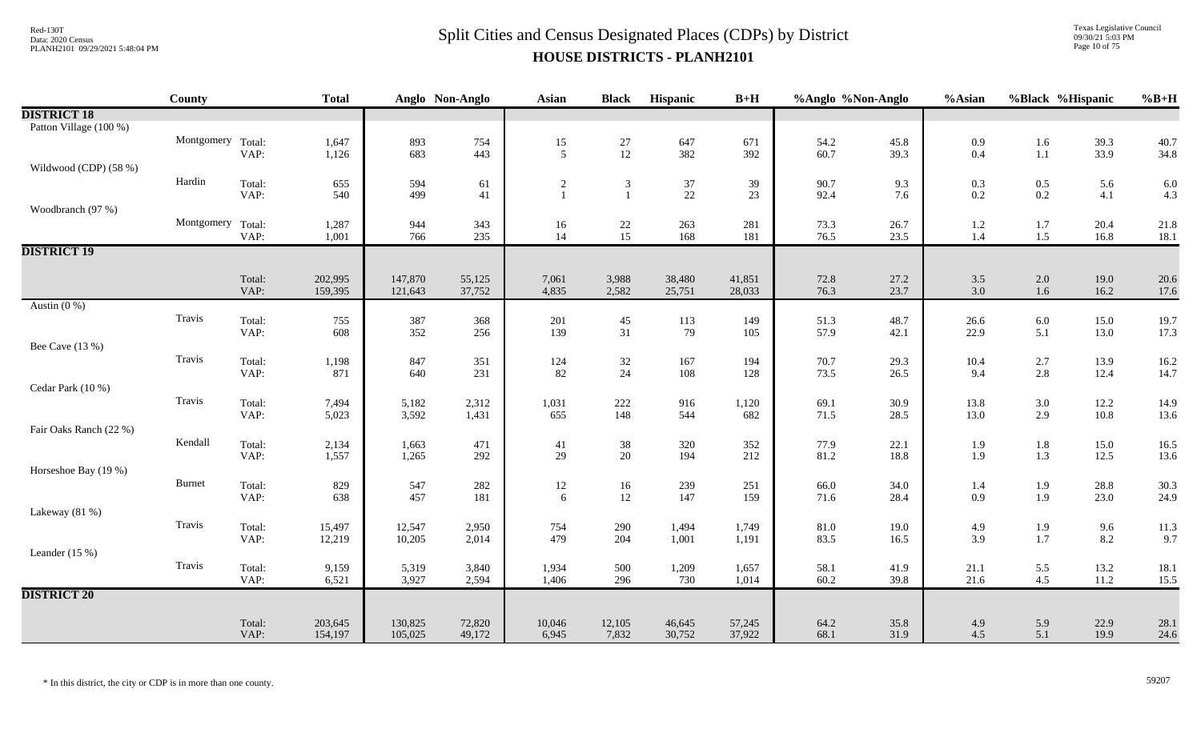# Split Cities and Census Designated Places (CDPs) by District

## HOUSE DISTRICTS - PLANH2101

| | County | | Total | Anglo | Non-Anglo | Asian | Black | Hispanic | B+H | %Anglo | %Non-Anglo | %Asian | %Black | %Hispanic | %B+H |
|---|---|---|---|---|---|---|---|---|---|---|---|---|---|---|---|
| **DISTRICT 18** | | | | | | | | | | | | | | | |
| Patton Village (100 %) | | | | | | | | | | | | | | | |
| | Montgomery | Total: | 1,647 | 893 | 754 | 15 | 27 | 647 | 671 | 54.2 | 45.8 | 0.9 | 1.6 | 39.3 | 40.7 |
| | | VAP: | 1,126 | 683 | 443 | 5 | 12 | 382 | 392 | 60.7 | 39.3 | 0.4 | 1.1 | 33.9 | 34.8 |
| Wildwood (CDP) (58 %) | | | | | | | | | | | | | | | |
| | Hardin | Total: | 655 | 594 | 61 | 2 | 3 | 37 | 39 | 90.7 | 9.3 | 0.3 | 0.5 | 5.6 | 6.0 |
| | | VAP: | 540 | 499 | 41 | 1 | 1 | 22 | 23 | 92.4 | 7.6 | 0.2 | 0.2 | 4.1 | 4.3 |
| Woodbranch (97 %) | | | | | | | | | | | | | | | |
| | Montgomery | Total: | 1,287 | 944 | 343 | 16 | 22 | 263 | 281 | 73.3 | 26.7 | 1.2 | 1.7 | 20.4 | 21.8 |
| | | VAP: | 1,001 | 766 | 235 | 14 | 15 | 168 | 181 | 76.5 | 23.5 | 1.4 | 1.5 | 16.8 | 18.1 |
| **DISTRICT 19** | | | | | | | | | | | | | | | |
| | | Total: | 202,995 | 147,870 | 55,125 | 7,061 | 3,988 | 38,480 | 41,851 | 72.8 | 27.2 | 3.5 | 2.0 | 19.0 | 20.6 |
| | | VAP: | 159,395 | 121,643 | 37,752 | 4,835 | 2,582 | 25,751 | 28,033 | 76.3 | 23.7 | 3.0 | 1.6 | 16.2 | 17.6 |
| Austin (0 %) | | | | | | | | | | | | | | | |
| | Travis | Total: | 755 | 387 | 368 | 201 | 45 | 113 | 149 | 51.3 | 48.7 | 26.6 | 6.0 | 15.0 | 19.7 |
| | | VAP: | 608 | 352 | 256 | 139 | 31 | 79 | 105 | 57.9 | 42.1 | 22.9 | 5.1 | 13.0 | 17.3 |
| Bee Cave (13 %) | | | | | | | | | | | | | | | |
| | Travis | Total: | 1,198 | 847 | 351 | 124 | 32 | 167 | 194 | 70.7 | 29.3 | 10.4 | 2.7 | 13.9 | 16.2 |
| | | VAP: | 871 | 640 | 231 | 82 | 24 | 108 | 128 | 73.5 | 26.5 | 9.4 | 2.8 | 12.4 | 14.7 |
| Cedar Park (10 %) | | | | | | | | | | | | | | | |
| | Travis | Total: | 7,494 | 5,182 | 2,312 | 1,031 | 222 | 916 | 1,120 | 69.1 | 30.9 | 13.8 | 3.0 | 12.2 | 14.9 |
| | | VAP: | 5,023 | 3,592 | 1,431 | 655 | 148 | 544 | 682 | 71.5 | 28.5 | 13.0 | 2.9 | 10.8 | 13.6 |
| Fair Oaks Ranch (22 %) | | | | | | | | | | | | | | | |
| | Kendall | Total: | 2,134 | 1,663 | 471 | 41 | 38 | 320 | 352 | 77.9 | 22.1 | 1.9 | 1.8 | 15.0 | 16.5 |
| | | VAP: | 1,557 | 1,265 | 292 | 29 | 20 | 194 | 212 | 81.2 | 18.8 | 1.9 | 1.3 | 12.5 | 13.6 |
| Horseshoe Bay (19 %) | | | | | | | | | | | | | | | |
| | Burnet | Total: | 829 | 547 | 282 | 12 | 16 | 239 | 251 | 66.0 | 34.0 | 1.4 | 1.9 | 28.8 | 30.3 |
| | | VAP: | 638 | 457 | 181 | 6 | 12 | 147 | 159 | 71.6 | 28.4 | 0.9 | 1.9 | 23.0 | 24.9 |
| Lakeway (81 %) | | | | | | | | | | | | | | | |
| | Travis | Total: | 15,497 | 12,547 | 2,950 | 754 | 290 | 1,494 | 1,749 | 81.0 | 19.0 | 4.9 | 1.9 | 9.6 | 11.3 |
| | | VAP: | 12,219 | 10,205 | 2,014 | 479 | 204 | 1,001 | 1,191 | 83.5 | 16.5 | 3.9 | 1.7 | 8.2 | 9.7 |
| Leander (15 %) | | | | | | | | | | | | | | | |
| | Travis | Total: | 9,159 | 5,319 | 3,840 | 1,934 | 500 | 1,209 | 1,657 | 58.1 | 41.9 | 21.1 | 5.5 | 13.2 | 18.1 |
| | | VAP: | 6,521 | 3,927 | 2,594 | 1,406 | 296 | 730 | 1,014 | 60.2 | 39.8 | 21.6 | 4.5 | 11.2 | 15.5 |
| **DISTRICT 20** | | | | | | | | | | | | | | | |
| | | Total: | 203,645 | 130,825 | 72,820 | 10,046 | 12,105 | 46,645 | 57,245 | 64.2 | 35.8 | 4.9 | 5.9 | 22.9 | 28.1 |
| | | VAP: | 154,197 | 105,025 | 49,172 | 6,945 | 7,832 | 30,752 | 37,922 | 68.1 | 31.9 | 4.5 | 5.1 | 19.9 | 24.6 |

\* In this district, the city or CDP is in more than one county.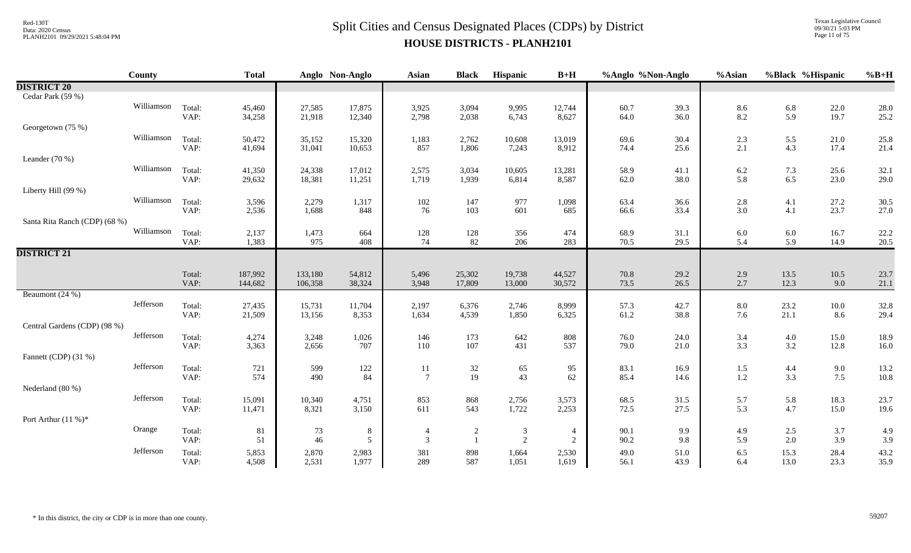# Split Cities and Census Designated Places (CDPs) by District

## HOUSE DISTRICTS - PLANH2101

| | County | | Total | Anglo | Non-Anglo | Asian | Black | Hispanic | B+H | %Anglo | %Non-Anglo | %Asian | %Black | %Hispanic | %B+H |
|---|---|---|---|---|---|---|---|---|---|---|---|---|---|---|---|
| **DISTRICT 20** | | | | | | | | | | | | | | | |
| Cedar Park (59 %) | | | | | | | | | | | | | | | |
| | Williamson | Total: | 45,460 | 27,585 | 17,875 | 3,925 | 3,094 | 9,995 | 12,744 | 60.7 | 39.3 | 8.6 | 6.8 | 22.0 | 28.0 |
| | | VAP: | 34,258 | 21,918 | 12,340 | 2,798 | 2,038 | 6,743 | 8,627 | 64.0 | 36.0 | 8.2 | 5.9 | 19.7 | 25.2 |
| Georgetown (75 %) | | | | | | | | | | | | | | | |
| | Williamson | Total: | 50,472 | 35,152 | 15,320 | 1,183 | 2,762 | 10,608 | 13,019 | 69.6 | 30.4 | 2.3 | 5.5 | 21.0 | 25.8 |
| | | VAP: | 41,694 | 31,041 | 10,653 | 857 | 1,806 | 7,243 | 8,912 | 74.4 | 25.6 | 2.1 | 4.3 | 17.4 | 21.4 |
| Leander (70 %) | | | | | | | | | | | | | | | |
| | Williamson | Total: | 41,350 | 24,338 | 17,012 | 2,575 | 3,034 | 10,605 | 13,281 | 58.9 | 41.1 | 6.2 | 7.3 | 25.6 | 32.1 |
| | | VAP: | 29,632 | 18,381 | 11,251 | 1,719 | 1,939 | 6,814 | 8,587 | 62.0 | 38.0 | 5.8 | 6.5 | 23.0 | 29.0 |
| Liberty Hill (99 %) | | | | | | | | | | | | | | | |
| | Williamson | Total: | 3,596 | 2,279 | 1,317 | 102 | 147 | 977 | 1,098 | 63.4 | 36.6 | 2.8 | 4.1 | 27.2 | 30.5 |
| | | VAP: | 2,536 | 1,688 | 848 | 76 | 103 | 601 | 685 | 66.6 | 33.4 | 3.0 | 4.1 | 23.7 | 27.0 |
| Santa Rita Ranch (CDP) (68 %) | | | | | | | | | | | | | | | |
| | Williamson | Total: | 2,137 | 1,473 | 664 | 128 | 128 | 356 | 474 | 68.9 | 31.1 | 6.0 | 6.0 | 16.7 | 22.2 |
| | | VAP: | 1,383 | 975 | 408 | 74 | 82 | 206 | 283 | 70.5 | 29.5 | 5.4 | 5.9 | 14.9 | 20.5 |
| **DISTRICT 21** | | | | | | | | | | | | | | | |
| | | Total: | 187,992 | 133,180 | 54,812 | 5,496 | 25,302 | 19,738 | 44,527 | 70.8 | 29.2 | 2.9 | 13.5 | 10.5 | 23.7 |
| | | VAP: | 144,682 | 106,358 | 38,324 | 3,948 | 17,809 | 13,000 | 30,572 | 73.5 | 26.5 | 2.7 | 12.3 | 9.0 | 21.1 |
| Beaumont (24 %) | | | | | | | | | | | | | | | |
| | Jefferson | Total: | 27,435 | 15,731 | 11,704 | 2,197 | 6,376 | 2,746 | 8,999 | 57.3 | 42.7 | 8.0 | 23.2 | 10.0 | 32.8 |
| | | VAP: | 21,509 | 13,156 | 8,353 | 1,634 | 4,539 | 1,850 | 6,325 | 61.2 | 38.8 | 7.6 | 21.1 | 8.6 | 29.4 |
| Central Gardens (CDP) (98 %) | | | | | | | | | | | | | | | |
| | Jefferson | Total: | 4,274 | 3,248 | 1,026 | 146 | 173 | 642 | 808 | 76.0 | 24.0 | 3.4 | 4.0 | 15.0 | 18.9 |
| | | VAP: | 3,363 | 2,656 | 707 | 110 | 107 | 431 | 537 | 79.0 | 21.0 | 3.3 | 3.2 | 12.8 | 16.0 |
| Fannett (CDP) (31 %) | | | | | | | | | | | | | | | |
| | Jefferson | Total: | 721 | 599 | 122 | 11 | 32 | 65 | 95 | 83.1 | 16.9 | 1.5 | 4.4 | 9.0 | 13.2 |
| | | VAP: | 574 | 490 | 84 | 7 | 19 | 43 | 62 | 85.4 | 14.6 | 1.2 | 3.3 | 7.5 | 10.8 |
| Nederland (80 %) | | | | | | | | | | | | | | | |
| | Jefferson | Total: | 15,091 | 10,340 | 4,751 | 853 | 868 | 2,756 | 3,573 | 68.5 | 31.5 | 5.7 | 5.8 | 18.3 | 23.7 |
| | | VAP: | 11,471 | 8,321 | 3,150 | 611 | 543 | 1,722 | 2,253 | 72.5 | 27.5 | 5.3 | 4.7 | 15.0 | 19.6 |
| Port Arthur (11 %)* | | | | | | | | | | | | | | | |
| | Orange | Total: | 81 | 73 | 8 | 4 | 2 | 3 | 4 | 90.1 | 9.9 | 4.9 | 2.5 | 3.7 | 4.9 |
| | | VAP: | 51 | 46 | 5 | 3 | 1 | 2 | 2 | 90.2 | 9.8 | 5.9 | 2.0 | 3.9 | 3.9 |
| | Jefferson | Total: | 5,853 | 2,870 | 2,983 | 381 | 898 | 1,664 | 2,530 | 49.0 | 51.0 | 6.5 | 15.3 | 28.4 | 43.2 |
| | | VAP: | 4,508 | 2,531 | 1,977 | 289 | 587 | 1,051 | 1,619 | 56.1 | 43.9 | 6.4 | 13.0 | 23.3 | 35.9 |

\* In this district, the city or CDP is in more than one county.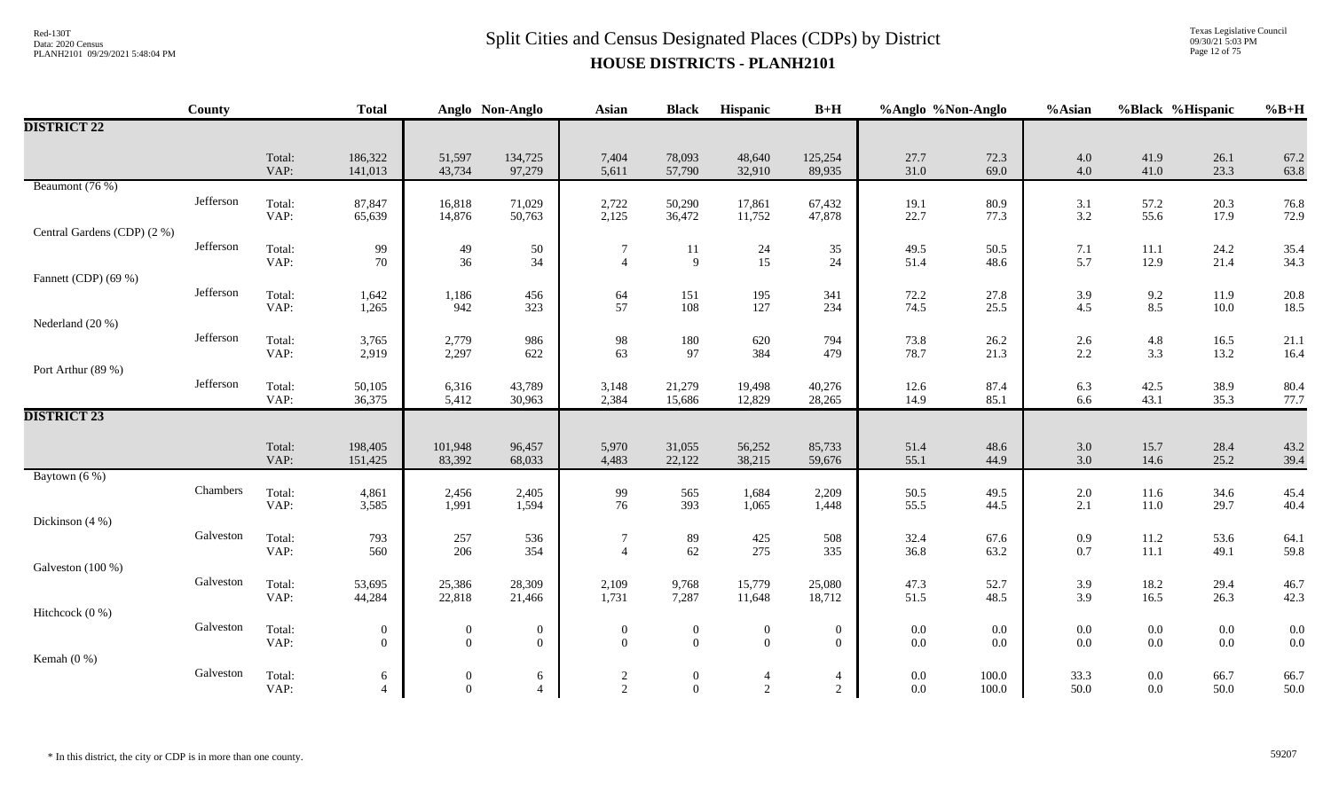# Split Cities and Census Designated Places (CDPs) by District

## HOUSE DISTRICTS - PLANH2101

| | County | | Total | Anglo | Non-Anglo | Asian | Black | Hispanic | B+H | %Anglo | %Non-Anglo | %Asian | %Black | %Hispanic | %B+H |
|---|---|---|---|---|---|---|---|---|---|---|---|---|---|---|---|
| **DISTRICT 22** | | | | | | | | | | | | | | | |
| | | Total: | 186,322 | 51,597 | 134,725 | 7,404 | 78,093 | 48,640 | 125,254 | 27.7 | 72.3 | 4.0 | 41.9 | 26.1 | 67.2 |
| | | VAP: | 141,013 | 43,734 | 97,279 | 5,611 | 57,790 | 32,910 | 89,935 | 31.0 | 69.0 | 4.0 | 41.0 | 23.3 | 63.8 |
| Beaumont (76 %) | Jefferson | Total: | 87,847 | 16,818 | 71,029 | 2,722 | 50,290 | 17,861 | 67,432 | 19.1 | 80.9 | 3.1 | 57.2 | 20.3 | 76.8 |
| | | VAP: | 65,639 | 14,876 | 50,763 | 2,125 | 36,472 | 11,752 | 47,878 | 22.7 | 77.3 | 3.2 | 55.6 | 17.9 | 72.9 |
| Central Gardens (CDP) (2 %) | Jefferson | Total: | 99 | 49 | 50 | 7 | 11 | 24 | 35 | 49.5 | 50.5 | 7.1 | 11.1 | 24.2 | 35.4 |
| | | VAP: | 70 | 36 | 34 | 4 | 9 | 15 | 24 | 51.4 | 48.6 | 5.7 | 12.9 | 21.4 | 34.3 |
| Fannett (CDP) (69 %) | Jefferson | Total: | 1,642 | 1,186 | 456 | 64 | 151 | 195 | 341 | 72.2 | 27.8 | 3.9 | 9.2 | 11.9 | 20.8 |
| | | VAP: | 1,265 | 942 | 323 | 57 | 108 | 127 | 234 | 74.5 | 25.5 | 4.5 | 8.5 | 10.0 | 18.5 |
| Nederland (20 %) | Jefferson | Total: | 3,765 | 2,779 | 986 | 98 | 180 | 620 | 794 | 73.8 | 26.2 | 2.6 | 4.8 | 16.5 | 21.1 |
| | | VAP: | 2,919 | 2,297 | 622 | 63 | 97 | 384 | 479 | 78.7 | 21.3 | 2.2 | 3.3 | 13.2 | 16.4 |
| Port Arthur (89 %) | Jefferson | Total: | 50,105 | 6,316 | 43,789 | 3,148 | 21,279 | 19,498 | 40,276 | 12.6 | 87.4 | 6.3 | 42.5 | 38.9 | 80.4 |
| | | VAP: | 36,375 | 5,412 | 30,963 | 2,384 | 15,686 | 12,829 | 28,265 | 14.9 | 85.1 | 6.6 | 43.1 | 35.3 | 77.7 |
| **DISTRICT 23** | | | | | | | | | | | | | | | |
| | | Total: | 198,405 | 101,948 | 96,457 | 5,970 | 31,055 | 56,252 | 85,733 | 51.4 | 48.6 | 3.0 | 15.7 | 28.4 | 43.2 |
| | | VAP: | 151,425 | 83,392 | 68,033 | 4,483 | 22,122 | 38,215 | 59,676 | 55.1 | 44.9 | 3.0 | 14.6 | 25.2 | 39.4 |
| Baytown (6 %) | Chambers | Total: | 4,861 | 2,456 | 2,405 | 99 | 565 | 1,684 | 2,209 | 50.5 | 49.5 | 2.0 | 11.6 | 34.6 | 45.4 |
| | | VAP: | 3,585 | 1,991 | 1,594 | 76 | 393 | 1,065 | 1,448 | 55.5 | 44.5 | 2.1 | 11.0 | 29.7 | 40.4 |
| Dickinson (4 %) | Galveston | Total: | 793 | 257 | 536 | 7 | 89 | 425 | 508 | 32.4 | 67.6 | 0.9 | 11.2 | 53.6 | 64.1 |
| | | VAP: | 560 | 206 | 354 | 4 | 62 | 275 | 335 | 36.8 | 63.2 | 0.7 | 11.1 | 49.1 | 59.8 |
| Galveston (100 %) | Galveston | Total: | 53,695 | 25,386 | 28,309 | 2,109 | 9,768 | 15,779 | 25,080 | 47.3 | 52.7 | 3.9 | 18.2 | 29.4 | 46.7 |
| | | VAP: | 44,284 | 22,818 | 21,466 | 1,731 | 7,287 | 11,648 | 18,712 | 51.5 | 48.5 | 3.9 | 16.5 | 26.3 | 42.3 |
| Hitchcock (0 %) | Galveston | Total: | 0 | 0 | 0 | 0 | 0 | 0 | 0 | 0.0 | 0.0 | 0.0 | 0.0 | 0.0 | 0.0 |
| | | VAP: | 0 | 0 | 0 | 0 | 0 | 0 | 0 | 0.0 | 0.0 | 0.0 | 0.0 | 0.0 | 0.0 |
| Kemah (0 %) | Galveston | Total: | 6 | 0 | 6 | 2 | 0 | 4 | 4 | 0.0 | 100.0 | 33.3 | 0.0 | 66.7 | 66.7 |
| | | VAP: | 4 | 0 | 4 | 2 | 0 | 2 | 2 | 0.0 | 100.0 | 50.0 | 0.0 | 50.0 | 50.0 |

\* In this district, the city or CDP is in more than one county.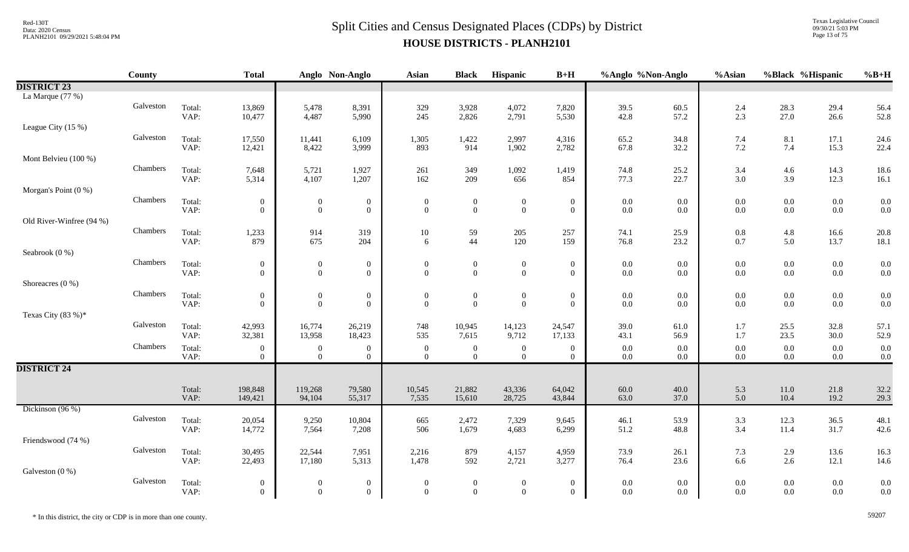# Split Cities and Census Designated Places (CDPs) by District

## HOUSE DISTRICTS - PLANH2101

| | County | | Total | Anglo | Non-Anglo | Asian | Black | Hispanic | B+H | %Anglo | %Non-Anglo | %Asian | %Black | %Hispanic | %B+H |
|---|---|---|---|---|---|---|---|---|---|---|---|---|---|---|---|
| **DISTRICT 23** | | | | | | | | | | | | | | | |
| La Marque (77 %) | | | | | | | | | | | | | | | |
| | Galveston | Total: | 13,869 | 5,478 | 8,391 | 329 | 3,928 | 4,072 | 7,820 | 39.5 | 60.5 | 2.4 | 28.3 | 29.4 | 56.4 |
| | | VAP: | 10,477 | 4,487 | 5,990 | 245 | 2,826 | 2,791 | 5,530 | 42.8 | 57.2 | 2.3 | 27.0 | 26.6 | 52.8 |
| League City (15 %) | | | | | | | | | | | | | | | |
| | Galveston | Total: | 17,550 | 11,441 | 6,109 | 1,305 | 1,422 | 2,997 | 4,316 | 65.2 | 34.8 | 7.4 | 8.1 | 17.1 | 24.6 |
| | | VAP: | 12,421 | 8,422 | 3,999 | 893 | 914 | 1,902 | 2,782 | 67.8 | 32.2 | 7.2 | 7.4 | 15.3 | 22.4 |
| Mont Belvieu (100 %) | | | | | | | | | | | | | | | |
| | Chambers | Total: | 7,648 | 5,721 | 1,927 | 261 | 349 | 1,092 | 1,419 | 74.8 | 25.2 | 3.4 | 4.6 | 14.3 | 18.6 |
| | | VAP: | 5,314 | 4,107 | 1,207 | 162 | 209 | 656 | 854 | 77.3 | 22.7 | 3.0 | 3.9 | 12.3 | 16.1 |
| Morgan's Point (0 %) | | | | | | | | | | | | | | | |
| | Chambers | Total: | 0 | 0 | 0 | 0 | 0 | 0 | 0 | 0.0 | 0.0 | 0.0 | 0.0 | 0.0 | 0.0 |
| | | VAP: | 0 | 0 | 0 | 0 | 0 | 0 | 0 | 0.0 | 0.0 | 0.0 | 0.0 | 0.0 | 0.0 |
| Old River-Winfree (94 %) | | | | | | | | | | | | | | | |
| | Chambers | Total: | 1,233 | 914 | 319 | 10 | 59 | 205 | 257 | 74.1 | 25.9 | 0.8 | 4.8 | 16.6 | 20.8 |
| | | VAP: | 879 | 675 | 204 | 6 | 44 | 120 | 159 | 76.8 | 23.2 | 0.7 | 5.0 | 13.7 | 18.1 |
| Seabrook (0 %) | | | | | | | | | | | | | | | |
| | Chambers | Total: | 0 | 0 | 0 | 0 | 0 | 0 | 0 | 0.0 | 0.0 | 0.0 | 0.0 | 0.0 | 0.0 |
| | | VAP: | 0 | 0 | 0 | 0 | 0 | 0 | 0 | 0.0 | 0.0 | 0.0 | 0.0 | 0.0 | 0.0 |
| Shoreacres (0 %) | | | | | | | | | | | | | | | |
| | Chambers | Total: | 0 | 0 | 0 | 0 | 0 | 0 | 0 | 0.0 | 0.0 | 0.0 | 0.0 | 0.0 | 0.0 |
| | | VAP: | 0 | 0 | 0 | 0 | 0 | 0 | 0 | 0.0 | 0.0 | 0.0 | 0.0 | 0.0 | 0.0 |
| Texas City (83 %)* | | | | | | | | | | | | | | | |
| | Galveston | Total: | 42,993 | 16,774 | 26,219 | 748 | 10,945 | 14,123 | 24,547 | 39.0 | 61.0 | 1.7 | 25.5 | 32.8 | 57.1 |
| | | VAP: | 32,381 | 13,958 | 18,423 | 535 | 7,615 | 9,712 | 17,133 | 43.1 | 56.9 | 1.7 | 23.5 | 30.0 | 52.9 |
| | Chambers | Total: | 0 | 0 | 0 | 0 | 0 | 0 | 0 | 0.0 | 0.0 | 0.0 | 0.0 | 0.0 | 0.0 |
| | | VAP: | 0 | 0 | 0 | 0 | 0 | 0 | 0 | 0.0 | 0.0 | 0.0 | 0.0 | 0.0 | 0.0 |
| **DISTRICT 24** | | | | | | | | | | | | | | | |
| | | Total: | 198,848 | 119,268 | 79,580 | 10,545 | 21,882 | 43,336 | 64,042 | 60.0 | 40.0 | 5.3 | 11.0 | 21.8 | 32.2 |
| | | VAP: | 149,421 | 94,104 | 55,317 | 7,535 | 15,610 | 28,725 | 43,844 | 63.0 | 37.0 | 5.0 | 10.4 | 19.2 | 29.3 |
| Dickinson (96 %) | | | | | | | | | | | | | | | |
| | Galveston | Total: | 20,054 | 9,250 | 10,804 | 665 | 2,472 | 7,329 | 9,645 | 46.1 | 53.9 | 3.3 | 12.3 | 36.5 | 48.1 |
| | | VAP: | 14,772 | 7,564 | 7,208 | 506 | 1,679 | 4,683 | 6,299 | 51.2 | 48.8 | 3.4 | 11.4 | 31.7 | 42.6 |
| Friendswood (74 %) | | | | | | | | | | | | | | | |
| | Galveston | Total: | 30,495 | 22,544 | 7,951 | 2,216 | 879 | 4,157 | 4,959 | 73.9 | 26.1 | 7.3 | 2.9 | 13.6 | 16.3 |
| | | VAP: | 22,493 | 17,180 | 5,313 | 1,478 | 592 | 2,721 | 3,277 | 76.4 | 23.6 | 6.6 | 2.6 | 12.1 | 14.6 |
| Galveston (0 %) | | | | | | | | | | | | | | | |
| | Galveston | Total: | 0 | 0 | 0 | 0 | 0 | 0 | 0 | 0.0 | 0.0 | 0.0 | 0.0 | 0.0 | 0.0 |
| | | VAP: | 0 | 0 | 0 | 0 | 0 | 0 | 0 | 0.0 | 0.0 | 0.0 | 0.0 | 0.0 | 0.0 |

\* In this district, the city or CDP is in more than one county.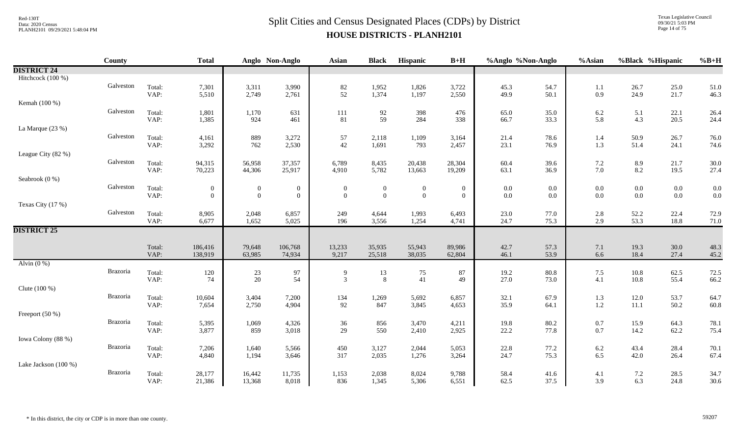# Split Cities and Census Designated Places (CDPs) by District

## HOUSE DISTRICTS - PLANH2101

| | County | | Total | Anglo | Non-Anglo | Asian | Black | Hispanic | B+H | %Anglo | %Non-Anglo | %Asian | %Black | %Hispanic | %B+H |
|---|---|---|---|---|---|---|---|---|---|---|---|---|---|---|---|
| **DISTRICT 24** | | | | | | | | | | | | | | | |
| Hitchcock (100 %) | | | | | | | | | | | | | | | |
| | Galveston | Total: | 7,301 | 3,311 | 3,990 | 82 | 1,952 | 1,826 | 3,722 | 45.3 | 54.7 | 1.1 | 26.7 | 25.0 | 51.0 |
| | | VAP: | 5,510 | 2,749 | 2,761 | 52 | 1,374 | 1,197 | 2,550 | 49.9 | 50.1 | 0.9 | 24.9 | 21.7 | 46.3 |
| Kemah (100 %) | | | | | | | | | | | | | | | |
| | Galveston | Total: | 1,801 | 1,170 | 631 | 111 | 92 | 398 | 476 | 65.0 | 35.0 | 6.2 | 5.1 | 22.1 | 26.4 |
| | | VAP: | 1,385 | 924 | 461 | 81 | 59 | 284 | 338 | 66.7 | 33.3 | 5.8 | 4.3 | 20.5 | 24.4 |
| La Marque (23 %) | | | | | | | | | | | | | | | |
| | Galveston | Total: | 4,161 | 889 | 3,272 | 57 | 2,118 | 1,109 | 3,164 | 21.4 | 78.6 | 1.4 | 50.9 | 26.7 | 76.0 |
| | | VAP: | 3,292 | 762 | 2,530 | 42 | 1,691 | 793 | 2,457 | 23.1 | 76.9 | 1.3 | 51.4 | 24.1 | 74.6 |
| League City (82 %) | | | | | | | | | | | | | | | |
| | Galveston | Total: | 94,315 | 56,958 | 37,357 | 6,789 | 8,435 | 20,438 | 28,304 | 60.4 | 39.6 | 7.2 | 8.9 | 21.7 | 30.0 |
| | | VAP: | 70,223 | 44,306 | 25,917 | 4,910 | 5,782 | 13,663 | 19,209 | 63.1 | 36.9 | 7.0 | 8.2 | 19.5 | 27.4 |
| Seabrook (0 %) | | | | | | | | | | | | | | | |
| | Galveston | Total: | 0 | 0 | 0 | 0 | 0 | 0 | 0 | 0.0 | 0.0 | 0.0 | 0.0 | 0.0 | 0.0 |
| | | VAP: | 0 | 0 | 0 | 0 | 0 | 0 | 0 | 0.0 | 0.0 | 0.0 | 0.0 | 0.0 | 0.0 |
| Texas City (17 %) | | | | | | | | | | | | | | | |
| | Galveston | Total: | 8,905 | 2,048 | 6,857 | 249 | 4,644 | 1,993 | 6,493 | 23.0 | 77.0 | 2.8 | 52.2 | 22.4 | 72.9 |
| | | VAP: | 6,677 | 1,652 | 5,025 | 196 | 3,556 | 1,254 | 4,741 | 24.7 | 75.3 | 2.9 | 53.3 | 18.8 | 71.0 |
| **DISTRICT 25** | | | | | | | | | | | | | | | |
| | | Total: | 186,416 | 79,648 | 106,768 | 13,233 | 35,935 | 55,943 | 89,986 | 42.7 | 57.3 | 7.1 | 19.3 | 30.0 | 48.3 |
| | | VAP: | 138,919 | 63,985 | 74,934 | 9,217 | 25,518 | 38,035 | 62,804 | 46.1 | 53.9 | 6.6 | 18.4 | 27.4 | 45.2 |
| Alvin (0 %) | | | | | | | | | | | | | | | |
| | Brazoria | Total: | 120 | 23 | 97 | 9 | 13 | 75 | 87 | 19.2 | 80.8 | 7.5 | 10.8 | 62.5 | 72.5 |
| | | VAP: | 74 | 20 | 54 | 3 | 8 | 41 | 49 | 27.0 | 73.0 | 4.1 | 10.8 | 55.4 | 66.2 |
| Clute (100 %) | | | | | | | | | | | | | | | |
| | Brazoria | Total: | 10,604 | 3,404 | 7,200 | 134 | 1,269 | 5,692 | 6,857 | 32.1 | 67.9 | 1.3 | 12.0 | 53.7 | 64.7 |
| | | VAP: | 7,654 | 2,750 | 4,904 | 92 | 847 | 3,845 | 4,653 | 35.9 | 64.1 | 1.2 | 11.1 | 50.2 | 60.8 |
| Freeport (50 %) | | | | | | | | | | | | | | | |
| | Brazoria | Total: | 5,395 | 1,069 | 4,326 | 36 | 856 | 3,470 | 4,211 | 19.8 | 80.2 | 0.7 | 15.9 | 64.3 | 78.1 |
| | | VAP: | 3,877 | 859 | 3,018 | 29 | 550 | 2,410 | 2,925 | 22.2 | 77.8 | 0.7 | 14.2 | 62.2 | 75.4 |
| Iowa Colony (88 %) | | | | | | | | | | | | | | | |
| | Brazoria | Total: | 7,206 | 1,640 | 5,566 | 450 | 3,127 | 2,044 | 5,053 | 22.8 | 77.2 | 6.2 | 43.4 | 28.4 | 70.1 |
| | | VAP: | 4,840 | 1,194 | 3,646 | 317 | 2,035 | 1,276 | 3,264 | 24.7 | 75.3 | 6.5 | 42.0 | 26.4 | 67.4 |
| Lake Jackson (100 %) | | | | | | | | | | | | | | | |
| | Brazoria | Total: | 28,177 | 16,442 | 11,735 | 1,153 | 2,038 | 8,024 | 9,788 | 58.4 | 41.6 | 4.1 | 7.2 | 28.5 | 34.7 |
| | | VAP: | 21,386 | 13,368 | 8,018 | 836 | 1,345 | 5,306 | 6,551 | 62.5 | 37.5 | 3.9 | 6.3 | 24.8 | 30.6 |

\* In this district, the city or CDP is in more than one county.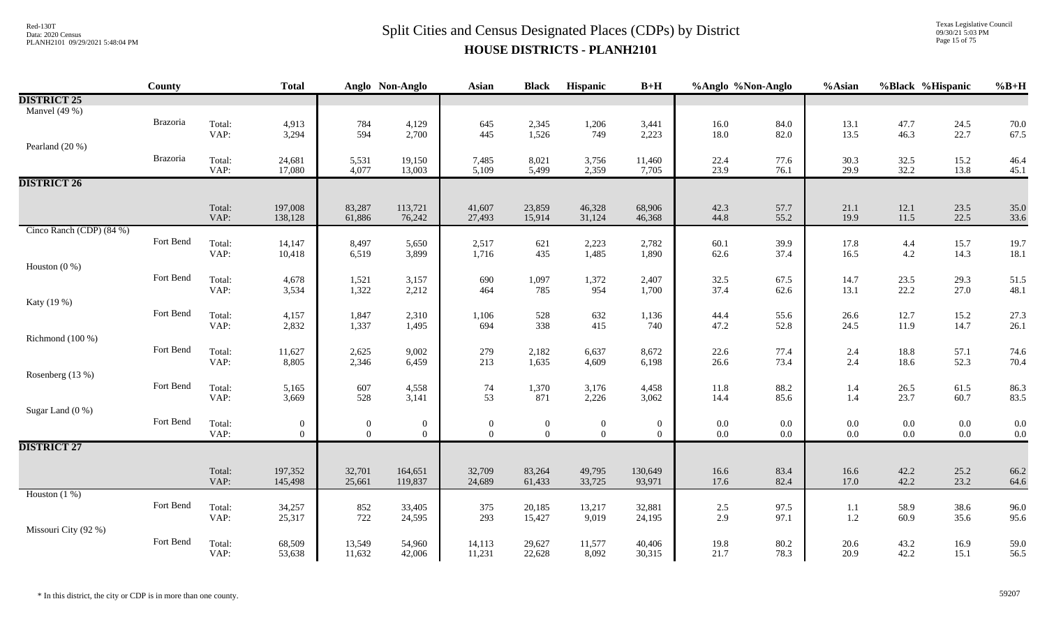# Split Cities and Census Designated Places (CDPs) by District

## HOUSE DISTRICTS - PLANH2101

| | County | | Total | Anglo | Non-Anglo | Asian | Black | Hispanic | B+H | %Anglo | %Non-Anglo | %Asian | %Black | %Hispanic | %B+H |
|---|---|---|---|---|---|---|---|---|---|---|---|---|---|---|---|
| **DISTRICT 25** | | | | | | | | | | | | | | | |
| Manvel (49 %) | | | | | | | | | | | | | | | |
| | Brazoria | Total: | 4,913 | 784 | 4,129 | 645 | 2,345 | 1,206 | 3,441 | 16.0 | 84.0 | 13.1 | 47.7 | 24.5 | 70.0 |
| | | VAP: | 3,294 | 594 | 2,700 | 445 | 1,526 | 749 | 2,223 | 18.0 | 82.0 | 13.5 | 46.3 | 22.7 | 67.5 |
| Pearland (20 %) | | | | | | | | | | | | | | | |
| | Brazoria | Total: | 24,681 | 5,531 | 19,150 | 7,485 | 8,021 | 3,756 | 11,460 | 22.4 | 77.6 | 30.3 | 32.5 | 15.2 | 46.4 |
| | | VAP: | 17,080 | 4,077 | 13,003 | 5,109 | 5,499 | 2,359 | 7,705 | 23.9 | 76.1 | 29.9 | 32.2 | 13.8 | 45.1 |
| **DISTRICT 26** | | | | | | | | | | | | | | | |
| | | Total: | 197,008 | 83,287 | 113,721 | 41,607 | 23,859 | 46,328 | 68,906 | 42.3 | 57.7 | 21.1 | 12.1 | 23.5 | 35.0 |
| | | VAP: | 138,128 | 61,886 | 76,242 | 27,493 | 15,914 | 31,124 | 46,368 | 44.8 | 55.2 | 19.9 | 11.5 | 22.5 | 33.6 |
| Cinco Ranch (CDP) (84 %) | | | | | | | | | | | | | | | |
| | Fort Bend | Total: | 14,147 | 8,497 | 5,650 | 2,517 | 621 | 2,223 | 2,782 | 60.1 | 39.9 | 17.8 | 4.4 | 15.7 | 19.7 |
| | | VAP: | 10,418 | 6,519 | 3,899 | 1,716 | 435 | 1,485 | 1,890 | 62.6 | 37.4 | 16.5 | 4.2 | 14.3 | 18.1 |
| Houston (0 %) | | | | | | | | | | | | | | | |
| | Fort Bend | Total: | 4,678 | 1,521 | 3,157 | 690 | 1,097 | 1,372 | 2,407 | 32.5 | 67.5 | 14.7 | 23.5 | 29.3 | 51.5 |
| | | VAP: | 3,534 | 1,322 | 2,212 | 464 | 785 | 954 | 1,700 | 37.4 | 62.6 | 13.1 | 22.2 | 27.0 | 48.1 |
| Katy (19 %) | | | | | | | | | | | | | | | |
| | Fort Bend | Total: | 4,157 | 1,847 | 2,310 | 1,106 | 528 | 632 | 1,136 | 44.4 | 55.6 | 26.6 | 12.7 | 15.2 | 27.3 |
| | | VAP: | 2,832 | 1,337 | 1,495 | 694 | 338 | 415 | 740 | 47.2 | 52.8 | 24.5 | 11.9 | 14.7 | 26.1 |
| Richmond (100 %) | | | | | | | | | | | | | | | |
| | Fort Bend | Total: | 11,627 | 2,625 | 9,002 | 279 | 2,182 | 6,637 | 8,672 | 22.6 | 77.4 | 2.4 | 18.8 | 57.1 | 74.6 |
| | | VAP: | 8,805 | 2,346 | 6,459 | 213 | 1,635 | 4,609 | 6,198 | 26.6 | 73.4 | 2.4 | 18.6 | 52.3 | 70.4 |
| Rosenberg (13 %) | | | | | | | | | | | | | | | |
| | Fort Bend | Total: | 5,165 | 607 | 4,558 | 74 | 1,370 | 3,176 | 4,458 | 11.8 | 88.2 | 1.4 | 26.5 | 61.5 | 86.3 |
| | | VAP: | 3,669 | 528 | 3,141 | 53 | 871 | 2,226 | 3,062 | 14.4 | 85.6 | 1.4 | 23.7 | 60.7 | 83.5 |
| Sugar Land (0 %) | | | | | | | | | | | | | | | |
| | Fort Bend | Total: | 0 | 0 | 0 | 0 | 0 | 0 | 0 | 0.0 | 0.0 | 0.0 | 0.0 | 0.0 | 0.0 |
| | | VAP: | 0 | 0 | 0 | 0 | 0 | 0 | 0 | 0.0 | 0.0 | 0.0 | 0.0 | 0.0 | 0.0 |
| **DISTRICT 27** | | | | | | | | | | | | | | | |
| | | Total: | 197,352 | 32,701 | 164,651 | 32,709 | 83,264 | 49,795 | 130,649 | 16.6 | 83.4 | 16.6 | 42.2 | 25.2 | 66.2 |
| | | VAP: | 145,498 | 25,661 | 119,837 | 24,689 | 61,433 | 33,725 | 93,971 | 17.6 | 82.4 | 17.0 | 42.2 | 23.2 | 64.6 |
| Houston (1 %) | | | | | | | | | | | | | | | |
| | Fort Bend | Total: | 34,257 | 852 | 33,405 | 375 | 20,185 | 13,217 | 32,881 | 2.5 | 97.5 | 1.1 | 58.9 | 38.6 | 96.0 |
| | | VAP: | 25,317 | 722 | 24,595 | 293 | 15,427 | 9,019 | 24,195 | 2.9 | 97.1 | 1.2 | 60.9 | 35.6 | 95.6 |
| Missouri City (92 %) | | | | | | | | | | | | | | | |
| | Fort Bend | Total: | 68,509 | 13,549 | 54,960 | 14,113 | 29,627 | 11,577 | 40,406 | 19.8 | 80.2 | 20.6 | 43.2 | 16.9 | 59.0 |
| | | VAP: | 53,638 | 11,632 | 42,006 | 11,231 | 22,628 | 8,092 | 30,315 | 21.7 | 78.3 | 20.9 | 42.2 | 15.1 | 56.5 |

* In this district, the city or CDP is in more than one county.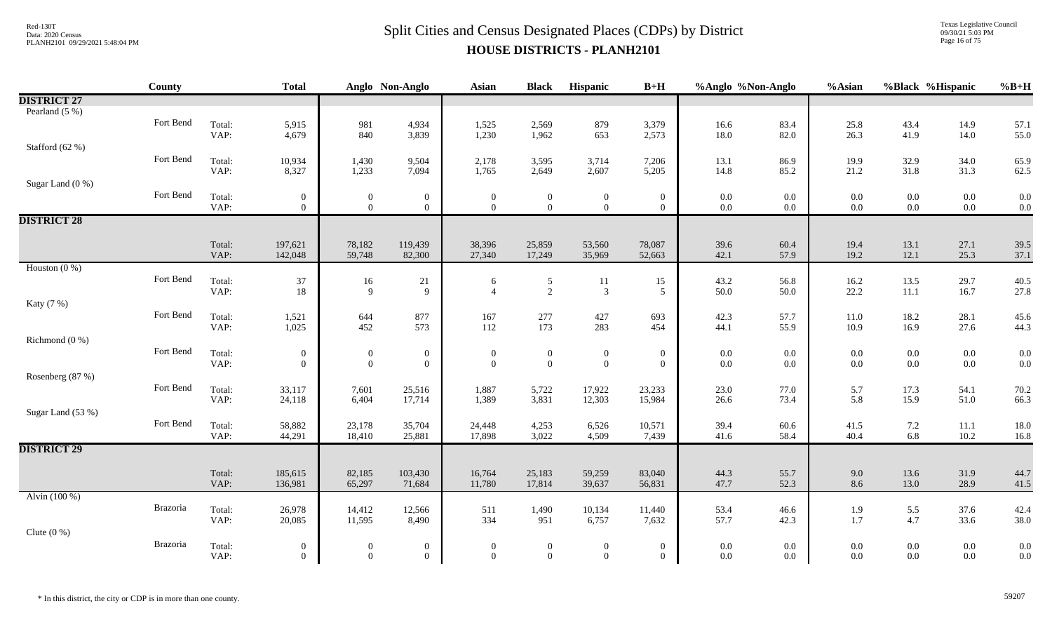# Split Cities and Census Designated Places (CDPs) by District

## HOUSE DISTRICTS - PLANH2101

| | County | | Total | Anglo | Non-Anglo | Asian | Black | Hispanic | B+H | %Anglo | %Non-Anglo | %Asian | %Black | %Hispanic | %B+H |
|---|---|---|---|---|---|---|---|---|---|---|---|---|---|---|---|
| **DISTRICT 27** | | | | | | | | | | | | | | | |
| Pearland (5 %) | | | | | | | | | | | | | | | |
| | Fort Bend | Total: | 5,915 | 981 | 4,934 | 1,525 | 2,569 | 879 | 3,379 | 16.6 | 83.4 | 25.8 | 43.4 | 14.9 | 57.1 |
| | | VAP: | 4,679 | 840 | 3,839 | 1,230 | 1,962 | 653 | 2,573 | 18.0 | 82.0 | 26.3 | 41.9 | 14.0 | 55.0 |
| Stafford (62 %) | | | | | | | | | | | | | | | |
| | Fort Bend | Total: | 10,934 | 1,430 | 9,504 | 2,178 | 3,595 | 3,714 | 7,206 | 13.1 | 86.9 | 19.9 | 32.9 | 34.0 | 65.9 |
| | | VAP: | 8,327 | 1,233 | 7,094 | 1,765 | 2,649 | 2,607 | 5,205 | 14.8 | 85.2 | 21.2 | 31.8 | 31.3 | 62.5 |
| Sugar Land (0 %) | | | | | | | | | | | | | | | |
| | Fort Bend | Total: | 0 | 0 | 0 | 0 | 0 | 0 | 0 | 0.0 | 0.0 | 0.0 | 0.0 | 0.0 | 0.0 |
| | | VAP: | 0 | 0 | 0 | 0 | 0 | 0 | 0 | 0.0 | 0.0 | 0.0 | 0.0 | 0.0 | 0.0 |
| **DISTRICT 28** | | | | | | | | | | | | | | | |
| | | Total: | 197,621 | 78,182 | 119,439 | 38,396 | 25,859 | 53,560 | 78,087 | 39.6 | 60.4 | 19.4 | 13.1 | 27.1 | 39.5 |
| | | VAP: | 142,048 | 59,748 | 82,300 | 27,340 | 17,249 | 35,969 | 52,663 | 42.1 | 57.9 | 19.2 | 12.1 | 25.3 | 37.1 |
| Houston (0 %) | | | | | | | | | | | | | | | |
| | Fort Bend | Total: | 37 | 16 | 21 | 6 | 5 | 11 | 15 | 43.2 | 56.8 | 16.2 | 13.5 | 29.7 | 40.5 |
| | | VAP: | 18 | 9 | 9 | 4 | 2 | 3 | 5 | 50.0 | 50.0 | 22.2 | 11.1 | 16.7 | 27.8 |
| Katy (7 %) | | | | | | | | | | | | | | | |
| | Fort Bend | Total: | 1,521 | 644 | 877 | 167 | 277 | 427 | 693 | 42.3 | 57.7 | 11.0 | 18.2 | 28.1 | 45.6 |
| | | VAP: | 1,025 | 452 | 573 | 112 | 173 | 283 | 454 | 44.1 | 55.9 | 10.9 | 16.9 | 27.6 | 44.3 |
| Richmond (0 %) | | | | | | | | | | | | | | | |
| | Fort Bend | Total: | 0 | 0 | 0 | 0 | 0 | 0 | 0 | 0.0 | 0.0 | 0.0 | 0.0 | 0.0 | 0.0 |
| | | VAP: | 0 | 0 | 0 | 0 | 0 | 0 | 0 | 0.0 | 0.0 | 0.0 | 0.0 | 0.0 | 0.0 |
| Rosenberg (87 %) | | | | | | | | | | | | | | | |
| | Fort Bend | Total: | 33,117 | 7,601 | 25,516 | 1,887 | 5,722 | 17,922 | 23,233 | 23.0 | 77.0 | 5.7 | 17.3 | 54.1 | 70.2 |
| | | VAP: | 24,118 | 6,404 | 17,714 | 1,389 | 3,831 | 12,303 | 15,984 | 26.6 | 73.4 | 5.8 | 15.9 | 51.0 | 66.3 |
| Sugar Land (53 %) | | | | | | | | | | | | | | | |
| | Fort Bend | Total: | 58,882 | 23,178 | 35,704 | 24,448 | 4,253 | 6,526 | 10,571 | 39.4 | 60.6 | 41.5 | 7.2 | 11.1 | 18.0 |
| | | VAP: | 44,291 | 18,410 | 25,881 | 17,898 | 3,022 | 4,509 | 7,439 | 41.6 | 58.4 | 40.4 | 6.8 | 10.2 | 16.8 |
| **DISTRICT 29** | | | | | | | | | | | | | | | |
| | | Total: | 185,615 | 82,185 | 103,430 | 16,764 | 25,183 | 59,259 | 83,040 | 44.3 | 55.7 | 9.0 | 13.6 | 31.9 | 44.7 |
| | | VAP: | 136,981 | 65,297 | 71,684 | 11,780 | 17,814 | 39,637 | 56,831 | 47.7 | 52.3 | 8.6 | 13.0 | 28.9 | 41.5 |
| Alvin (100 %) | | | | | | | | | | | | | | | |
| | Brazoria | Total: | 26,978 | 14,412 | 12,566 | 511 | 1,490 | 10,134 | 11,440 | 53.4 | 46.6 | 1.9 | 5.5 | 37.6 | 42.4 |
| | | VAP: | 20,085 | 11,595 | 8,490 | 334 | 951 | 6,757 | 7,632 | 57.7 | 42.3 | 1.7 | 4.7 | 33.6 | 38.0 |
| Clute (0 %) | | | | | | | | | | | | | | | |
| | Brazoria | Total: | 0 | 0 | 0 | 0 | 0 | 0 | 0 | 0.0 | 0.0 | 0.0 | 0.0 | 0.0 | 0.0 |
| | | VAP: | 0 | 0 | 0 | 0 | 0 | 0 | 0 | 0.0 | 0.0 | 0.0 | 0.0 | 0.0 | 0.0 |

\* In this district, the city or CDP is in more than one county.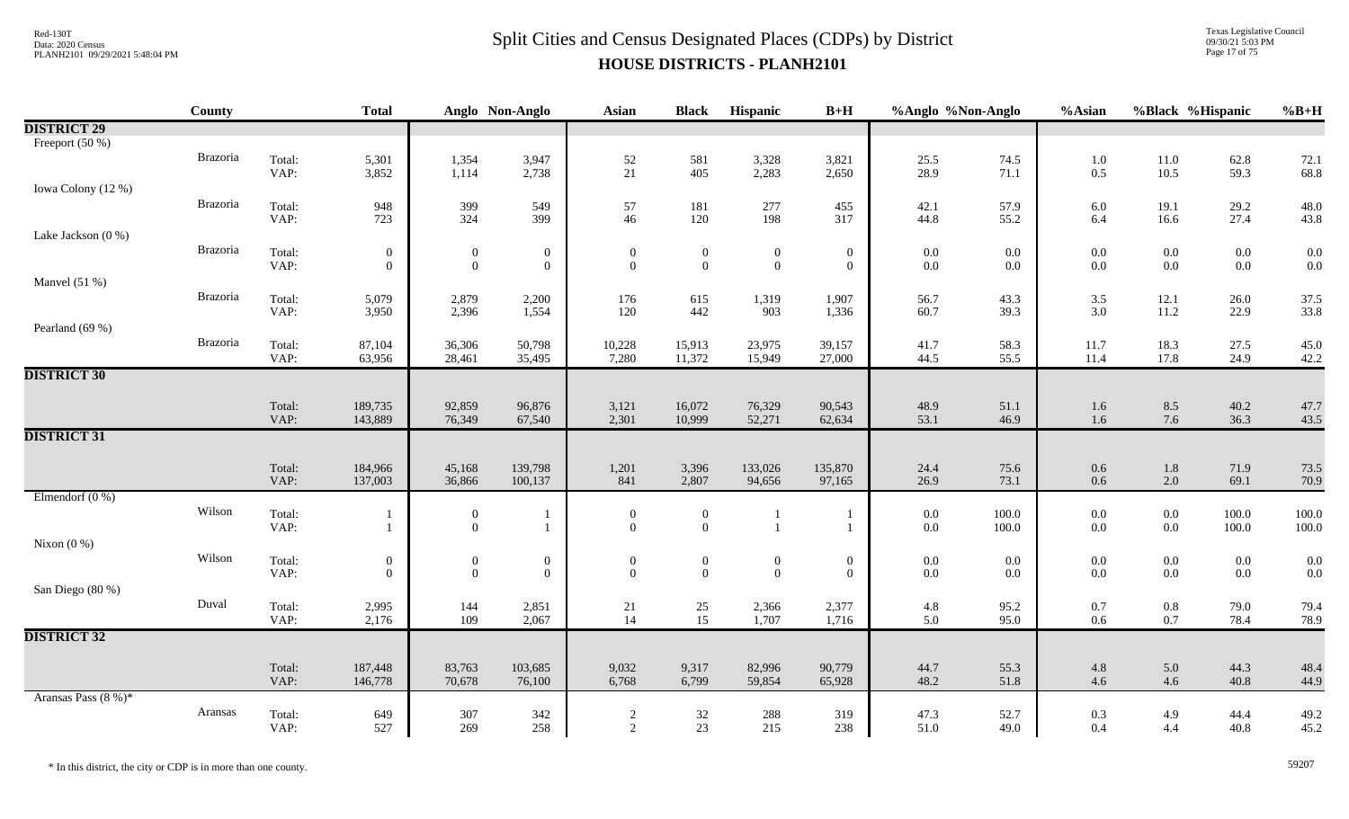# Split Cities and Census Designated Places (CDPs) by District

## HOUSE DISTRICTS - PLANH2101

| | County | | Total | Anglo | Non-Anglo | Asian | Black | Hispanic | B+H | %Anglo | %Non-Anglo | %Asian | %Black | %Hispanic | %B+H |
|---|---|---|---|---|---|---|---|---|---|---|---|---|---|---|---|
| **DISTRICT 29** | | | | | | | | | | | | | | | |
| Freeport (50 %) | | | | | | | | | | | | | | | |
| | Brazoria | Total: | 5,301 | 1,354 | 3,947 | 52 | 581 | 3,328 | 3,821 | 25.5 | 74.5 | 1.0 | 11.0 | 62.8 | 72.1 |
| | | VAP: | 3,852 | 1,114 | 2,738 | 21 | 405 | 2,283 | 2,650 | 28.9 | 71.1 | 0.5 | 10.5 | 59.3 | 68.8 |
| Iowa Colony (12 %) | | | | | | | | | | | | | | | |
| | Brazoria | Total: | 948 | 399 | 549 | 57 | 181 | 277 | 455 | 42.1 | 57.9 | 6.0 | 19.1 | 29.2 | 48.0 |
| | | VAP: | 723 | 324 | 399 | 46 | 120 | 198 | 317 | 44.8 | 55.2 | 6.4 | 16.6 | 27.4 | 43.8 |
| Lake Jackson (0 %) | | | | | | | | | | | | | | | |
| | Brazoria | Total: | 0 | 0 | 0 | 0 | 0 | 0 | 0 | 0.0 | 0.0 | 0.0 | 0.0 | 0.0 | 0.0 |
| | | VAP: | 0 | 0 | 0 | 0 | 0 | 0 | 0 | 0.0 | 0.0 | 0.0 | 0.0 | 0.0 | 0.0 |
| Manvel (51 %) | | | | | | | | | | | | | | | |
| | Brazoria | Total: | 5,079 | 2,879 | 2,200 | 176 | 615 | 1,319 | 1,907 | 56.7 | 43.3 | 3.5 | 12.1 | 26.0 | 37.5 |
| | | VAP: | 3,950 | 2,396 | 1,554 | 120 | 442 | 903 | 1,336 | 60.7 | 39.3 | 3.0 | 11.2 | 22.9 | 33.8 |
| Pearland (69 %) | | | | | | | | | | | | | | | |
| | Brazoria | Total: | 87,104 | 36,306 | 50,798 | 10,228 | 15,913 | 23,975 | 39,157 | 41.7 | 58.3 | 11.7 | 18.3 | 27.5 | 45.0 |
| | | VAP: | 63,956 | 28,461 | 35,495 | 7,280 | 11,372 | 15,949 | 27,000 | 44.5 | 55.5 | 11.4 | 17.8 | 24.9 | 42.2 |
| **DISTRICT 30** | | | | | | | | | | | | | | | |
| | | Total: | 189,735 | 92,859 | 96,876 | 3,121 | 16,072 | 76,329 | 90,543 | 48.9 | 51.1 | 1.6 | 8.5 | 40.2 | 47.7 |
| | | VAP: | 143,889 | 76,349 | 67,540 | 2,301 | 10,999 | 52,271 | 62,634 | 53.1 | 46.9 | 1.6 | 7.6 | 36.3 | 43.5 |
| **DISTRICT 31** | | | | | | | | | | | | | | | |
| | | Total: | 184,966 | 45,168 | 139,798 | 1,201 | 3,396 | 133,026 | 135,870 | 24.4 | 75.6 | 0.6 | 1.8 | 71.9 | 73.5 |
| | | VAP: | 137,003 | 36,866 | 100,137 | 841 | 2,807 | 94,656 | 97,165 | 26.9 | 73.1 | 0.6 | 2.0 | 69.1 | 70.9 |
| Elmendorf (0 %) | | | | | | | | | | | | | | | |
| | Wilson | Total: | 1 | 0 | 1 | 0 | 0 | 1 | 1 | 0.0 | 100.0 | 0.0 | 0.0 | 100.0 | 100.0 |
| | | VAP: | 1 | 0 | 1 | 0 | 0 | 1 | 1 | 0.0 | 100.0 | 0.0 | 0.0 | 100.0 | 100.0 |
| Nixon (0 %) | | | | | | | | | | | | | | | |
| | Wilson | Total: | 0 | 0 | 0 | 0 | 0 | 0 | 0 | 0.0 | 0.0 | 0.0 | 0.0 | 0.0 | 0.0 |
| | | VAP: | 0 | 0 | 0 | 0 | 0 | 0 | 0 | 0.0 | 0.0 | 0.0 | 0.0 | 0.0 | 0.0 |
| San Diego (80 %) | | | | | | | | | | | | | | | |
| | Duval | Total: | 2,995 | 144 | 2,851 | 21 | 25 | 2,366 | 2,377 | 4.8 | 95.2 | 0.7 | 0.8 | 79.0 | 79.4 |
| | | VAP: | 2,176 | 109 | 2,067 | 14 | 15 | 1,707 | 1,716 | 5.0 | 95.0 | 0.6 | 0.7 | 78.4 | 78.9 |
| **DISTRICT 32** | | | | | | | | | | | | | | | |
| | | Total: | 187,448 | 83,763 | 103,685 | 9,032 | 9,317 | 82,996 | 90,779 | 44.7 | 55.3 | 4.8 | 5.0 | 44.3 | 48.4 |
| | | VAP: | 146,778 | 70,678 | 76,100 | 6,768 | 6,799 | 59,854 | 65,928 | 48.2 | 51.8 | 4.6 | 4.6 | 40.8 | 44.9 |
| Aransas Pass (8 %)* | | | | | | | | | | | | | | | |
| | Aransas | Total: | 649 | 307 | 342 | 2 | 32 | 288 | 319 | 47.3 | 52.7 | 0.3 | 4.9 | 44.4 | 49.2 |
| | | VAP: | 527 | 269 | 258 | 2 | 23 | 215 | 238 | 51.0 | 49.0 | 0.4 | 4.4 | 40.8 | 45.2 |

\* In this district, the city or CDP is in more than one county.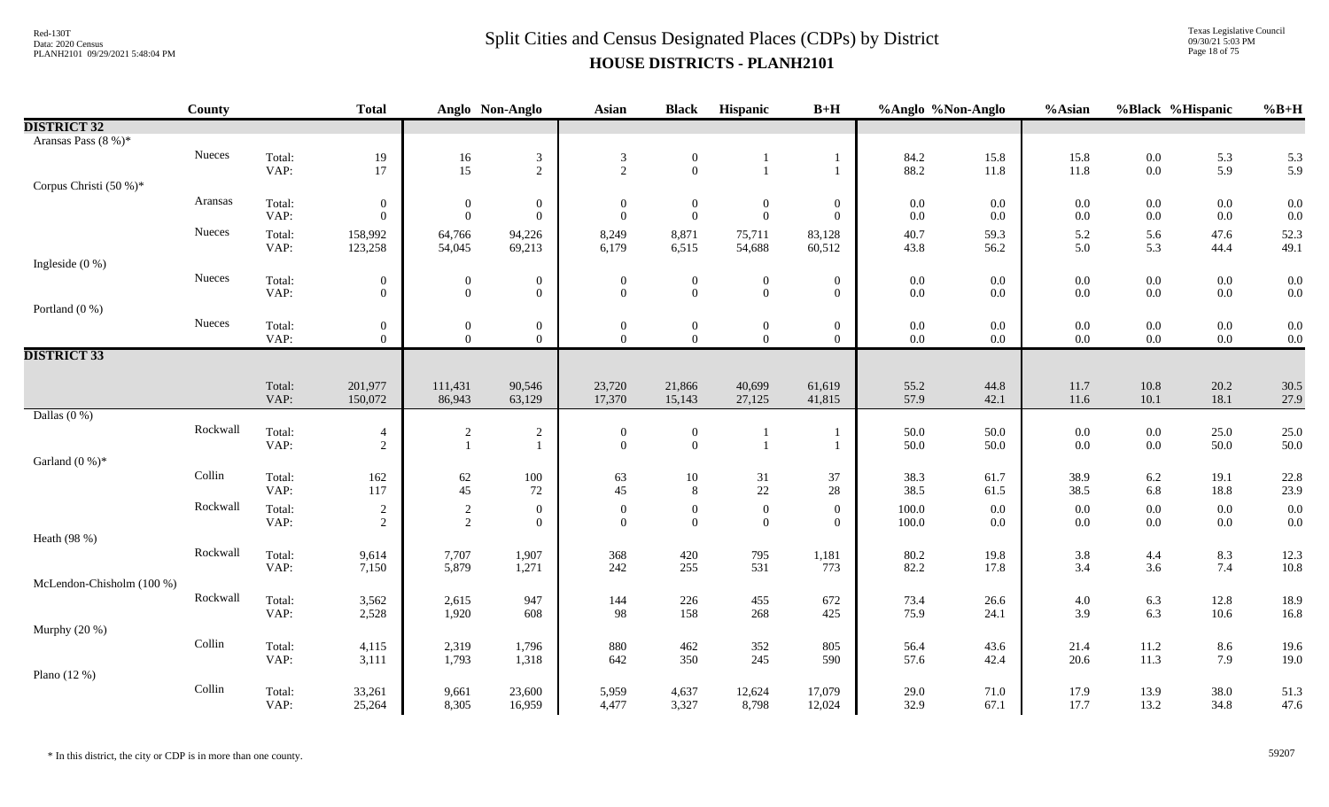# Split Cities and Census Designated Places (CDPs) by District

## HOUSE DISTRICTS - PLANH2101

| | County | | Total | Anglo | Non-Anglo | Asian | Black | Hispanic | B+H | %Anglo | %Non-Anglo | %Asian | %Black | %Hispanic | %B+H |
|---|---|---|---|---|---|---|---|---|---|---|---|---|---|---|---|
| **DISTRICT 32** | | | | | | | | | | | | | | | |
| Aransas Pass (8 %)* | | | | | | | | | | | | | | | |
| | Nueces | Total: | 19 | 16 | 3 | 3 | 0 | 1 | 1 | 84.2 | 15.8 | 15.8 | 0.0 | 5.3 | 5.3 |
| | | VAP: | 17 | 15 | 2 | 2 | 0 | 1 | 1 | 88.2 | 11.8 | 11.8 | 0.0 | 5.9 | 5.9 |
| Corpus Christi (50 %)* | | | | | | | | | | | | | | | |
| | Aransas | Total: | 0 | 0 | 0 | 0 | 0 | 0 | 0 | 0.0 | 0.0 | 0.0 | 0.0 | 0.0 | 0.0 |
| | | VAP: | 0 | 0 | 0 | 0 | 0 | 0 | 0 | 0.0 | 0.0 | 0.0 | 0.0 | 0.0 | 0.0 |
| | Nueces | Total: | 158,992 | 64,766 | 94,226 | 8,249 | 8,871 | 75,711 | 83,128 | 40.7 | 59.3 | 5.2 | 5.6 | 47.6 | 52.3 |
| | | VAP: | 123,258 | 54,045 | 69,213 | 6,179 | 6,515 | 54,688 | 60,512 | 43.8 | 56.2 | 5.0 | 5.3 | 44.4 | 49.1 |
| Ingleside (0 %) | | | | | | | | | | | | | | | |
| | Nueces | Total: | 0 | 0 | 0 | 0 | 0 | 0 | 0 | 0.0 | 0.0 | 0.0 | 0.0 | 0.0 | 0.0 |
| | | VAP: | 0 | 0 | 0 | 0 | 0 | 0 | 0 | 0.0 | 0.0 | 0.0 | 0.0 | 0.0 | 0.0 |
| Portland (0 %) | | | | | | | | | | | | | | | |
| | Nueces | Total: | 0 | 0 | 0 | 0 | 0 | 0 | 0 | 0.0 | 0.0 | 0.0 | 0.0 | 0.0 | 0.0 |
| | | VAP: | 0 | 0 | 0 | 0 | 0 | 0 | 0 | 0.0 | 0.0 | 0.0 | 0.0 | 0.0 | 0.0 |
| **DISTRICT 33** | | | | | | | | | | | | | | | |
| | | Total: | 201,977 | 111,431 | 90,546 | 23,720 | 21,866 | 40,699 | 61,619 | 55.2 | 44.8 | 11.7 | 10.8 | 20.2 | 30.5 |
| | | VAP: | 150,072 | 86,943 | 63,129 | 17,370 | 15,143 | 27,125 | 41,815 | 57.9 | 42.1 | 11.6 | 10.1 | 18.1 | 27.9 |
| Dallas (0 %) | | | | | | | | | | | | | | | |
| | Rockwall | Total: | 4 | 2 | 2 | 0 | 0 | 1 | 1 | 50.0 | 50.0 | 0.0 | 0.0 | 25.0 | 25.0 |
| | | VAP: | 2 | 1 | 1 | 0 | 0 | 1 | 1 | 50.0 | 50.0 | 0.0 | 0.0 | 50.0 | 50.0 |
| Garland (0 %)* | | | | | | | | | | | | | | | |
| | Collin | Total: | 162 | 62 | 100 | 63 | 10 | 31 | 37 | 38.3 | 61.7 | 38.9 | 6.2 | 19.1 | 22.8 |
| | | VAP: | 117 | 45 | 72 | 45 | 8 | 22 | 28 | 38.5 | 61.5 | 38.5 | 6.8 | 18.8 | 23.9 |
| | Rockwall | Total: | 2 | 2 | 0 | 0 | 0 | 0 | 0 | 100.0 | 0.0 | 0.0 | 0.0 | 0.0 | 0.0 |
| | | VAP: | 2 | 2 | 0 | 0 | 0 | 0 | 0 | 100.0 | 0.0 | 0.0 | 0.0 | 0.0 | 0.0 |
| Heath (98 %) | | | | | | | | | | | | | | | |
| | Rockwall | Total: | 9,614 | 7,707 | 1,907 | 368 | 420 | 795 | 1,181 | 80.2 | 19.8 | 3.8 | 4.4 | 8.3 | 12.3 |
| | | VAP: | 7,150 | 5,879 | 1,271 | 242 | 255 | 531 | 773 | 82.2 | 17.8 | 3.4 | 3.6 | 7.4 | 10.8 |
| McLendon-Chisholm (100 %) | | | | | | | | | | | | | | | |
| | Rockwall | Total: | 3,562 | 2,615 | 947 | 144 | 226 | 455 | 672 | 73.4 | 26.6 | 4.0 | 6.3 | 12.8 | 18.9 |
| | | VAP: | 2,528 | 1,920 | 608 | 98 | 158 | 268 | 425 | 75.9 | 24.1 | 3.9 | 6.3 | 10.6 | 16.8 |
| Murphy (20 %) | | | | | | | | | | | | | | | |
| | Collin | Total: | 4,115 | 2,319 | 1,796 | 880 | 462 | 352 | 805 | 56.4 | 43.6 | 21.4 | 11.2 | 8.6 | 19.6 |
| | | VAP: | 3,111 | 1,793 | 1,318 | 642 | 350 | 245 | 590 | 57.6 | 42.4 | 20.6 | 11.3 | 7.9 | 19.0 |
| Plano (12 %) | | | | | | | | | | | | | | | |
| | Collin | Total: | 33,261 | 9,661 | 23,600 | 5,959 | 4,637 | 12,624 | 17,079 | 29.0 | 71.0 | 17.9 | 13.9 | 38.0 | 51.3 |
| | | VAP: | 25,264 | 8,305 | 16,959 | 4,477 | 3,327 | 8,798 | 12,024 | 32.9 | 67.1 | 17.7 | 13.2 | 34.8 | 47.6 |

\* In this district, the city or CDP is in more than one county.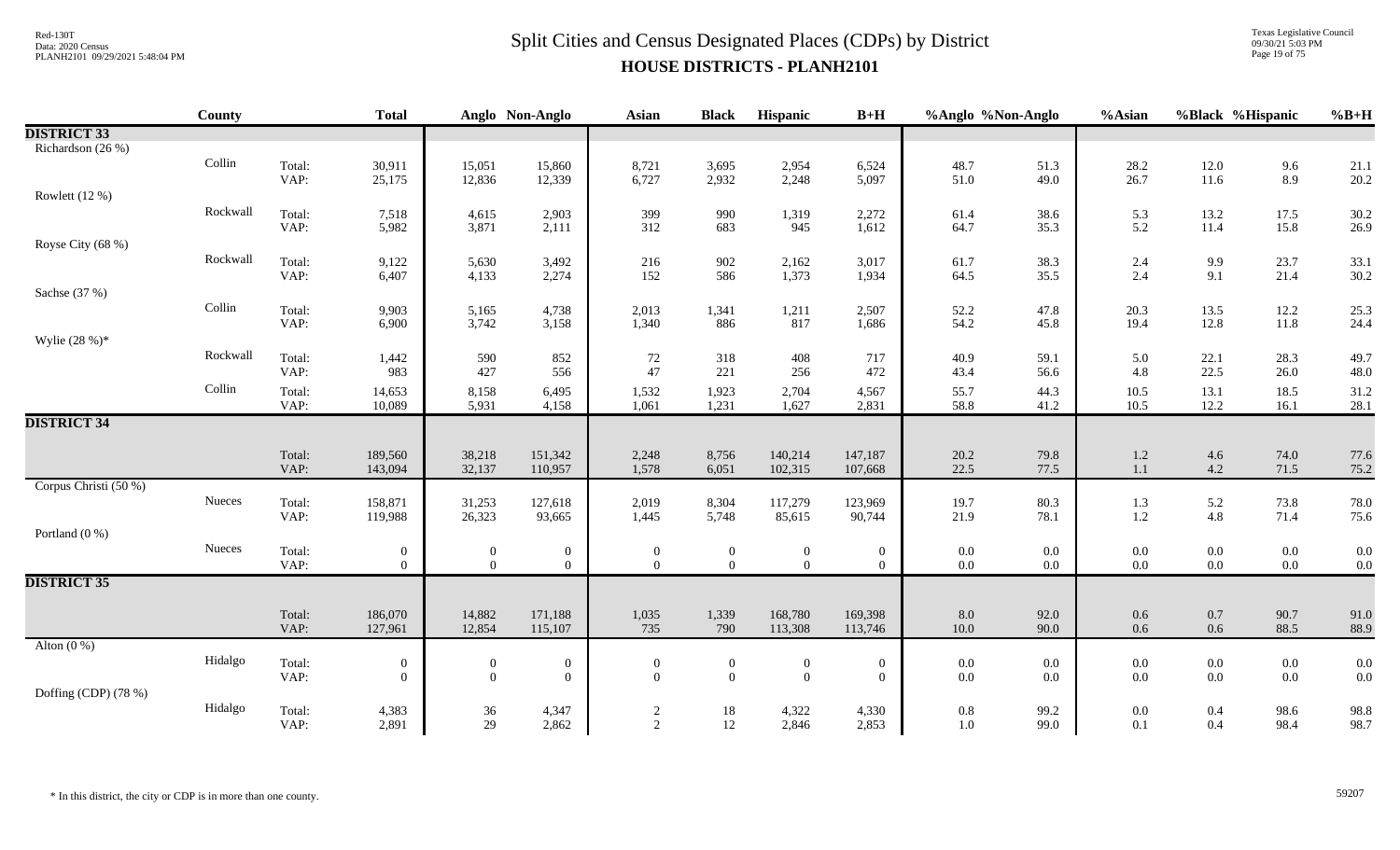# Split Cities and Census Designated Places (CDPs) by District
## HOUSE DISTRICTS - PLANH2101

| | County | | Total | Anglo | Non-Anglo | Asian | Black | Hispanic | B+H | %Anglo | %Non-Anglo | %Asian | %Black | %Hispanic | %B+H |
|---|---|---|---|---|---|---|---|---|---|---|---|---|---|---|---|
| **DISTRICT 33** | | | | | | | | | | | | | | | |
| Richardson (26 %) | | | | | | | | | | | | | | | |
| | Collin | Total: | 30,911 | 15,051 | 15,860 | 8,721 | 3,695 | 2,954 | 6,524 | 48.7 | 51.3 | 28.2 | 12.0 | 9.6 | 21.1 |
| | | VAP: | 25,175 | 12,836 | 12,339 | 6,727 | 2,932 | 2,248 | 5,097 | 51.0 | 49.0 | 26.7 | 11.6 | 8.9 | 20.2 |
| Rowlett (12 %) | | | | | | | | | | | | | | | |
| | Rockwall | Total: | 7,518 | 4,615 | 2,903 | 399 | 990 | 1,319 | 2,272 | 61.4 | 38.6 | 5.3 | 13.2 | 17.5 | 30.2 |
| | | VAP: | 5,982 | 3,871 | 2,111 | 312 | 683 | 945 | 1,612 | 64.7 | 35.3 | 5.2 | 11.4 | 15.8 | 26.9 |
| Royse City (68 %) | | | | | | | | | | | | | | | |
| | Rockwall | Total: | 9,122 | 5,630 | 3,492 | 216 | 902 | 2,162 | 3,017 | 61.7 | 38.3 | 2.4 | 9.9 | 23.7 | 33.1 |
| | | VAP: | 6,407 | 4,133 | 2,274 | 152 | 586 | 1,373 | 1,934 | 64.5 | 35.5 | 2.4 | 9.1 | 21.4 | 30.2 |
| Sachse (37 %) | | | | | | | | | | | | | | | |
| | Collin | Total: | 9,903 | 5,165 | 4,738 | 2,013 | 1,341 | 1,211 | 2,507 | 52.2 | 47.8 | 20.3 | 13.5 | 12.2 | 25.3 |
| | | VAP: | 6,900 | 3,742 | 3,158 | 1,340 | 886 | 817 | 1,686 | 54.2 | 45.8 | 19.4 | 12.8 | 11.8 | 24.4 |
| Wylie (28 %)* | | | | | | | | | | | | | | | |
| | Rockwall | Total: | 1,442 | 590 | 852 | 72 | 318 | 408 | 717 | 40.9 | 59.1 | 5.0 | 22.1 | 28.3 | 49.7 |
| | | VAP: | 983 | 427 | 556 | 47 | 221 | 256 | 472 | 43.4 | 56.6 | 4.8 | 22.5 | 26.0 | 48.0 |
| | Collin | Total: | 14,653 | 8,158 | 6,495 | 1,532 | 1,923 | 2,704 | 4,567 | 55.7 | 44.3 | 10.5 | 13.1 | 18.5 | 31.2 |
| | | VAP: | 10,089 | 5,931 | 4,158 | 1,061 | 1,231 | 1,627 | 2,831 | 58.8 | 41.2 | 10.5 | 12.2 | 16.1 | 28.1 |
| **DISTRICT 34** | | | | | | | | | | | | | | | |
| | | Total: | 189,560 | 38,218 | 151,342 | 2,248 | 8,756 | 140,214 | 147,187 | 20.2 | 79.8 | 1.2 | 4.6 | 74.0 | 77.6 |
| | | VAP: | 143,094 | 32,137 | 110,957 | 1,578 | 6,051 | 102,315 | 107,668 | 22.5 | 77.5 | 1.1 | 4.2 | 71.5 | 75.2 |
| Corpus Christi (50 %) | | | | | | | | | | | | | | | |
| | Nueces | Total: | 158,871 | 31,253 | 127,618 | 2,019 | 8,304 | 117,279 | 123,969 | 19.7 | 80.3 | 1.3 | 5.2 | 73.8 | 78.0 |
| | | VAP: | 119,988 | 26,323 | 93,665 | 1,445 | 5,748 | 85,615 | 90,744 | 21.9 | 78.1 | 1.2 | 4.8 | 71.4 | 75.6 |
| Portland (0 %) | | | | | | | | | | | | | | | |
| | Nueces | Total: | 0 | 0 | 0 | 0 | 0 | 0 | 0 | 0.0 | 0.0 | 0.0 | 0.0 | 0.0 | 0.0 |
| | | VAP: | 0 | 0 | 0 | 0 | 0 | 0 | 0 | 0.0 | 0.0 | 0.0 | 0.0 | 0.0 | 0.0 |
| **DISTRICT 35** | | | | | | | | | | | | | | | |
| | | Total: | 186,070 | 14,882 | 171,188 | 1,035 | 1,339 | 168,780 | 169,398 | 8.0 | 92.0 | 0.6 | 0.7 | 90.7 | 91.0 |
| | | VAP: | 127,961 | 12,854 | 115,107 | 735 | 790 | 113,308 | 113,746 | 10.0 | 90.0 | 0.6 | 0.6 | 88.5 | 88.9 |
| Alton (0 %) | | | | | | | | | | | | | | | |
| | Hidalgo | Total: | 0 | 0 | 0 | 0 | 0 | 0 | 0 | 0.0 | 0.0 | 0.0 | 0.0 | 0.0 | 0.0 |
| | | VAP: | 0 | 0 | 0 | 0 | 0 | 0 | 0 | 0.0 | 0.0 | 0.0 | 0.0 | 0.0 | 0.0 |
| Doffing (CDP) (78 %) | | | | | | | | | | | | | | | |
| | Hidalgo | Total: | 4,383 | 36 | 4,347 | 2 | 18 | 4,322 | 4,330 | 0.8 | 99.2 | 0.0 | 0.4 | 98.6 | 98.8 |
| | | VAP: | 2,891 | 29 | 2,862 | 2 | 12 | 2,846 | 2,853 | 1.0 | 99.0 | 0.1 | 0.4 | 98.4 | 98.7 |

* In this district, the city or CDP is in more than one county.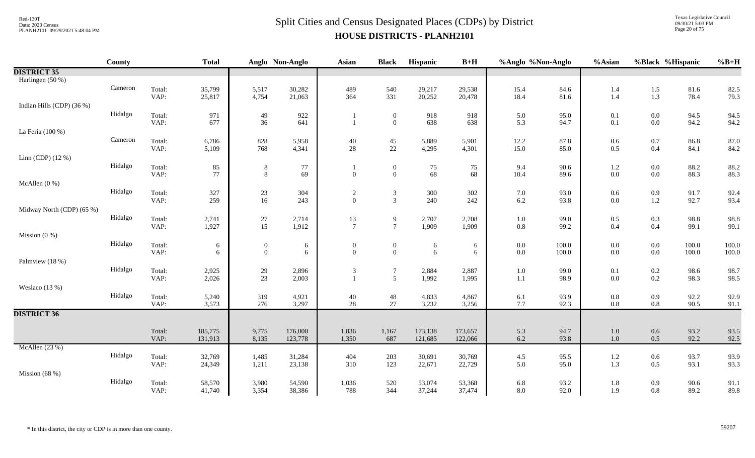# Split Cities and Census Designated Places (CDPs) by District

## HOUSE DISTRICTS - PLANH2101

| | County | | Total | Anglo | Non-Anglo | Asian | Black | Hispanic | B+H | %Anglo | %Non-Anglo | %Asian | %Black | %Hispanic | %B+H |
|---|---|---|---|---|---|---|---|---|---|---|---|---|---|---|---|
| **DISTRICT 35** | | | | | | | | | | | | | | | |
| Harlingen (50 %) | | | | | | | | | | | | | | | |
| | Cameron | Total: | 35,799 | 5,517 | 30,282 | 489 | 540 | 29,217 | 29,538 | 15.4 | 84.6 | 1.4 | 1.5 | 81.6 | 82.5 |
| | | VAP: | 25,817 | 4,754 | 21,063 | 364 | 331 | 20,252 | 20,478 | 18.4 | 81.6 | 1.4 | 1.3 | 78.4 | 79.3 |
| Indian Hills (CDP) (36 %) | | | | | | | | | | | | | | | |
| | Hidalgo | Total: | 971 | 49 | 922 | 1 | 0 | 918 | 918 | 5.0 | 95.0 | 0.1 | 0.0 | 94.5 | 94.5 |
| | | VAP: | 677 | 36 | 641 | 1 | 0 | 638 | 638 | 5.3 | 94.7 | 0.1 | 0.0 | 94.2 | 94.2 |
| La Feria (100 %) | | | | | | | | | | | | | | | |
| | Cameron | Total: | 6,786 | 828 | 5,958 | 40 | 45 | 5,889 | 5,901 | 12.2 | 87.8 | 0.6 | 0.7 | 86.8 | 87.0 |
| | | VAP: | 5,109 | 768 | 4,341 | 28 | 22 | 4,295 | 4,301 | 15.0 | 85.0 | 0.5 | 0.4 | 84.1 | 84.2 |
| Linn (CDP) (12 %) | | | | | | | | | | | | | | | |
| | Hidalgo | Total: | 85 | 8 | 77 | 1 | 0 | 75 | 75 | 9.4 | 90.6 | 1.2 | 0.0 | 88.2 | 88.2 |
| | | VAP: | 77 | 8 | 69 | 0 | 0 | 68 | 68 | 10.4 | 89.6 | 0.0 | 0.0 | 88.3 | 88.3 |
| McAllen (0 %) | | | | | | | | | | | | | | | |
| | Hidalgo | Total: | 327 | 23 | 304 | 2 | 3 | 300 | 302 | 7.0 | 93.0 | 0.6 | 0.9 | 91.7 | 92.4 |
| | | VAP: | 259 | 16 | 243 | 0 | 3 | 240 | 242 | 6.2 | 93.8 | 0.0 | 1.2 | 92.7 | 93.4 |
| Midway North (CDP) (65 %) | | | | | | | | | | | | | | | |
| | Hidalgo | Total: | 2,741 | 27 | 2,714 | 13 | 9 | 2,707 | 2,708 | 1.0 | 99.0 | 0.5 | 0.3 | 98.8 | 98.8 |
| | | VAP: | 1,927 | 15 | 1,912 | 7 | 7 | 1,909 | 1,909 | 0.8 | 99.2 | 0.4 | 0.4 | 99.1 | 99.1 |
| Mission (0 %) | | | | | | | | | | | | | | | |
| | Hidalgo | Total: | 6 | 0 | 6 | 0 | 0 | 6 | 6 | 0.0 | 100.0 | 0.0 | 0.0 | 100.0 | 100.0 |
| | | VAP: | 6 | 0 | 6 | 0 | 0 | 6 | 6 | 0.0 | 100.0 | 0.0 | 0.0 | 100.0 | 100.0 |
| Palmview (18 %) | | | | | | | | | | | | | | | |
| | Hidalgo | Total: | 2,925 | 29 | 2,896 | 3 | 7 | 2,884 | 2,887 | 1.0 | 99.0 | 0.1 | 0.2 | 98.6 | 98.7 |
| | | VAP: | 2,026 | 23 | 2,003 | 1 | 5 | 1,992 | 1,995 | 1.1 | 98.9 | 0.0 | 0.2 | 98.3 | 98.5 |
| Weslaco (13 %) | | | | | | | | | | | | | | | |
| | Hidalgo | Total: | 5,240 | 319 | 4,921 | 40 | 48 | 4,833 | 4,867 | 6.1 | 93.9 | 0.8 | 0.9 | 92.2 | 92.9 |
| | | VAP: | 3,573 | 276 | 3,297 | 28 | 27 | 3,232 | 3,256 | 7.7 | 92.3 | 0.8 | 0.8 | 90.5 | 91.1 |
| **DISTRICT 36** | | | | | | | | | | | | | | | |
| | | Total: | 185,775 | 9,775 | 176,000 | 1,836 | 1,167 | 173,138 | 173,657 | 5.3 | 94.7 | 1.0 | 0.6 | 93.2 | 93.5 |
| | | VAP: | 131,913 | 8,135 | 123,778 | 1,350 | 687 | 121,685 | 122,066 | 6.2 | 93.8 | 1.0 | 0.5 | 92.2 | 92.5 |
| McAllen (23 %) | | | | | | | | | | | | | | | |
| | Hidalgo | Total: | 32,769 | 1,485 | 31,284 | 404 | 203 | 30,691 | 30,769 | 4.5 | 95.5 | 1.2 | 0.6 | 93.7 | 93.9 |
| | | VAP: | 24,349 | 1,211 | 23,138 | 310 | 123 | 22,671 | 22,729 | 5.0 | 95.0 | 1.3 | 0.5 | 93.1 | 93.3 |
| Mission (68 %) | | | | | | | | | | | | | | | |
| | Hidalgo | Total: | 58,570 | 3,980 | 54,590 | 1,036 | 520 | 53,074 | 53,368 | 6.8 | 93.2 | 1.8 | 0.9 | 90.6 | 91.1 |
| | | VAP: | 41,740 | 3,354 | 38,386 | 788 | 344 | 37,244 | 37,474 | 8.0 | 92.0 | 1.9 | 0.8 | 89.2 | 89.8 |

\* In this district, the city or CDP is in more than one county.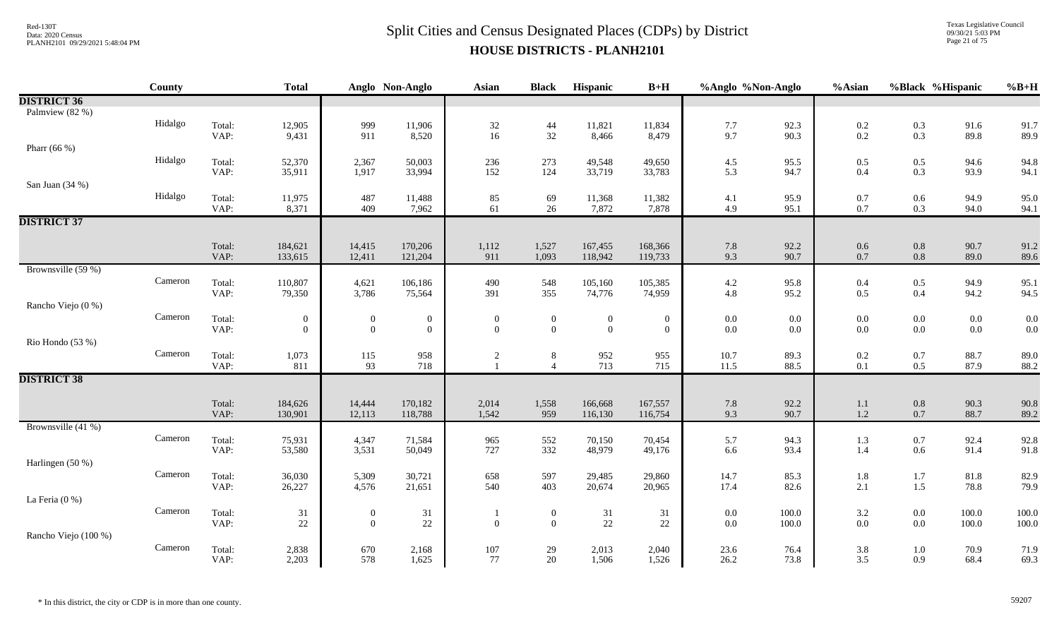# Split Cities and Census Designated Places (CDPs) by District

## HOUSE DISTRICTS - PLANH2101

| | County | | Total | Anglo | Non-Anglo | Asian | Black | Hispanic | B+H | %Anglo | %Non-Anglo | %Asian | %Black | %Hispanic | %B+H |
|---|---|---|---|---|---|---|---|---|---|---|---|---|---|---|---|
| **DISTRICT 36** | | | | | | | | | | | | | | | |
| Palmview (82 %) | | | | | | | | | | | | | | | |
| | Hidalgo | Total: | 12,905 | 999 | 11,906 | 32 | 44 | 11,821 | 11,834 | 7.7 | 92.3 | 0.2 | 0.3 | 91.6 | 91.7 |
| | | VAP: | 9,431 | 911 | 8,520 | 16 | 32 | 8,466 | 8,479 | 9.7 | 90.3 | 0.2 | 0.3 | 89.8 | 89.9 |
| Pharr (66 %) | | | | | | | | | | | | | | | |
| | Hidalgo | Total: | 52,370 | 2,367 | 50,003 | 236 | 273 | 49,548 | 49,650 | 4.5 | 95.5 | 0.5 | 0.5 | 94.6 | 94.8 |
| | | VAP: | 35,911 | 1,917 | 33,994 | 152 | 124 | 33,719 | 33,783 | 5.3 | 94.7 | 0.4 | 0.3 | 93.9 | 94.1 |
| San Juan (34 %) | | | | | | | | | | | | | | | |
| | Hidalgo | Total: | 11,975 | 487 | 11,488 | 85 | 69 | 11,368 | 11,382 | 4.1 | 95.9 | 0.7 | 0.6 | 94.9 | 95.0 |
| | | VAP: | 8,371 | 409 | 7,962 | 61 | 26 | 7,872 | 7,878 | 4.9 | 95.1 | 0.7 | 0.3 | 94.0 | 94.1 |
| **DISTRICT 37** | | | | | | | | | | | | | | | |
| | | Total: | 184,621 | 14,415 | 170,206 | 1,112 | 1,527 | 167,455 | 168,366 | 7.8 | 92.2 | 0.6 | 0.8 | 90.7 | 91.2 |
| | | VAP: | 133,615 | 12,411 | 121,204 | 911 | 1,093 | 118,942 | 119,733 | 9.3 | 90.7 | 0.7 | 0.8 | 89.0 | 89.6 |
| Brownsville (59 %) | | | | | | | | | | | | | | | |
| | Cameron | Total: | 110,807 | 4,621 | 106,186 | 490 | 548 | 105,160 | 105,385 | 4.2 | 95.8 | 0.4 | 0.5 | 94.9 | 95.1 |
| | | VAP: | 79,350 | 3,786 | 75,564 | 391 | 355 | 74,776 | 74,959 | 4.8 | 95.2 | 0.5 | 0.4 | 94.2 | 94.5 |
| Rancho Viejo (0 %) | | | | | | | | | | | | | | | |
| | Cameron | Total: | 0 | 0 | 0 | 0 | 0 | 0 | 0 | 0.0 | 0.0 | 0.0 | 0.0 | 0.0 | 0.0 |
| | | VAP: | 0 | 0 | 0 | 0 | 0 | 0 | 0 | 0.0 | 0.0 | 0.0 | 0.0 | 0.0 | 0.0 |
| Rio Hondo (53 %) | | | | | | | | | | | | | | | |
| | Cameron | Total: | 1,073 | 115 | 958 | 2 | 8 | 952 | 955 | 10.7 | 89.3 | 0.2 | 0.7 | 88.7 | 89.0 |
| | | VAP: | 811 | 93 | 718 | 1 | 4 | 713 | 715 | 11.5 | 88.5 | 0.1 | 0.5 | 87.9 | 88.2 |
| **DISTRICT 38** | | | | | | | | | | | | | | | |
| | | Total: | 184,626 | 14,444 | 170,182 | 2,014 | 1,558 | 166,668 | 167,557 | 7.8 | 92.2 | 1.1 | 0.8 | 90.3 | 90.8 |
| | | VAP: | 130,901 | 12,113 | 118,788 | 1,542 | 959 | 116,130 | 116,754 | 9.3 | 90.7 | 1.2 | 0.7 | 88.7 | 89.2 |
| Brownsville (41 %) | | | | | | | | | | | | | | | |
| | Cameron | Total: | 75,931 | 4,347 | 71,584 | 965 | 552 | 70,150 | 70,454 | 5.7 | 94.3 | 1.3 | 0.7 | 92.4 | 92.8 |
| | | VAP: | 53,580 | 3,531 | 50,049 | 727 | 332 | 48,979 | 49,176 | 6.6 | 93.4 | 1.4 | 0.6 | 91.4 | 91.8 |
| Harlingen (50 %) | | | | | | | | | | | | | | | |
| | Cameron | Total: | 36,030 | 5,309 | 30,721 | 658 | 597 | 29,485 | 29,860 | 14.7 | 85.3 | 1.8 | 1.7 | 81.8 | 82.9 |
| | | VAP: | 26,227 | 4,576 | 21,651 | 540 | 403 | 20,674 | 20,965 | 17.4 | 82.6 | 2.1 | 1.5 | 78.8 | 79.9 |
| La Feria (0 %) | | | | | | | | | | | | | | | |
| | Cameron | Total: | 31 | 0 | 31 | 1 | 0 | 31 | 31 | 0.0 | 100.0 | 3.2 | 0.0 | 100.0 | 100.0 |
| | | VAP: | 22 | 0 | 22 | 0 | 0 | 22 | 22 | 0.0 | 100.0 | 0.0 | 0.0 | 100.0 | 100.0 |
| Rancho Viejo (100 %) | | | | | | | | | | | | | | | |
| | Cameron | Total: | 2,838 | 670 | 2,168 | 107 | 29 | 2,013 | 2,040 | 23.6 | 76.4 | 3.8 | 1.0 | 70.9 | 71.9 |
| | | VAP: | 2,203 | 578 | 1,625 | 77 | 20 | 1,506 | 1,526 | 26.2 | 73.8 | 3.5 | 0.9 | 68.4 | 69.3 |

\* In this district, the city or CDP is in more than one county.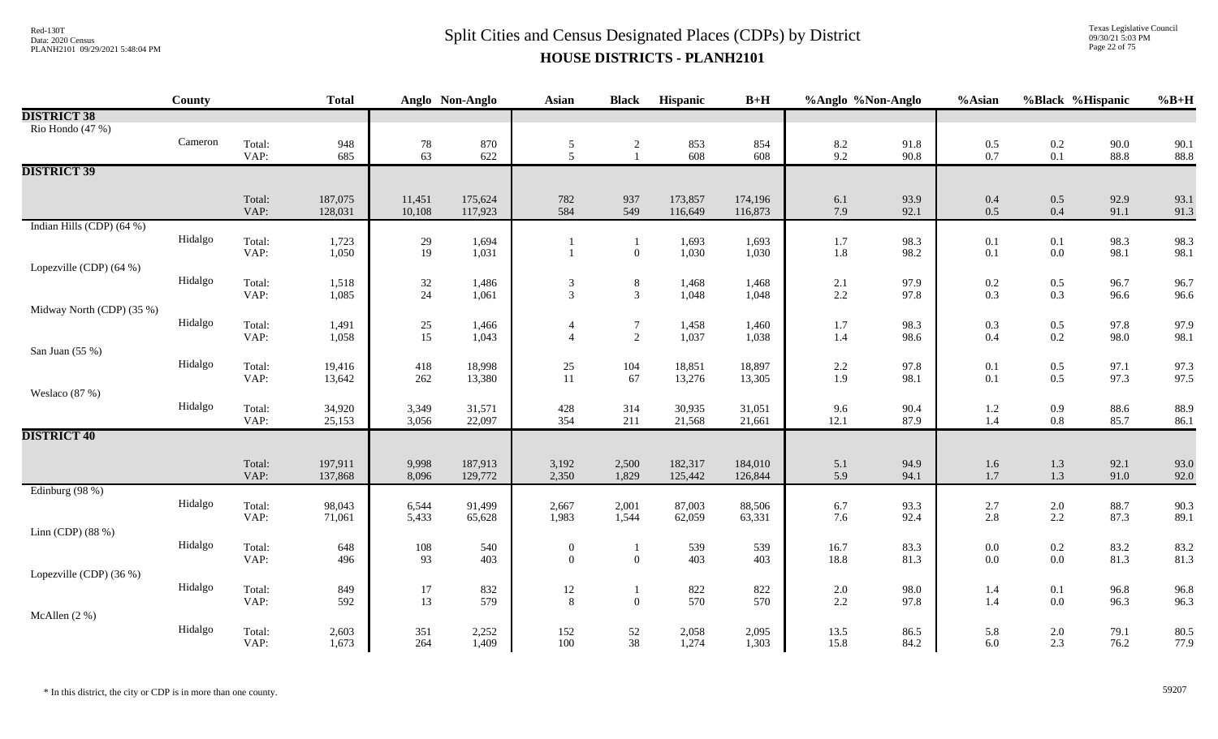# Split Cities and Census Designated Places (CDPs) by District

## HOUSE DISTRICTS - PLANH2101

| | County | | Total | Anglo | Non-Anglo | Asian | Black | Hispanic | B+H | %Anglo | %Non-Anglo | %Asian | %Black | %Hispanic | %B+H |
|---|---|---|---|---|---|---|---|---|---|---|---|---|---|---|---|
| **DISTRICT 38** | | | | | | | | | | | | | | | |
| Rio Hondo (47 %) | | | | | | | | | | | | | | | |
| | Cameron | Total: | 948 | 78 | 870 | 5 | 2 | 853 | 854 | 8.2 | 91.8 | 0.5 | 0.2 | 90.0 | 90.1 |
| | | VAP: | 685 | 63 | 622 | 5 | 1 | 608 | 608 | 9.2 | 90.8 | 0.7 | 0.1 | 88.8 | 88.8 |
| **DISTRICT 39** | | | | | | | | | | | | | | | |
| | | Total: | 187,075 | 11,451 | 175,624 | 782 | 937 | 173,857 | 174,196 | 6.1 | 93.9 | 0.4 | 0.5 | 92.9 | 93.1 |
| | | VAP: | 128,031 | 10,108 | 117,923 | 584 | 549 | 116,649 | 116,873 | 7.9 | 92.1 | 0.5 | 0.4 | 91.1 | 91.3 |
| Indian Hills (CDP) (64 %) | | | | | | | | | | | | | | | |
| | Hidalgo | Total: | 1,723 | 29 | 1,694 | 1 | 1 | 1,693 | 1,693 | 1.7 | 98.3 | 0.1 | 0.1 | 98.3 | 98.3 |
| | | VAP: | 1,050 | 19 | 1,031 | 1 | 0 | 1,030 | 1,030 | 1.8 | 98.2 | 0.1 | 0.0 | 98.1 | 98.1 |
| Lopezville (CDP) (64 %) | | | | | | | | | | | | | | | |
| | Hidalgo | Total: | 1,518 | 32 | 1,486 | 3 | 8 | 1,468 | 1,468 | 2.1 | 97.9 | 0.2 | 0.5 | 96.7 | 96.7 |
| | | VAP: | 1,085 | 24 | 1,061 | 3 | 3 | 1,048 | 1,048 | 2.2 | 97.8 | 0.3 | 0.3 | 96.6 | 96.6 |
| Midway North (CDP) (35 %) | | | | | | | | | | | | | | | |
| | Hidalgo | Total: | 1,491 | 25 | 1,466 | 4 | 7 | 1,458 | 1,460 | 1.7 | 98.3 | 0.3 | 0.5 | 97.8 | 97.9 |
| | | VAP: | 1,058 | 15 | 1,043 | 4 | 2 | 1,037 | 1,038 | 1.4 | 98.6 | 0.4 | 0.2 | 98.0 | 98.1 |
| San Juan (55 %) | | | | | | | | | | | | | | | |
| | Hidalgo | Total: | 19,416 | 418 | 18,998 | 25 | 104 | 18,851 | 18,897 | 2.2 | 97.8 | 0.1 | 0.5 | 97.1 | 97.3 |
| | | VAP: | 13,642 | 262 | 13,380 | 11 | 67 | 13,276 | 13,305 | 1.9 | 98.1 | 0.1 | 0.5 | 97.3 | 97.5 |
| Weslaco (87 %) | | | | | | | | | | | | | | | |
| | Hidalgo | Total: | 34,920 | 3,349 | 31,571 | 428 | 314 | 30,935 | 31,051 | 9.6 | 90.4 | 1.2 | 0.9 | 88.6 | 88.9 |
| | | VAP: | 25,153 | 3,056 | 22,097 | 354 | 211 | 21,568 | 21,661 | 12.1 | 87.9 | 1.4 | 0.8 | 85.7 | 86.1 |
| **DISTRICT 40** | | | | | | | | | | | | | | | |
| | | Total: | 197,911 | 9,998 | 187,913 | 3,192 | 2,500 | 182,317 | 184,010 | 5.1 | 94.9 | 1.6 | 1.3 | 92.1 | 93.0 |
| | | VAP: | 137,868 | 8,096 | 129,772 | 2,350 | 1,829 | 125,442 | 126,844 | 5.9 | 94.1 | 1.7 | 1.3 | 91.0 | 92.0 |
| Edinburg (98 %) | | | | | | | | | | | | | | | |
| | Hidalgo | Total: | 98,043 | 6,544 | 91,499 | 2,667 | 2,001 | 87,003 | 88,506 | 6.7 | 93.3 | 2.7 | 2.0 | 88.7 | 90.3 |
| | | VAP: | 71,061 | 5,433 | 65,628 | 1,983 | 1,544 | 62,059 | 63,331 | 7.6 | 92.4 | 2.8 | 2.2 | 87.3 | 89.1 |
| Linn (CDP) (88 %) | | | | | | | | | | | | | | | |
| | Hidalgo | Total: | 648 | 108 | 540 | 0 | 1 | 539 | 539 | 16.7 | 83.3 | 0.0 | 0.2 | 83.2 | 83.2 |
| | | VAP: | 496 | 93 | 403 | 0 | 0 | 403 | 403 | 18.8 | 81.3 | 0.0 | 0.0 | 81.3 | 81.3 |
| Lopezville (CDP) (36 %) | | | | | | | | | | | | | | | |
| | Hidalgo | Total: | 849 | 17 | 832 | 12 | 1 | 822 | 822 | 2.0 | 98.0 | 1.4 | 0.1 | 96.8 | 96.8 |
| | | VAP: | 592 | 13 | 579 | 8 | 0 | 570 | 570 | 2.2 | 97.8 | 1.4 | 0.0 | 96.3 | 96.3 |
| McAllen (2 %) | | | | | | | | | | | | | | | |
| | Hidalgo | Total: | 2,603 | 351 | 2,252 | 152 | 52 | 2,058 | 2,095 | 13.5 | 86.5 | 5.8 | 2.0 | 79.1 | 80.5 |
| | | VAP: | 1,673 | 264 | 1,409 | 100 | 38 | 1,274 | 1,303 | 15.8 | 84.2 | 6.0 | 2.3 | 76.2 | 77.9 |

* In this district, the city or CDP is in more than one county.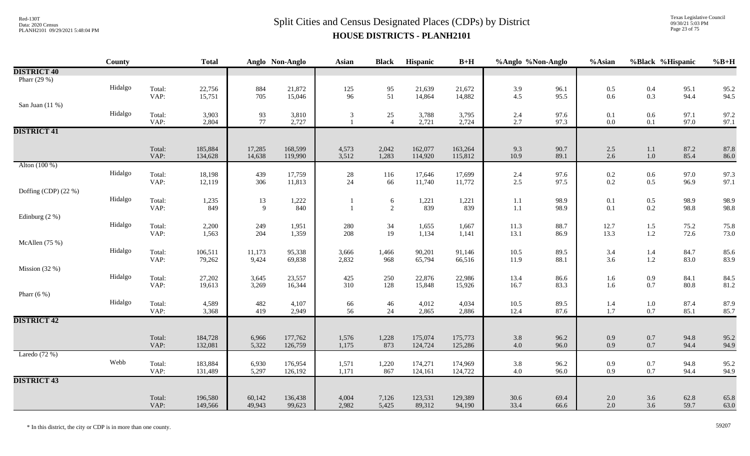# Split Cities and Census Designated Places (CDPs) by District

## HOUSE DISTRICTS - PLANH2101

| | County | | Total | Anglo | Non-Anglo | Asian | Black | Hispanic | B+H | %Anglo | %Non-Anglo | %Asian | %Black | %Hispanic | %B+H |
|---|---|---|---|---|---|---|---|---|---|---|---|---|---|---|---|
| **DISTRICT 40** | | | | | | | | | | | | | | | |
| Pharr (29 %) | | | | | | | | | | | | | | | |
| | Hidalgo | Total: | 22,756 | 884 | 21,872 | 125 | 95 | 21,639 | 21,672 | 3.9 | 96.1 | 0.5 | 0.4 | 95.1 | 95.2 |
| | | VAP: | 15,751 | 705 | 15,046 | 96 | 51 | 14,864 | 14,882 | 4.5 | 95.5 | 0.6 | 0.3 | 94.4 | 94.5 |
| San Juan (11 %) | | | | | | | | | | | | | | | |
| | Hidalgo | Total: | 3,903 | 93 | 3,810 | 3 | 25 | 3,788 | 3,795 | 2.4 | 97.6 | 0.1 | 0.6 | 97.1 | 97.2 |
| | | VAP: | 2,804 | 77 | 2,727 | 1 | 4 | 2,721 | 2,724 | 2.7 | 97.3 | 0.0 | 0.1 | 97.0 | 97.1 |
| **DISTRICT 41** | | | | | | | | | | | | | | | |
| | | Total: | 185,884 | 17,285 | 168,599 | 4,573 | 2,042 | 162,077 | 163,264 | 9.3 | 90.7 | 2.5 | 1.1 | 87.2 | 87.8 |
| | | VAP: | 134,628 | 14,638 | 119,990 | 3,512 | 1,283 | 114,920 | 115,812 | 10.9 | 89.1 | 2.6 | 1.0 | 85.4 | 86.0 |
| Alton (100 %) | | | | | | | | | | | | | | | |
| | Hidalgo | Total: | 18,198 | 439 | 17,759 | 28 | 116 | 17,646 | 17,699 | 2.4 | 97.6 | 0.2 | 0.6 | 97.0 | 97.3 |
| | | VAP: | 12,119 | 306 | 11,813 | 24 | 66 | 11,740 | 11,772 | 2.5 | 97.5 | 0.2 | 0.5 | 96.9 | 97.1 |
| Doffing (CDP) (22 %) | | | | | | | | | | | | | | | |
| | Hidalgo | Total: | 1,235 | 13 | 1,222 | 1 | 6 | 1,221 | 1,221 | 1.1 | 98.9 | 0.1 | 0.5 | 98.9 | 98.9 |
| | | VAP: | 849 | 9 | 840 | 1 | 2 | 839 | 839 | 1.1 | 98.9 | 0.1 | 0.2 | 98.8 | 98.8 |
| Edinburg (2 %) | | | | | | | | | | | | | | | |
| | Hidalgo | Total: | 2,200 | 249 | 1,951 | 280 | 34 | 1,655 | 1,667 | 11.3 | 88.7 | 12.7 | 1.5 | 75.2 | 75.8 |
| | | VAP: | 1,563 | 204 | 1,359 | 208 | 19 | 1,134 | 1,141 | 13.1 | 86.9 | 13.3 | 1.2 | 72.6 | 73.0 |
| McAllen (75 %) | | | | | | | | | | | | | | | |
| | Hidalgo | Total: | 106,511 | 11,173 | 95,338 | 3,666 | 1,466 | 90,201 | 91,146 | 10.5 | 89.5 | 3.4 | 1.4 | 84.7 | 85.6 |
| | | VAP: | 79,262 | 9,424 | 69,838 | 2,832 | 968 | 65,794 | 66,516 | 11.9 | 88.1 | 3.6 | 1.2 | 83.0 | 83.9 |
| Mission (32 %) | | | | | | | | | | | | | | | |
| | Hidalgo | Total: | 27,202 | 3,645 | 23,557 | 425 | 250 | 22,876 | 22,986 | 13.4 | 86.6 | 1.6 | 0.9 | 84.1 | 84.5 |
| | | VAP: | 19,613 | 3,269 | 16,344 | 310 | 128 | 15,848 | 15,926 | 16.7 | 83.3 | 1.6 | 0.7 | 80.8 | 81.2 |
| Pharr (6 %) | | | | | | | | | | | | | | | |
| | Hidalgo | Total: | 4,589 | 482 | 4,107 | 66 | 46 | 4,012 | 4,034 | 10.5 | 89.5 | 1.4 | 1.0 | 87.4 | 87.9 |
| | | VAP: | 3,368 | 419 | 2,949 | 56 | 24 | 2,865 | 2,886 | 12.4 | 87.6 | 1.7 | 0.7 | 85.1 | 85.7 |
| **DISTRICT 42** | | | | | | | | | | | | | | | |
| | | Total: | 184,728 | 6,966 | 177,762 | 1,576 | 1,228 | 175,074 | 175,773 | 3.8 | 96.2 | 0.9 | 0.7 | 94.8 | 95.2 |
| | | VAP: | 132,081 | 5,322 | 126,759 | 1,175 | 873 | 124,724 | 125,286 | 4.0 | 96.0 | 0.9 | 0.7 | 94.4 | 94.9 |
| Laredo (72 %) | | | | | | | | | | | | | | | |
| | Webb | Total: | 183,884 | 6,930 | 176,954 | 1,571 | 1,220 | 174,271 | 174,969 | 3.8 | 96.2 | 0.9 | 0.7 | 94.8 | 95.2 |
| | | VAP: | 131,489 | 5,297 | 126,192 | 1,171 | 867 | 124,161 | 124,722 | 4.0 | 96.0 | 0.9 | 0.7 | 94.4 | 94.9 |
| **DISTRICT 43** | | | | | | | | | | | | | | | |
| | | Total: | 196,580 | 60,142 | 136,438 | 4,004 | 7,126 | 123,531 | 129,389 | 30.6 | 69.4 | 2.0 | 3.6 | 62.8 | 65.8 |
| | | VAP: | 149,566 | 49,943 | 99,623 | 2,982 | 5,425 | 89,312 | 94,190 | 33.4 | 66.6 | 2.0 | 3.6 | 59.7 | 63.0 |

* In this district, the city or CDP is in more than one county.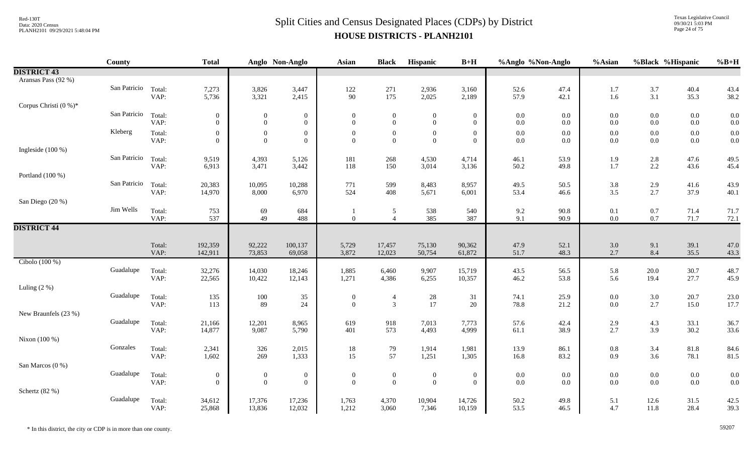# Split Cities and Census Designated Places (CDPs) by District

**HOUSE DISTRICTS - PLANH2101**

| | County | | Total | Anglo | Non-Anglo | Asian | Black | Hispanic | B+H | %Anglo | %Non-Anglo | %Asian | %Black | %Hispanic | %B+H |
|---|---|---|---|---|---|---|---|---|---|---|---|---|---|---|---|
| **DISTRICT 43** | | | | | | | | | | | | | | | |
| Aransas Pass (92 %) | | | | | | | | | | | | | | | |
| | San Patricio | Total: | 7,273 | 3,826 | 3,447 | 122 | 271 | 2,936 | 3,160 | 52.6 | 47.4 | 1.7 | 3.7 | 40.4 | 43.4 |
| | | VAP: | 5,736 | 3,321 | 2,415 | 90 | 175 | 2,025 | 2,189 | 57.9 | 42.1 | 1.6 | 3.1 | 35.3 | 38.2 |
| Corpus Christi (0 %)* | | | | | | | | | | | | | | | |
| | San Patricio | Total: | 0 | 0 | 0 | 0 | 0 | 0 | 0 | 0.0 | 0.0 | 0.0 | 0.0 | 0.0 | 0.0 |
| | | VAP: | 0 | 0 | 0 | 0 | 0 | 0 | 0 | 0.0 | 0.0 | 0.0 | 0.0 | 0.0 | 0.0 |
| | Kleberg | Total: | 0 | 0 | 0 | 0 | 0 | 0 | 0 | 0.0 | 0.0 | 0.0 | 0.0 | 0.0 | 0.0 |
| | | VAP: | 0 | 0 | 0 | 0 | 0 | 0 | 0 | 0.0 | 0.0 | 0.0 | 0.0 | 0.0 | 0.0 |
| Ingleside (100 %) | | | | | | | | | | | | | | | |
| | San Patricio | Total: | 9,519 | 4,393 | 5,126 | 181 | 268 | 4,530 | 4,714 | 46.1 | 53.9 | 1.9 | 2.8 | 47.6 | 49.5 |
| | | VAP: | 6,913 | 3,471 | 3,442 | 118 | 150 | 3,014 | 3,136 | 50.2 | 49.8 | 1.7 | 2.2 | 43.6 | 45.4 |
| Portland (100 %) | | | | | | | | | | | | | | | |
| | San Patricio | Total: | 20,383 | 10,095 | 10,288 | 771 | 599 | 8,483 | 8,957 | 49.5 | 50.5 | 3.8 | 2.9 | 41.6 | 43.9 |
| | | VAP: | 14,970 | 8,000 | 6,970 | 524 | 408 | 5,671 | 6,001 | 53.4 | 46.6 | 3.5 | 2.7 | 37.9 | 40.1 |
| San Diego (20 %) | | | | | | | | | | | | | | | |
| | Jim Wells | Total: | 753 | 69 | 684 | 1 | 5 | 538 | 540 | 9.2 | 90.8 | 0.1 | 0.7 | 71.4 | 71.7 |
| | | VAP: | 537 | 49 | 488 | 0 | 4 | 385 | 387 | 9.1 | 90.9 | 0.0 | 0.7 | 71.7 | 72.1 |
| **DISTRICT 44** | | | | | | | | | | | | | | | |
| | | Total: | 192,359 | 92,222 | 100,137 | 5,729 | 17,457 | 75,130 | 90,362 | 47.9 | 52.1 | 3.0 | 9.1 | 39.1 | 47.0 |
| | | VAP: | 142,911 | 73,853 | 69,058 | 3,872 | 12,023 | 50,754 | 61,872 | 51.7 | 48.3 | 2.7 | 8.4 | 35.5 | 43.3 |
| Cibolo (100 %) | | | | | | | | | | | | | | | |
| | Guadalupe | Total: | 32,276 | 14,030 | 18,246 | 1,885 | 6,460 | 9,907 | 15,719 | 43.5 | 56.5 | 5.8 | 20.0 | 30.7 | 48.7 |
| | | VAP: | 22,565 | 10,422 | 12,143 | 1,271 | 4,386 | 6,255 | 10,357 | 46.2 | 53.8 | 5.6 | 19.4 | 27.7 | 45.9 |
| Luling (2 %) | | | | | | | | | | | | | | | |
| | Guadalupe | Total: | 135 | 100 | 35 | 0 | 4 | 28 | 31 | 74.1 | 25.9 | 0.0 | 3.0 | 20.7 | 23.0 |
| | | VAP: | 113 | 89 | 24 | 0 | 3 | 17 | 20 | 78.8 | 21.2 | 0.0 | 2.7 | 15.0 | 17.7 |
| New Braunfels (23 %) | | | | | | | | | | | | | | | |
| | Guadalupe | Total: | 21,166 | 12,201 | 8,965 | 619 | 918 | 7,013 | 7,773 | 57.6 | 42.4 | 2.9 | 4.3 | 33.1 | 36.7 |
| | | VAP: | 14,877 | 9,087 | 5,790 | 401 | 573 | 4,493 | 4,999 | 61.1 | 38.9 | 2.7 | 3.9 | 30.2 | 33.6 |
| Nixon (100 %) | | | | | | | | | | | | | | | |
| | Gonzales | Total: | 2,341 | 326 | 2,015 | 18 | 79 | 1,914 | 1,981 | 13.9 | 86.1 | 0.8 | 3.4 | 81.8 | 84.6 |
| | | VAP: | 1,602 | 269 | 1,333 | 15 | 57 | 1,251 | 1,305 | 16.8 | 83.2 | 0.9 | 3.6 | 78.1 | 81.5 |
| San Marcos (0 %) | | | | | | | | | | | | | | | |
| | Guadalupe | Total: | 0 | 0 | 0 | 0 | 0 | 0 | 0 | 0.0 | 0.0 | 0.0 | 0.0 | 0.0 | 0.0 |
| | | VAP: | 0 | 0 | 0 | 0 | 0 | 0 | 0 | 0.0 | 0.0 | 0.0 | 0.0 | 0.0 | 0.0 |
| Schertz (82 %) | | | | | | | | | | | | | | | |
| | Guadalupe | Total: | 34,612 | 17,376 | 17,236 | 1,763 | 4,370 | 10,904 | 14,726 | 50.2 | 49.8 | 5.1 | 12.6 | 31.5 | 42.5 |
| | | VAP: | 25,868 | 13,836 | 12,032 | 1,212 | 3,060 | 7,346 | 10,159 | 53.5 | 46.5 | 4.7 | 11.8 | 28.4 | 39.3 |

\* In this district, the city or CDP is in more than one county.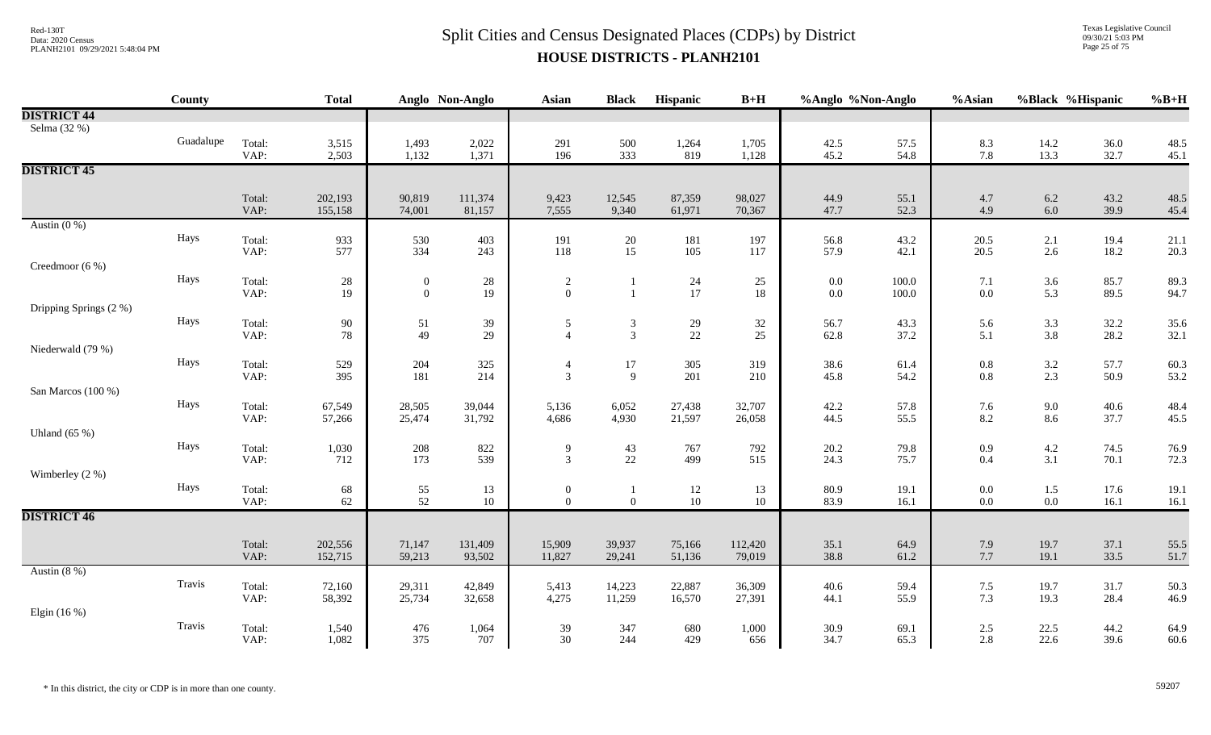# Split Cities and Census Designated Places (CDPs) by District

## HOUSE DISTRICTS - PLANH2101

| | County | | Total | Anglo | Non-Anglo | Asian | Black | Hispanic | B+H | %Anglo | %Non-Anglo | %Asian | %Black | %Hispanic | %B+H |
|---|---|---|---|---|---|---|---|---|---|---|---|---|---|---|---|
| **DISTRICT 44** | | | | | | | | | | | | | | | |
| Selma (32 %) | | | | | | | | | | | | | | | |
| | Guadalupe | Total: | 3,515 | 1,493 | 2,022 | 291 | 500 | 1,264 | 1,705 | 42.5 | 57.5 | 8.3 | 14.2 | 36.0 | 48.5 |
| | | VAP: | 2,503 | 1,132 | 1,371 | 196 | 333 | 819 | 1,128 | 45.2 | 54.8 | 7.8 | 13.3 | 32.7 | 45.1 |
| **DISTRICT 45** | | | | | | | | | | | | | | | |
| | | Total: | 202,193 | 90,819 | 111,374 | 9,423 | 12,545 | 87,359 | 98,027 | 44.9 | 55.1 | 4.7 | 6.2 | 43.2 | 48.5 |
| | | VAP: | 155,158 | 74,001 | 81,157 | 7,555 | 9,340 | 61,971 | 70,367 | 47.7 | 52.3 | 4.9 | 6.0 | 39.9 | 45.4 |
| Austin (0 %) | | | | | | | | | | | | | | | |
| | Hays | Total: | 933 | 530 | 403 | 191 | 20 | 181 | 197 | 56.8 | 43.2 | 20.5 | 2.1 | 19.4 | 21.1 |
| | | VAP: | 577 | 334 | 243 | 118 | 15 | 105 | 117 | 57.9 | 42.1 | 20.5 | 2.6 | 18.2 | 20.3 |
| Creedmoor (6 %) | | | | | | | | | | | | | | | |
| | Hays | Total: | 28 | 0 | 28 | 2 | 1 | 24 | 25 | 0.0 | 100.0 | 7.1 | 3.6 | 85.7 | 89.3 |
| | | VAP: | 19 | 0 | 19 | 0 | 1 | 17 | 18 | 0.0 | 100.0 | 0.0 | 5.3 | 89.5 | 94.7 |
| Dripping Springs (2 %) | | | | | | | | | | | | | | | |
| | Hays | Total: | 90 | 51 | 39 | 5 | 3 | 29 | 32 | 56.7 | 43.3 | 5.6 | 3.3 | 32.2 | 35.6 |
| | | VAP: | 78 | 49 | 29 | 4 | 3 | 22 | 25 | 62.8 | 37.2 | 5.1 | 3.8 | 28.2 | 32.1 |
| Niederwald (79 %) | | | | | | | | | | | | | | | |
| | Hays | Total: | 529 | 204 | 325 | 4 | 17 | 305 | 319 | 38.6 | 61.4 | 0.8 | 3.2 | 57.7 | 60.3 |
| | | VAP: | 395 | 181 | 214 | 3 | 9 | 201 | 210 | 45.8 | 54.2 | 0.8 | 2.3 | 50.9 | 53.2 |
| San Marcos (100 %) | | | | | | | | | | | | | | | |
| | Hays | Total: | 67,549 | 28,505 | 39,044 | 5,136 | 6,052 | 27,438 | 32,707 | 42.2 | 57.8 | 7.6 | 9.0 | 40.6 | 48.4 |
| | | VAP: | 57,266 | 25,474 | 31,792 | 4,686 | 4,930 | 21,597 | 26,058 | 44.5 | 55.5 | 8.2 | 8.6 | 37.7 | 45.5 |
| Uhland (65 %) | | | | | | | | | | | | | | | |
| | Hays | Total: | 1,030 | 208 | 822 | 9 | 43 | 767 | 792 | 20.2 | 79.8 | 0.9 | 4.2 | 74.5 | 76.9 |
| | | VAP: | 712 | 173 | 539 | 3 | 22 | 499 | 515 | 24.3 | 75.7 | 0.4 | 3.1 | 70.1 | 72.3 |
| Wimberley (2 %) | | | | | | | | | | | | | | | |
| | Hays | Total: | 68 | 55 | 13 | 0 | 1 | 12 | 13 | 80.9 | 19.1 | 0.0 | 1.5 | 17.6 | 19.1 |
| | | VAP: | 62 | 52 | 10 | 0 | 0 | 10 | 10 | 83.9 | 16.1 | 0.0 | 0.0 | 16.1 | 16.1 |
| **DISTRICT 46** | | | | | | | | | | | | | | | |
| | | Total: | 202,556 | 71,147 | 131,409 | 15,909 | 39,937 | 75,166 | 112,420 | 35.1 | 64.9 | 7.9 | 19.7 | 37.1 | 55.5 |
| | | VAP: | 152,715 | 59,213 | 93,502 | 11,827 | 29,241 | 51,136 | 79,019 | 38.8 | 61.2 | 7.7 | 19.1 | 33.5 | 51.7 |
| Austin (8 %) | | | | | | | | | | | | | | | |
| | Travis | Total: | 72,160 | 29,311 | 42,849 | 5,413 | 14,223 | 22,887 | 36,309 | 40.6 | 59.4 | 7.5 | 19.7 | 31.7 | 50.3 |
| | | VAP: | 58,392 | 25,734 | 32,658 | 4,275 | 11,259 | 16,570 | 27,391 | 44.1 | 55.9 | 7.3 | 19.3 | 28.4 | 46.9 |
| Elgin (16 %) | | | | | | | | | | | | | | | |
| | Travis | Total: | 1,540 | 476 | 1,064 | 39 | 347 | 680 | 1,000 | 30.9 | 69.1 | 2.5 | 22.5 | 44.2 | 64.9 |
| | | VAP: | 1,082 | 375 | 707 | 30 | 244 | 429 | 656 | 34.7 | 65.3 | 2.8 | 22.6 | 39.6 | 60.6 |

* In this district, the city or CDP is in more than one county.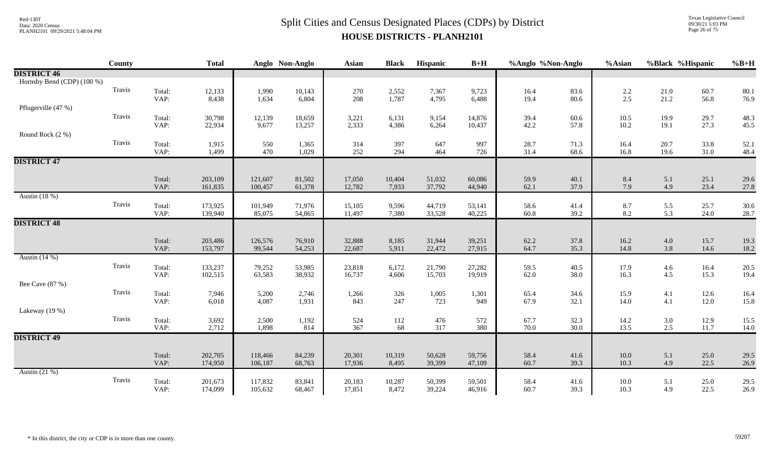# Split Cities and Census Designated Places (CDPs) by District

## HOUSE DISTRICTS - PLANH2101

Red-130T
Data: 2020 Census
PLANH2101 09/29/2021 5:48:04 PM

Texas Legislative Council
09/30/21 5:03 PM

| | County | | Total | Anglo | Non-Anglo | Asian | Black | Hispanic | B+H | %Anglo | %Non-Anglo | %Asian | %Black | %Hispanic | %B+H |
|---|---|---|---|---|---|---|---|---|---|---|---|---|---|---|---|
| **DISTRICT 46** | | | | | | | | | | | | | | | |
| Hornsby Bend (CDP) (100 %) | | | | | | | | | | | | | | | |
| | Travis | Total: | 12,133 | 1,990 | 10,143 | 270 | 2,552 | 7,367 | 9,723 | 16.4 | 83.6 | 2.2 | 21.0 | 60.7 | 80.1 |
| | | VAP: | 8,438 | 1,634 | 6,804 | 208 | 1,787 | 4,795 | 6,488 | 19.4 | 80.6 | 2.5 | 21.2 | 56.8 | 76.9 |
| Pflugerville (47 %) | | | | | | | | | | | | | | | |
| | Travis | Total: | 30,798 | 12,139 | 18,659 | 3,221 | 6,131 | 9,154 | 14,876 | 39.4 | 60.6 | 10.5 | 19.9 | 29.7 | 48.3 |
| | | VAP: | 22,934 | 9,677 | 13,257 | 2,333 | 4,386 | 6,264 | 10,437 | 42.2 | 57.8 | 10.2 | 19.1 | 27.3 | 45.5 |
| Round Rock (2 %) | | | | | | | | | | | | | | | |
| | Travis | Total: | 1,915 | 550 | 1,365 | 314 | 397 | 647 | 997 | 28.7 | 71.3 | 16.4 | 20.7 | 33.8 | 52.1 |
| | | VAP: | 1,499 | 470 | 1,029 | 252 | 294 | 464 | 726 | 31.4 | 68.6 | 16.8 | 19.6 | 31.0 | 48.4 |
| **DISTRICT 47** | | | | | | | | | | | | | | | |
| | | Total: | 203,109 | 121,607 | 81,502 | 17,050 | 10,404 | 51,032 | 60,086 | 59.9 | 40.1 | 8.4 | 5.1 | 25.1 | 29.6 |
| | | VAP: | 161,835 | 100,457 | 61,378 | 12,782 | 7,933 | 37,792 | 44,940 | 62.1 | 37.9 | 7.9 | 4.9 | 23.4 | 27.8 |
| Austin (18 %) | | | | | | | | | | | | | | | |
| | Travis | Total: | 173,925 | 101,949 | 71,976 | 15,105 | 9,596 | 44,719 | 53,141 | 58.6 | 41.4 | 8.7 | 5.5 | 25.7 | 30.6 |
| | | VAP: | 139,940 | 85,075 | 54,865 | 11,497 | 7,380 | 33,528 | 40,225 | 60.8 | 39.2 | 8.2 | 5.3 | 24.0 | 28.7 |
| **DISTRICT 48** | | | | | | | | | | | | | | | |
| | | Total: | 203,486 | 126,576 | 76,910 | 32,888 | 8,185 | 31,944 | 39,251 | 62.2 | 37.8 | 16.2 | 4.0 | 15.7 | 19.3 |
| | | VAP: | 153,797 | 99,544 | 54,253 | 22,687 | 5,911 | 22,472 | 27,915 | 64.7 | 35.3 | 14.8 | 3.8 | 14.6 | 18.2 |
| Austin (14 %) | | | | | | | | | | | | | | | |
| | Travis | Total: | 133,237 | 79,252 | 53,985 | 23,818 | 6,172 | 21,790 | 27,282 | 59.5 | 40.5 | 17.9 | 4.6 | 16.4 | 20.5 |
| | | VAP: | 102,515 | 63,583 | 38,932 | 16,737 | 4,606 | 15,703 | 19,919 | 62.0 | 38.0 | 16.3 | 4.5 | 15.3 | 19.4 |
| Bee Cave (87 %) | | | | | | | | | | | | | | | |
| | Travis | Total: | 7,946 | 5,200 | 2,746 | 1,266 | 326 | 1,005 | 1,301 | 65.4 | 34.6 | 15.9 | 4.1 | 12.6 | 16.4 |
| | | VAP: | 6,018 | 4,087 | 1,931 | 843 | 247 | 723 | 949 | 67.9 | 32.1 | 14.0 | 4.1 | 12.0 | 15.8 |
| Lakeway (19 %) | | | | | | | | | | | | | | | |
| | Travis | Total: | 3,692 | 2,500 | 1,192 | 524 | 112 | 476 | 572 | 67.7 | 32.3 | 14.2 | 3.0 | 12.9 | 15.5 |
| | | VAP: | 2,712 | 1,898 | 814 | 367 | 68 | 317 | 380 | 70.0 | 30.0 | 13.5 | 2.5 | 11.7 | 14.0 |
| **DISTRICT 49** | | | | | | | | | | | | | | | |
| | | Total: | 202,705 | 118,466 | 84,239 | 20,301 | 10,319 | 50,628 | 59,756 | 58.4 | 41.6 | 10.0 | 5.1 | 25.0 | 29.5 |
| | | VAP: | 174,950 | 106,187 | 68,763 | 17,936 | 8,495 | 39,399 | 47,109 | 60.7 | 39.3 | 10.3 | 4.9 | 22.5 | 26.9 |
| Austin (21 %) | | | | | | | | | | | | | | | |
| | Travis | Total: | 201,673 | 117,832 | 83,841 | 20,183 | 10,287 | 50,399 | 59,501 | 58.4 | 41.6 | 10.0 | 5.1 | 25.0 | 29.5 |
| | | VAP: | 174,099 | 105,632 | 68,467 | 17,851 | 8,472 | 39,224 | 46,916 | 60.7 | 39.3 | 10.3 | 4.9 | 22.5 | 26.9 |

\* In this district, the city or CDP is in more than one county.

59207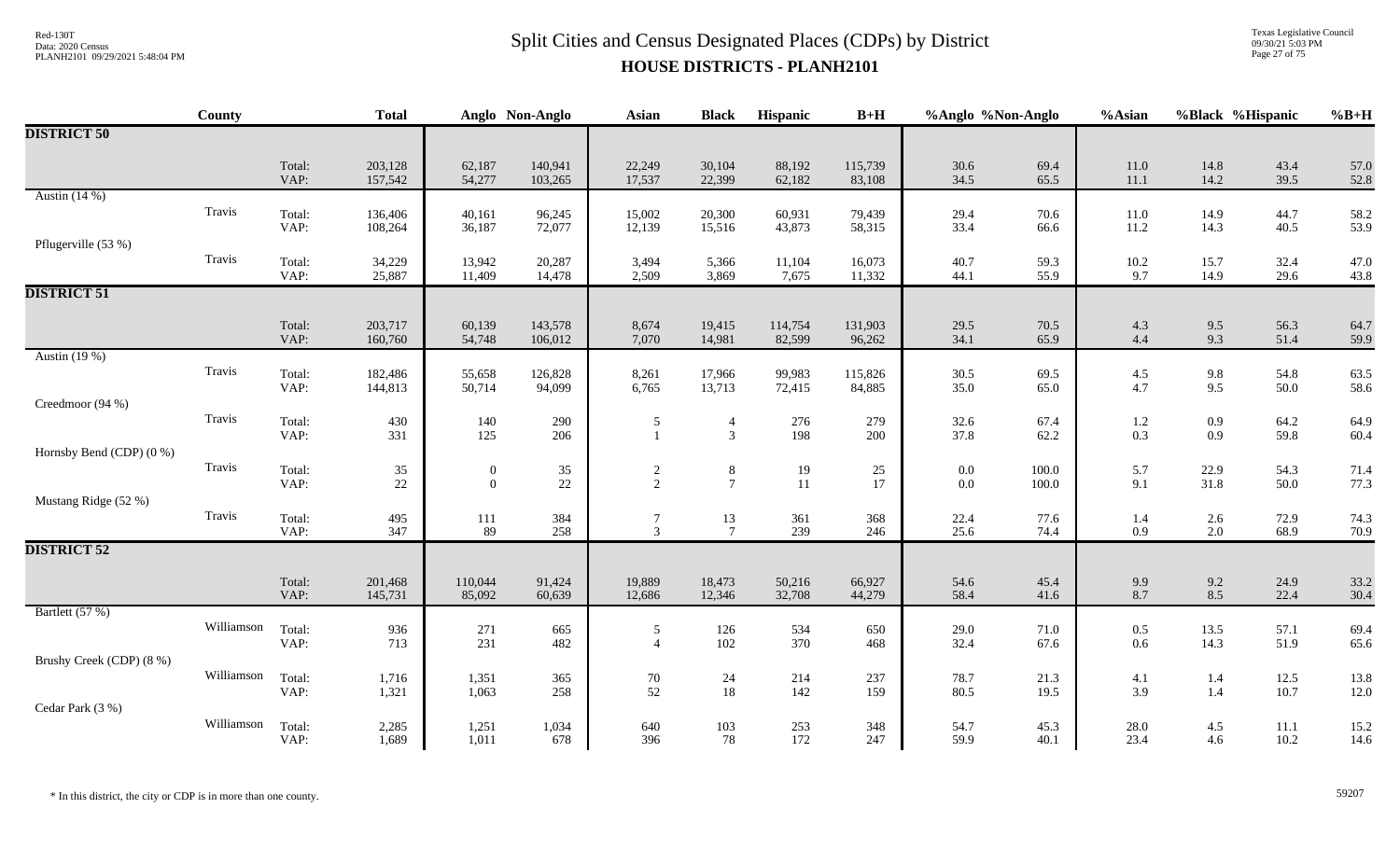# Split Cities and Census Designated Places (CDPs) by District

## HOUSE DISTRICTS - PLANH2101

| | County | | Total | Anglo | Non-Anglo | Asian | Black | Hispanic | B+H | %Anglo | %Non-Anglo | %Asian | %Black | %Hispanic | %B+H |
|---|---|---|---|---|---|---|---|---|---|---|---|---|---|---|---|
| **DISTRICT 50** | | | | | | | | | | | | | | | |
| | | Total: | 203,128 | 62,187 | 140,941 | 22,249 | 30,104 | 88,192 | 115,739 | 30.6 | 69.4 | 11.0 | 14.8 | 43.4 | 57.0 |
| | | VAP: | 157,542 | 54,277 | 103,265 | 17,537 | 22,399 | 62,182 | 83,108 | 34.5 | 65.5 | 11.1 | 14.2 | 39.5 | 52.8 |
| Austin (14 %) | Travis | Total: | 136,406 | 40,161 | 96,245 | 15,002 | 20,300 | 60,931 | 79,439 | 29.4 | 70.6 | 11.0 | 14.9 | 44.7 | 58.2 |
| | | VAP: | 108,264 | 36,187 | 72,077 | 12,139 | 15,516 | 43,873 | 58,315 | 33.4 | 66.6 | 11.2 | 14.3 | 40.5 | 53.9 |
| Pflugerville (53 %) | Travis | Total: | 34,229 | 13,942 | 20,287 | 3,494 | 5,366 | 11,104 | 16,073 | 40.7 | 59.3 | 10.2 | 15.7 | 32.4 | 47.0 |
| | | VAP: | 25,887 | 11,409 | 14,478 | 2,509 | 3,869 | 7,675 | 11,332 | 44.1 | 55.9 | 9.7 | 14.9 | 29.6 | 43.8 |
| **DISTRICT 51** | | | | | | | | | | | | | | | |
| | | Total: | 203,717 | 60,139 | 143,578 | 8,674 | 19,415 | 114,754 | 131,903 | 29.5 | 70.5 | 4.3 | 9.5 | 56.3 | 64.7 |
| | | VAP: | 160,760 | 54,748 | 106,012 | 7,070 | 14,981 | 82,599 | 96,262 | 34.1 | 65.9 | 4.4 | 9.3 | 51.4 | 59.9 |
| Austin (19 %) | Travis | Total: | 182,486 | 55,658 | 126,828 | 8,261 | 17,966 | 99,983 | 115,826 | 30.5 | 69.5 | 4.5 | 9.8 | 54.8 | 63.5 |
| | | VAP: | 144,813 | 50,714 | 94,099 | 6,765 | 13,713 | 72,415 | 84,885 | 35.0 | 65.0 | 4.7 | 9.5 | 50.0 | 58.6 |
| Creedmoor (94 %) | Travis | Total: | 430 | 140 | 290 | 5 | 4 | 276 | 279 | 32.6 | 67.4 | 1.2 | 0.9 | 64.2 | 64.9 |
| | | VAP: | 331 | 125 | 206 | 1 | 3 | 198 | 200 | 37.8 | 62.2 | 0.3 | 0.9 | 59.8 | 60.4 |
| Hornsby Bend (CDP) (0 %) | Travis | Total: | 35 | 0 | 35 | 2 | 8 | 19 | 25 | 0.0 | 100.0 | 5.7 | 22.9 | 54.3 | 71.4 |
| | | VAP: | 22 | 0 | 22 | 2 | 7 | 11 | 17 | 0.0 | 100.0 | 9.1 | 31.8 | 50.0 | 77.3 |
| Mustang Ridge (52 %) | Travis | Total: | 495 | 111 | 384 | 7 | 13 | 361 | 368 | 22.4 | 77.6 | 1.4 | 2.6 | 72.9 | 74.3 |
| | | VAP: | 347 | 89 | 258 | 3 | 7 | 239 | 246 | 25.6 | 74.4 | 0.9 | 2.0 | 68.9 | 70.9 |
| **DISTRICT 52** | | | | | | | | | | | | | | | |
| | | Total: | 201,468 | 110,044 | 91,424 | 19,889 | 18,473 | 50,216 | 66,927 | 54.6 | 45.4 | 9.9 | 9.2 | 24.9 | 33.2 |
| | | VAP: | 145,731 | 85,092 | 60,639 | 12,686 | 12,346 | 32,708 | 44,279 | 58.4 | 41.6 | 8.7 | 8.5 | 22.4 | 30.4 |
| Bartlett (57 %) | Williamson | Total: | 936 | 271 | 665 | 5 | 126 | 534 | 650 | 29.0 | 71.0 | 0.5 | 13.5 | 57.1 | 69.4 |
| | | VAP: | 713 | 231 | 482 | 4 | 102 | 370 | 468 | 32.4 | 67.6 | 0.6 | 14.3 | 51.9 | 65.6 |
| Brushy Creek (CDP) (8 %) | Williamson | Total: | 1,716 | 1,351 | 365 | 70 | 24 | 214 | 237 | 78.7 | 21.3 | 4.1 | 1.4 | 12.5 | 13.8 |
| | | VAP: | 1,321 | 1,063 | 258 | 52 | 18 | 142 | 159 | 80.5 | 19.5 | 3.9 | 1.4 | 10.7 | 12.0 |
| Cedar Park (3 %) | Williamson | Total: | 2,285 | 1,251 | 1,034 | 640 | 103 | 253 | 348 | 54.7 | 45.3 | 28.0 | 4.5 | 11.1 | 15.2 |
| | | VAP: | 1,689 | 1,011 | 678 | 396 | 78 | 172 | 247 | 59.9 | 40.1 | 23.4 | 4.6 | 10.2 | 14.6 |

\* In this district, the city or CDP is in more than one county.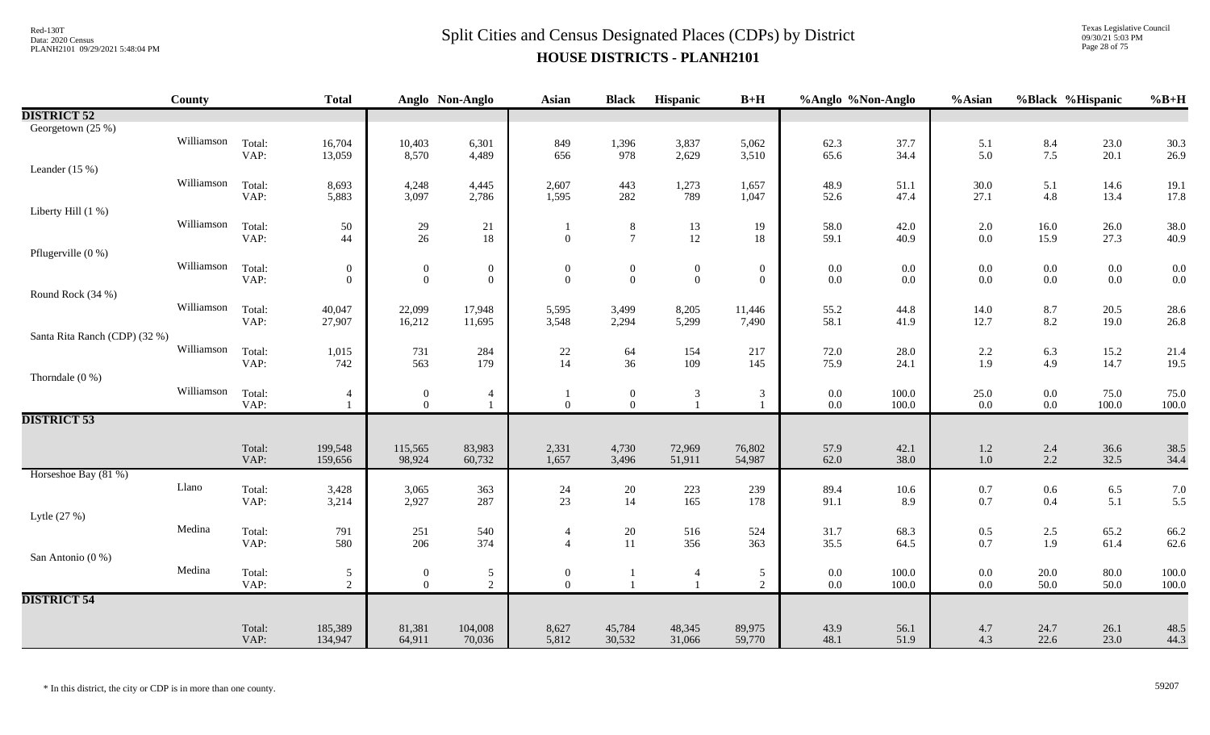# Split Cities and Census Designated Places (CDPs) by District

## HOUSE DISTRICTS - PLANH2101

| | County | | Total | Anglo | Non-Anglo | Asian | Black | Hispanic | B+H | %Anglo | %Non-Anglo | %Asian | %Black | %Hispanic | %B+H |
|---|---|---|---|---|---|---|---|---|---|---|---|---|---|---|---|
| **DISTRICT 52** | | | | | | | | | | | | | | | |
| Georgetown (25 %) | | | | | | | | | | | | | | | |
| | Williamson | Total: | 16,704 | 10,403 | 6,301 | 849 | 1,396 | 3,837 | 5,062 | 62.3 | 37.7 | 5.1 | 8.4 | 23.0 | 30.3 |
| | | VAP: | 13,059 | 8,570 | 4,489 | 656 | 978 | 2,629 | 3,510 | 65.6 | 34.4 | 5.0 | 7.5 | 20.1 | 26.9 |
| Leander (15 %) | | | | | | | | | | | | | | | |
| | Williamson | Total: | 8,693 | 4,248 | 4,445 | 2,607 | 443 | 1,273 | 1,657 | 48.9 | 51.1 | 30.0 | 5.1 | 14.6 | 19.1 |
| | | VAP: | 5,883 | 3,097 | 2,786 | 1,595 | 282 | 789 | 1,047 | 52.6 | 47.4 | 27.1 | 4.8 | 13.4 | 17.8 |
| Liberty Hill (1 %) | | | | | | | | | | | | | | | |
| | Williamson | Total: | 50 | 29 | 21 | 1 | 8 | 13 | 19 | 58.0 | 42.0 | 2.0 | 16.0 | 26.0 | 38.0 |
| | | VAP: | 44 | 26 | 18 | 0 | 7 | 12 | 18 | 59.1 | 40.9 | 0.0 | 15.9 | 27.3 | 40.9 |
| Pflugerville (0 %) | | | | | | | | | | | | | | | |
| | Williamson | Total: | 0 | 0 | 0 | 0 | 0 | 0 | 0 | 0.0 | 0.0 | 0.0 | 0.0 | 0.0 | 0.0 |
| | | VAP: | 0 | 0 | 0 | 0 | 0 | 0 | 0 | 0.0 | 0.0 | 0.0 | 0.0 | 0.0 | 0.0 |
| Round Rock (34 %) | | | | | | | | | | | | | | | |
| | Williamson | Total: | 40,047 | 22,099 | 17,948 | 5,595 | 3,499 | 8,205 | 11,446 | 55.2 | 44.8 | 14.0 | 8.7 | 20.5 | 28.6 |
| | | VAP: | 27,907 | 16,212 | 11,695 | 3,548 | 2,294 | 5,299 | 7,490 | 58.1 | 41.9 | 12.7 | 8.2 | 19.0 | 26.8 |
| Santa Rita Ranch (CDP) (32 %) | | | | | | | | | | | | | | | |
| | Williamson | Total: | 1,015 | 731 | 284 | 22 | 64 | 154 | 217 | 72.0 | 28.0 | 2.2 | 6.3 | 15.2 | 21.4 |
| | | VAP: | 742 | 563 | 179 | 14 | 36 | 109 | 145 | 75.9 | 24.1 | 1.9 | 4.9 | 14.7 | 19.5 |
| Thorndale (0 %) | | | | | | | | | | | | | | | |
| | Williamson | Total: | 4 | 0 | 4 | 1 | 0 | 3 | 3 | 0.0 | 100.0 | 25.0 | 0.0 | 75.0 | 75.0 |
| | | VAP: | 1 | 0 | 1 | 0 | 0 | 1 | 1 | 0.0 | 100.0 | 0.0 | 0.0 | 100.0 | 100.0 |
| **DISTRICT 53** | | | | | | | | | | | | | | | |
| | | Total: | 199,548 | 115,565 | 83,983 | 2,331 | 4,730 | 72,969 | 76,802 | 57.9 | 42.1 | 1.2 | 2.4 | 36.6 | 38.5 |
| | | VAP: | 159,656 | 98,924 | 60,732 | 1,657 | 3,496 | 51,911 | 54,987 | 62.0 | 38.0 | 1.0 | 2.2 | 32.5 | 34.4 |
| Horseshoe Bay (81 %) | | | | | | | | | | | | | | | |
| | Llano | Total: | 3,428 | 3,065 | 363 | 24 | 20 | 223 | 239 | 89.4 | 10.6 | 0.7 | 0.6 | 6.5 | 7.0 |
| | | VAP: | 3,214 | 2,927 | 287 | 23 | 14 | 165 | 178 | 91.1 | 8.9 | 0.7 | 0.4 | 5.1 | 5.5 |
| Lytle (27 %) | | | | | | | | | | | | | | | |
| | Medina | Total: | 791 | 251 | 540 | 4 | 20 | 516 | 524 | 31.7 | 68.3 | 0.5 | 2.5 | 65.2 | 66.2 |
| | | VAP: | 580 | 206 | 374 | 4 | 11 | 356 | 363 | 35.5 | 64.5 | 0.7 | 1.9 | 61.4 | 62.6 |
| San Antonio (0 %) | | | | | | | | | | | | | | | |
| | Medina | Total: | 5 | 0 | 5 | 0 | 1 | 4 | 5 | 0.0 | 100.0 | 0.0 | 20.0 | 80.0 | 100.0 |
| | | VAP: | 2 | 0 | 2 | 0 | 1 | 1 | 2 | 0.0 | 100.0 | 0.0 | 50.0 | 50.0 | 100.0 |
| **DISTRICT 54** | | | | | | | | | | | | | | | |
| | | Total: | 185,389 | 81,381 | 104,008 | 8,627 | 45,784 | 48,345 | 89,975 | 43.9 | 56.1 | 4.7 | 24.7 | 26.1 | 48.5 |
| | | VAP: | 134,947 | 64,911 | 70,036 | 5,812 | 30,532 | 31,066 | 59,770 | 48.1 | 51.9 | 4.3 | 22.6 | 23.0 | 44.3 |

\* In this district, the city or CDP is in more than one county.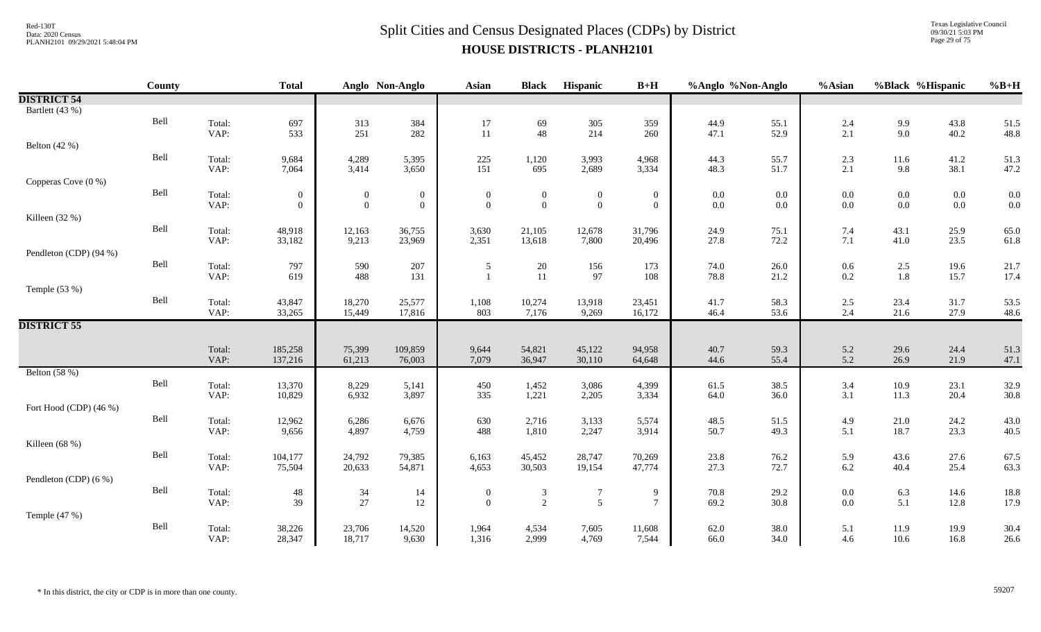# Split Cities and Census Designated Places (CDPs) by District

## HOUSE DISTRICTS - PLANH2101

| | County | | Total | Anglo | Non-Anglo | Asian | Black | Hispanic | B+H | %Anglo | %Non-Anglo | %Asian | %Black | %Hispanic | %B+H |
|---|---|---|---|---|---|---|---|---|---|---|---|---|---|---|---|
| **DISTRICT 54** | | | | | | | | | | | | | | | |
| Bartlett (43 %) | | | | | | | | | | | | | | | |
| | Bell | Total: | 697 | 313 | 384 | 17 | 69 | 305 | 359 | 44.9 | 55.1 | 2.4 | 9.9 | 43.8 | 51.5 |
| | | VAP: | 533 | 251 | 282 | 11 | 48 | 214 | 260 | 47.1 | 52.9 | 2.1 | 9.0 | 40.2 | 48.8 |
| Belton (42 %) | | | | | | | | | | | | | | | |
| | Bell | Total: | 9,684 | 4,289 | 5,395 | 225 | 1,120 | 3,993 | 4,968 | 44.3 | 55.7 | 2.3 | 11.6 | 41.2 | 51.3 |
| | | VAP: | 7,064 | 3,414 | 3,650 | 151 | 695 | 2,689 | 3,334 | 48.3 | 51.7 | 2.1 | 9.8 | 38.1 | 47.2 |
| Copperas Cove (0 %) | | | | | | | | | | | | | | | |
| | Bell | Total: | 0 | 0 | 0 | 0 | 0 | 0 | 0 | 0.0 | 0.0 | 0.0 | 0.0 | 0.0 | 0.0 |
| | | VAP: | 0 | 0 | 0 | 0 | 0 | 0 | 0 | 0.0 | 0.0 | 0.0 | 0.0 | 0.0 | 0.0 |
| Killeen (32 %) | | | | | | | | | | | | | | | |
| | Bell | Total: | 48,918 | 12,163 | 36,755 | 3,630 | 21,105 | 12,678 | 31,796 | 24.9 | 75.1 | 7.4 | 43.1 | 25.9 | 65.0 |
| | | VAP: | 33,182 | 9,213 | 23,969 | 2,351 | 13,618 | 7,800 | 20,496 | 27.8 | 72.2 | 7.1 | 41.0 | 23.5 | 61.8 |
| Pendleton (CDP) (94 %) | | | | | | | | | | | | | | | |
| | Bell | Total: | 797 | 590 | 207 | 5 | 20 | 156 | 173 | 74.0 | 26.0 | 0.6 | 2.5 | 19.6 | 21.7 |
| | | VAP: | 619 | 488 | 131 | 1 | 11 | 97 | 108 | 78.8 | 21.2 | 0.2 | 1.8 | 15.7 | 17.4 |
| Temple (53 %) | | | | | | | | | | | | | | | |
| | Bell | Total: | 43,847 | 18,270 | 25,577 | 1,108 | 10,274 | 13,918 | 23,451 | 41.7 | 58.3 | 2.5 | 23.4 | 31.7 | 53.5 |
| | | VAP: | 33,265 | 15,449 | 17,816 | 803 | 7,176 | 9,269 | 16,172 | 46.4 | 53.6 | 2.4 | 21.6 | 27.9 | 48.6 |
| **DISTRICT 55** | | | | | | | | | | | | | | | |
| | | Total: | 185,258 | 75,399 | 109,859 | 9,644 | 54,821 | 45,122 | 94,958 | 40.7 | 59.3 | 5.2 | 29.6 | 24.4 | 51.3 |
| | | VAP: | 137,216 | 61,213 | 76,003 | 7,079 | 36,947 | 30,110 | 64,648 | 44.6 | 55.4 | 5.2 | 26.9 | 21.9 | 47.1 |
| Belton (58 %) | | | | | | | | | | | | | | | |
| | Bell | Total: | 13,370 | 8,229 | 5,141 | 450 | 1,452 | 3,086 | 4,399 | 61.5 | 38.5 | 3.4 | 10.9 | 23.1 | 32.9 |
| | | VAP: | 10,829 | 6,932 | 3,897 | 335 | 1,221 | 2,205 | 3,334 | 64.0 | 36.0 | 3.1 | 11.3 | 20.4 | 30.8 |
| Fort Hood (CDP) (46 %) | | | | | | | | | | | | | | | |
| | Bell | Total: | 12,962 | 6,286 | 6,676 | 630 | 2,716 | 3,133 | 5,574 | 48.5 | 51.5 | 4.9 | 21.0 | 24.2 | 43.0 |
| | | VAP: | 9,656 | 4,897 | 4,759 | 488 | 1,810 | 2,247 | 3,914 | 50.7 | 49.3 | 5.1 | 18.7 | 23.3 | 40.5 |
| Killeen (68 %) | | | | | | | | | | | | | | | |
| | Bell | Total: | 104,177 | 24,792 | 79,385 | 6,163 | 45,452 | 28,747 | 70,269 | 23.8 | 76.2 | 5.9 | 43.6 | 27.6 | 67.5 |
| | | VAP: | 75,504 | 20,633 | 54,871 | 4,653 | 30,503 | 19,154 | 47,774 | 27.3 | 72.7 | 6.2 | 40.4 | 25.4 | 63.3 |
| Pendleton (CDP) (6 %) | | | | | | | | | | | | | | | |
| | Bell | Total: | 48 | 34 | 14 | 0 | 3 | 7 | 9 | 70.8 | 29.2 | 0.0 | 6.3 | 14.6 | 18.8 |
| | | VAP: | 39 | 27 | 12 | 0 | 2 | 5 | 7 | 69.2 | 30.8 | 0.0 | 5.1 | 12.8 | 17.9 |
| Temple (47 %) | | | | | | | | | | | | | | | |
| | Bell | Total: | 38,226 | 23,706 | 14,520 | 1,964 | 4,534 | 7,605 | 11,608 | 62.0 | 38.0 | 5.1 | 11.9 | 19.9 | 30.4 |
| | | VAP: | 28,347 | 18,717 | 9,630 | 1,316 | 2,999 | 4,769 | 7,544 | 66.0 | 34.0 | 4.6 | 10.6 | 16.8 | 26.6 |

* In this district, the city or CDP is in more than one county.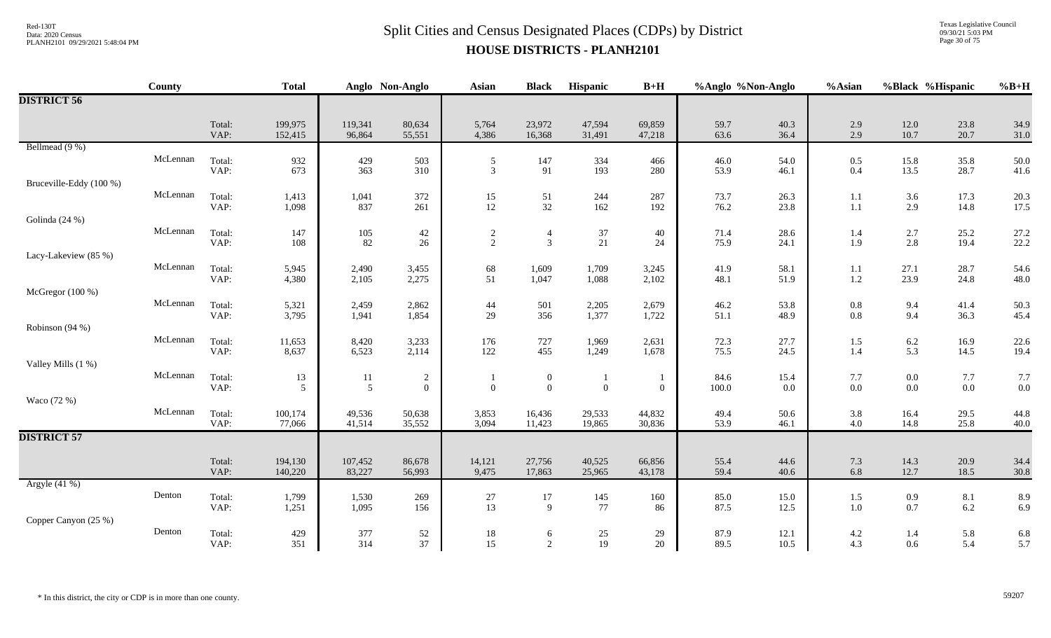# Split Cities and Census Designated Places (CDPs) by District

## HOUSE DISTRICTS - PLANH2101

| | County | | Total | Anglo | Non-Anglo | Asian | Black | Hispanic | B+H | %Anglo | %Non-Anglo | %Asian | %Black | %Hispanic | %B+H |
|---|---|---|---|---|---|---|---|---|---|---|---|---|---|---|---|
| **DISTRICT 56** | | | | | | | | | | | | | | | |
| | | Total: | 199,975 | 119,341 | 80,634 | 5,764 | 23,972 | 47,594 | 69,859 | 59.7 | 40.3 | 2.9 | 12.0 | 23.8 | 34.9 |
| | | VAP: | 152,415 | 96,864 | 55,551 | 4,386 | 16,368 | 31,491 | 47,218 | 63.6 | 36.4 | 2.9 | 10.7 | 20.7 | 31.0 |
| Bellmead (9 %) | McLennan | Total: | 932 | 429 | 503 | 5 | 147 | 334 | 466 | 46.0 | 54.0 | 0.5 | 15.8 | 35.8 | 50.0 |
| | | VAP: | 673 | 363 | 310 | 3 | 91 | 193 | 280 | 53.9 | 46.1 | 0.4 | 13.5 | 28.7 | 41.6 |
| Bruceville-Eddy (100 %) | McLennan | Total: | 1,413 | 1,041 | 372 | 15 | 51 | 244 | 287 | 73.7 | 26.3 | 1.1 | 3.6 | 17.3 | 20.3 |
| | | VAP: | 1,098 | 837 | 261 | 12 | 32 | 162 | 192 | 76.2 | 23.8 | 1.1 | 2.9 | 14.8 | 17.5 |
| Golinda (24 %) | McLennan | Total: | 147 | 105 | 42 | 2 | 4 | 37 | 40 | 71.4 | 28.6 | 1.4 | 2.7 | 25.2 | 27.2 |
| | | VAP: | 108 | 82 | 26 | 2 | 3 | 21 | 24 | 75.9 | 24.1 | 1.9 | 2.8 | 19.4 | 22.2 |
| Lacy-Lakeview (85 %) | McLennan | Total: | 5,945 | 2,490 | 3,455 | 68 | 1,609 | 1,709 | 3,245 | 41.9 | 58.1 | 1.1 | 27.1 | 28.7 | 54.6 |
| | | VAP: | 4,380 | 2,105 | 2,275 | 51 | 1,047 | 1,088 | 2,102 | 48.1 | 51.9 | 1.2 | 23.9 | 24.8 | 48.0 |
| McGregor (100 %) | McLennan | Total: | 5,321 | 2,459 | 2,862 | 44 | 501 | 2,205 | 2,679 | 46.2 | 53.8 | 0.8 | 9.4 | 41.4 | 50.3 |
| | | VAP: | 3,795 | 1,941 | 1,854 | 29 | 356 | 1,377 | 1,722 | 51.1 | 48.9 | 0.8 | 9.4 | 36.3 | 45.4 |
| Robinson (94 %) | McLennan | Total: | 11,653 | 8,420 | 3,233 | 176 | 727 | 1,969 | 2,631 | 72.3 | 27.7 | 1.5 | 6.2 | 16.9 | 22.6 |
| | | VAP: | 8,637 | 6,523 | 2,114 | 122 | 455 | 1,249 | 1,678 | 75.5 | 24.5 | 1.4 | 5.3 | 14.5 | 19.4 |
| Valley Mills (1 %) | McLennan | Total: | 13 | 11 | 2 | 1 | 0 | 1 | 1 | 84.6 | 15.4 | 7.7 | 0.0 | 7.7 | 7.7 |
| | | VAP: | 5 | 5 | 0 | 0 | 0 | 0 | 0 | 100.0 | 0.0 | 0.0 | 0.0 | 0.0 | 0.0 |
| Waco (72 %) | McLennan | Total: | 100,174 | 49,536 | 50,638 | 3,853 | 16,436 | 29,533 | 44,832 | 49.4 | 50.6 | 3.8 | 16.4 | 29.5 | 44.8 |
| | | VAP: | 77,066 | 41,514 | 35,552 | 3,094 | 11,423 | 19,865 | 30,836 | 53.9 | 46.1 | 4.0 | 14.8 | 25.8 | 40.0 |
| **DISTRICT 57** | | | | | | | | | | | | | | | |
| | | Total: | 194,130 | 107,452 | 86,678 | 14,121 | 27,756 | 40,525 | 66,856 | 55.4 | 44.6 | 7.3 | 14.3 | 20.9 | 34.4 |
| | | VAP: | 140,220 | 83,227 | 56,993 | 9,475 | 17,863 | 25,965 | 43,178 | 59.4 | 40.6 | 6.8 | 12.7 | 18.5 | 30.8 |
| Argyle (41 %) | Denton | Total: | 1,799 | 1,530 | 269 | 27 | 17 | 145 | 160 | 85.0 | 15.0 | 1.5 | 0.9 | 8.1 | 8.9 |
| | | VAP: | 1,251 | 1,095 | 156 | 13 | 9 | 77 | 86 | 87.5 | 12.5 | 1.0 | 0.7 | 6.2 | 6.9 |
| Copper Canyon (25 %) | Denton | Total: | 429 | 377 | 52 | 18 | 6 | 25 | 29 | 87.9 | 12.1 | 4.2 | 1.4 | 5.8 | 6.8 |
| | | VAP: | 351 | 314 | 37 | 15 | 2 | 19 | 20 | 89.5 | 10.5 | 4.3 | 0.6 | 5.4 | 5.7 |

\* In this district, the city or CDP is in more than one county.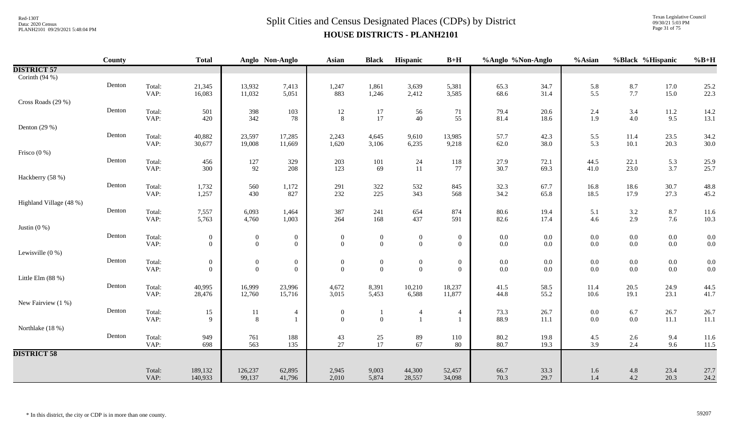# Split Cities and Census Designated Places (CDPs) by District

## HOUSE DISTRICTS - PLANH2101

| | County | | Total | Anglo | Non-Anglo | Asian | Black | Hispanic | B+H | %Anglo | %Non-Anglo | %Asian | %Black | %Hispanic | %B+H |
|---|---|---|---|---|---|---|---|---|---|---|---|---|---|---|---|
| **DISTRICT 57** | | | | | | | | | | | | | | | |
| Corinth (94 %) | | | | | | | | | | | | | | | |
| | Denton | Total: | 21,345 | 13,932 | 7,413 | 1,247 | 1,861 | 3,639 | 5,381 | 65.3 | 34.7 | 5.8 | 8.7 | 17.0 | 25.2 |
| | | VAP: | 16,083 | 11,032 | 5,051 | 883 | 1,246 | 2,412 | 3,585 | 68.6 | 31.4 | 5.5 | 7.7 | 15.0 | 22.3 |
| Cross Roads (29 %) | | | | | | | | | | | | | | | |
| | Denton | Total: | 501 | 398 | 103 | 12 | 17 | 56 | 71 | 79.4 | 20.6 | 2.4 | 3.4 | 11.2 | 14.2 |
| | | VAP: | 420 | 342 | 78 | 8 | 17 | 40 | 55 | 81.4 | 18.6 | 1.9 | 4.0 | 9.5 | 13.1 |
| Denton (29 %) | | | | | | | | | | | | | | | |
| | Denton | Total: | 40,882 | 23,597 | 17,285 | 2,243 | 4,645 | 9,610 | 13,985 | 57.7 | 42.3 | 5.5 | 11.4 | 23.5 | 34.2 |
| | | VAP: | 30,677 | 19,008 | 11,669 | 1,620 | 3,106 | 6,235 | 9,218 | 62.0 | 38.0 | 5.3 | 10.1 | 20.3 | 30.0 |
| Frisco (0 %) | | | | | | | | | | | | | | | |
| | Denton | Total: | 456 | 127 | 329 | 203 | 101 | 24 | 118 | 27.9 | 72.1 | 44.5 | 22.1 | 5.3 | 25.9 |
| | | VAP: | 300 | 92 | 208 | 123 | 69 | 11 | 77 | 30.7 | 69.3 | 41.0 | 23.0 | 3.7 | 25.7 |
| Hackberry (58 %) | | | | | | | | | | | | | | | |
| | Denton | Total: | 1,732 | 560 | 1,172 | 291 | 322 | 532 | 845 | 32.3 | 67.7 | 16.8 | 18.6 | 30.7 | 48.8 |
| | | VAP: | 1,257 | 430 | 827 | 232 | 225 | 343 | 568 | 34.2 | 65.8 | 18.5 | 17.9 | 27.3 | 45.2 |
| Highland Village (48 %) | | | | | | | | | | | | | | | |
| | Denton | Total: | 7,557 | 6,093 | 1,464 | 387 | 241 | 654 | 874 | 80.6 | 19.4 | 5.1 | 3.2 | 8.7 | 11.6 |
| | | VAP: | 5,763 | 4,760 | 1,003 | 264 | 168 | 437 | 591 | 82.6 | 17.4 | 4.6 | 2.9 | 7.6 | 10.3 |
| Justin (0 %) | | | | | | | | | | | | | | | |
| | Denton | Total: | 0 | 0 | 0 | 0 | 0 | 0 | 0 | 0.0 | 0.0 | 0.0 | 0.0 | 0.0 | 0.0 |
| | | VAP: | 0 | 0 | 0 | 0 | 0 | 0 | 0 | 0.0 | 0.0 | 0.0 | 0.0 | 0.0 | 0.0 |
| Lewisville (0 %) | | | | | | | | | | | | | | | |
| | Denton | Total: | 0 | 0 | 0 | 0 | 0 | 0 | 0 | 0.0 | 0.0 | 0.0 | 0.0 | 0.0 | 0.0 |
| | | VAP: | 0 | 0 | 0 | 0 | 0 | 0 | 0 | 0.0 | 0.0 | 0.0 | 0.0 | 0.0 | 0.0 |
| Little Elm (88 %) | | | | | | | | | | | | | | | |
| | Denton | Total: | 40,995 | 16,999 | 23,996 | 4,672 | 8,391 | 10,210 | 18,237 | 41.5 | 58.5 | 11.4 | 20.5 | 24.9 | 44.5 |
| | | VAP: | 28,476 | 12,760 | 15,716 | 3,015 | 5,453 | 6,588 | 11,877 | 44.8 | 55.2 | 10.6 | 19.1 | 23.1 | 41.7 |
| New Fairview (1 %) | | | | | | | | | | | | | | | |
| | Denton | Total: | 15 | 11 | 4 | 0 | 1 | 4 | 4 | 73.3 | 26.7 | 0.0 | 6.7 | 26.7 | 26.7 |
| | | VAP: | 9 | 8 | 1 | 0 | 0 | 1 | 1 | 88.9 | 11.1 | 0.0 | 0.0 | 11.1 | 11.1 |
| Northlake (18 %) | | | | | | | | | | | | | | | |
| | Denton | Total: | 949 | 761 | 188 | 43 | 25 | 89 | 110 | 80.2 | 19.8 | 4.5 | 2.6 | 9.4 | 11.6 |
| | | VAP: | 698 | 563 | 135 | 27 | 17 | 67 | 80 | 80.7 | 19.3 | 3.9 | 2.4 | 9.6 | 11.5 |
| **DISTRICT 58** | | | | | | | | | | | | | | | |
| | | Total: | 189,132 | 126,237 | 62,895 | 2,945 | 9,003 | 44,300 | 52,457 | 66.7 | 33.3 | 1.6 | 4.8 | 23.4 | 27.7 |
| | | VAP: | 140,933 | 99,137 | 41,796 | 2,010 | 5,874 | 28,557 | 34,098 | 70.3 | 29.7 | 1.4 | 4.2 | 20.3 | 24.2 |

\* In this district, the city or CDP is in more than one county.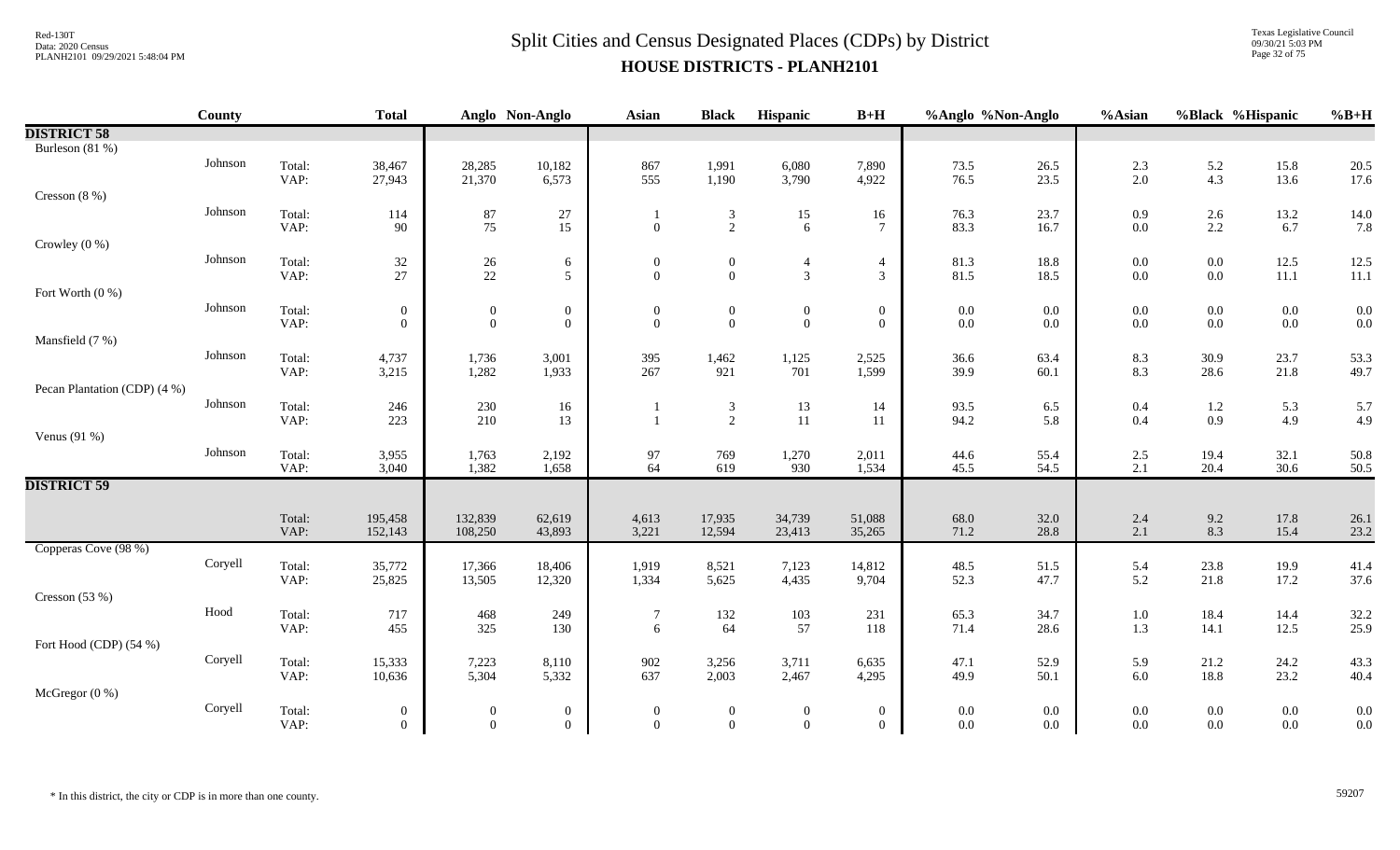# Split Cities and Census Designated Places (CDPs) by District

## HOUSE DISTRICTS - PLANH2101

| | County | | Total | Anglo | Non-Anglo | Asian | Black | Hispanic | B+H | %Anglo | %Non-Anglo | %Asian | %Black | %Hispanic | %B+H |
|---|---|---|---|---|---|---|---|---|---|---|---|---|---|---|---|
| **DISTRICT 58** | | | | | | | | | | | | | | | |
| Burleson (81 %) | | | | | | | | | | | | | | | |
| | Johnson | Total: | 38,467 | 28,285 | 10,182 | 867 | 1,991 | 6,080 | 7,890 | 73.5 | 26.5 | 2.3 | 5.2 | 15.8 | 20.5 |
| | | VAP: | 27,943 | 21,370 | 6,573 | 555 | 1,190 | 3,790 | 4,922 | 76.5 | 23.5 | 2.0 | 4.3 | 13.6 | 17.6 |
| Cresson (8 %) | | | | | | | | | | | | | | | |
| | Johnson | Total: | 114 | 87 | 27 | 1 | 3 | 15 | 16 | 76.3 | 23.7 | 0.9 | 2.6 | 13.2 | 14.0 |
| | | VAP: | 90 | 75 | 15 | 0 | 2 | 6 | 7 | 83.3 | 16.7 | 0.0 | 2.2 | 6.7 | 7.8 |
| Crowley (0 %) | | | | | | | | | | | | | | | |
| | Johnson | Total: | 32 | 26 | 6 | 0 | 0 | 4 | 4 | 81.3 | 18.8 | 0.0 | 0.0 | 12.5 | 12.5 |
| | | VAP: | 27 | 22 | 5 | 0 | 0 | 3 | 3 | 81.5 | 18.5 | 0.0 | 0.0 | 11.1 | 11.1 |
| Fort Worth (0 %) | | | | | | | | | | | | | | | |
| | Johnson | Total: | 0 | 0 | 0 | 0 | 0 | 0 | 0 | 0.0 | 0.0 | 0.0 | 0.0 | 0.0 | 0.0 |
| | | VAP: | 0 | 0 | 0 | 0 | 0 | 0 | 0 | 0.0 | 0.0 | 0.0 | 0.0 | 0.0 | 0.0 |
| Mansfield (7 %) | | | | | | | | | | | | | | | |
| | Johnson | Total: | 4,737 | 1,736 | 3,001 | 395 | 1,462 | 1,125 | 2,525 | 36.6 | 63.4 | 8.3 | 30.9 | 23.7 | 53.3 |
| | | VAP: | 3,215 | 1,282 | 1,933 | 267 | 921 | 701 | 1,599 | 39.9 | 60.1 | 8.3 | 28.6 | 21.8 | 49.7 |
| Pecan Plantation (CDP) (4 %) | | | | | | | | | | | | | | | |
| | Johnson | Total: | 246 | 230 | 16 | 1 | 3 | 13 | 14 | 93.5 | 6.5 | 0.4 | 1.2 | 5.3 | 5.7 |
| | | VAP: | 223 | 210 | 13 | 1 | 2 | 11 | 11 | 94.2 | 5.8 | 0.4 | 0.9 | 4.9 | 4.9 |
| Venus (91 %) | | | | | | | | | | | | | | | |
| | Johnson | Total: | 3,955 | 1,763 | 2,192 | 97 | 769 | 1,270 | 2,011 | 44.6 | 55.4 | 2.5 | 19.4 | 32.1 | 50.8 |
| | | VAP: | 3,040 | 1,382 | 1,658 | 64 | 619 | 930 | 1,534 | 45.5 | 54.5 | 2.1 | 20.4 | 30.6 | 50.5 |
| **DISTRICT 59** | | | | | | | | | | | | | | | |
| | | Total: | 195,458 | 132,839 | 62,619 | 4,613 | 17,935 | 34,739 | 51,088 | 68.0 | 32.0 | 2.4 | 9.2 | 17.8 | 26.1 |
| | | VAP: | 152,143 | 108,250 | 43,893 | 3,221 | 12,594 | 23,413 | 35,265 | 71.2 | 28.8 | 2.1 | 8.3 | 15.4 | 23.2 |
| Copperas Cove (98 %) | | | | | | | | | | | | | | | |
| | Coryell | Total: | 35,772 | 17,366 | 18,406 | 1,919 | 8,521 | 7,123 | 14,812 | 48.5 | 51.5 | 5.4 | 23.8 | 19.9 | 41.4 |
| | | VAP: | 25,825 | 13,505 | 12,320 | 1,334 | 5,625 | 4,435 | 9,704 | 52.3 | 47.7 | 5.2 | 21.8 | 17.2 | 37.6 |
| Cresson (53 %) | | | | | | | | | | | | | | | |
| | Hood | Total: | 717 | 468 | 249 | 7 | 132 | 103 | 231 | 65.3 | 34.7 | 1.0 | 18.4 | 14.4 | 32.2 |
| | | VAP: | 455 | 325 | 130 | 6 | 64 | 57 | 118 | 71.4 | 28.6 | 1.3 | 14.1 | 12.5 | 25.9 |
| Fort Hood (CDP) (54 %) | | | | | | | | | | | | | | | |
| | Coryell | Total: | 15,333 | 7,223 | 8,110 | 902 | 3,256 | 3,711 | 6,635 | 47.1 | 52.9 | 5.9 | 21.2 | 24.2 | 43.3 |
| | | VAP: | 10,636 | 5,304 | 5,332 | 637 | 2,003 | 2,467 | 4,295 | 49.9 | 50.1 | 6.0 | 18.8 | 23.2 | 40.4 |
| McGregor (0 %) | | | | | | | | | | | | | | | |
| | Coryell | Total: | 0 | 0 | 0 | 0 | 0 | 0 | 0 | 0.0 | 0.0 | 0.0 | 0.0 | 0.0 | 0.0 |
| | | VAP: | 0 | 0 | 0 | 0 | 0 | 0 | 0 | 0.0 | 0.0 | 0.0 | 0.0 | 0.0 | 0.0 |

\* In this district, the city or CDP is in more than one county.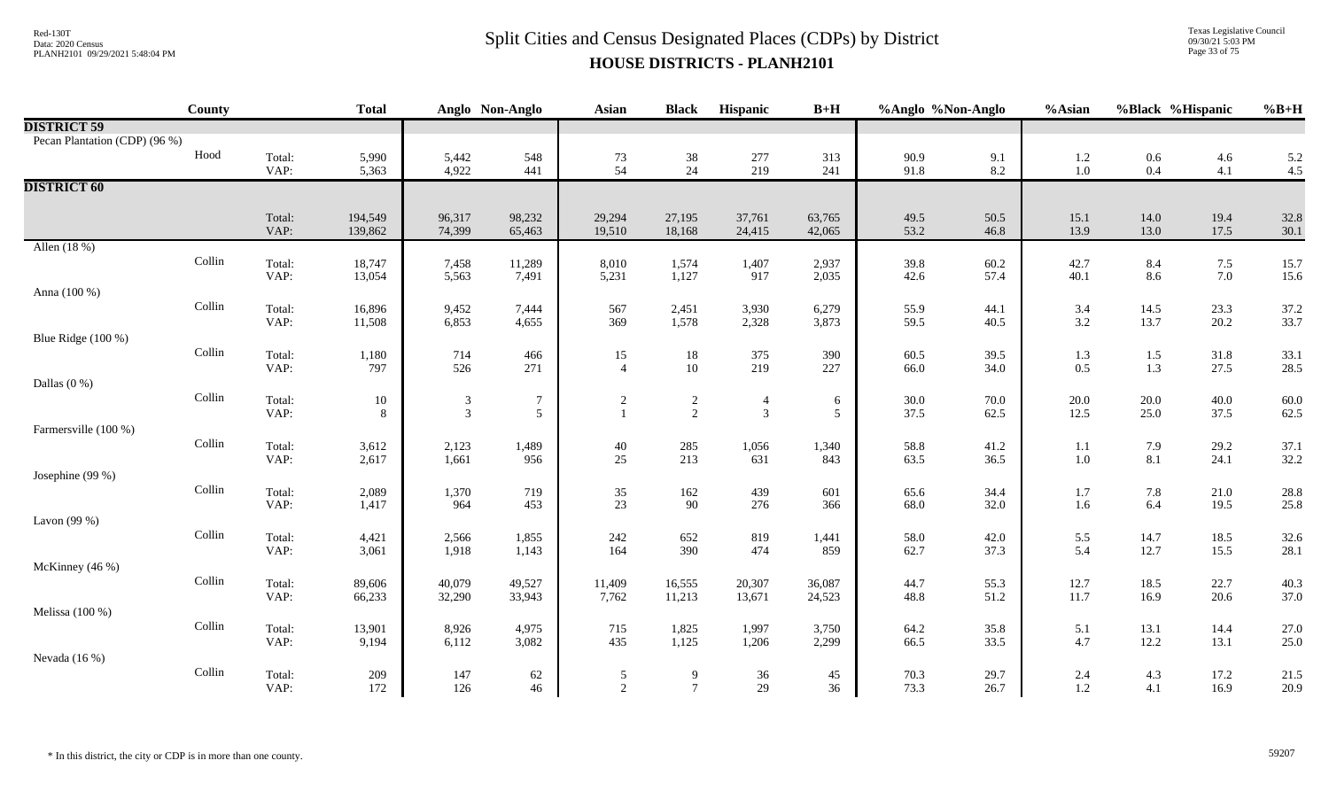# Split Cities and Census Designated Places (CDPs) by District

## HOUSE DISTRICTS - PLANH2101

| | County | | Total | Anglo | Non-Anglo | Asian | Black | Hispanic | B+H | %Anglo | %Non-Anglo | %Asian | %Black | %Hispanic | %B+H |
|---|---|---|---|---|---|---|---|---|---|---|---|---|---|---|---|
| **DISTRICT 59** | | | | | | | | | | | | | | | |
| Pecan Plantation (CDP) (96 %) | | | | | | | | | | | | | | | |
| | Hood | Total: | 5,990 | 5,442 | 548 | 73 | 38 | 277 | 313 | 90.9 | 9.1 | 1.2 | 0.6 | 4.6 | 5.2 |
| | | VAP: | 5,363 | 4,922 | 441 | 54 | 24 | 219 | 241 | 91.8 | 8.2 | 1.0 | 0.4 | 4.1 | 4.5 |
| **DISTRICT 60** | | | | | | | | | | | | | | | |
| | | Total: | 194,549 | 96,317 | 98,232 | 29,294 | 27,195 | 37,761 | 63,765 | 49.5 | 50.5 | 15.1 | 14.0 | 19.4 | 32.8 |
| | | VAP: | 139,862 | 74,399 | 65,463 | 19,510 | 18,168 | 24,415 | 42,065 | 53.2 | 46.8 | 13.9 | 13.0 | 17.5 | 30.1 |
| Allen (18 %) | | | | | | | | | | | | | | | |
| | Collin | Total: | 18,747 | 7,458 | 11,289 | 8,010 | 1,574 | 1,407 | 2,937 | 39.8 | 60.2 | 42.7 | 8.4 | 7.5 | 15.7 |
| | | VAP: | 13,054 | 5,563 | 7,491 | 5,231 | 1,127 | 917 | 2,035 | 42.6 | 57.4 | 40.1 | 8.6 | 7.0 | 15.6 |
| Anna (100 %) | | | | | | | | | | | | | | | |
| | Collin | Total: | 16,896 | 9,452 | 7,444 | 567 | 2,451 | 3,930 | 6,279 | 55.9 | 44.1 | 3.4 | 14.5 | 23.3 | 37.2 |
| | | VAP: | 11,508 | 6,853 | 4,655 | 369 | 1,578 | 2,328 | 3,873 | 59.5 | 40.5 | 3.2 | 13.7 | 20.2 | 33.7 |
| Blue Ridge (100 %) | | | | | | | | | | | | | | | |
| | Collin | Total: | 1,180 | 714 | 466 | 15 | 18 | 375 | 390 | 60.5 | 39.5 | 1.3 | 1.5 | 31.8 | 33.1 |
| | | VAP: | 797 | 526 | 271 | 4 | 10 | 219 | 227 | 66.0 | 34.0 | 0.5 | 1.3 | 27.5 | 28.5 |
| Dallas (0 %) | | | | | | | | | | | | | | | |
| | Collin | Total: | 10 | 3 | 7 | 2 | 2 | 4 | 6 | 30.0 | 70.0 | 20.0 | 20.0 | 40.0 | 60.0 |
| | | VAP: | 8 | 3 | 5 | 1 | 2 | 3 | 5 | 37.5 | 62.5 | 12.5 | 25.0 | 37.5 | 62.5 |
| Farmersville (100 %) | | | | | | | | | | | | | | | |
| | Collin | Total: | 3,612 | 2,123 | 1,489 | 40 | 285 | 1,056 | 1,340 | 58.8 | 41.2 | 1.1 | 7.9 | 29.2 | 37.1 |
| | | VAP: | 2,617 | 1,661 | 956 | 25 | 213 | 631 | 843 | 63.5 | 36.5 | 1.0 | 8.1 | 24.1 | 32.2 |
| Josephine (99 %) | | | | | | | | | | | | | | | |
| | Collin | Total: | 2,089 | 1,370 | 719 | 35 | 162 | 439 | 601 | 65.6 | 34.4 | 1.7 | 7.8 | 21.0 | 28.8 |
| | | VAP: | 1,417 | 964 | 453 | 23 | 90 | 276 | 366 | 68.0 | 32.0 | 1.6 | 6.4 | 19.5 | 25.8 |
| Lavon (99 %) | | | | | | | | | | | | | | | |
| | Collin | Total: | 4,421 | 2,566 | 1,855 | 242 | 652 | 819 | 1,441 | 58.0 | 42.0 | 5.5 | 14.7 | 18.5 | 32.6 |
| | | VAP: | 3,061 | 1,918 | 1,143 | 164 | 390 | 474 | 859 | 62.7 | 37.3 | 5.4 | 12.7 | 15.5 | 28.1 |
| McKinney (46 %) | | | | | | | | | | | | | | | |
| | Collin | Total: | 89,606 | 40,079 | 49,527 | 11,409 | 16,555 | 20,307 | 36,087 | 44.7 | 55.3 | 12.7 | 18.5 | 22.7 | 40.3 |
| | | VAP: | 66,233 | 32,290 | 33,943 | 7,762 | 11,213 | 13,671 | 24,523 | 48.8 | 51.2 | 11.7 | 16.9 | 20.6 | 37.0 |
| Melissa (100 %) | | | | | | | | | | | | | | | |
| | Collin | Total: | 13,901 | 8,926 | 4,975 | 715 | 1,825 | 1,997 | 3,750 | 64.2 | 35.8 | 5.1 | 13.1 | 14.4 | 27.0 |
| | | VAP: | 9,194 | 6,112 | 3,082 | 435 | 1,125 | 1,206 | 2,299 | 66.5 | 33.5 | 4.7 | 12.2 | 13.1 | 25.0 |
| Nevada (16 %) | | | | | | | | | | | | | | | |
| | Collin | Total: | 209 | 147 | 62 | 5 | 9 | 36 | 45 | 70.3 | 29.7 | 2.4 | 4.3 | 17.2 | 21.5 |
| | | VAP: | 172 | 126 | 46 | 2 | 7 | 29 | 36 | 73.3 | 26.7 | 1.2 | 4.1 | 16.9 | 20.9 |

\* In this district, the city or CDP is in more than one county.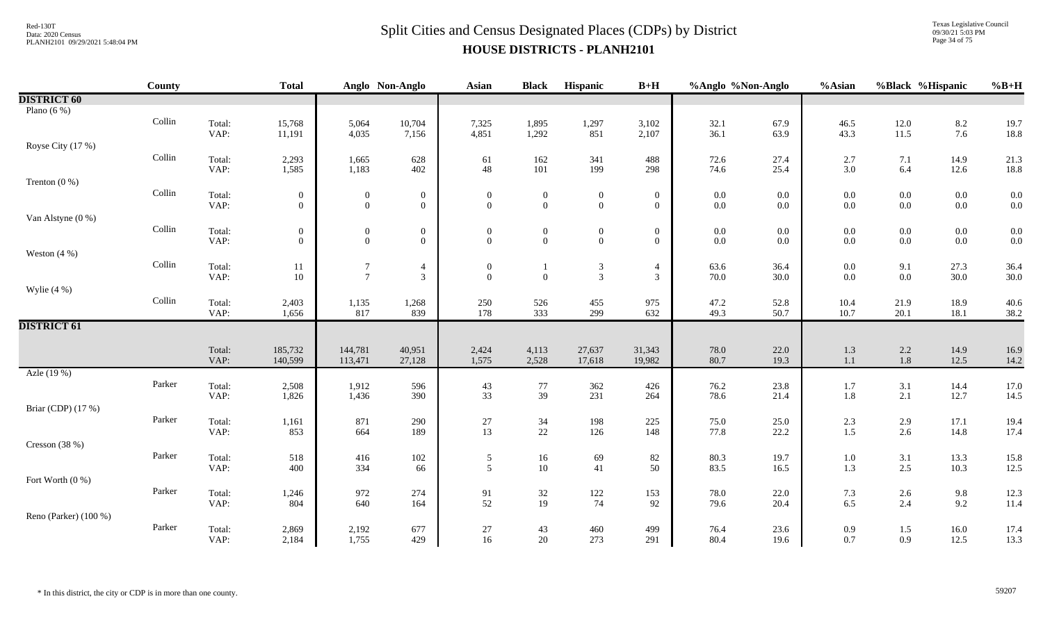# Split Cities and Census Designated Places (CDPs) by District

## HOUSE DISTRICTS - PLANH2101

| | County | | Total | Anglo | Non-Anglo | Asian | Black | Hispanic | B+H | %Anglo | %Non-Anglo | %Asian | %Black | %Hispanic | %B+H |
|---|---|---|---|---|---|---|---|---|---|---|---|---|---|---|---|
| **DISTRICT 60** | | | | | | | | | | | | | | | |
| Plano (6 %) | | | | | | | | | | | | | | | |
| | Collin | Total: | 15,768 | 5,064 | 10,704 | 7,325 | 1,895 | 1,297 | 3,102 | 32.1 | 67.9 | 46.5 | 12.0 | 8.2 | 19.7 |
| | | VAP: | 11,191 | 4,035 | 7,156 | 4,851 | 1,292 | 851 | 2,107 | 36.1 | 63.9 | 43.3 | 11.5 | 7.6 | 18.8 |
| Royse City (17 %) | | | | | | | | | | | | | | | |
| | Collin | Total: | 2,293 | 1,665 | 628 | 61 | 162 | 341 | 488 | 72.6 | 27.4 | 2.7 | 7.1 | 14.9 | 21.3 |
| | | VAP: | 1,585 | 1,183 | 402 | 48 | 101 | 199 | 298 | 74.6 | 25.4 | 3.0 | 6.4 | 12.6 | 18.8 |
| Trenton (0 %) | | | | | | | | | | | | | | | |
| | Collin | Total: | 0 | 0 | 0 | 0 | 0 | 0 | 0 | 0.0 | 0.0 | 0.0 | 0.0 | 0.0 | 0.0 |
| | | VAP: | 0 | 0 | 0 | 0 | 0 | 0 | 0 | 0.0 | 0.0 | 0.0 | 0.0 | 0.0 | 0.0 |
| Van Alstyne (0 %) | | | | | | | | | | | | | | | |
| | Collin | Total: | 0 | 0 | 0 | 0 | 0 | 0 | 0 | 0.0 | 0.0 | 0.0 | 0.0 | 0.0 | 0.0 |
| | | VAP: | 0 | 0 | 0 | 0 | 0 | 0 | 0 | 0.0 | 0.0 | 0.0 | 0.0 | 0.0 | 0.0 |
| Weston (4 %) | | | | | | | | | | | | | | | |
| | Collin | Total: | 11 | 7 | 4 | 0 | 1 | 3 | 4 | 63.6 | 36.4 | 0.0 | 9.1 | 27.3 | 36.4 |
| | | VAP: | 10 | 7 | 3 | 0 | 0 | 3 | 3 | 70.0 | 30.0 | 0.0 | 0.0 | 30.0 | 30.0 |
| Wylie (4 %) | | | | | | | | | | | | | | | |
| | Collin | Total: | 2,403 | 1,135 | 1,268 | 250 | 526 | 455 | 975 | 47.2 | 52.8 | 10.4 | 21.9 | 18.9 | 40.6 |
| | | VAP: | 1,656 | 817 | 839 | 178 | 333 | 299 | 632 | 49.3 | 50.7 | 10.7 | 20.1 | 18.1 | 38.2 |
| **DISTRICT 61** | | | | | | | | | | | | | | | |
| | | Total: | 185,732 | 144,781 | 40,951 | 2,424 | 4,113 | 27,637 | 31,343 | 78.0 | 22.0 | 1.3 | 2.2 | 14.9 | 16.9 |
| | | VAP: | 140,599 | 113,471 | 27,128 | 1,575 | 2,528 | 17,618 | 19,982 | 80.7 | 19.3 | 1.1 | 1.8 | 12.5 | 14.2 |
| Azle (19 %) | | | | | | | | | | | | | | | |
| | Parker | Total: | 2,508 | 1,912 | 596 | 43 | 77 | 362 | 426 | 76.2 | 23.8 | 1.7 | 3.1 | 14.4 | 17.0 |
| | | VAP: | 1,826 | 1,436 | 390 | 33 | 39 | 231 | 264 | 78.6 | 21.4 | 1.8 | 2.1 | 12.7 | 14.5 |
| Briar (CDP) (17 %) | | | | | | | | | | | | | | | |
| | Parker | Total: | 1,161 | 871 | 290 | 27 | 34 | 198 | 225 | 75.0 | 25.0 | 2.3 | 2.9 | 17.1 | 19.4 |
| | | VAP: | 853 | 664 | 189 | 13 | 22 | 126 | 148 | 77.8 | 22.2 | 1.5 | 2.6 | 14.8 | 17.4 |
| Cresson (38 %) | | | | | | | | | | | | | | | |
| | Parker | Total: | 518 | 416 | 102 | 5 | 16 | 69 | 82 | 80.3 | 19.7 | 1.0 | 3.1 | 13.3 | 15.8 |
| | | VAP: | 400 | 334 | 66 | 5 | 10 | 41 | 50 | 83.5 | 16.5 | 1.3 | 2.5 | 10.3 | 12.5 |
| Fort Worth (0 %) | | | | | | | | | | | | | | | |
| | Parker | Total: | 1,246 | 972 | 274 | 91 | 32 | 122 | 153 | 78.0 | 22.0 | 7.3 | 2.6 | 9.8 | 12.3 |
| | | VAP: | 804 | 640 | 164 | 52 | 19 | 74 | 92 | 79.6 | 20.4 | 6.5 | 2.4 | 9.2 | 11.4 |
| Reno (Parker) (100 %) | | | | | | | | | | | | | | | |
| | Parker | Total: | 2,869 | 2,192 | 677 | 27 | 43 | 460 | 499 | 76.4 | 23.6 | 0.9 | 1.5 | 16.0 | 17.4 |
| | | VAP: | 2,184 | 1,755 | 429 | 16 | 20 | 273 | 291 | 80.4 | 19.6 | 0.7 | 0.9 | 12.5 | 13.3 |

\* In this district, the city or CDP is in more than one county.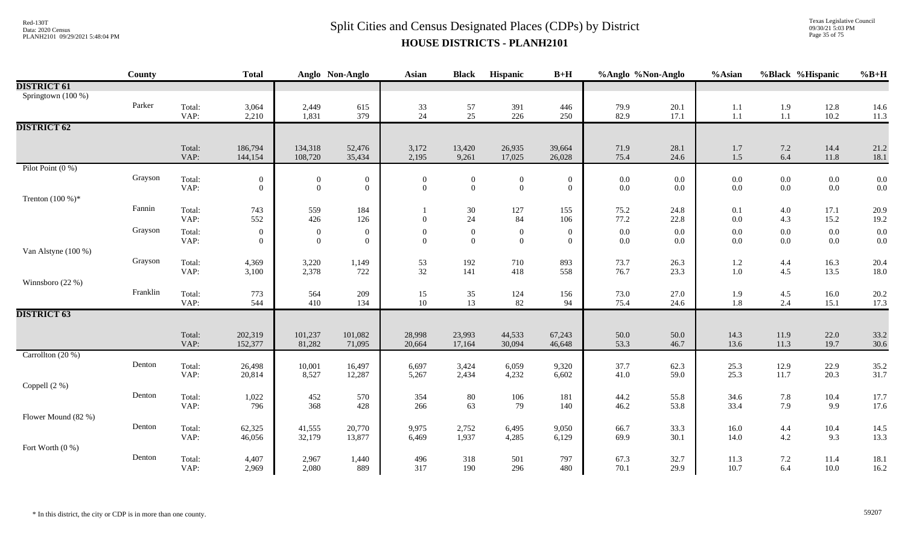# Split Cities and Census Designated Places (CDPs) by District

## HOUSE DISTRICTS - PLANH2101

| | County | | Total | Anglo | Non-Anglo | Asian | Black | Hispanic | B+H | %Anglo | %Non-Anglo | %Asian | %Black | %Hispanic | %B+H |
|---|---|---|---|---|---|---|---|---|---|---|---|---|---|---|---|
| **DISTRICT 61** | | | | | | | | | | | | | | | |
| Springtown (100 %) | | | | | | | | | | | | | | | |
| | Parker | Total: | 3,064 | 2,449 | 615 | 33 | 57 | 391 | 446 | 79.9 | 20.1 | 1.1 | 1.9 | 12.8 | 14.6 |
| | | VAP: | 2,210 | 1,831 | 379 | 24 | 25 | 226 | 250 | 82.9 | 17.1 | 1.1 | 1.1 | 10.2 | 11.3 |
| **DISTRICT 62** | | | | | | | | | | | | | | | |
| | | Total: | 186,794 | 134,318 | 52,476 | 3,172 | 13,420 | 26,935 | 39,664 | 71.9 | 28.1 | 1.7 | 7.2 | 14.4 | 21.2 |
| | | VAP: | 144,154 | 108,720 | 35,434 | 2,195 | 9,261 | 17,025 | 26,028 | 75.4 | 24.6 | 1.5 | 6.4 | 11.8 | 18.1 |
| Pilot Point (0 %) | | | | | | | | | | | | | | | |
| | Grayson | Total: | 0 | 0 | 0 | 0 | 0 | 0 | 0 | 0.0 | 0.0 | 0.0 | 0.0 | 0.0 | 0.0 |
| | | VAP: | 0 | 0 | 0 | 0 | 0 | 0 | 0 | 0.0 | 0.0 | 0.0 | 0.0 | 0.0 | 0.0 |
| Trenton (100 %)* | | | | | | | | | | | | | | | |
| | Fannin | Total: | 743 | 559 | 184 | 1 | 30 | 127 | 155 | 75.2 | 24.8 | 0.1 | 4.0 | 17.1 | 20.9 |
| | | VAP: | 552 | 426 | 126 | 0 | 24 | 84 | 106 | 77.2 | 22.8 | 0.0 | 4.3 | 15.2 | 19.2 |
| | Grayson | Total: | 0 | 0 | 0 | 0 | 0 | 0 | 0 | 0.0 | 0.0 | 0.0 | 0.0 | 0.0 | 0.0 |
| | | VAP: | 0 | 0 | 0 | 0 | 0 | 0 | 0 | 0.0 | 0.0 | 0.0 | 0.0 | 0.0 | 0.0 |
| Van Alstyne (100 %) | | | | | | | | | | | | | | | |
| | Grayson | Total: | 4,369 | 3,220 | 1,149 | 53 | 192 | 710 | 893 | 73.7 | 26.3 | 1.2 | 4.4 | 16.3 | 20.4 |
| | | VAP: | 3,100 | 2,378 | 722 | 32 | 141 | 418 | 558 | 76.7 | 23.3 | 1.0 | 4.5 | 13.5 | 18.0 |
| Winnsboro (22 %) | | | | | | | | | | | | | | | |
| | Franklin | Total: | 773 | 564 | 209 | 15 | 35 | 124 | 156 | 73.0 | 27.0 | 1.9 | 4.5 | 16.0 | 20.2 |
| | | VAP: | 544 | 410 | 134 | 10 | 13 | 82 | 94 | 75.4 | 24.6 | 1.8 | 2.4 | 15.1 | 17.3 |
| **DISTRICT 63** | | | | | | | | | | | | | | | |
| | | Total: | 202,319 | 101,237 | 101,082 | 28,998 | 23,993 | 44,533 | 67,243 | 50.0 | 50.0 | 14.3 | 11.9 | 22.0 | 33.2 |
| | | VAP: | 152,377 | 81,282 | 71,095 | 20,664 | 17,164 | 30,094 | 46,648 | 53.3 | 46.7 | 13.6 | 11.3 | 19.7 | 30.6 |
| Carrollton (20 %) | | | | | | | | | | | | | | | |
| | Denton | Total: | 26,498 | 10,001 | 16,497 | 6,697 | 3,424 | 6,059 | 9,320 | 37.7 | 62.3 | 25.3 | 12.9 | 22.9 | 35.2 |
| | | VAP: | 20,814 | 8,527 | 12,287 | 5,267 | 2,434 | 4,232 | 6,602 | 41.0 | 59.0 | 25.3 | 11.7 | 20.3 | 31.7 |
| Coppell (2 %) | | | | | | | | | | | | | | | |
| | Denton | Total: | 1,022 | 452 | 570 | 354 | 80 | 106 | 181 | 44.2 | 55.8 | 34.6 | 7.8 | 10.4 | 17.7 |
| | | VAP: | 796 | 368 | 428 | 266 | 63 | 79 | 140 | 46.2 | 53.8 | 33.4 | 7.9 | 9.9 | 17.6 |
| Flower Mound (82 %) | | | | | | | | | | | | | | | |
| | Denton | Total: | 62,325 | 41,555 | 20,770 | 9,975 | 2,752 | 6,495 | 9,050 | 66.7 | 33.3 | 16.0 | 4.4 | 10.4 | 14.5 |
| | | VAP: | 46,056 | 32,179 | 13,877 | 6,469 | 1,937 | 4,285 | 6,129 | 69.9 | 30.1 | 14.0 | 4.2 | 9.3 | 13.3 |
| Fort Worth (0 %) | | | | | | | | | | | | | | | |
| | Denton | Total: | 4,407 | 2,967 | 1,440 | 496 | 318 | 501 | 797 | 67.3 | 32.7 | 11.3 | 7.2 | 11.4 | 18.1 |
| | | VAP: | 2,969 | 2,080 | 889 | 317 | 190 | 296 | 480 | 70.1 | 29.9 | 10.7 | 6.4 | 10.0 | 16.2 |

\* In this district, the city or CDP is in more than one county.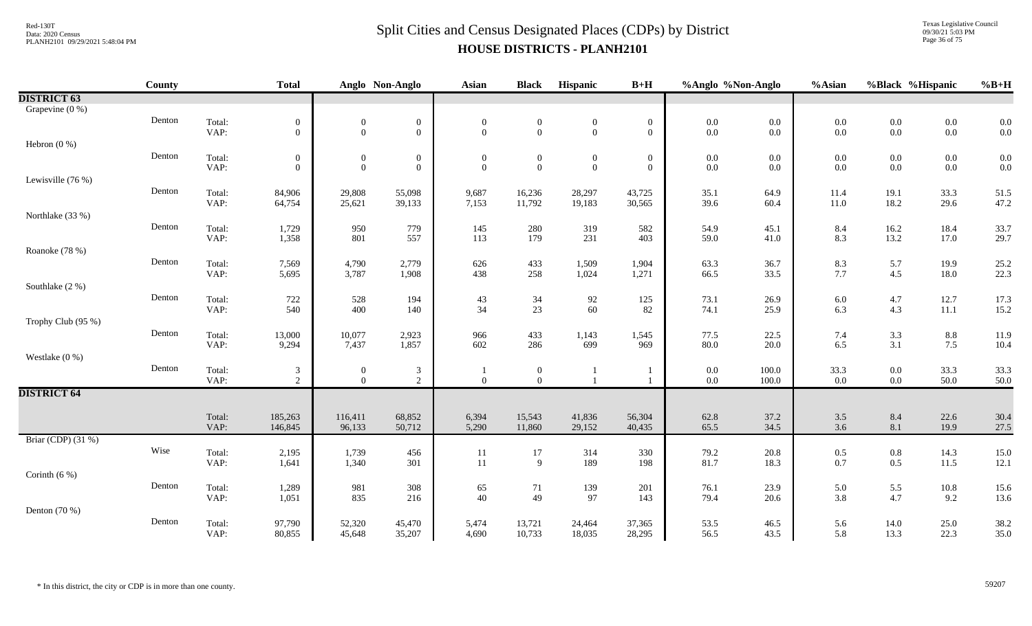# Split Cities and Census Designated Places (CDPs) by District

## HOUSE DISTRICTS - PLANH2101

| | County | | Total | Anglo | Non-Anglo | Asian | Black | Hispanic | B+H | %Anglo | %Non-Anglo | %Asian | %Black | %Hispanic | %B+H |
|---|---|---|---|---|---|---|---|---|---|---|---|---|---|---|---|
| **DISTRICT 63** | | | | | | | | | | | | | | | |
| Grapevine (0 %) | | | | | | | | | | | | | | | |
| | Denton | Total: | 0 | 0 | 0 | 0 | 0 | 0 | 0 | 0.0 | 0.0 | 0.0 | 0.0 | 0.0 | 0.0 |
| | | VAP: | 0 | 0 | 0 | 0 | 0 | 0 | 0 | 0.0 | 0.0 | 0.0 | 0.0 | 0.0 | 0.0 |
| Hebron (0 %) | | | | | | | | | | | | | | | |
| | Denton | Total: | 0 | 0 | 0 | 0 | 0 | 0 | 0 | 0.0 | 0.0 | 0.0 | 0.0 | 0.0 | 0.0 |
| | | VAP: | 0 | 0 | 0 | 0 | 0 | 0 | 0 | 0.0 | 0.0 | 0.0 | 0.0 | 0.0 | 0.0 |
| Lewisville (76 %) | | | | | | | | | | | | | | | |
| | Denton | Total: | 84,906 | 29,808 | 55,098 | 9,687 | 16,236 | 28,297 | 43,725 | 35.1 | 64.9 | 11.4 | 19.1 | 33.3 | 51.5 |
| | | VAP: | 64,754 | 25,621 | 39,133 | 7,153 | 11,792 | 19,183 | 30,565 | 39.6 | 60.4 | 11.0 | 18.2 | 29.6 | 47.2 |
| Northlake (33 %) | | | | | | | | | | | | | | | |
| | Denton | Total: | 1,729 | 950 | 779 | 145 | 280 | 319 | 582 | 54.9 | 45.1 | 8.4 | 16.2 | 18.4 | 33.7 |
| | | VAP: | 1,358 | 801 | 557 | 113 | 179 | 231 | 403 | 59.0 | 41.0 | 8.3 | 13.2 | 17.0 | 29.7 |
| Roanoke (78 %) | | | | | | | | | | | | | | | |
| | Denton | Total: | 7,569 | 4,790 | 2,779 | 626 | 433 | 1,509 | 1,904 | 63.3 | 36.7 | 8.3 | 5.7 | 19.9 | 25.2 |
| | | VAP: | 5,695 | 3,787 | 1,908 | 438 | 258 | 1,024 | 1,271 | 66.5 | 33.5 | 7.7 | 4.5 | 18.0 | 22.3 |
| Southlake (2 %) | | | | | | | | | | | | | | | |
| | Denton | Total: | 722 | 528 | 194 | 43 | 34 | 92 | 125 | 73.1 | 26.9 | 6.0 | 4.7 | 12.7 | 17.3 |
| | | VAP: | 540 | 400 | 140 | 34 | 23 | 60 | 82 | 74.1 | 25.9 | 6.3 | 4.3 | 11.1 | 15.2 |
| Trophy Club (95 %) | | | | | | | | | | | | | | | |
| | Denton | Total: | 13,000 | 10,077 | 2,923 | 966 | 433 | 1,143 | 1,545 | 77.5 | 22.5 | 7.4 | 3.3 | 8.8 | 11.9 |
| | | VAP: | 9,294 | 7,437 | 1,857 | 602 | 286 | 699 | 969 | 80.0 | 20.0 | 6.5 | 3.1 | 7.5 | 10.4 |
| Westlake (0 %) | | | | | | | | | | | | | | | |
| | Denton | Total: | 3 | 0 | 3 | 1 | 0 | 1 | 1 | 0.0 | 100.0 | 33.3 | 0.0 | 33.3 | 33.3 |
| | | VAP: | 2 | 0 | 2 | 0 | 0 | 1 | 1 | 0.0 | 100.0 | 0.0 | 0.0 | 50.0 | 50.0 |
| **DISTRICT 64** | | | | | | | | | | | | | | | |
| | | Total: | 185,263 | 116,411 | 68,852 | 6,394 | 15,543 | 41,836 | 56,304 | 62.8 | 37.2 | 3.5 | 8.4 | 22.6 | 30.4 |
| | | VAP: | 146,845 | 96,133 | 50,712 | 5,290 | 11,860 | 29,152 | 40,435 | 65.5 | 34.5 | 3.6 | 8.1 | 19.9 | 27.5 |
| Briar (CDP) (31 %) | | | | | | | | | | | | | | | |
| | Wise | Total: | 2,195 | 1,739 | 456 | 11 | 17 | 314 | 330 | 79.2 | 20.8 | 0.5 | 0.8 | 14.3 | 15.0 |
| | | VAP: | 1,641 | 1,340 | 301 | 11 | 9 | 189 | 198 | 81.7 | 18.3 | 0.7 | 0.5 | 11.5 | 12.1 |
| Corinth (6 %) | | | | | | | | | | | | | | | |
| | Denton | Total: | 1,289 | 981 | 308 | 65 | 71 | 139 | 201 | 76.1 | 23.9 | 5.0 | 5.5 | 10.8 | 15.6 |
| | | VAP: | 1,051 | 835 | 216 | 40 | 49 | 97 | 143 | 79.4 | 20.6 | 3.8 | 4.7 | 9.2 | 13.6 |
| Denton (70 %) | | | | | | | | | | | | | | | |
| | Denton | Total: | 97,790 | 52,320 | 45,470 | 5,474 | 13,721 | 24,464 | 37,365 | 53.5 | 46.5 | 5.6 | 14.0 | 25.0 | 38.2 |
| | | VAP: | 80,855 | 45,648 | 35,207 | 4,690 | 10,733 | 18,035 | 28,295 | 56.5 | 43.5 | 5.8 | 13.3 | 22.3 | 35.0 |

* In this district, the city or CDP is in more than one county.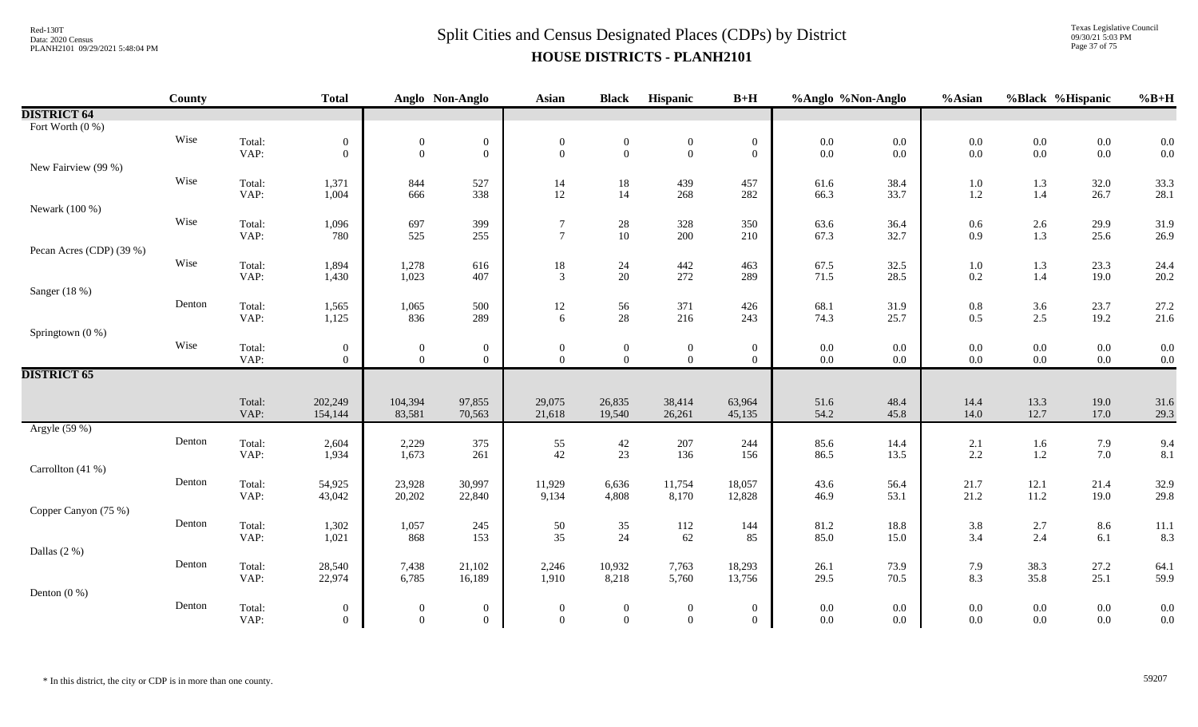# Split Cities and Census Designated Places (CDPs) by District

## HOUSE DISTRICTS - PLANH2101

| | County | | Total | Anglo | Non-Anglo | Asian | Black | Hispanic | B+H | %Anglo | %Non-Anglo | %Asian | %Black | %Hispanic | %B+H |
|---|---|---|---|---|---|---|---|---|---|---|---|---|---|---|---|
| **DISTRICT 64** | | | | | | | | | | | | | | | |
| Fort Worth (0 %) | | | | | | | | | | | | | | | |
| | Wise | Total: | 0 | 0 | 0 | 0 | 0 | 0 | 0 | 0.0 | 0.0 | 0.0 | 0.0 | 0.0 | 0.0 |
| | | VAP: | 0 | 0 | 0 | 0 | 0 | 0 | 0 | 0.0 | 0.0 | 0.0 | 0.0 | 0.0 | 0.0 |
| New Fairview (99 %) | | | | | | | | | | | | | | | |
| | Wise | Total: | 1,371 | 844 | 527 | 14 | 18 | 439 | 457 | 61.6 | 38.4 | 1.0 | 1.3 | 32.0 | 33.3 |
| | | VAP: | 1,004 | 666 | 338 | 12 | 14 | 268 | 282 | 66.3 | 33.7 | 1.2 | 1.4 | 26.7 | 28.1 |
| Newark (100 %) | | | | | | | | | | | | | | | |
| | Wise | Total: | 1,096 | 697 | 399 | 7 | 28 | 328 | 350 | 63.6 | 36.4 | 0.6 | 2.6 | 29.9 | 31.9 |
| | | VAP: | 780 | 525 | 255 | 7 | 10 | 200 | 210 | 67.3 | 32.7 | 0.9 | 1.3 | 25.6 | 26.9 |
| Pecan Acres (CDP) (39 %) | | | | | | | | | | | | | | | |
| | Wise | Total: | 1,894 | 1,278 | 616 | 18 | 24 | 442 | 463 | 67.5 | 32.5 | 1.0 | 1.3 | 23.3 | 24.4 |
| | | VAP: | 1,430 | 1,023 | 407 | 3 | 20 | 272 | 289 | 71.5 | 28.5 | 0.2 | 1.4 | 19.0 | 20.2 |
| Sanger (18 %) | | | | | | | | | | | | | | | |
| | Denton | Total: | 1,565 | 1,065 | 500 | 12 | 56 | 371 | 426 | 68.1 | 31.9 | 0.8 | 3.6 | 23.7 | 27.2 |
| | | VAP: | 1,125 | 836 | 289 | 6 | 28 | 216 | 243 | 74.3 | 25.7 | 0.5 | 2.5 | 19.2 | 21.6 |
| Springtown (0 %) | | | | | | | | | | | | | | | |
| | Wise | Total: | 0 | 0 | 0 | 0 | 0 | 0 | 0 | 0.0 | 0.0 | 0.0 | 0.0 | 0.0 | 0.0 |
| | | VAP: | 0 | 0 | 0 | 0 | 0 | 0 | 0 | 0.0 | 0.0 | 0.0 | 0.0 | 0.0 | 0.0 |
| **DISTRICT 65** | | | | | | | | | | | | | | | |
| | | Total: | 202,249 | 104,394 | 97,855 | 29,075 | 26,835 | 38,414 | 63,964 | 51.6 | 48.4 | 14.4 | 13.3 | 19.0 | 31.6 |
| | | VAP: | 154,144 | 83,581 | 70,563 | 21,618 | 19,540 | 26,261 | 45,135 | 54.2 | 45.8 | 14.0 | 12.7 | 17.0 | 29.3 |
| Argyle (59 %) | | | | | | | | | | | | | | | |
| | Denton | Total: | 2,604 | 2,229 | 375 | 55 | 42 | 207 | 244 | 85.6 | 14.4 | 2.1 | 1.6 | 7.9 | 9.4 |
| | | VAP: | 1,934 | 1,673 | 261 | 42 | 23 | 136 | 156 | 86.5 | 13.5 | 2.2 | 1.2 | 7.0 | 8.1 |
| Carrollton (41 %) | | | | | | | | | | | | | | | |
| | Denton | Total: | 54,925 | 23,928 | 30,997 | 11,929 | 6,636 | 11,754 | 18,057 | 43.6 | 56.4 | 21.7 | 12.1 | 21.4 | 32.9 |
| | | VAP: | 43,042 | 20,202 | 22,840 | 9,134 | 4,808 | 8,170 | 12,828 | 46.9 | 53.1 | 21.2 | 11.2 | 19.0 | 29.8 |
| Copper Canyon (75 %) | | | | | | | | | | | | | | | |
| | Denton | Total: | 1,302 | 1,057 | 245 | 50 | 35 | 112 | 144 | 81.2 | 18.8 | 3.8 | 2.7 | 8.6 | 11.1 |
| | | VAP: | 1,021 | 868 | 153 | 35 | 24 | 62 | 85 | 85.0 | 15.0 | 3.4 | 2.4 | 6.1 | 8.3 |
| Dallas (2 %) | | | | | | | | | | | | | | | |
| | Denton | Total: | 28,540 | 7,438 | 21,102 | 2,246 | 10,932 | 7,763 | 18,293 | 26.1 | 73.9 | 7.9 | 38.3 | 27.2 | 64.1 |
| | | VAP: | 22,974 | 6,785 | 16,189 | 1,910 | 8,218 | 5,760 | 13,756 | 29.5 | 70.5 | 8.3 | 35.8 | 25.1 | 59.9 |
| Denton (0 %) | | | | | | | | | | | | | | | |
| | Denton | Total: | 0 | 0 | 0 | 0 | 0 | 0 | 0 | 0.0 | 0.0 | 0.0 | 0.0 | 0.0 | 0.0 |
| | | VAP: | 0 | 0 | 0 | 0 | 0 | 0 | 0 | 0.0 | 0.0 | 0.0 | 0.0 | 0.0 | 0.0 |

\* In this district, the city or CDP is in more than one county.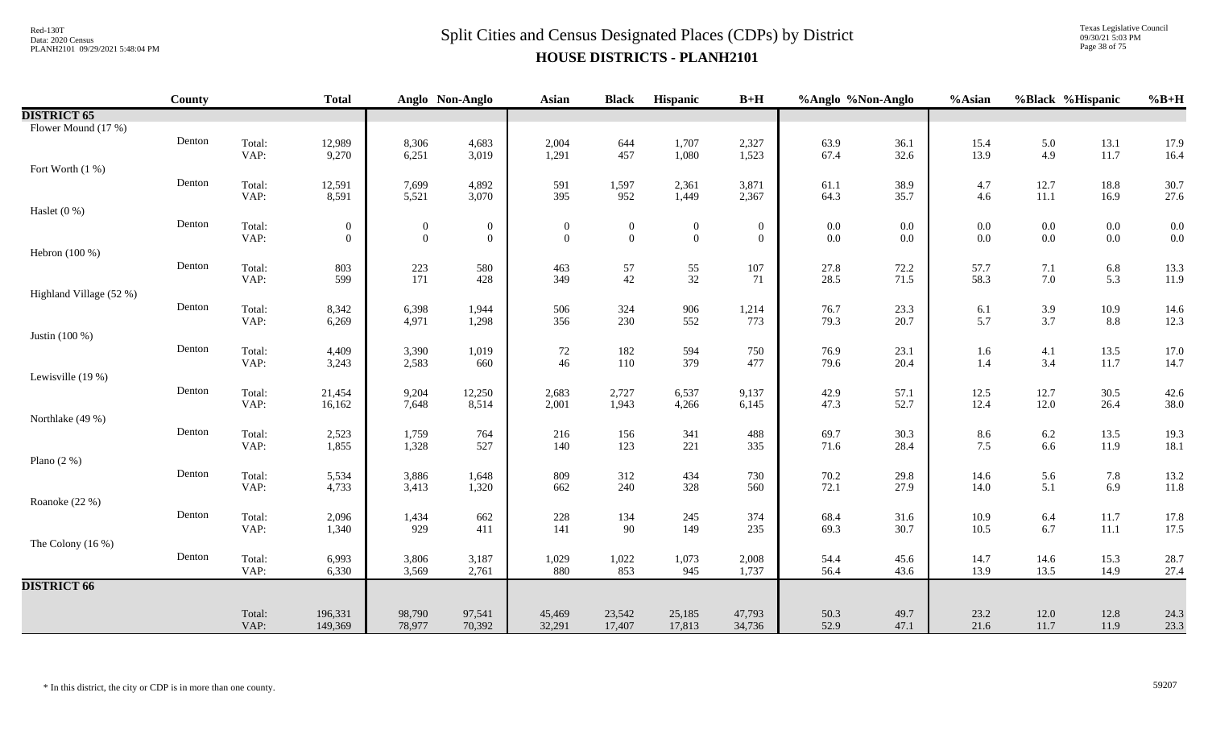# Split Cities and Census Designated Places (CDPs) by District

## HOUSE DISTRICTS - PLANH2101

| | County | | Total | Anglo | Non-Anglo | Asian | Black | Hispanic | B+H | %Anglo | %Non-Anglo | %Asian | %Black | %Hispanic | %B+H |
|---|---|---|---|---|---|---|---|---|---|---|---|---|---|---|---|
| **DISTRICT 65** | | | | | | | | | | | | | | | |
| Flower Mound (17 %) | | | | | | | | | | | | | | | |
| | Denton | Total: | 12,989 | 8,306 | 4,683 | 2,004 | 644 | 1,707 | 2,327 | 63.9 | 36.1 | 15.4 | 5.0 | 13.1 | 17.9 |
| | | VAP: | 9,270 | 6,251 | 3,019 | 1,291 | 457 | 1,080 | 1,523 | 67.4 | 32.6 | 13.9 | 4.9 | 11.7 | 16.4 |
| Fort Worth (1 %) | | | | | | | | | | | | | | | |
| | Denton | Total: | 12,591 | 7,699 | 4,892 | 591 | 1,597 | 2,361 | 3,871 | 61.1 | 38.9 | 4.7 | 12.7 | 18.8 | 30.7 |
| | | VAP: | 8,591 | 5,521 | 3,070 | 395 | 952 | 1,449 | 2,367 | 64.3 | 35.7 | 4.6 | 11.1 | 16.9 | 27.6 |
| Haslet (0 %) | | | | | | | | | | | | | | | |
| | Denton | Total: | 0 | 0 | 0 | 0 | 0 | 0 | 0 | 0.0 | 0.0 | 0.0 | 0.0 | 0.0 | 0.0 |
| | | VAP: | 0 | 0 | 0 | 0 | 0 | 0 | 0 | 0.0 | 0.0 | 0.0 | 0.0 | 0.0 | 0.0 |
| Hebron (100 %) | | | | | | | | | | | | | | | |
| | Denton | Total: | 803 | 223 | 580 | 463 | 57 | 55 | 107 | 27.8 | 72.2 | 57.7 | 7.1 | 6.8 | 13.3 |
| | | VAP: | 599 | 171 | 428 | 349 | 42 | 32 | 71 | 28.5 | 71.5 | 58.3 | 7.0 | 5.3 | 11.9 |
| Highland Village (52 %) | | | | | | | | | | | | | | | |
| | Denton | Total: | 8,342 | 6,398 | 1,944 | 506 | 324 | 906 | 1,214 | 76.7 | 23.3 | 6.1 | 3.9 | 10.9 | 14.6 |
| | | VAP: | 6,269 | 4,971 | 1,298 | 356 | 230 | 552 | 773 | 79.3 | 20.7 | 5.7 | 3.7 | 8.8 | 12.3 |
| Justin (100 %) | | | | | | | | | | | | | | | |
| | Denton | Total: | 4,409 | 3,390 | 1,019 | 72 | 182 | 594 | 750 | 76.9 | 23.1 | 1.6 | 4.1 | 13.5 | 17.0 |
| | | VAP: | 3,243 | 2,583 | 660 | 46 | 110 | 379 | 477 | 79.6 | 20.4 | 1.4 | 3.4 | 11.7 | 14.7 |
| Lewisville (19 %) | | | | | | | | | | | | | | | |
| | Denton | Total: | 21,454 | 9,204 | 12,250 | 2,683 | 2,727 | 6,537 | 9,137 | 42.9 | 57.1 | 12.5 | 12.7 | 30.5 | 42.6 |
| | | VAP: | 16,162 | 7,648 | 8,514 | 2,001 | 1,943 | 4,266 | 6,145 | 47.3 | 52.7 | 12.4 | 12.0 | 26.4 | 38.0 |
| Northlake (49 %) | | | | | | | | | | | | | | | |
| | Denton | Total: | 2,523 | 1,759 | 764 | 216 | 156 | 341 | 488 | 69.7 | 30.3 | 8.6 | 6.2 | 13.5 | 19.3 |
| | | VAP: | 1,855 | 1,328 | 527 | 140 | 123 | 221 | 335 | 71.6 | 28.4 | 7.5 | 6.6 | 11.9 | 18.1 |
| Plano (2 %) | | | | | | | | | | | | | | | |
| | Denton | Total: | 5,534 | 3,886 | 1,648 | 809 | 312 | 434 | 730 | 70.2 | 29.8 | 14.6 | 5.6 | 7.8 | 13.2 |
| | | VAP: | 4,733 | 3,413 | 1,320 | 662 | 240 | 328 | 560 | 72.1 | 27.9 | 14.0 | 5.1 | 6.9 | 11.8 |
| Roanoke (22 %) | | | | | | | | | | | | | | | |
| | Denton | Total: | 2,096 | 1,434 | 662 | 228 | 134 | 245 | 374 | 68.4 | 31.6 | 10.9 | 6.4 | 11.7 | 17.8 |
| | | VAP: | 1,340 | 929 | 411 | 141 | 90 | 149 | 235 | 69.3 | 30.7 | 10.5 | 6.7 | 11.1 | 17.5 |
| The Colony (16 %) | | | | | | | | | | | | | | | |
| | Denton | Total: | 6,993 | 3,806 | 3,187 | 1,029 | 1,022 | 1,073 | 2,008 | 54.4 | 45.6 | 14.7 | 14.6 | 15.3 | 28.7 |
| | | VAP: | 6,330 | 3,569 | 2,761 | 880 | 853 | 945 | 1,737 | 56.4 | 43.6 | 13.9 | 13.5 | 14.9 | 27.4 |
| **DISTRICT 66** | | | | | | | | | | | | | | | |
| | | Total: | 196,331 | 98,790 | 97,541 | 45,469 | 23,542 | 25,185 | 47,793 | 50.3 | 49.7 | 23.2 | 12.0 | 12.8 | 24.3 |
| | | VAP: | 149,369 | 78,977 | 70,392 | 32,291 | 17,407 | 17,813 | 34,736 | 52.9 | 47.1 | 21.6 | 11.7 | 11.9 | 23.3 |

\* In this district, the city or CDP is in more than one county.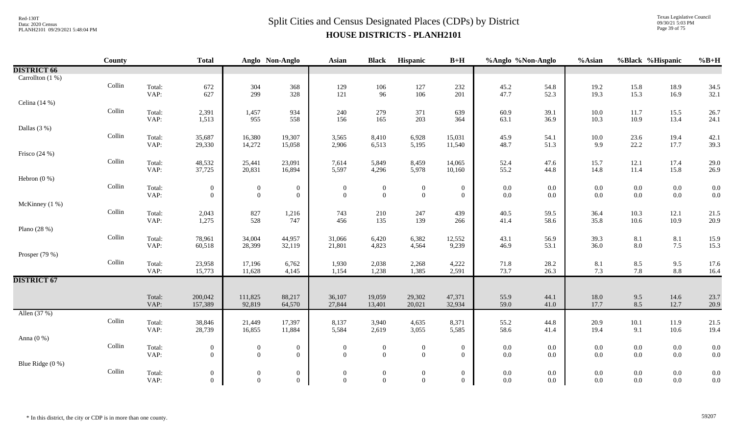# Split Cities and Census Designated Places (CDPs) by District
## HOUSE DISTRICTS - PLANH2101

| | County | | Total | Anglo | Non-Anglo | Asian | Black | Hispanic | B+H | %Anglo | %Non-Anglo | %Asian | %Black | %Hispanic | %B+H |
|---|---|---|---|---|---|---|---|---|---|---|---|---|---|---|---|
| **DISTRICT 66** | | | | | | | | | | | | | | | |
| Carrollton (1 %) | | | | | | | | | | | | | | | |
| | Collin | Total: | 672 | 304 | 368 | 129 | 106 | 127 | 232 | 45.2 | 54.8 | 19.2 | 15.8 | 18.9 | 34.5 |
| | | VAP: | 627 | 299 | 328 | 121 | 96 | 106 | 201 | 47.7 | 52.3 | 19.3 | 15.3 | 16.9 | 32.1 |
| Celina (14 %) | | | | | | | | | | | | | | | |
| | Collin | Total: | 2,391 | 1,457 | 934 | 240 | 279 | 371 | 639 | 60.9 | 39.1 | 10.0 | 11.7 | 15.5 | 26.7 |
| | | VAP: | 1,513 | 955 | 558 | 156 | 165 | 203 | 364 | 63.1 | 36.9 | 10.3 | 10.9 | 13.4 | 24.1 |
| Dallas (3 %) | | | | | | | | | | | | | | | |
| | Collin | Total: | 35,687 | 16,380 | 19,307 | 3,565 | 8,410 | 6,928 | 15,031 | 45.9 | 54.1 | 10.0 | 23.6 | 19.4 | 42.1 |
| | | VAP: | 29,330 | 14,272 | 15,058 | 2,906 | 6,513 | 5,195 | 11,540 | 48.7 | 51.3 | 9.9 | 22.2 | 17.7 | 39.3 |
| Frisco (24 %) | | | | | | | | | | | | | | | |
| | Collin | Total: | 48,532 | 25,441 | 23,091 | 7,614 | 5,849 | 8,459 | 14,065 | 52.4 | 47.6 | 15.7 | 12.1 | 17.4 | 29.0 |
| | | VAP: | 37,725 | 20,831 | 16,894 | 5,597 | 4,296 | 5,978 | 10,160 | 55.2 | 44.8 | 14.8 | 11.4 | 15.8 | 26.9 |
| Hebron (0 %) | | | | | | | | | | | | | | | |
| | Collin | Total: | 0 | 0 | 0 | 0 | 0 | 0 | 0 | 0.0 | 0.0 | 0.0 | 0.0 | 0.0 | 0.0 |
| | | VAP: | 0 | 0 | 0 | 0 | 0 | 0 | 0 | 0.0 | 0.0 | 0.0 | 0.0 | 0.0 | 0.0 |
| McKinney (1 %) | | | | | | | | | | | | | | | |
| | Collin | Total: | 2,043 | 827 | 1,216 | 743 | 210 | 247 | 439 | 40.5 | 59.5 | 36.4 | 10.3 | 12.1 | 21.5 |
| | | VAP: | 1,275 | 528 | 747 | 456 | 135 | 139 | 266 | 41.4 | 58.6 | 35.8 | 10.6 | 10.9 | 20.9 |
| Plano (28 %) | | | | | | | | | | | | | | | |
| | Collin | Total: | 78,961 | 34,004 | 44,957 | 31,066 | 6,420 | 6,382 | 12,552 | 43.1 | 56.9 | 39.3 | 8.1 | 8.1 | 15.9 |
| | | VAP: | 60,518 | 28,399 | 32,119 | 21,801 | 4,823 | 4,564 | 9,239 | 46.9 | 53.1 | 36.0 | 8.0 | 7.5 | 15.3 |
| Prosper (79 %) | | | | | | | | | | | | | | | |
| | Collin | Total: | 23,958 | 17,196 | 6,762 | 1,930 | 2,038 | 2,268 | 4,222 | 71.8 | 28.2 | 8.1 | 8.5 | 9.5 | 17.6 |
| | | VAP: | 15,773 | 11,628 | 4,145 | 1,154 | 1,238 | 1,385 | 2,591 | 73.7 | 26.3 | 7.3 | 7.8 | 8.8 | 16.4 |
| **DISTRICT 67** | | | | | | | | | | | | | | | |
| | | Total: | 200,042 | 111,825 | 88,217 | 36,107 | 19,059 | 29,302 | 47,371 | 55.9 | 44.1 | 18.0 | 9.5 | 14.6 | 23.7 |
| | | VAP: | 157,389 | 92,819 | 64,570 | 27,844 | 13,401 | 20,021 | 32,934 | 59.0 | 41.0 | 17.7 | 8.5 | 12.7 | 20.9 |
| Allen (37 %) | | | | | | | | | | | | | | | |
| | Collin | Total: | 38,846 | 21,449 | 17,397 | 8,137 | 3,940 | 4,635 | 8,371 | 55.2 | 44.8 | 20.9 | 10.1 | 11.9 | 21.5 |
| | | VAP: | 28,739 | 16,855 | 11,884 | 5,584 | 2,619 | 3,055 | 5,585 | 58.6 | 41.4 | 19.4 | 9.1 | 10.6 | 19.4 |
| Anna (0 %) | | | | | | | | | | | | | | | |
| | Collin | Total: | 0 | 0 | 0 | 0 | 0 | 0 | 0 | 0.0 | 0.0 | 0.0 | 0.0 | 0.0 | 0.0 |
| | | VAP: | 0 | 0 | 0 | 0 | 0 | 0 | 0 | 0.0 | 0.0 | 0.0 | 0.0 | 0.0 | 0.0 |
| Blue Ridge (0 %) | | | | | | | | | | | | | | | |
| | Collin | Total: | 0 | 0 | 0 | 0 | 0 | 0 | 0 | 0.0 | 0.0 | 0.0 | 0.0 | 0.0 | 0.0 |
| | | VAP: | 0 | 0 | 0 | 0 | 0 | 0 | 0 | 0.0 | 0.0 | 0.0 | 0.0 | 0.0 | 0.0 |

\* In this district, the city or CDP is in more than one county.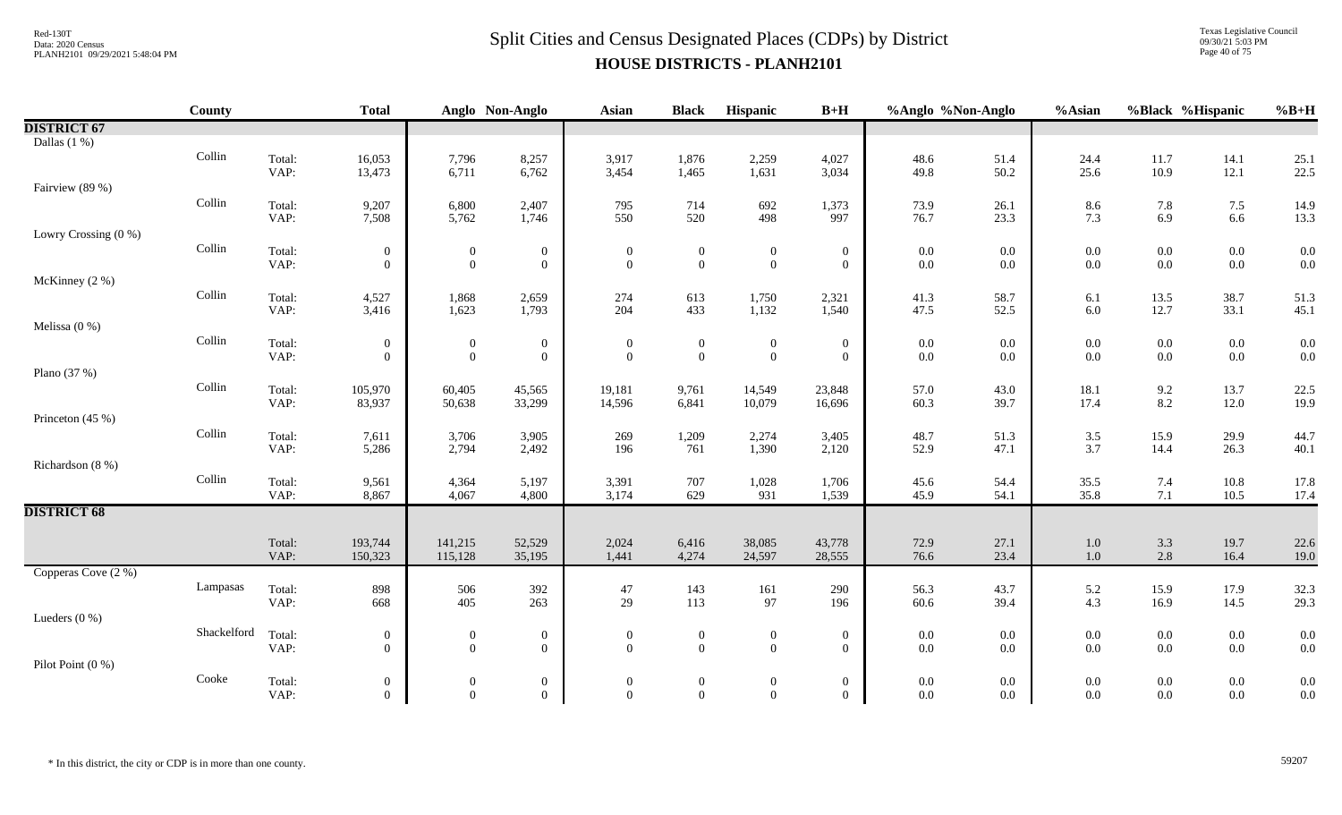# Split Cities and Census Designated Places (CDPs) by District

## HOUSE DISTRICTS - PLANH2101

| | County | | Total | Anglo | Non-Anglo | Asian | Black | Hispanic | B+H | %Anglo | %Non-Anglo | %Asian | %Black | %Hispanic | %B+H |
|---|---|---|---|---|---|---|---|---|---|---|---|---|---|---|---|
| **DISTRICT 67** | | | | | | | | | | | | | | | |
| Dallas (1 %) | | | | | | | | | | | | | | | |
| | Collin | Total: | 16,053 | 7,796 | 8,257 | 3,917 | 1,876 | 2,259 | 4,027 | 48.6 | 51.4 | 24.4 | 11.7 | 14.1 | 25.1 |
| | | VAP: | 13,473 | 6,711 | 6,762 | 3,454 | 1,465 | 1,631 | 3,034 | 49.8 | 50.2 | 25.6 | 10.9 | 12.1 | 22.5 |
| Fairview (89 %) | | | | | | | | | | | | | | | |
| | Collin | Total: | 9,207 | 6,800 | 2,407 | 795 | 714 | 692 | 1,373 | 73.9 | 26.1 | 8.6 | 7.8 | 7.5 | 14.9 |
| | | VAP: | 7,508 | 5,762 | 1,746 | 550 | 520 | 498 | 997 | 76.7 | 23.3 | 7.3 | 6.9 | 6.6 | 13.3 |
| Lowry Crossing (0 %) | | | | | | | | | | | | | | | |
| | Collin | Total: | 0 | 0 | 0 | 0 | 0 | 0 | 0 | 0.0 | 0.0 | 0.0 | 0.0 | 0.0 | 0.0 |
| | | VAP: | 0 | 0 | 0 | 0 | 0 | 0 | 0 | 0.0 | 0.0 | 0.0 | 0.0 | 0.0 | 0.0 |
| McKinney (2 %) | | | | | | | | | | | | | | | |
| | Collin | Total: | 4,527 | 1,868 | 2,659 | 274 | 613 | 1,750 | 2,321 | 41.3 | 58.7 | 6.1 | 13.5 | 38.7 | 51.3 |
| | | VAP: | 3,416 | 1,623 | 1,793 | 204 | 433 | 1,132 | 1,540 | 47.5 | 52.5 | 6.0 | 12.7 | 33.1 | 45.1 |
| Melissa (0 %) | | | | | | | | | | | | | | | |
| | Collin | Total: | 0 | 0 | 0 | 0 | 0 | 0 | 0 | 0.0 | 0.0 | 0.0 | 0.0 | 0.0 | 0.0 |
| | | VAP: | 0 | 0 | 0 | 0 | 0 | 0 | 0 | 0.0 | 0.0 | 0.0 | 0.0 | 0.0 | 0.0 |
| Plano (37 %) | | | | | | | | | | | | | | | |
| | Collin | Total: | 105,970 | 60,405 | 45,565 | 19,181 | 9,761 | 14,549 | 23,848 | 57.0 | 43.0 | 18.1 | 9.2 | 13.7 | 22.5 |
| | | VAP: | 83,937 | 50,638 | 33,299 | 14,596 | 6,841 | 10,079 | 16,696 | 60.3 | 39.7 | 17.4 | 8.2 | 12.0 | 19.9 |
| Princeton (45 %) | | | | | | | | | | | | | | | |
| | Collin | Total: | 7,611 | 3,706 | 3,905 | 269 | 1,209 | 2,274 | 3,405 | 48.7 | 51.3 | 3.5 | 15.9 | 29.9 | 44.7 |
| | | VAP: | 5,286 | 2,794 | 2,492 | 196 | 761 | 1,390 | 2,120 | 52.9 | 47.1 | 3.7 | 14.4 | 26.3 | 40.1 |
| Richardson (8 %) | | | | | | | | | | | | | | | |
| | Collin | Total: | 9,561 | 4,364 | 5,197 | 3,391 | 707 | 1,028 | 1,706 | 45.6 | 54.4 | 35.5 | 7.4 | 10.8 | 17.8 |
| | | VAP: | 8,867 | 4,067 | 4,800 | 3,174 | 629 | 931 | 1,539 | 45.9 | 54.1 | 35.8 | 7.1 | 10.5 | 17.4 |
| **DISTRICT 68** | | | | | | | | | | | | | | | |
| | | Total: | 193,744 | 141,215 | 52,529 | 2,024 | 6,416 | 38,085 | 43,778 | 72.9 | 27.1 | 1.0 | 3.3 | 19.7 | 22.6 |
| | | VAP: | 150,323 | 115,128 | 35,195 | 1,441 | 4,274 | 24,597 | 28,555 | 76.6 | 23.4 | 1.0 | 2.8 | 16.4 | 19.0 |
| Copperas Cove (2 %) | | | | | | | | | | | | | | | |
| | Lampasas | Total: | 898 | 506 | 392 | 47 | 143 | 161 | 290 | 56.3 | 43.7 | 5.2 | 15.9 | 17.9 | 32.3 |
| | | VAP: | 668 | 405 | 263 | 29 | 113 | 97 | 196 | 60.6 | 39.4 | 4.3 | 16.9 | 14.5 | 29.3 |
| Lueders (0 %) | | | | | | | | | | | | | | | |
| | Shackelford | Total: | 0 | 0 | 0 | 0 | 0 | 0 | 0 | 0.0 | 0.0 | 0.0 | 0.0 | 0.0 | 0.0 |
| | | VAP: | 0 | 0 | 0 | 0 | 0 | 0 | 0 | 0.0 | 0.0 | 0.0 | 0.0 | 0.0 | 0.0 |
| Pilot Point (0 %) | | | | | | | | | | | | | | | |
| | Cooke | Total: | 0 | 0 | 0 | 0 | 0 | 0 | 0 | 0.0 | 0.0 | 0.0 | 0.0 | 0.0 | 0.0 |
| | | VAP: | 0 | 0 | 0 | 0 | 0 | 0 | 0 | 0.0 | 0.0 | 0.0 | 0.0 | 0.0 | 0.0 |

\* In this district, the city or CDP is in more than one county.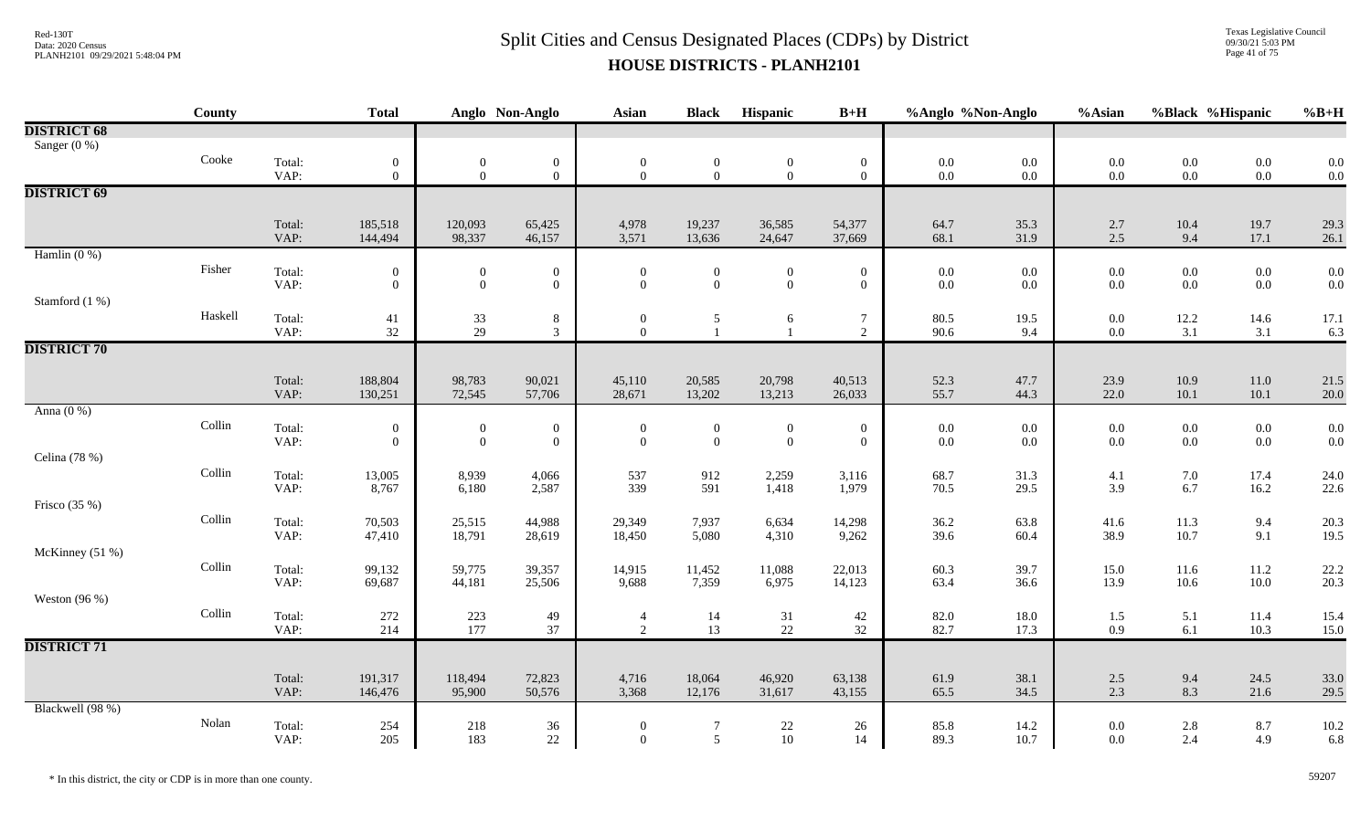# Split Cities and Census Designated Places (CDPs) by District

## HOUSE DISTRICTS - PLANH2101

| | County | | Total | Anglo | Non-Anglo | Asian | Black | Hispanic | B+H | %Anglo | %Non-Anglo | %Asian | %Black | %Hispanic | %B+H |
|---|---|---|---|---|---|---|---|---|---|---|---|---|---|---|---|
| **DISTRICT 68** | | | | | | | | | | | | | | | |
| Sanger (0 %) | | | | | | | | | | | | | | | |
| | Cooke | Total: | 0 | 0 | 0 | 0 | 0 | 0 | 0 | 0.0 | 0.0 | 0.0 | 0.0 | 0.0 | 0.0 |
| | | VAP: | 0 | 0 | 0 | 0 | 0 | 0 | 0 | 0.0 | 0.0 | 0.0 | 0.0 | 0.0 | 0.0 |
| **DISTRICT 69** | | | | | | | | | | | | | | | |
| | | Total: | 185,518 | 120,093 | 65,425 | 4,978 | 19,237 | 36,585 | 54,377 | 64.7 | 35.3 | 2.7 | 10.4 | 19.7 | 29.3 |
| | | VAP: | 144,494 | 98,337 | 46,157 | 3,571 | 13,636 | 24,647 | 37,669 | 68.1 | 31.9 | 2.5 | 9.4 | 17.1 | 26.1 |
| Hamlin (0 %) | | | | | | | | | | | | | | | |
| | Fisher | Total: | 0 | 0 | 0 | 0 | 0 | 0 | 0 | 0.0 | 0.0 | 0.0 | 0.0 | 0.0 | 0.0 |
| | | VAP: | 0 | 0 | 0 | 0 | 0 | 0 | 0 | 0.0 | 0.0 | 0.0 | 0.0 | 0.0 | 0.0 |
| Stamford (1 %) | | | | | | | | | | | | | | | |
| | Haskell | Total: | 41 | 33 | 8 | 0 | 5 | 6 | 7 | 80.5 | 19.5 | 0.0 | 12.2 | 14.6 | 17.1 |
| | | VAP: | 32 | 29 | 3 | 0 | 1 | 1 | 2 | 90.6 | 9.4 | 0.0 | 3.1 | 3.1 | 6.3 |
| **DISTRICT 70** | | | | | | | | | | | | | | | |
| | | Total: | 188,804 | 98,783 | 90,021 | 45,110 | 20,585 | 20,798 | 40,513 | 52.3 | 47.7 | 23.9 | 10.9 | 11.0 | 21.5 |
| | | VAP: | 130,251 | 72,545 | 57,706 | 28,671 | 13,202 | 13,213 | 26,033 | 55.7 | 44.3 | 22.0 | 10.1 | 10.1 | 20.0 |
| Anna (0 %) | | | | | | | | | | | | | | | |
| | Collin | Total: | 0 | 0 | 0 | 0 | 0 | 0 | 0 | 0.0 | 0.0 | 0.0 | 0.0 | 0.0 | 0.0 |
| | | VAP: | 0 | 0 | 0 | 0 | 0 | 0 | 0 | 0.0 | 0.0 | 0.0 | 0.0 | 0.0 | 0.0 |
| Celina (78 %) | | | | | | | | | | | | | | | |
| | Collin | Total: | 13,005 | 8,939 | 4,066 | 537 | 912 | 2,259 | 3,116 | 68.7 | 31.3 | 4.1 | 7.0 | 17.4 | 24.0 |
| | | VAP: | 8,767 | 6,180 | 2,587 | 339 | 591 | 1,418 | 1,979 | 70.5 | 29.5 | 3.9 | 6.7 | 16.2 | 22.6 |
| Frisco (35 %) | | | | | | | | | | | | | | | |
| | Collin | Total: | 70,503 | 25,515 | 44,988 | 29,349 | 7,937 | 6,634 | 14,298 | 36.2 | 63.8 | 41.6 | 11.3 | 9.4 | 20.3 |
| | | VAP: | 47,410 | 18,791 | 28,619 | 18,450 | 5,080 | 4,310 | 9,262 | 39.6 | 60.4 | 38.9 | 10.7 | 9.1 | 19.5 |
| McKinney (51 %) | | | | | | | | | | | | | | | |
| | Collin | Total: | 99,132 | 59,775 | 39,357 | 14,915 | 11,452 | 11,088 | 22,013 | 60.3 | 39.7 | 15.0 | 11.6 | 11.2 | 22.2 |
| | | VAP: | 69,687 | 44,181 | 25,506 | 9,688 | 7,359 | 6,975 | 14,123 | 63.4 | 36.6 | 13.9 | 10.6 | 10.0 | 20.3 |
| Weston (96 %) | | | | | | | | | | | | | | | |
| | Collin | Total: | 272 | 223 | 49 | 4 | 14 | 31 | 42 | 82.0 | 18.0 | 1.5 | 5.1 | 11.4 | 15.4 |
| | | VAP: | 214 | 177 | 37 | 2 | 13 | 22 | 32 | 82.7 | 17.3 | 0.9 | 6.1 | 10.3 | 15.0 |
| **DISTRICT 71** | | | | | | | | | | | | | | | |
| | | Total: | 191,317 | 118,494 | 72,823 | 4,716 | 18,064 | 46,920 | 63,138 | 61.9 | 38.1 | 2.5 | 9.4 | 24.5 | 33.0 |
| | | VAP: | 146,476 | 95,900 | 50,576 | 3,368 | 12,176 | 31,617 | 43,155 | 65.5 | 34.5 | 2.3 | 8.3 | 21.6 | 29.5 |
| Blackwell (98 %) | | | | | | | | | | | | | | | |
| | Nolan | Total: | 254 | 218 | 36 | 0 | 7 | 22 | 26 | 85.8 | 14.2 | 0.0 | 2.8 | 8.7 | 10.2 |
| | | VAP: | 205 | 183 | 22 | 0 | 5 | 10 | 14 | 89.3 | 10.7 | 0.0 | 2.4 | 4.9 | 6.8 |

\* In this district, the city or CDP is in more than one county.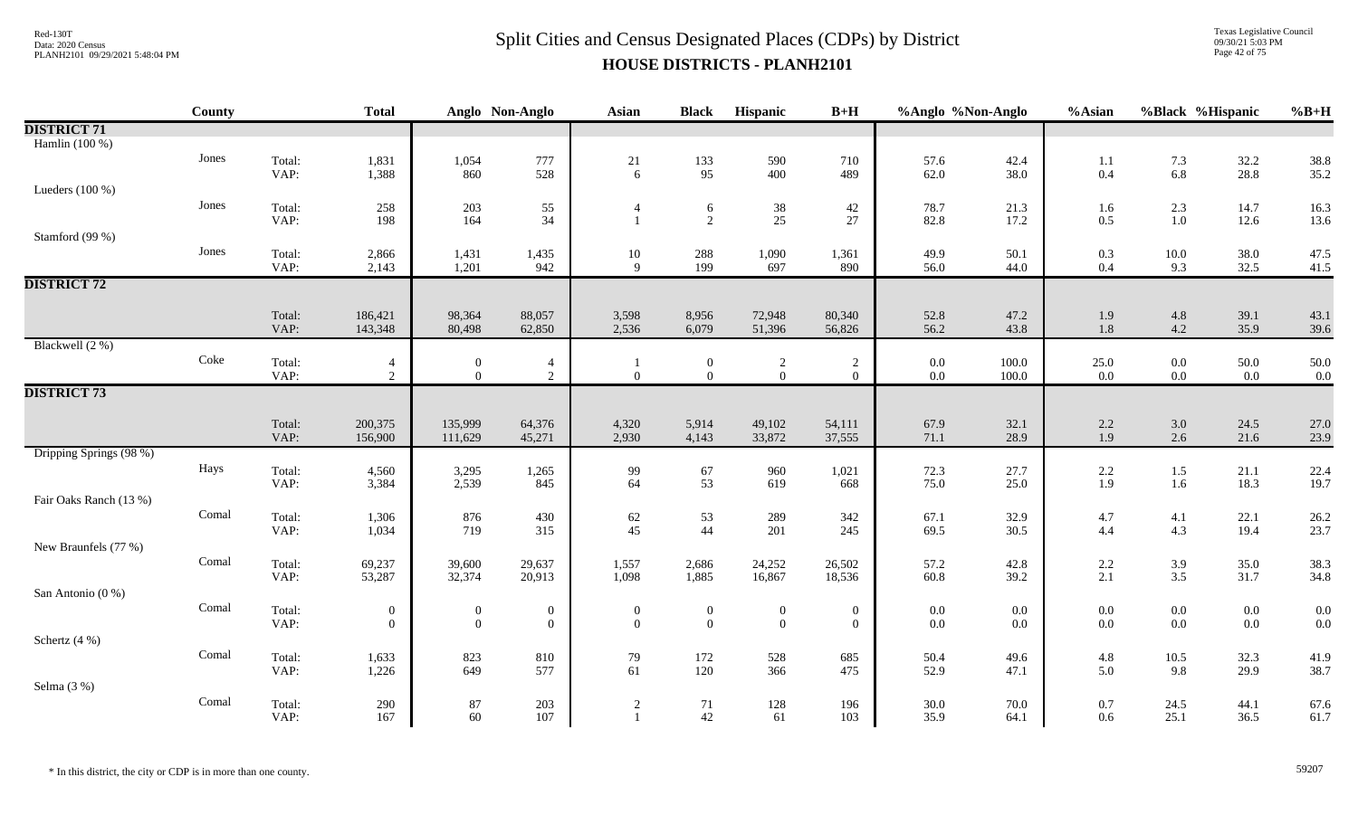# Split Cities and Census Designated Places (CDPs) by District

## HOUSE DISTRICTS - PLANH2101

| | County | | Total | Anglo | Non-Anglo | Asian | Black | Hispanic | B+H | %Anglo | %Non-Anglo | %Asian | %Black | %Hispanic | %B+H |
|---|---|---|---|---|---|---|---|---|---|---|---|---|---|---|---|
| **DISTRICT 71** | | | | | | | | | | | | | | | |
| Hamlin (100 %) | | | | | | | | | | | | | | | |
| | Jones | Total: | 1,831 | 1,054 | 777 | 21 | 133 | 590 | 710 | 57.6 | 42.4 | 1.1 | 7.3 | 32.2 | 38.8 |
| | | VAP: | 1,388 | 860 | 528 | 6 | 95 | 400 | 489 | 62.0 | 38.0 | 0.4 | 6.8 | 28.8 | 35.2 |
| Lueders (100 %) | | | | | | | | | | | | | | | |
| | Jones | Total: | 258 | 203 | 55 | 4 | 6 | 38 | 42 | 78.7 | 21.3 | 1.6 | 2.3 | 14.7 | 16.3 |
| | | VAP: | 198 | 164 | 34 | 1 | 2 | 25 | 27 | 82.8 | 17.2 | 0.5 | 1.0 | 12.6 | 13.6 |
| Stamford (99 %) | | | | | | | | | | | | | | | |
| | Jones | Total: | 2,866 | 1,431 | 1,435 | 10 | 288 | 1,090 | 1,361 | 49.9 | 50.1 | 0.3 | 10.0 | 38.0 | 47.5 |
| | | VAP: | 2,143 | 1,201 | 942 | 9 | 199 | 697 | 890 | 56.0 | 44.0 | 0.4 | 9.3 | 32.5 | 41.5 |
| **DISTRICT 72** | | | | | | | | | | | | | | | |
| | | Total: | 186,421 | 98,364 | 88,057 | 3,598 | 8,956 | 72,948 | 80,340 | 52.8 | 47.2 | 1.9 | 4.8 | 39.1 | 43.1 |
| | | VAP: | 143,348 | 80,498 | 62,850 | 2,536 | 6,079 | 51,396 | 56,826 | 56.2 | 43.8 | 1.8 | 4.2 | 35.9 | 39.6 |
| Blackwell (2 %) | | | | | | | | | | | | | | | |
| | Coke | Total: | 4 | 0 | 4 | 1 | 0 | 2 | 2 | 0.0 | 100.0 | 25.0 | 0.0 | 50.0 | 50.0 |
| | | VAP: | 2 | 0 | 2 | 0 | 0 | 0 | 0 | 0.0 | 100.0 | 0.0 | 0.0 | 0.0 | 0.0 |
| **DISTRICT 73** | | | | | | | | | | | | | | | |
| | | Total: | 200,375 | 135,999 | 64,376 | 4,320 | 5,914 | 49,102 | 54,111 | 67.9 | 32.1 | 2.2 | 3.0 | 24.5 | 27.0 |
| | | VAP: | 156,900 | 111,629 | 45,271 | 2,930 | 4,143 | 33,872 | 37,555 | 71.1 | 28.9 | 1.9 | 2.6 | 21.6 | 23.9 |
| Dripping Springs (98 %) | | | | | | | | | | | | | | | |
| | Hays | Total: | 4,560 | 3,295 | 1,265 | 99 | 67 | 960 | 1,021 | 72.3 | 27.7 | 2.2 | 1.5 | 21.1 | 22.4 |
| | | VAP: | 3,384 | 2,539 | 845 | 64 | 53 | 619 | 668 | 75.0 | 25.0 | 1.9 | 1.6 | 18.3 | 19.7 |
| Fair Oaks Ranch (13 %) | | | | | | | | | | | | | | | |
| | Comal | Total: | 1,306 | 876 | 430 | 62 | 53 | 289 | 342 | 67.1 | 32.9 | 4.7 | 4.1 | 22.1 | 26.2 |
| | | VAP: | 1,034 | 719 | 315 | 45 | 44 | 201 | 245 | 69.5 | 30.5 | 4.4 | 4.3 | 19.4 | 23.7 |
| New Braunfels (77 %) | | | | | | | | | | | | | | | |
| | Comal | Total: | 69,237 | 39,600 | 29,637 | 1,557 | 2,686 | 24,252 | 26,502 | 57.2 | 42.8 | 2.2 | 3.9 | 35.0 | 38.3 |
| | | VAP: | 53,287 | 32,374 | 20,913 | 1,098 | 1,885 | 16,867 | 18,536 | 60.8 | 39.2 | 2.1 | 3.5 | 31.7 | 34.8 |
| San Antonio (0 %) | | | | | | | | | | | | | | | |
| | Comal | Total: | 0 | 0 | 0 | 0 | 0 | 0 | 0 | 0.0 | 0.0 | 0.0 | 0.0 | 0.0 | 0.0 |
| | | VAP: | 0 | 0 | 0 | 0 | 0 | 0 | 0 | 0.0 | 0.0 | 0.0 | 0.0 | 0.0 | 0.0 |
| Schertz (4 %) | | | | | | | | | | | | | | | |
| | Comal | Total: | 1,633 | 823 | 810 | 79 | 172 | 528 | 685 | 50.4 | 49.6 | 4.8 | 10.5 | 32.3 | 41.9 |
| | | VAP: | 1,226 | 649 | 577 | 61 | 120 | 366 | 475 | 52.9 | 47.1 | 5.0 | 9.8 | 29.9 | 38.7 |
| Selma (3 %) | | | | | | | | | | | | | | | |
| | Comal | Total: | 290 | 87 | 203 | 2 | 71 | 128 | 196 | 30.0 | 70.0 | 0.7 | 24.5 | 44.1 | 67.6 |
| | | VAP: | 167 | 60 | 107 | 1 | 42 | 61 | 103 | 35.9 | 64.1 | 0.6 | 25.1 | 36.5 | 61.7 |

* In this district, the city or CDP is in more than one county.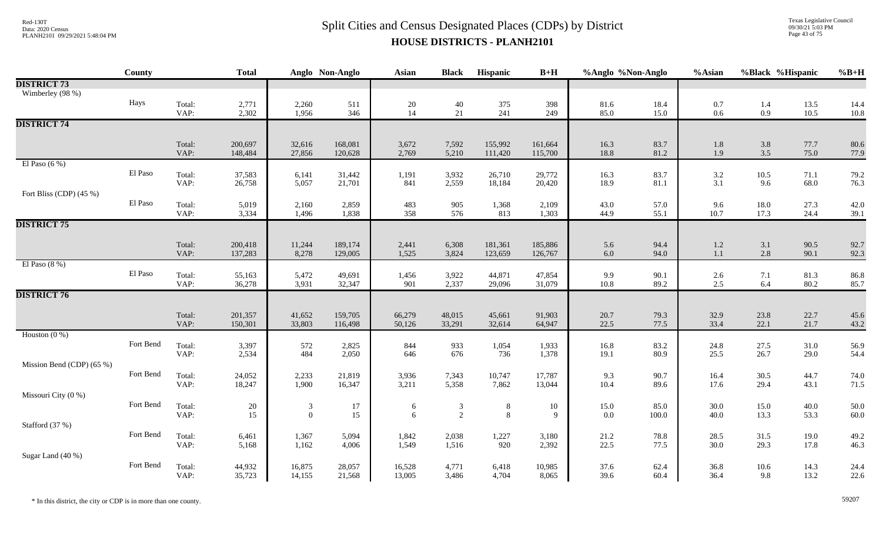# Split Cities and Census Designated Places (CDPs) by District

## HOUSE DISTRICTS - PLANH2101

| | County | | Total | Anglo | Non-Anglo | Asian | Black | Hispanic | B+H | %Anglo | %Non-Anglo | %Asian | %Black | %Hispanic | %B+H |
|---|---|---|---|---|---|---|---|---|---|---|---|---|---|---|---|
| **DISTRICT 73** | | | | | | | | | | | | | | | |
| Wimberley (98 %) | | | | | | | | | | | | | | | |
| | Hays | Total: | 2,771 | 2,260 | 511 | 20 | 40 | 375 | 398 | 81.6 | 18.4 | 0.7 | 1.4 | 13.5 | 14.4 |
| | | VAP: | 2,302 | 1,956 | 346 | 14 | 21 | 241 | 249 | 85.0 | 15.0 | 0.6 | 0.9 | 10.5 | 10.8 |
| **DISTRICT 74** | | | | | | | | | | | | | | | |
| | | Total: | 200,697 | 32,616 | 168,081 | 3,672 | 7,592 | 155,992 | 161,664 | 16.3 | 83.7 | 1.8 | 3.8 | 77.7 | 80.6 |
| | | VAP: | 148,484 | 27,856 | 120,628 | 2,769 | 5,210 | 111,420 | 115,700 | 18.8 | 81.2 | 1.9 | 3.5 | 75.0 | 77.9 |
| El Paso (6 %) | | | | | | | | | | | | | | | |
| | El Paso | Total: | 37,583 | 6,141 | 31,442 | 1,191 | 3,932 | 26,710 | 29,772 | 16.3 | 83.7 | 3.2 | 10.5 | 71.1 | 79.2 |
| | | VAP: | 26,758 | 5,057 | 21,701 | 841 | 2,559 | 18,184 | 20,420 | 18.9 | 81.1 | 3.1 | 9.6 | 68.0 | 76.3 |
| Fort Bliss (CDP) (45 %) | | | | | | | | | | | | | | | |
| | El Paso | Total: | 5,019 | 2,160 | 2,859 | 483 | 905 | 1,368 | 2,109 | 43.0 | 57.0 | 9.6 | 18.0 | 27.3 | 42.0 |
| | | VAP: | 3,334 | 1,496 | 1,838 | 358 | 576 | 813 | 1,303 | 44.9 | 55.1 | 10.7 | 17.3 | 24.4 | 39.1 |
| **DISTRICT 75** | | | | | | | | | | | | | | | |
| | | Total: | 200,418 | 11,244 | 189,174 | 2,441 | 6,308 | 181,361 | 185,886 | 5.6 | 94.4 | 1.2 | 3.1 | 90.5 | 92.7 |
| | | VAP: | 137,283 | 8,278 | 129,005 | 1,525 | 3,824 | 123,659 | 126,767 | 6.0 | 94.0 | 1.1 | 2.8 | 90.1 | 92.3 |
| El Paso (8 %) | | | | | | | | | | | | | | | |
| | El Paso | Total: | 55,163 | 5,472 | 49,691 | 1,456 | 3,922 | 44,871 | 47,854 | 9.9 | 90.1 | 2.6 | 7.1 | 81.3 | 86.8 |
| | | VAP: | 36,278 | 3,931 | 32,347 | 901 | 2,337 | 29,096 | 31,079 | 10.8 | 89.2 | 2.5 | 6.4 | 80.2 | 85.7 |
| **DISTRICT 76** | | | | | | | | | | | | | | | |
| | | Total: | 201,357 | 41,652 | 159,705 | 66,279 | 48,015 | 45,661 | 91,903 | 20.7 | 79.3 | 32.9 | 23.8 | 22.7 | 45.6 |
| | | VAP: | 150,301 | 33,803 | 116,498 | 50,126 | 33,291 | 32,614 | 64,947 | 22.5 | 77.5 | 33.4 | 22.1 | 21.7 | 43.2 |
| Houston (0 %) | | | | | | | | | | | | | | | |
| | Fort Bend | Total: | 3,397 | 572 | 2,825 | 844 | 933 | 1,054 | 1,933 | 16.8 | 83.2 | 24.8 | 27.5 | 31.0 | 56.9 |
| | | VAP: | 2,534 | 484 | 2,050 | 646 | 676 | 736 | 1,378 | 19.1 | 80.9 | 25.5 | 26.7 | 29.0 | 54.4 |
| Mission Bend (CDP) (65 %) | | | | | | | | | | | | | | | |
| | Fort Bend | Total: | 24,052 | 2,233 | 21,819 | 3,936 | 7,343 | 10,747 | 17,787 | 9.3 | 90.7 | 16.4 | 30.5 | 44.7 | 74.0 |
| | | VAP: | 18,247 | 1,900 | 16,347 | 3,211 | 5,358 | 7,862 | 13,044 | 10.4 | 89.6 | 17.6 | 29.4 | 43.1 | 71.5 |
| Missouri City (0 %) | | | | | | | | | | | | | | | |
| | Fort Bend | Total: | 20 | 3 | 17 | 6 | 3 | 8 | 10 | 15.0 | 85.0 | 30.0 | 15.0 | 40.0 | 50.0 |
| | | VAP: | 15 | 0 | 15 | 6 | 2 | 8 | 9 | 0.0 | 100.0 | 40.0 | 13.3 | 53.3 | 60.0 |
| Stafford (37 %) | | | | | | | | | | | | | | | |
| | Fort Bend | Total: | 6,461 | 1,367 | 5,094 | 1,842 | 2,038 | 1,227 | 3,180 | 21.2 | 78.8 | 28.5 | 31.5 | 19.0 | 49.2 |
| | | VAP: | 5,168 | 1,162 | 4,006 | 1,549 | 1,516 | 920 | 2,392 | 22.5 | 77.5 | 30.0 | 29.3 | 17.8 | 46.3 |
| Sugar Land (40 %) | | | | | | | | | | | | | | | |
| | Fort Bend | Total: | 44,932 | 16,875 | 28,057 | 16,528 | 4,771 | 6,418 | 10,985 | 37.6 | 62.4 | 36.8 | 10.6 | 14.3 | 24.4 |
| | | VAP: | 35,723 | 14,155 | 21,568 | 13,005 | 3,486 | 4,704 | 8,065 | 39.6 | 60.4 | 36.4 | 9.8 | 13.2 | 22.6 |

\* In this district, the city or CDP is in more than one county.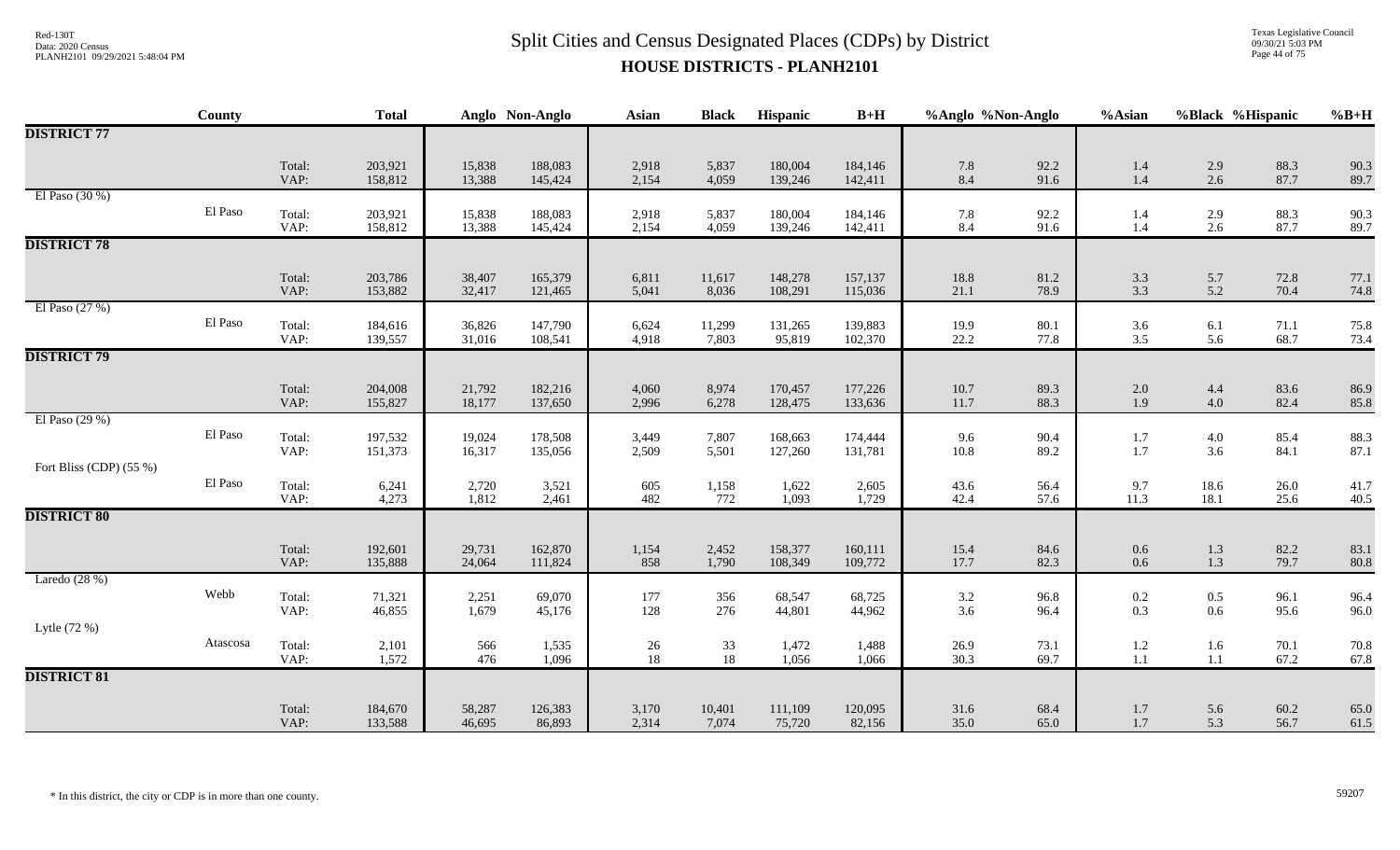# Split Cities and Census Designated Places (CDPs) by District

## HOUSE DISTRICTS - PLANH2101

| | County | | Total | Anglo | Non-Anglo | Asian | Black | Hispanic | B+H | %Anglo | %Non-Anglo | %Asian | %Black | %Hispanic | %B+H |
|---|---|---|---|---|---|---|---|---|---|---|---|---|---|---|---|
| **DISTRICT 77** | | | | | | | | | | | | | | | |
| | | Total: | 203,921 | 15,838 | 188,083 | 2,918 | 5,837 | 180,004 | 184,146 | 7.8 | 92.2 | 1.4 | 2.9 | 88.3 | 90.3 |
| | | VAP: | 158,812 | 13,388 | 145,424 | 2,154 | 4,059 | 139,246 | 142,411 | 8.4 | 91.6 | 1.4 | 2.6 | 87.7 | 89.7 |
| El Paso (30 %) | | | | | | | | | | | | | | | |
| | El Paso | Total: | 203,921 | 15,838 | 188,083 | 2,918 | 5,837 | 180,004 | 184,146 | 7.8 | 92.2 | 1.4 | 2.9 | 88.3 | 90.3 |
| | | VAP: | 158,812 | 13,388 | 145,424 | 2,154 | 4,059 | 139,246 | 142,411 | 8.4 | 91.6 | 1.4 | 2.6 | 87.7 | 89.7 |
| **DISTRICT 78** | | | | | | | | | | | | | | | |
| | | Total: | 203,786 | 38,407 | 165,379 | 6,811 | 11,617 | 148,278 | 157,137 | 18.8 | 81.2 | 3.3 | 5.7 | 72.8 | 77.1 |
| | | VAP: | 153,882 | 32,417 | 121,465 | 5,041 | 8,036 | 108,291 | 115,036 | 21.1 | 78.9 | 3.3 | 5.2 | 70.4 | 74.8 |
| El Paso (27 %) | | | | | | | | | | | | | | | |
| | El Paso | Total: | 184,616 | 36,826 | 147,790 | 6,624 | 11,299 | 131,265 | 139,883 | 19.9 | 80.1 | 3.6 | 6.1 | 71.1 | 75.8 |
| | | VAP: | 139,557 | 31,016 | 108,541 | 4,918 | 7,803 | 95,819 | 102,370 | 22.2 | 77.8 | 3.5 | 5.6 | 68.7 | 73.4 |
| **DISTRICT 79** | | | | | | | | | | | | | | | |
| | | Total: | 204,008 | 21,792 | 182,216 | 4,060 | 8,974 | 170,457 | 177,226 | 10.7 | 89.3 | 2.0 | 4.4 | 83.6 | 86.9 |
| | | VAP: | 155,827 | 18,177 | 137,650 | 2,996 | 6,278 | 128,475 | 133,636 | 11.7 | 88.3 | 1.9 | 4.0 | 82.4 | 85.8 |
| El Paso (29 %) | | | | | | | | | | | | | | | |
| | El Paso | Total: | 197,532 | 19,024 | 178,508 | 3,449 | 7,807 | 168,663 | 174,444 | 9.6 | 90.4 | 1.7 | 4.0 | 85.4 | 88.3 |
| | | VAP: | 151,373 | 16,317 | 135,056 | 2,509 | 5,501 | 127,260 | 131,781 | 10.8 | 89.2 | 1.7 | 3.6 | 84.1 | 87.1 |
| Fort Bliss (CDP) (55 %) | | | | | | | | | | | | | | | |
| | El Paso | Total: | 6,241 | 2,720 | 3,521 | 605 | 1,158 | 1,622 | 2,605 | 43.6 | 56.4 | 9.7 | 18.6 | 26.0 | 41.7 |
| | | VAP: | 4,273 | 1,812 | 2,461 | 482 | 772 | 1,093 | 1,729 | 42.4 | 57.6 | 11.3 | 18.1 | 25.6 | 40.5 |
| **DISTRICT 80** | | | | | | | | | | | | | | | |
| | | Total: | 192,601 | 29,731 | 162,870 | 1,154 | 2,452 | 158,377 | 160,111 | 15.4 | 84.6 | 0.6 | 1.3 | 82.2 | 83.1 |
| | | VAP: | 135,888 | 24,064 | 111,824 | 858 | 1,790 | 108,349 | 109,772 | 17.7 | 82.3 | 0.6 | 1.3 | 79.7 | 80.8 |
| Laredo (28 %) | | | | | | | | | | | | | | | |
| | Webb | Total: | 71,321 | 2,251 | 69,070 | 177 | 356 | 68,547 | 68,725 | 3.2 | 96.8 | 0.2 | 0.5 | 96.1 | 96.4 |
| | | VAP: | 46,855 | 1,679 | 45,176 | 128 | 276 | 44,801 | 44,962 | 3.6 | 96.4 | 0.3 | 0.6 | 95.6 | 96.0 |
| Lytle (72 %) | | | | | | | | | | | | | | | |
| | Atascosa | Total: | 2,101 | 566 | 1,535 | 26 | 33 | 1,472 | 1,488 | 26.9 | 73.1 | 1.2 | 1.6 | 70.1 | 70.8 |
| | | VAP: | 1,572 | 476 | 1,096 | 18 | 18 | 1,056 | 1,066 | 30.3 | 69.7 | 1.1 | 1.1 | 67.2 | 67.8 |
| **DISTRICT 81** | | | | | | | | | | | | | | | |
| | | Total: | 184,670 | 58,287 | 126,383 | 3,170 | 10,401 | 111,109 | 120,095 | 31.6 | 68.4 | 1.7 | 5.6 | 60.2 | 65.0 |
| | | VAP: | 133,588 | 46,695 | 86,893 | 2,314 | 7,074 | 75,720 | 82,156 | 35.0 | 65.0 | 1.7 | 5.3 | 56.7 | 61.5 |

\* In this district, the city or CDP is in more than one county.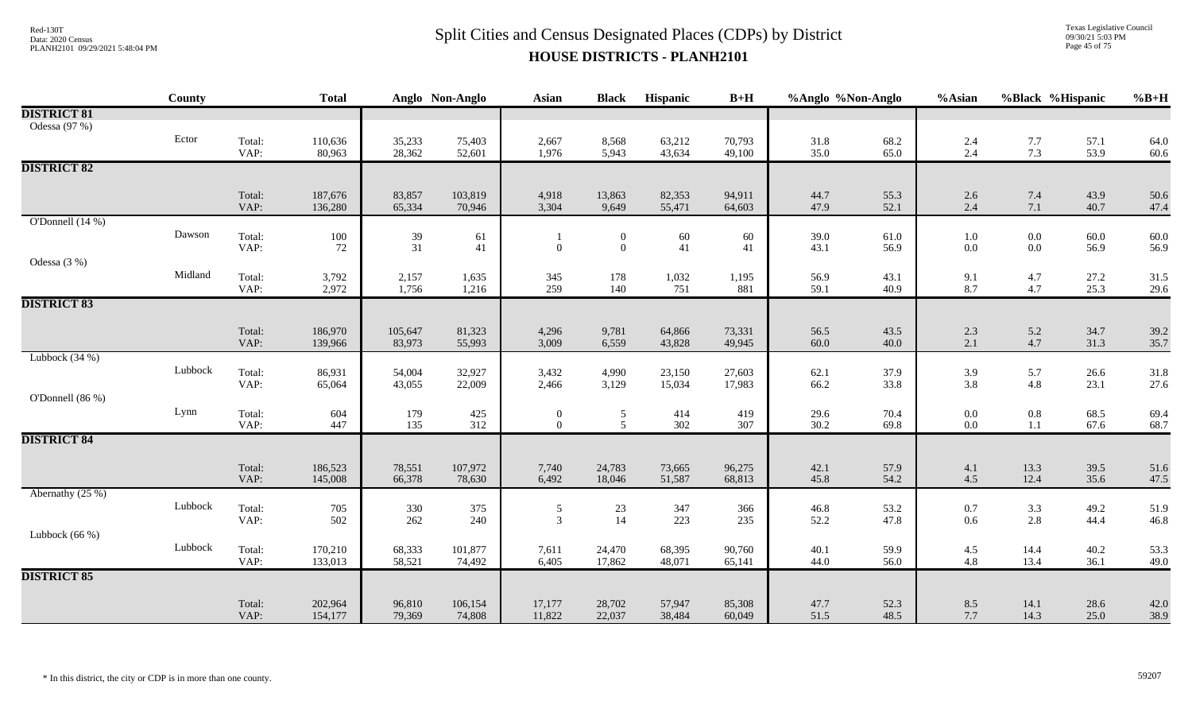# Split Cities and Census Designated Places (CDPs) by District

## HOUSE DISTRICTS - PLANH2101

| | County | | Total | Anglo | Non-Anglo | Asian | Black | Hispanic | B+H | %Anglo | %Non-Anglo | %Asian | %Black | %Hispanic | %B+H |
|---|---|---|---|---|---|---|---|---|---|---|---|---|---|---|---|
| **DISTRICT 81** | | | | | | | | | | | | | | | |
| Odessa (97 %) | | | | | | | | | | | | | | | |
| | Ector | Total: | 110,636 | 35,233 | 75,403 | 2,667 | 8,568 | 63,212 | 70,793 | 31.8 | 68.2 | 2.4 | 7.7 | 57.1 | 64.0 |
| | | VAP: | 80,963 | 28,362 | 52,601 | 1,976 | 5,943 | 43,634 | 49,100 | 35.0 | 65.0 | 2.4 | 7.3 | 53.9 | 60.6 |
| **DISTRICT 82** | | | | | | | | | | | | | | | |
| | | Total: | 187,676 | 83,857 | 103,819 | 4,918 | 13,863 | 82,353 | 94,911 | 44.7 | 55.3 | 2.6 | 7.4 | 43.9 | 50.6 |
| | | VAP: | 136,280 | 65,334 | 70,946 | 3,304 | 9,649 | 55,471 | 64,603 | 47.9 | 52.1 | 2.4 | 7.1 | 40.7 | 47.4 |
| O'Donnell (14 %) | | | | | | | | | | | | | | | |
| | Dawson | Total: | 100 | 39 | 61 | 1 | 0 | 60 | 60 | 39.0 | 61.0 | 1.0 | 0.0 | 60.0 | 60.0 |
| | | VAP: | 72 | 31 | 41 | 0 | 0 | 41 | 41 | 43.1 | 56.9 | 0.0 | 0.0 | 56.9 | 56.9 |
| Odessa (3 %) | | | | | | | | | | | | | | | |
| | Midland | Total: | 3,792 | 2,157 | 1,635 | 345 | 178 | 1,032 | 1,195 | 56.9 | 43.1 | 9.1 | 4.7 | 27.2 | 31.5 |
| | | VAP: | 2,972 | 1,756 | 1,216 | 259 | 140 | 751 | 881 | 59.1 | 40.9 | 8.7 | 4.7 | 25.3 | 29.6 |
| **DISTRICT 83** | | | | | | | | | | | | | | | |
| | | Total: | 186,970 | 105,647 | 81,323 | 4,296 | 9,781 | 64,866 | 73,331 | 56.5 | 43.5 | 2.3 | 5.2 | 34.7 | 39.2 |
| | | VAP: | 139,966 | 83,973 | 55,993 | 3,009 | 6,559 | 43,828 | 49,945 | 60.0 | 40.0 | 2.1 | 4.7 | 31.3 | 35.7 |
| Lubbock (34 %) | | | | | | | | | | | | | | | |
| | Lubbock | Total: | 86,931 | 54,004 | 32,927 | 3,432 | 4,990 | 23,150 | 27,603 | 62.1 | 37.9 | 3.9 | 5.7 | 26.6 | 31.8 |
| | | VAP: | 65,064 | 43,055 | 22,009 | 2,466 | 3,129 | 15,034 | 17,983 | 66.2 | 33.8 | 3.8 | 4.8 | 23.1 | 27.6 |
| O'Donnell (86 %) | | | | | | | | | | | | | | | |
| | Lynn | Total: | 604 | 179 | 425 | 0 | 5 | 414 | 419 | 29.6 | 70.4 | 0.0 | 0.8 | 68.5 | 69.4 |
| | | VAP: | 447 | 135 | 312 | 0 | 5 | 302 | 307 | 30.2 | 69.8 | 0.0 | 1.1 | 67.6 | 68.7 |
| **DISTRICT 84** | | | | | | | | | | | | | | | |
| | | Total: | 186,523 | 78,551 | 107,972 | 7,740 | 24,783 | 73,665 | 96,275 | 42.1 | 57.9 | 4.1 | 13.3 | 39.5 | 51.6 |
| | | VAP: | 145,008 | 66,378 | 78,630 | 6,492 | 18,046 | 51,587 | 68,813 | 45.8 | 54.2 | 4.5 | 12.4 | 35.6 | 47.5 |
| Abernathy (25 %) | | | | | | | | | | | | | | | |
| | Lubbock | Total: | 705 | 330 | 375 | 5 | 23 | 347 | 366 | 46.8 | 53.2 | 0.7 | 3.3 | 49.2 | 51.9 |
| | | VAP: | 502 | 262 | 240 | 3 | 14 | 223 | 235 | 52.2 | 47.8 | 0.6 | 2.8 | 44.4 | 46.8 |
| Lubbock (66 %) | | | | | | | | | | | | | | | |
| | Lubbock | Total: | 170,210 | 68,333 | 101,877 | 7,611 | 24,470 | 68,395 | 90,760 | 40.1 | 59.9 | 4.5 | 14.4 | 40.2 | 53.3 |
| | | VAP: | 133,013 | 58,521 | 74,492 | 6,405 | 17,862 | 48,071 | 65,141 | 44.0 | 56.0 | 4.8 | 13.4 | 36.1 | 49.0 |
| **DISTRICT 85** | | | | | | | | | | | | | | | |
| | | Total: | 202,964 | 96,810 | 106,154 | 17,177 | 28,702 | 57,947 | 85,308 | 47.7 | 52.3 | 8.5 | 14.1 | 28.6 | 42.0 |
| | | VAP: | 154,177 | 79,369 | 74,808 | 11,822 | 22,037 | 38,484 | 60,049 | 51.5 | 48.5 | 7.7 | 14.3 | 25.0 | 38.9 |

\* In this district, the city or CDP is in more than one county.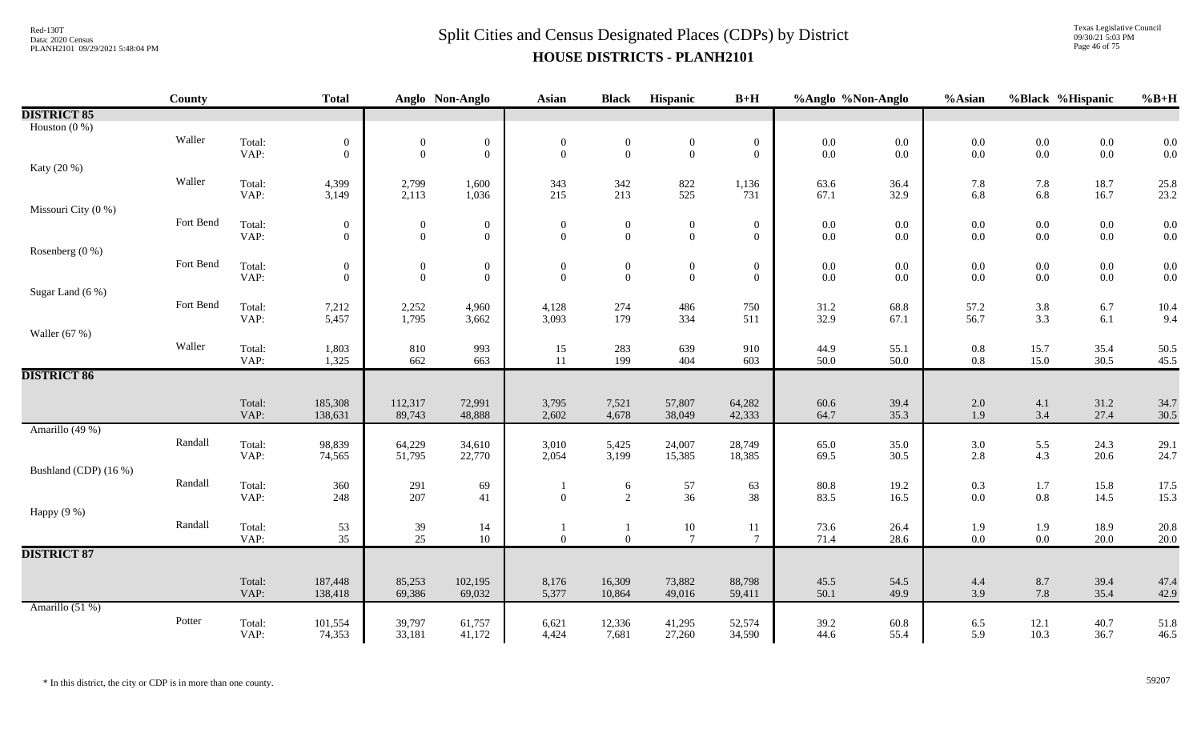# Split Cities and Census Designated Places (CDPs) by District

## HOUSE DISTRICTS - PLANH2101

| | County | | Total | Anglo | Non-Anglo | Asian | Black | Hispanic | B+H | %Anglo | %Non-Anglo | %Asian | %Black | %Hispanic | %B+H |
|---|---|---|---|---|---|---|---|---|---|---|---|---|---|---|---|
| **DISTRICT 85** | | | | | | | | | | | | | | | |
| Houston (0 %) | | | | | | | | | | | | | | | |
| | Waller | Total: | 0 | 0 | 0 | 0 | 0 | 0 | 0 | 0.0 | 0.0 | 0.0 | 0.0 | 0.0 | 0.0 |
| | | VAP: | 0 | 0 | 0 | 0 | 0 | 0 | 0 | 0.0 | 0.0 | 0.0 | 0.0 | 0.0 | 0.0 |
| Katy (20 %) | | | | | | | | | | | | | | | |
| | Waller | Total: | 4,399 | 2,799 | 1,600 | 343 | 342 | 822 | 1,136 | 63.6 | 36.4 | 7.8 | 7.8 | 18.7 | 25.8 |
| | | VAP: | 3,149 | 2,113 | 1,036 | 215 | 213 | 525 | 731 | 67.1 | 32.9 | 6.8 | 6.8 | 16.7 | 23.2 |
| Missouri City (0 %) | | | | | | | | | | | | | | | |
| | Fort Bend | Total: | 0 | 0 | 0 | 0 | 0 | 0 | 0 | 0.0 | 0.0 | 0.0 | 0.0 | 0.0 | 0.0 |
| | | VAP: | 0 | 0 | 0 | 0 | 0 | 0 | 0 | 0.0 | 0.0 | 0.0 | 0.0 | 0.0 | 0.0 |
| Rosenberg (0 %) | | | | | | | | | | | | | | | |
| | Fort Bend | Total: | 0 | 0 | 0 | 0 | 0 | 0 | 0 | 0.0 | 0.0 | 0.0 | 0.0 | 0.0 | 0.0 |
| | | VAP: | 0 | 0 | 0 | 0 | 0 | 0 | 0 | 0.0 | 0.0 | 0.0 | 0.0 | 0.0 | 0.0 |
| Sugar Land (6 %) | | | | | | | | | | | | | | | |
| | Fort Bend | Total: | 7,212 | 2,252 | 4,960 | 4,128 | 274 | 486 | 750 | 31.2 | 68.8 | 57.2 | 3.8 | 6.7 | 10.4 |
| | | VAP: | 5,457 | 1,795 | 3,662 | 3,093 | 179 | 334 | 511 | 32.9 | 67.1 | 56.7 | 3.3 | 6.1 | 9.4 |
| Waller (67 %) | | | | | | | | | | | | | | | |
| | Waller | Total: | 1,803 | 810 | 993 | 15 | 283 | 639 | 910 | 44.9 | 55.1 | 0.8 | 15.7 | 35.4 | 50.5 |
| | | VAP: | 1,325 | 662 | 663 | 11 | 199 | 404 | 603 | 50.0 | 50.0 | 0.8 | 15.0 | 30.5 | 45.5 |
| **DISTRICT 86** | | | | | | | | | | | | | | | |
| | | Total: | 185,308 | 112,317 | 72,991 | 3,795 | 7,521 | 57,807 | 64,282 | 60.6 | 39.4 | 2.0 | 4.1 | 31.2 | 34.7 |
| | | VAP: | 138,631 | 89,743 | 48,888 | 2,602 | 4,678 | 38,049 | 42,333 | 64.7 | 35.3 | 1.9 | 3.4 | 27.4 | 30.5 |
| Amarillo (49 %) | | | | | | | | | | | | | | | |
| | Randall | Total: | 98,839 | 64,229 | 34,610 | 3,010 | 5,425 | 24,007 | 28,749 | 65.0 | 35.0 | 3.0 | 5.5 | 24.3 | 29.1 |
| | | VAP: | 74,565 | 51,795 | 22,770 | 2,054 | 3,199 | 15,385 | 18,385 | 69.5 | 30.5 | 2.8 | 4.3 | 20.6 | 24.7 |
| Bushland (CDP) (16 %) | | | | | | | | | | | | | | | |
| | Randall | Total: | 360 | 291 | 69 | 1 | 6 | 57 | 63 | 80.8 | 19.2 | 0.3 | 1.7 | 15.8 | 17.5 |
| | | VAP: | 248 | 207 | 41 | 0 | 2 | 36 | 38 | 83.5 | 16.5 | 0.0 | 0.8 | 14.5 | 15.3 |
| Happy (9 %) | | | | | | | | | | | | | | | |
| | Randall | Total: | 53 | 39 | 14 | 1 | 1 | 10 | 11 | 73.6 | 26.4 | 1.9 | 1.9 | 18.9 | 20.8 |
| | | VAP: | 35 | 25 | 10 | 0 | 0 | 7 | 7 | 71.4 | 28.6 | 0.0 | 0.0 | 20.0 | 20.0 |
| **DISTRICT 87** | | | | | | | | | | | | | | | |
| | | Total: | 187,448 | 85,253 | 102,195 | 8,176 | 16,309 | 73,882 | 88,798 | 45.5 | 54.5 | 4.4 | 8.7 | 39.4 | 47.4 |
| | | VAP: | 138,418 | 69,386 | 69,032 | 5,377 | 10,864 | 49,016 | 59,411 | 50.1 | 49.9 | 3.9 | 7.8 | 35.4 | 42.9 |
| Amarillo (51 %) | | | | | | | | | | | | | | | |
| | Potter | Total: | 101,554 | 39,797 | 61,757 | 6,621 | 12,336 | 41,295 | 52,574 | 39.2 | 60.8 | 6.5 | 12.1 | 40.7 | 51.8 |
| | | VAP: | 74,353 | 33,181 | 41,172 | 4,424 | 7,681 | 27,260 | 34,590 | 44.6 | 55.4 | 5.9 | 10.3 | 36.7 | 46.5 |

\* In this district, the city or CDP is in more than one county.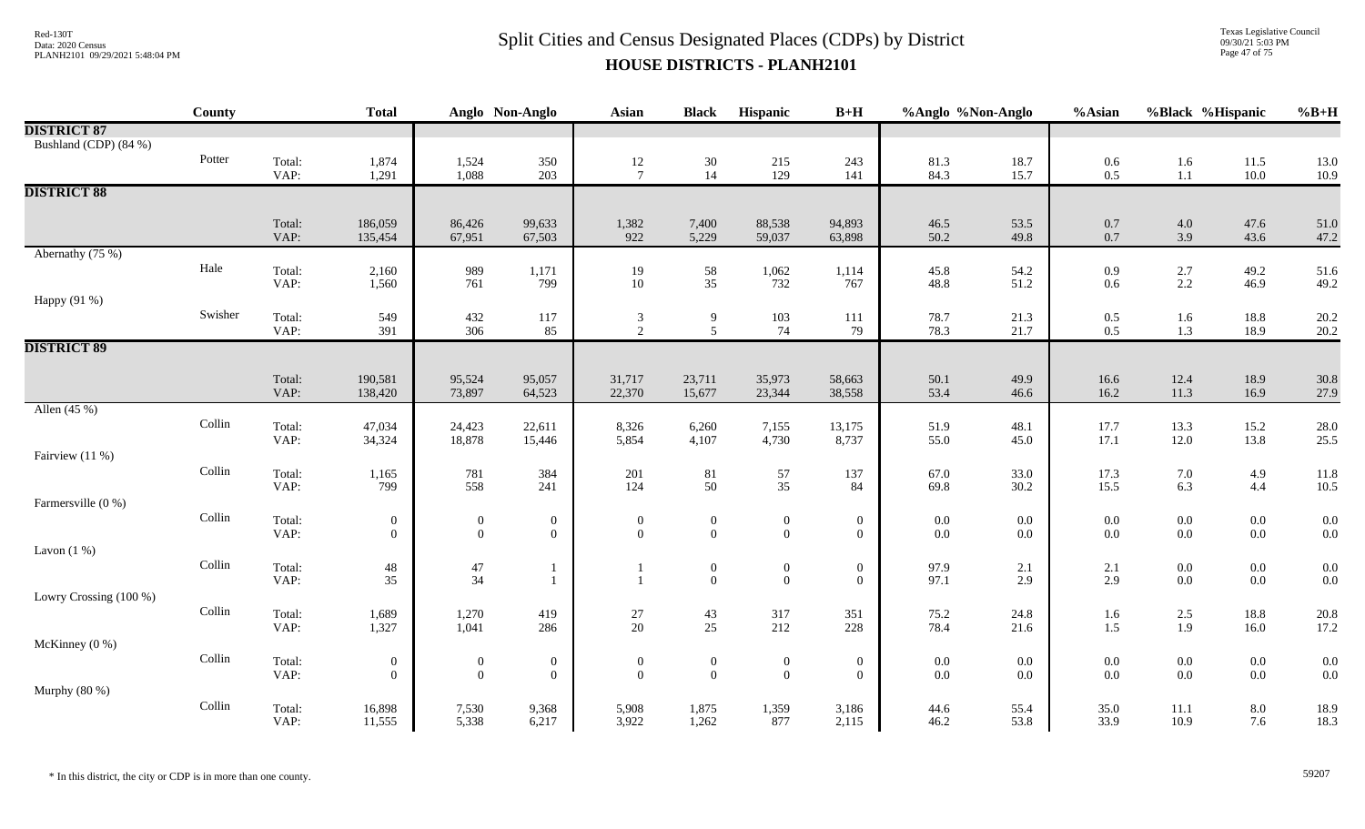# Split Cities and Census Designated Places (CDPs) by District

## HOUSE DISTRICTS - PLANH2101

| | County | | Total | Anglo | Non-Anglo | Asian | Black | Hispanic | B+H | %Anglo | %Non-Anglo | %Asian | %Black | %Hispanic | %B+H |
|---|---|---|---|---|---|---|---|---|---|---|---|---|---|---|---|
| **DISTRICT 87** | | | | | | | | | | | | | | | |
| Bushland (CDP) (84 %) | Potter | Total: | 1,874 | 1,524 | 350 | 12 | 30 | 215 | 243 | 81.3 | 18.7 | 0.6 | 1.6 | 11.5 | 13.0 |
| | | VAP: | 1,291 | 1,088 | 203 | 7 | 14 | 129 | 141 | 84.3 | 15.7 | 0.5 | 1.1 | 10.0 | 10.9 |
| **DISTRICT 88** | | | | | | | | | | | | | | | |
| | | Total: | 186,059 | 86,426 | 99,633 | 1,382 | 7,400 | 88,538 | 94,893 | 46.5 | 53.5 | 0.7 | 4.0 | 47.6 | 51.0 |
| | | VAP: | 135,454 | 67,951 | 67,503 | 922 | 5,229 | 59,037 | 63,898 | 50.2 | 49.8 | 0.7 | 3.9 | 43.6 | 47.2 |
| Abernathy (75 %) | Hale | Total: | 2,160 | 989 | 1,171 | 19 | 58 | 1,062 | 1,114 | 45.8 | 54.2 | 0.9 | 2.7 | 49.2 | 51.6 |
| | | VAP: | 1,560 | 761 | 799 | 10 | 35 | 732 | 767 | 48.8 | 51.2 | 0.6 | 2.2 | 46.9 | 49.2 |
| Happy (91 %) | Swisher | Total: | 549 | 432 | 117 | 3 | 9 | 103 | 111 | 78.7 | 21.3 | 0.5 | 1.6 | 18.8 | 20.2 |
| | | VAP: | 391 | 306 | 85 | 2 | 5 | 74 | 79 | 78.3 | 21.7 | 0.5 | 1.3 | 18.9 | 20.2 |
| **DISTRICT 89** | | | | | | | | | | | | | | | |
| | | Total: | 190,581 | 95,524 | 95,057 | 31,717 | 23,711 | 35,973 | 58,663 | 50.1 | 49.9 | 16.6 | 12.4 | 18.9 | 30.8 |
| | | VAP: | 138,420 | 73,897 | 64,523 | 22,370 | 15,677 | 23,344 | 38,558 | 53.4 | 46.6 | 16.2 | 11.3 | 16.9 | 27.9 |
| Allen (45 %) | Collin | Total: | 47,034 | 24,423 | 22,611 | 8,326 | 6,260 | 7,155 | 13,175 | 51.9 | 48.1 | 17.7 | 13.3 | 15.2 | 28.0 |
| | | VAP: | 34,324 | 18,878 | 15,446 | 5,854 | 4,107 | 4,730 | 8,737 | 55.0 | 45.0 | 17.1 | 12.0 | 13.8 | 25.5 |
| Fairview (11 %) | Collin | Total: | 1,165 | 781 | 384 | 201 | 81 | 57 | 137 | 67.0 | 33.0 | 17.3 | 7.0 | 4.9 | 11.8 |
| | | VAP: | 799 | 558 | 241 | 124 | 50 | 35 | 84 | 69.8 | 30.2 | 15.5 | 6.3 | 4.4 | 10.5 |
| Farmersville (0 %) | Collin | Total: | 0 | 0 | 0 | 0 | 0 | 0 | 0 | 0.0 | 0.0 | 0.0 | 0.0 | 0.0 | 0.0 |
| | | VAP: | 0 | 0 | 0 | 0 | 0 | 0 | 0 | 0.0 | 0.0 | 0.0 | 0.0 | 0.0 | 0.0 |
| Lavon (1 %) | Collin | Total: | 48 | 47 | 1 | 1 | 0 | 0 | 0 | 97.9 | 2.1 | 2.1 | 0.0 | 0.0 | 0.0 |
| | | VAP: | 35 | 34 | 1 | 1 | 0 | 0 | 0 | 97.1 | 2.9 | 2.9 | 0.0 | 0.0 | 0.0 |
| Lowry Crossing (100 %) | Collin | Total: | 1,689 | 1,270 | 419 | 27 | 43 | 317 | 351 | 75.2 | 24.8 | 1.6 | 2.5 | 18.8 | 20.8 |
| | | VAP: | 1,327 | 1,041 | 286 | 20 | 25 | 212 | 228 | 78.4 | 21.6 | 1.5 | 1.9 | 16.0 | 17.2 |
| McKinney (0 %) | Collin | Total: | 0 | 0 | 0 | 0 | 0 | 0 | 0 | 0.0 | 0.0 | 0.0 | 0.0 | 0.0 | 0.0 |
| | | VAP: | 0 | 0 | 0 | 0 | 0 | 0 | 0 | 0.0 | 0.0 | 0.0 | 0.0 | 0.0 | 0.0 |
| Murphy (80 %) | Collin | Total: | 16,898 | 7,530 | 9,368 | 5,908 | 1,875 | 1,359 | 3,186 | 44.6 | 55.4 | 35.0 | 11.1 | 8.0 | 18.9 |
| | | VAP: | 11,555 | 5,338 | 6,217 | 3,922 | 1,262 | 877 | 2,115 | 46.2 | 53.8 | 33.9 | 10.9 | 7.6 | 18.3 |

\* In this district, the city or CDP is in more than one county.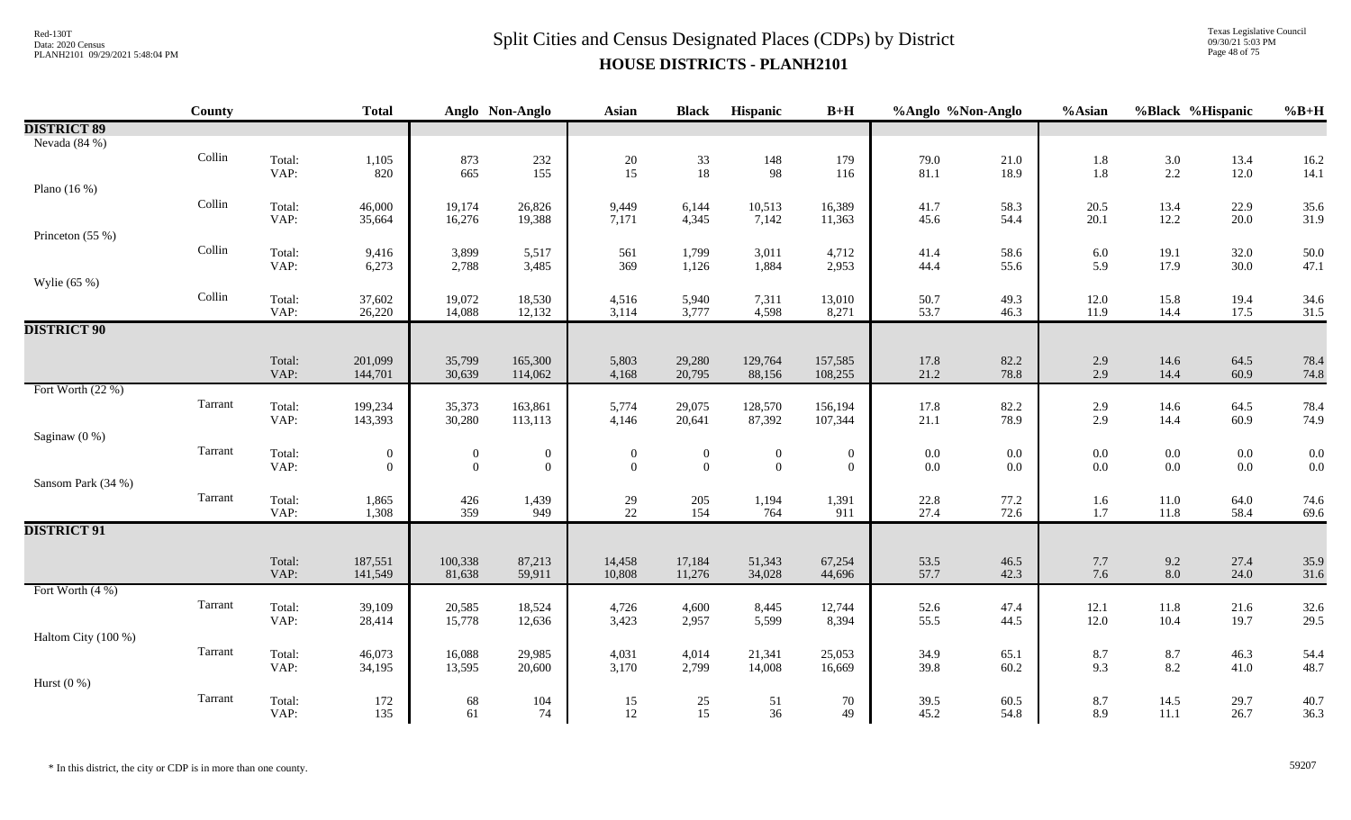# Split Cities and Census Designated Places (CDPs) by District
## HOUSE DISTRICTS - PLANH2101

| | County | | Total | Anglo | Non-Anglo | Asian | Black | Hispanic | B+H | %Anglo | %Non-Anglo | %Asian | %Black | %Hispanic | %B+H |
|---|---|---|---|---|---|---|---|---|---|---|---|---|---|---|---|
| **DISTRICT 89** | | | | | | | | | | | | | | | |
| Nevada (84 %) | | | | | | | | | | | | | | | |
| | Collin | Total: | 1,105 | 873 | 232 | 20 | 33 | 148 | 179 | 79.0 | 21.0 | 1.8 | 3.0 | 13.4 | 16.2 |
| | | VAP: | 820 | 665 | 155 | 15 | 18 | 98 | 116 | 81.1 | 18.9 | 1.8 | 2.2 | 12.0 | 14.1 |
| Plano (16 %) | | | | | | | | | | | | | | | |
| | Collin | Total: | 46,000 | 19,174 | 26,826 | 9,449 | 6,144 | 10,513 | 16,389 | 41.7 | 58.3 | 20.5 | 13.4 | 22.9 | 35.6 |
| | | VAP: | 35,664 | 16,276 | 19,388 | 7,171 | 4,345 | 7,142 | 11,363 | 45.6 | 54.4 | 20.1 | 12.2 | 20.0 | 31.9 |
| Princeton (55 %) | | | | | | | | | | | | | | | |
| | Collin | Total: | 9,416 | 3,899 | 5,517 | 561 | 1,799 | 3,011 | 4,712 | 41.4 | 58.6 | 6.0 | 19.1 | 32.0 | 50.0 |
| | | VAP: | 6,273 | 2,788 | 3,485 | 369 | 1,126 | 1,884 | 2,953 | 44.4 | 55.6 | 5.9 | 17.9 | 30.0 | 47.1 |
| Wylie (65 %) | | | | | | | | | | | | | | | |
| | Collin | Total: | 37,602 | 19,072 | 18,530 | 4,516 | 5,940 | 7,311 | 13,010 | 50.7 | 49.3 | 12.0 | 15.8 | 19.4 | 34.6 |
| | | VAP: | 26,220 | 14,088 | 12,132 | 3,114 | 3,777 | 4,598 | 8,271 | 53.7 | 46.3 | 11.9 | 14.4 | 17.5 | 31.5 |
| **DISTRICT 90** | | | | | | | | | | | | | | | |
| | | Total: | 201,099 | 35,799 | 165,300 | 5,803 | 29,280 | 129,764 | 157,585 | 17.8 | 82.2 | 2.9 | 14.6 | 64.5 | 78.4 |
| | | VAP: | 144,701 | 30,639 | 114,062 | 4,168 | 20,795 | 88,156 | 108,255 | 21.2 | 78.8 | 2.9 | 14.4 | 60.9 | 74.8 |
| Fort Worth (22 %) | | | | | | | | | | | | | | | |
| | Tarrant | Total: | 199,234 | 35,373 | 163,861 | 5,774 | 29,075 | 128,570 | 156,194 | 17.8 | 82.2 | 2.9 | 14.6 | 64.5 | 78.4 |
| | | VAP: | 143,393 | 30,280 | 113,113 | 4,146 | 20,641 | 87,392 | 107,344 | 21.1 | 78.9 | 2.9 | 14.4 | 60.9 | 74.9 |
| Saginaw (0 %) | | | | | | | | | | | | | | | |
| | Tarrant | Total: | 0 | 0 | 0 | 0 | 0 | 0 | 0 | 0.0 | 0.0 | 0.0 | 0.0 | 0.0 | 0.0 |
| | | VAP: | 0 | 0 | 0 | 0 | 0 | 0 | 0 | 0.0 | 0.0 | 0.0 | 0.0 | 0.0 | 0.0 |
| Sansom Park (34 %) | | | | | | | | | | | | | | | |
| | Tarrant | Total: | 1,865 | 426 | 1,439 | 29 | 205 | 1,194 | 1,391 | 22.8 | 77.2 | 1.6 | 11.0 | 64.0 | 74.6 |
| | | VAP: | 1,308 | 359 | 949 | 22 | 154 | 764 | 911 | 27.4 | 72.6 | 1.7 | 11.8 | 58.4 | 69.6 |
| **DISTRICT 91** | | | | | | | | | | | | | | | |
| | | Total: | 187,551 | 100,338 | 87,213 | 14,458 | 17,184 | 51,343 | 67,254 | 53.5 | 46.5 | 7.7 | 9.2 | 27.4 | 35.9 |
| | | VAP: | 141,549 | 81,638 | 59,911 | 10,808 | 11,276 | 34,028 | 44,696 | 57.7 | 42.3 | 7.6 | 8.0 | 24.0 | 31.6 |
| Fort Worth (4 %) | | | | | | | | | | | | | | | |
| | Tarrant | Total: | 39,109 | 20,585 | 18,524 | 4,726 | 4,600 | 8,445 | 12,744 | 52.6 | 47.4 | 12.1 | 11.8 | 21.6 | 32.6 |
| | | VAP: | 28,414 | 15,778 | 12,636 | 3,423 | 2,957 | 5,599 | 8,394 | 55.5 | 44.5 | 12.0 | 10.4 | 19.7 | 29.5 |
| Haltom City (100 %) | | | | | | | | | | | | | | | |
| | Tarrant | Total: | 46,073 | 16,088 | 29,985 | 4,031 | 4,014 | 21,341 | 25,053 | 34.9 | 65.1 | 8.7 | 8.7 | 46.3 | 54.4 |
| | | VAP: | 34,195 | 13,595 | 20,600 | 3,170 | 2,799 | 14,008 | 16,669 | 39.8 | 60.2 | 9.3 | 8.2 | 41.0 | 48.7 |
| Hurst (0 %) | | | | | | | | | | | | | | | |
| | Tarrant | Total: | 172 | 68 | 104 | 15 | 25 | 51 | 70 | 39.5 | 60.5 | 8.7 | 14.5 | 29.7 | 40.7 |
| | | VAP: | 135 | 61 | 74 | 12 | 15 | 36 | 49 | 45.2 | 54.8 | 8.9 | 11.1 | 26.7 | 36.3 |

* In this district, the city or CDP is in more than one county.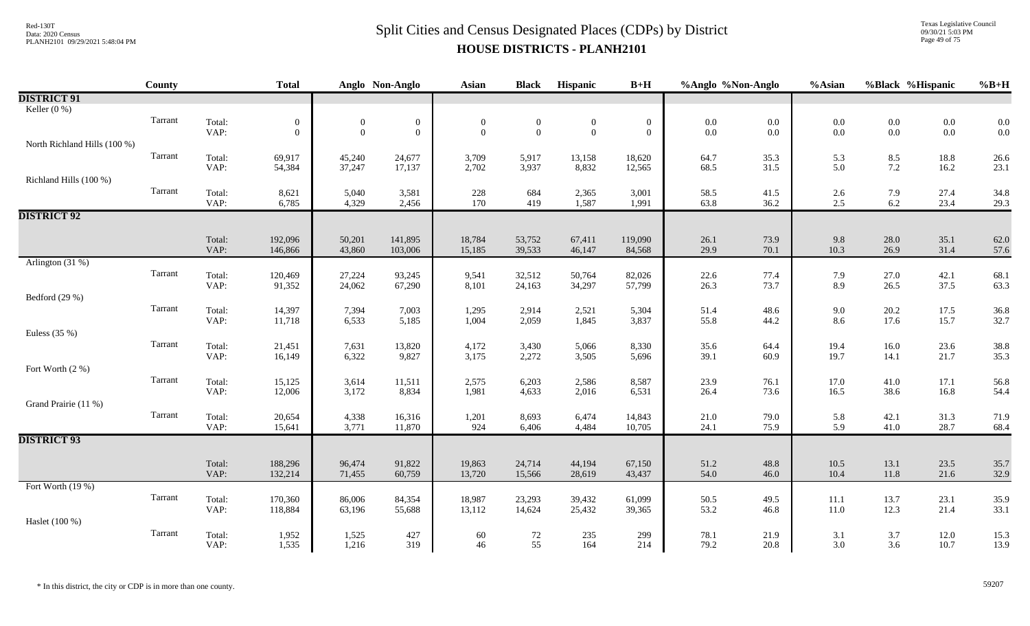# Split Cities and Census Designated Places (CDPs) by District

## HOUSE DISTRICTS - PLANH2101

| | County | | Total | Anglo | Non-Anglo | Asian | Black | Hispanic | B+H | %Anglo | %Non-Anglo | %Asian | %Black | %Hispanic | %B+H |
|---|---|---|---|---|---|---|---|---|---|---|---|---|---|---|---|
| **DISTRICT 91** | | | | | | | | | | | | | | | |
| Keller (0 %) | | | | | | | | | | | | | | | |
| | Tarrant | Total: | 0 | 0 | 0 | 0 | 0 | 0 | 0 | 0.0 | 0.0 | 0.0 | 0.0 | 0.0 | 0.0 |
| | | VAP: | 0 | 0 | 0 | 0 | 0 | 0 | 0 | 0.0 | 0.0 | 0.0 | 0.0 | 0.0 | 0.0 |
| North Richland Hills (100 %) | | | | | | | | | | | | | | | |
| | Tarrant | Total: | 69,917 | 45,240 | 24,677 | 3,709 | 5,917 | 13,158 | 18,620 | 64.7 | 35.3 | 5.3 | 8.5 | 18.8 | 26.6 |
| | | VAP: | 54,384 | 37,247 | 17,137 | 2,702 | 3,937 | 8,832 | 12,565 | 68.5 | 31.5 | 5.0 | 7.2 | 16.2 | 23.1 |
| Richland Hills (100 %) | | | | | | | | | | | | | | | |
| | Tarrant | Total: | 8,621 | 5,040 | 3,581 | 228 | 684 | 2,365 | 3,001 | 58.5 | 41.5 | 2.6 | 7.9 | 27.4 | 34.8 |
| | | VAP: | 6,785 | 4,329 | 2,456 | 170 | 419 | 1,587 | 1,991 | 63.8 | 36.2 | 2.5 | 6.2 | 23.4 | 29.3 |
| **DISTRICT 92** | | | | | | | | | | | | | | | |
| | | Total: | 192,096 | 50,201 | 141,895 | 18,784 | 53,752 | 67,411 | 119,090 | 26.1 | 73.9 | 9.8 | 28.0 | 35.1 | 62.0 |
| | | VAP: | 146,866 | 43,860 | 103,006 | 15,185 | 39,533 | 46,147 | 84,568 | 29.9 | 70.1 | 10.3 | 26.9 | 31.4 | 57.6 |
| Arlington (31 %) | | | | | | | | | | | | | | | |
| | Tarrant | Total: | 120,469 | 27,224 | 93,245 | 9,541 | 32,512 | 50,764 | 82,026 | 22.6 | 77.4 | 7.9 | 27.0 | 42.1 | 68.1 |
| | | VAP: | 91,352 | 24,062 | 67,290 | 8,101 | 24,163 | 34,297 | 57,799 | 26.3 | 73.7 | 8.9 | 26.5 | 37.5 | 63.3 |
| Bedford (29 %) | | | | | | | | | | | | | | | |
| | Tarrant | Total: | 14,397 | 7,394 | 7,003 | 1,295 | 2,914 | 2,521 | 5,304 | 51.4 | 48.6 | 9.0 | 20.2 | 17.5 | 36.8 |
| | | VAP: | 11,718 | 6,533 | 5,185 | 1,004 | 2,059 | 1,845 | 3,837 | 55.8 | 44.2 | 8.6 | 17.6 | 15.7 | 32.7 |
| Euless (35 %) | | | | | | | | | | | | | | | |
| | Tarrant | Total: | 21,451 | 7,631 | 13,820 | 4,172 | 3,430 | 5,066 | 8,330 | 35.6 | 64.4 | 19.4 | 16.0 | 23.6 | 38.8 |
| | | VAP: | 16,149 | 6,322 | 9,827 | 3,175 | 2,272 | 3,505 | 5,696 | 39.1 | 60.9 | 19.7 | 14.1 | 21.7 | 35.3 |
| Fort Worth (2 %) | | | | | | | | | | | | | | | |
| | Tarrant | Total: | 15,125 | 3,614 | 11,511 | 2,575 | 6,203 | 2,586 | 8,587 | 23.9 | 76.1 | 17.0 | 41.0 | 17.1 | 56.8 |
| | | VAP: | 12,006 | 3,172 | 8,834 | 1,981 | 4,633 | 2,016 | 6,531 | 26.4 | 73.6 | 16.5 | 38.6 | 16.8 | 54.4 |
| Grand Prairie (11 %) | | | | | | | | | | | | | | | |
| | Tarrant | Total: | 20,654 | 4,338 | 16,316 | 1,201 | 8,693 | 6,474 | 14,843 | 21.0 | 79.0 | 5.8 | 42.1 | 31.3 | 71.9 |
| | | VAP: | 15,641 | 3,771 | 11,870 | 924 | 6,406 | 4,484 | 10,705 | 24.1 | 75.9 | 5.9 | 41.0 | 28.7 | 68.4 |
| **DISTRICT 93** | | | | | | | | | | | | | | | |
| | | Total: | 188,296 | 96,474 | 91,822 | 19,863 | 24,714 | 44,194 | 67,150 | 51.2 | 48.8 | 10.5 | 13.1 | 23.5 | 35.7 |
| | | VAP: | 132,214 | 71,455 | 60,759 | 13,720 | 15,566 | 28,619 | 43,437 | 54.0 | 46.0 | 10.4 | 11.8 | 21.6 | 32.9 |
| Fort Worth (19 %) | | | | | | | | | | | | | | | |
| | Tarrant | Total: | 170,360 | 86,006 | 84,354 | 18,987 | 23,293 | 39,432 | 61,099 | 50.5 | 49.5 | 11.1 | 13.7 | 23.1 | 35.9 |
| | | VAP: | 118,884 | 63,196 | 55,688 | 13,112 | 14,624 | 25,432 | 39,365 | 53.2 | 46.8 | 11.0 | 12.3 | 21.4 | 33.1 |
| Haslet (100 %) | | | | | | | | | | | | | | | |
| | Tarrant | Total: | 1,952 | 1,525 | 427 | 60 | 72 | 235 | 299 | 78.1 | 21.9 | 3.1 | 3.7 | 12.0 | 15.3 |
| | | VAP: | 1,535 | 1,216 | 319 | 46 | 55 | 164 | 214 | 79.2 | 20.8 | 3.0 | 3.6 | 10.7 | 13.9 |

\* In this district, the city or CDP is in more than one county.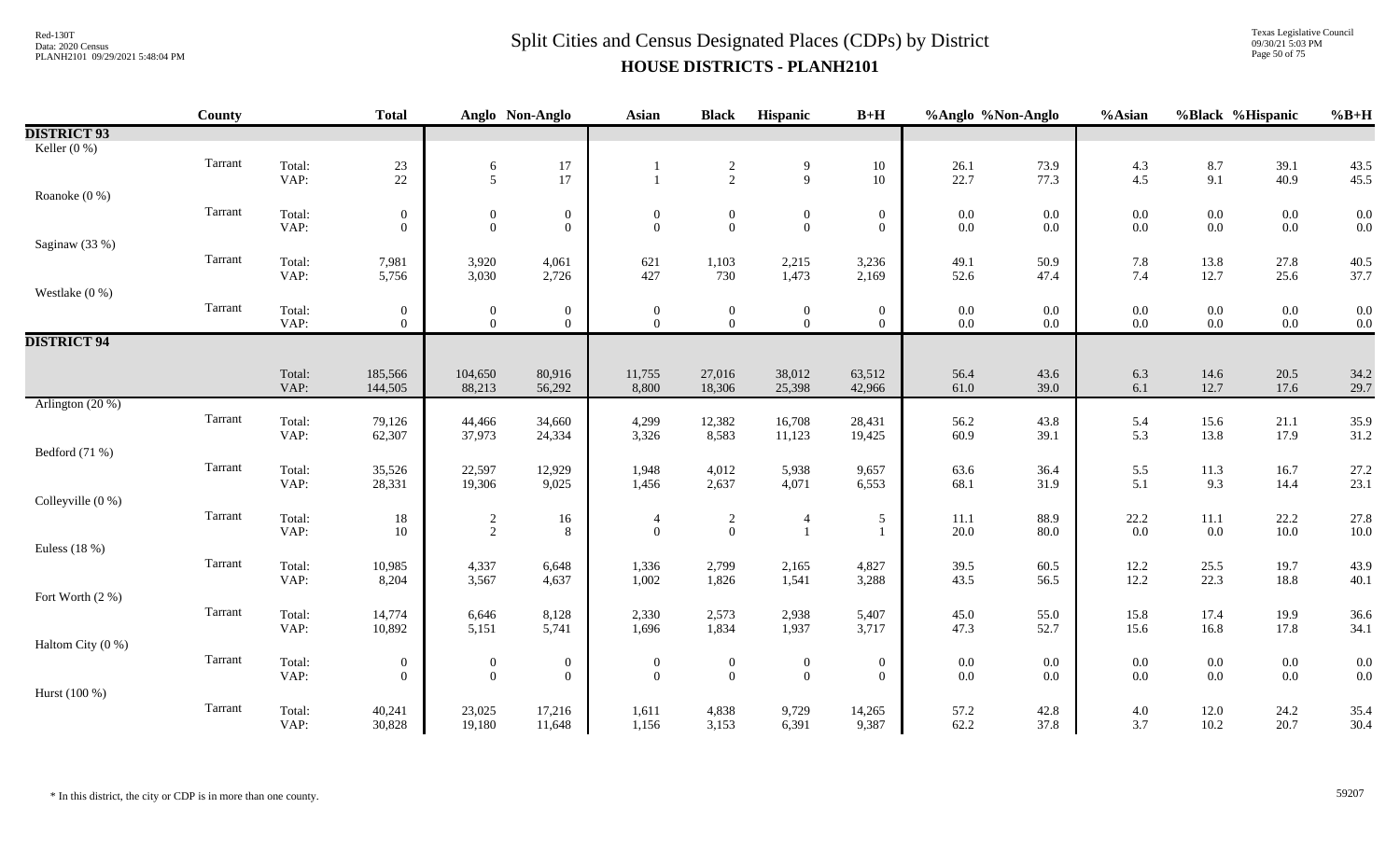# Split Cities and Census Designated Places (CDPs) by District

## HOUSE DISTRICTS - PLANH2101

| | County | | Total | Anglo | Non-Anglo | Asian | Black | Hispanic | B+H | %Anglo | %Non-Anglo | %Asian | %Black | %Hispanic | %B+H |
|---|---|---|---|---|---|---|---|---|---|---|---|---|---|---|---|
| **DISTRICT 93** | | | | | | | | | | | | | | | |
| Keller (0 %) | | | | | | | | | | | | | | | |
| | Tarrant | Total: | 23 | 6 | 17 | 1 | 2 | 9 | 10 | 26.1 | 73.9 | 4.3 | 8.7 | 39.1 | 43.5 |
| | | VAP: | 22 | 5 | 17 | 1 | 2 | 9 | 10 | 22.7 | 77.3 | 4.5 | 9.1 | 40.9 | 45.5 |
| Roanoke (0 %) | | | | | | | | | | | | | | | |
| | Tarrant | Total: | 0 | 0 | 0 | 0 | 0 | 0 | 0 | 0.0 | 0.0 | 0.0 | 0.0 | 0.0 | 0.0 |
| | | VAP: | 0 | 0 | 0 | 0 | 0 | 0 | 0 | 0.0 | 0.0 | 0.0 | 0.0 | 0.0 | 0.0 |
| Saginaw (33 %) | | | | | | | | | | | | | | | |
| | Tarrant | Total: | 7,981 | 3,920 | 4,061 | 621 | 1,103 | 2,215 | 3,236 | 49.1 | 50.9 | 7.8 | 13.8 | 27.8 | 40.5 |
| | | VAP: | 5,756 | 3,030 | 2,726 | 427 | 730 | 1,473 | 2,169 | 52.6 | 47.4 | 7.4 | 12.7 | 25.6 | 37.7 |
| Westlake (0 %) | | | | | | | | | | | | | | | |
| | Tarrant | Total: | 0 | 0 | 0 | 0 | 0 | 0 | 0 | 0.0 | 0.0 | 0.0 | 0.0 | 0.0 | 0.0 |
| | | VAP: | 0 | 0 | 0 | 0 | 0 | 0 | 0 | 0.0 | 0.0 | 0.0 | 0.0 | 0.0 | 0.0 |
| **DISTRICT 94** | | | | | | | | | | | | | | | |
| | | Total: | 185,566 | 104,650 | 80,916 | 11,755 | 27,016 | 38,012 | 63,512 | 56.4 | 43.6 | 6.3 | 14.6 | 20.5 | 34.2 |
| | | VAP: | 144,505 | 88,213 | 56,292 | 8,800 | 18,306 | 25,398 | 42,966 | 61.0 | 39.0 | 6.1 | 12.7 | 17.6 | 29.7 |
| Arlington (20 %) | | | | | | | | | | | | | | | |
| | Tarrant | Total: | 79,126 | 44,466 | 34,660 | 4,299 | 12,382 | 16,708 | 28,431 | 56.2 | 43.8 | 5.4 | 15.6 | 21.1 | 35.9 |
| | | VAP: | 62,307 | 37,973 | 24,334 | 3,326 | 8,583 | 11,123 | 19,425 | 60.9 | 39.1 | 5.3 | 13.8 | 17.9 | 31.2 |
| Bedford (71 %) | | | | | | | | | | | | | | | |
| | Tarrant | Total: | 35,526 | 22,597 | 12,929 | 1,948 | 4,012 | 5,938 | 9,657 | 63.6 | 36.4 | 5.5 | 11.3 | 16.7 | 27.2 |
| | | VAP: | 28,331 | 19,306 | 9,025 | 1,456 | 2,637 | 4,071 | 6,553 | 68.1 | 31.9 | 5.1 | 9.3 | 14.4 | 23.1 |
| Colleyville (0 %) | | | | | | | | | | | | | | | |
| | Tarrant | Total: | 18 | 2 | 16 | 4 | 2 | 4 | 5 | 11.1 | 88.9 | 22.2 | 11.1 | 22.2 | 27.8 |
| | | VAP: | 10 | 2 | 8 | 0 | 0 | 1 | 1 | 20.0 | 80.0 | 0.0 | 0.0 | 10.0 | 10.0 |
| Euless (18 %) | | | | | | | | | | | | | | | |
| | Tarrant | Total: | 10,985 | 4,337 | 6,648 | 1,336 | 2,799 | 2,165 | 4,827 | 39.5 | 60.5 | 12.2 | 25.5 | 19.7 | 43.9 |
| | | VAP: | 8,204 | 3,567 | 4,637 | 1,002 | 1,826 | 1,541 | 3,288 | 43.5 | 56.5 | 12.2 | 22.3 | 18.8 | 40.1 |
| Fort Worth (2 %) | | | | | | | | | | | | | | | |
| | Tarrant | Total: | 14,774 | 6,646 | 8,128 | 2,330 | 2,573 | 2,938 | 5,407 | 45.0 | 55.0 | 15.8 | 17.4 | 19.9 | 36.6 |
| | | VAP: | 10,892 | 5,151 | 5,741 | 1,696 | 1,834 | 1,937 | 3,717 | 47.3 | 52.7 | 15.6 | 16.8 | 17.8 | 34.1 |
| Haltom City (0 %) | | | | | | | | | | | | | | | |
| | Tarrant | Total: | 0 | 0 | 0 | 0 | 0 | 0 | 0 | 0.0 | 0.0 | 0.0 | 0.0 | 0.0 | 0.0 |
| | | VAP: | 0 | 0 | 0 | 0 | 0 | 0 | 0 | 0.0 | 0.0 | 0.0 | 0.0 | 0.0 | 0.0 |
| Hurst (100 %) | | | | | | | | | | | | | | | |
| | Tarrant | Total: | 40,241 | 23,025 | 17,216 | 1,611 | 4,838 | 9,729 | 14,265 | 57.2 | 42.8 | 4.0 | 12.0 | 24.2 | 35.4 |
| | | VAP: | 30,828 | 19,180 | 11,648 | 1,156 | 3,153 | 6,391 | 9,387 | 62.2 | 37.8 | 3.7 | 10.2 | 20.7 | 30.4 |

\* In this district, the city or CDP is in more than one county.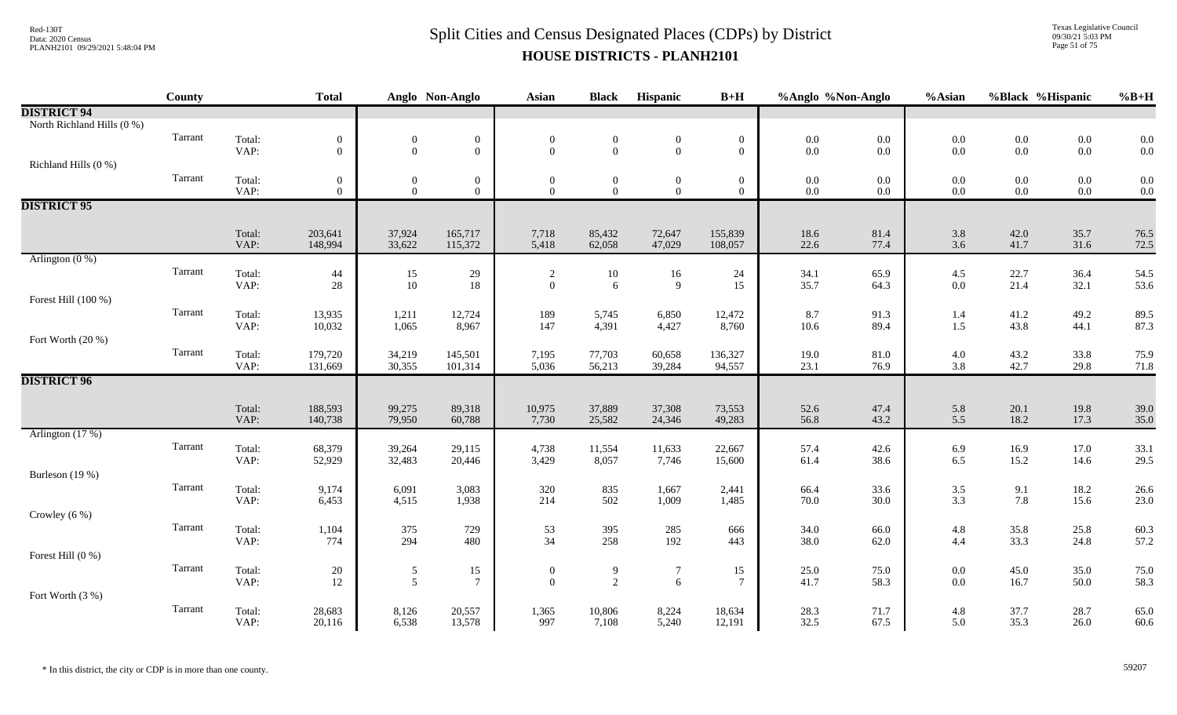# Split Cities and Census Designated Places (CDPs) by District

## HOUSE DISTRICTS - PLANH2101

| | County | | Total | Anglo | Non-Anglo | Asian | Black | Hispanic | B+H | %Anglo | %Non-Anglo | %Asian | %Black | %Hispanic | %B+H |
|---|---|---|---|---|---|---|---|---|---|---|---|---|---|---|---|
| **DISTRICT 94** | | | | | | | | | | | | | | | |
| North Richland Hills (0 %) | | | | | | | | | | | | | | | |
| | Tarrant | Total: | 0 | 0 | 0 | 0 | 0 | 0 | 0 | 0.0 | 0.0 | 0.0 | 0.0 | 0.0 | 0.0 |
| | | VAP: | 0 | 0 | 0 | 0 | 0 | 0 | 0 | 0.0 | 0.0 | 0.0 | 0.0 | 0.0 | 0.0 |
| Richland Hills (0 %) | | | | | | | | | | | | | | | |
| | Tarrant | Total: | 0 | 0 | 0 | 0 | 0 | 0 | 0 | 0.0 | 0.0 | 0.0 | 0.0 | 0.0 | 0.0 |
| | | VAP: | 0 | 0 | 0 | 0 | 0 | 0 | 0 | 0.0 | 0.0 | 0.0 | 0.0 | 0.0 | 0.0 |
| **DISTRICT 95** | | | | | | | | | | | | | | | |
| | | Total: | 203,641 | 37,924 | 165,717 | 7,718 | 85,432 | 72,647 | 155,839 | 18.6 | 81.4 | 3.8 | 42.0 | 35.7 | 76.5 |
| | | VAP: | 148,994 | 33,622 | 115,372 | 5,418 | 62,058 | 47,029 | 108,057 | 22.6 | 77.4 | 3.6 | 41.7 | 31.6 | 72.5 |
| Arlington (0 %) | | | | | | | | | | | | | | | |
| | Tarrant | Total: | 44 | 15 | 29 | 2 | 10 | 16 | 24 | 34.1 | 65.9 | 4.5 | 22.7 | 36.4 | 54.5 |
| | | VAP: | 28 | 10 | 18 | 0 | 6 | 9 | 15 | 35.7 | 64.3 | 0.0 | 21.4 | 32.1 | 53.6 |
| Forest Hill (100 %) | | | | | | | | | | | | | | | |
| | Tarrant | Total: | 13,935 | 1,211 | 12,724 | 189 | 5,745 | 6,850 | 12,472 | 8.7 | 91.3 | 1.4 | 41.2 | 49.2 | 89.5 |
| | | VAP: | 10,032 | 1,065 | 8,967 | 147 | 4,391 | 4,427 | 8,760 | 10.6 | 89.4 | 1.5 | 43.8 | 44.1 | 87.3 |
| Fort Worth (20 %) | | | | | | | | | | | | | | | |
| | Tarrant | Total: | 179,720 | 34,219 | 145,501 | 7,195 | 77,703 | 60,658 | 136,327 | 19.0 | 81.0 | 4.0 | 43.2 | 33.8 | 75.9 |
| | | VAP: | 131,669 | 30,355 | 101,314 | 5,036 | 56,213 | 39,284 | 94,557 | 23.1 | 76.9 | 3.8 | 42.7 | 29.8 | 71.8 |
| **DISTRICT 96** | | | | | | | | | | | | | | | |
| | | Total: | 188,593 | 99,275 | 89,318 | 10,975 | 37,889 | 37,308 | 73,553 | 52.6 | 47.4 | 5.8 | 20.1 | 19.8 | 39.0 |
| | | VAP: | 140,738 | 79,950 | 60,788 | 7,730 | 25,582 | 24,346 | 49,283 | 56.8 | 43.2 | 5.5 | 18.2 | 17.3 | 35.0 |
| Arlington (17 %) | | | | | | | | | | | | | | | |
| | Tarrant | Total: | 68,379 | 39,264 | 29,115 | 4,738 | 11,554 | 11,633 | 22,667 | 57.4 | 42.6 | 6.9 | 16.9 | 17.0 | 33.1 |
| | | VAP: | 52,929 | 32,483 | 20,446 | 3,429 | 8,057 | 7,746 | 15,600 | 61.4 | 38.6 | 6.5 | 15.2 | 14.6 | 29.5 |
| Burleson (19 %) | | | | | | | | | | | | | | | |
| | Tarrant | Total: | 9,174 | 6,091 | 3,083 | 320 | 835 | 1,667 | 2,441 | 66.4 | 33.6 | 3.5 | 9.1 | 18.2 | 26.6 |
| | | VAP: | 6,453 | 4,515 | 1,938 | 214 | 502 | 1,009 | 1,485 | 70.0 | 30.0 | 3.3 | 7.8 | 15.6 | 23.0 |
| Crowley (6 %) | | | | | | | | | | | | | | | |
| | Tarrant | Total: | 1,104 | 375 | 729 | 53 | 395 | 285 | 666 | 34.0 | 66.0 | 4.8 | 35.8 | 25.8 | 60.3 |
| | | VAP: | 774 | 294 | 480 | 34 | 258 | 192 | 443 | 38.0 | 62.0 | 4.4 | 33.3 | 24.8 | 57.2 |
| Forest Hill (0 %) | | | | | | | | | | | | | | | |
| | Tarrant | Total: | 20 | 5 | 15 | 0 | 9 | 7 | 15 | 25.0 | 75.0 | 0.0 | 45.0 | 35.0 | 75.0 |
| | | VAP: | 12 | 5 | 7 | 0 | 2 | 6 | 7 | 41.7 | 58.3 | 0.0 | 16.7 | 50.0 | 58.3 |
| Fort Worth (3 %) | | | | | | | | | | | | | | | |
| | Tarrant | Total: | 28,683 | 8,126 | 20,557 | 1,365 | 10,806 | 8,224 | 18,634 | 28.3 | 71.7 | 4.8 | 37.7 | 28.7 | 65.0 |
| | | VAP: | 20,116 | 6,538 | 13,578 | 997 | 7,108 | 5,240 | 12,191 | 32.5 | 67.5 | 5.0 | 35.3 | 26.0 | 60.6 |

\* In this district, the city or CDP is in more than one county.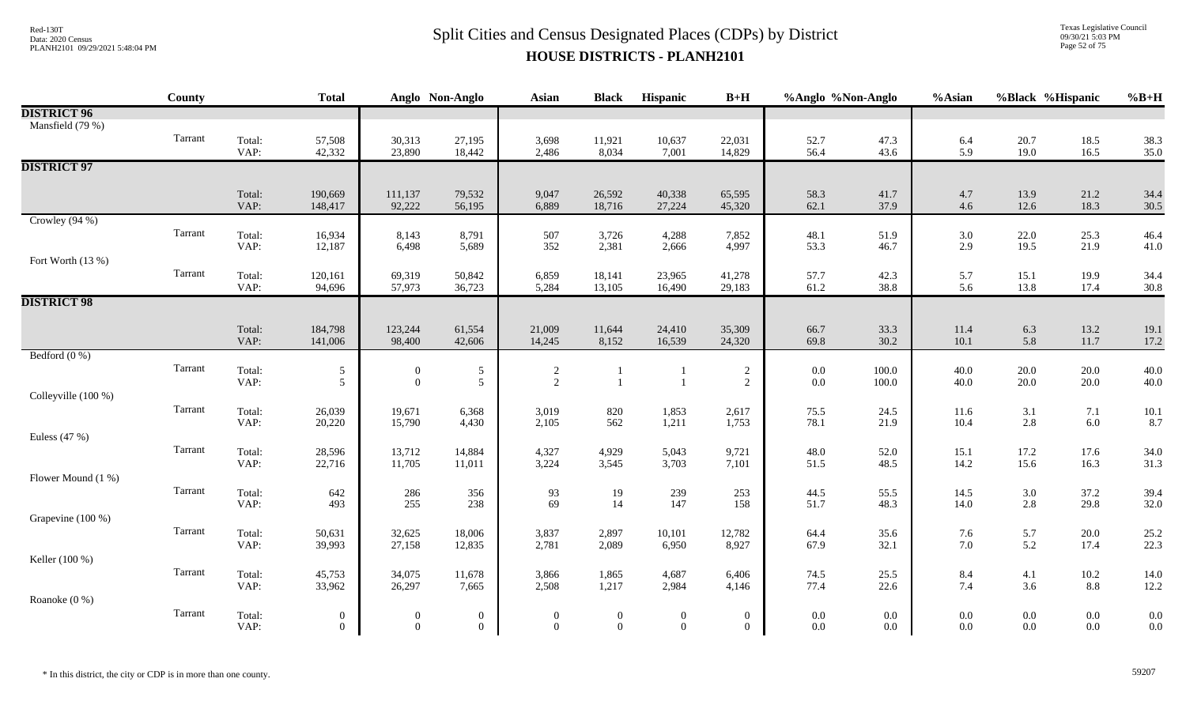# Split Cities and Census Designated Places (CDPs) by District

## HOUSE DISTRICTS - PLANH2101

| | County | | Total | Anglo | Non-Anglo | Asian | Black | Hispanic | B+H | %Anglo | %Non-Anglo | %Asian | %Black | %Hispanic | %B+H |
|---|---|---|---|---|---|---|---|---|---|---|---|---|---|---|---|
| **DISTRICT 96** | | | | | | | | | | | | | | | |
| Mansfield (79 %) | | | | | | | | | | | | | | | |
| | Tarrant | Total: | 57,508 | 30,313 | 27,195 | 3,698 | 11,921 | 10,637 | 22,031 | 52.7 | 47.3 | 6.4 | 20.7 | 18.5 | 38.3 |
| | | VAP: | 42,332 | 23,890 | 18,442 | 2,486 | 8,034 | 7,001 | 14,829 | 56.4 | 43.6 | 5.9 | 19.0 | 16.5 | 35.0 |
| **DISTRICT 97** | | | | | | | | | | | | | | | |
| | | Total: | 190,669 | 111,137 | 79,532 | 9,047 | 26,592 | 40,338 | 65,595 | 58.3 | 41.7 | 4.7 | 13.9 | 21.2 | 34.4 |
| | | VAP: | 148,417 | 92,222 | 56,195 | 6,889 | 18,716 | 27,224 | 45,320 | 62.1 | 37.9 | 4.6 | 12.6 | 18.3 | 30.5 |
| Crowley (94 %) | | | | | | | | | | | | | | | |
| | Tarrant | Total: | 16,934 | 8,143 | 8,791 | 507 | 3,726 | 4,288 | 7,852 | 48.1 | 51.9 | 3.0 | 22.0 | 25.3 | 46.4 |
| | | VAP: | 12,187 | 6,498 | 5,689 | 352 | 2,381 | 2,666 | 4,997 | 53.3 | 46.7 | 2.9 | 19.5 | 21.9 | 41.0 |
| Fort Worth (13 %) | | | | | | | | | | | | | | | |
| | Tarrant | Total: | 120,161 | 69,319 | 50,842 | 6,859 | 18,141 | 23,965 | 41,278 | 57.7 | 42.3 | 5.7 | 15.1 | 19.9 | 34.4 |
| | | VAP: | 94,696 | 57,973 | 36,723 | 5,284 | 13,105 | 16,490 | 29,183 | 61.2 | 38.8 | 5.6 | 13.8 | 17.4 | 30.8 |
| **DISTRICT 98** | | | | | | | | | | | | | | | |
| | | Total: | 184,798 | 123,244 | 61,554 | 21,009 | 11,644 | 24,410 | 35,309 | 66.7 | 33.3 | 11.4 | 6.3 | 13.2 | 19.1 |
| | | VAP: | 141,006 | 98,400 | 42,606 | 14,245 | 8,152 | 16,539 | 24,320 | 69.8 | 30.2 | 10.1 | 5.8 | 11.7 | 17.2 |
| Bedford (0 %) | | | | | | | | | | | | | | | |
| | Tarrant | Total: | 5 | 0 | 5 | 2 | 1 | 1 | 2 | 0.0 | 100.0 | 40.0 | 20.0 | 20.0 | 40.0 |
| | | VAP: | 5 | 0 | 5 | 2 | 1 | 1 | 2 | 0.0 | 100.0 | 40.0 | 20.0 | 20.0 | 40.0 |
| Colleyville (100 %) | | | | | | | | | | | | | | | |
| | Tarrant | Total: | 26,039 | 19,671 | 6,368 | 3,019 | 820 | 1,853 | 2,617 | 75.5 | 24.5 | 11.6 | 3.1 | 7.1 | 10.1 |
| | | VAP: | 20,220 | 15,790 | 4,430 | 2,105 | 562 | 1,211 | 1,753 | 78.1 | 21.9 | 10.4 | 2.8 | 6.0 | 8.7 |
| Euless (47 %) | | | | | | | | | | | | | | | |
| | Tarrant | Total: | 28,596 | 13,712 | 14,884 | 4,327 | 4,929 | 5,043 | 9,721 | 48.0 | 52.0 | 15.1 | 17.2 | 17.6 | 34.0 |
| | | VAP: | 22,716 | 11,705 | 11,011 | 3,224 | 3,545 | 3,703 | 7,101 | 51.5 | 48.5 | 14.2 | 15.6 | 16.3 | 31.3 |
| Flower Mound (1 %) | | | | | | | | | | | | | | | |
| | Tarrant | Total: | 642 | 286 | 356 | 93 | 19 | 239 | 253 | 44.5 | 55.5 | 14.5 | 3.0 | 37.2 | 39.4 |
| | | VAP: | 493 | 255 | 238 | 69 | 14 | 147 | 158 | 51.7 | 48.3 | 14.0 | 2.8 | 29.8 | 32.0 |
| Grapevine (100 %) | | | | | | | | | | | | | | | |
| | Tarrant | Total: | 50,631 | 32,625 | 18,006 | 3,837 | 2,897 | 10,101 | 12,782 | 64.4 | 35.6 | 7.6 | 5.7 | 20.0 | 25.2 |
| | | VAP: | 39,993 | 27,158 | 12,835 | 2,781 | 2,089 | 6,950 | 8,927 | 67.9 | 32.1 | 7.0 | 5.2 | 17.4 | 22.3 |
| Keller (100 %) | | | | | | | | | | | | | | | |
| | Tarrant | Total: | 45,753 | 34,075 | 11,678 | 3,866 | 1,865 | 4,687 | 6,406 | 74.5 | 25.5 | 8.4 | 4.1 | 10.2 | 14.0 |
| | | VAP: | 33,962 | 26,297 | 7,665 | 2,508 | 1,217 | 2,984 | 4,146 | 77.4 | 22.6 | 7.4 | 3.6 | 8.8 | 12.2 |
| Roanoke (0 %) | | | | | | | | | | | | | | | |
| | Tarrant | Total: | 0 | 0 | 0 | 0 | 0 | 0 | 0 | 0.0 | 0.0 | 0.0 | 0.0 | 0.0 | 0.0 |
| | | VAP: | 0 | 0 | 0 | 0 | 0 | 0 | 0 | 0.0 | 0.0 | 0.0 | 0.0 | 0.0 | 0.0 |

* In this district, the city or CDP is in more than one county.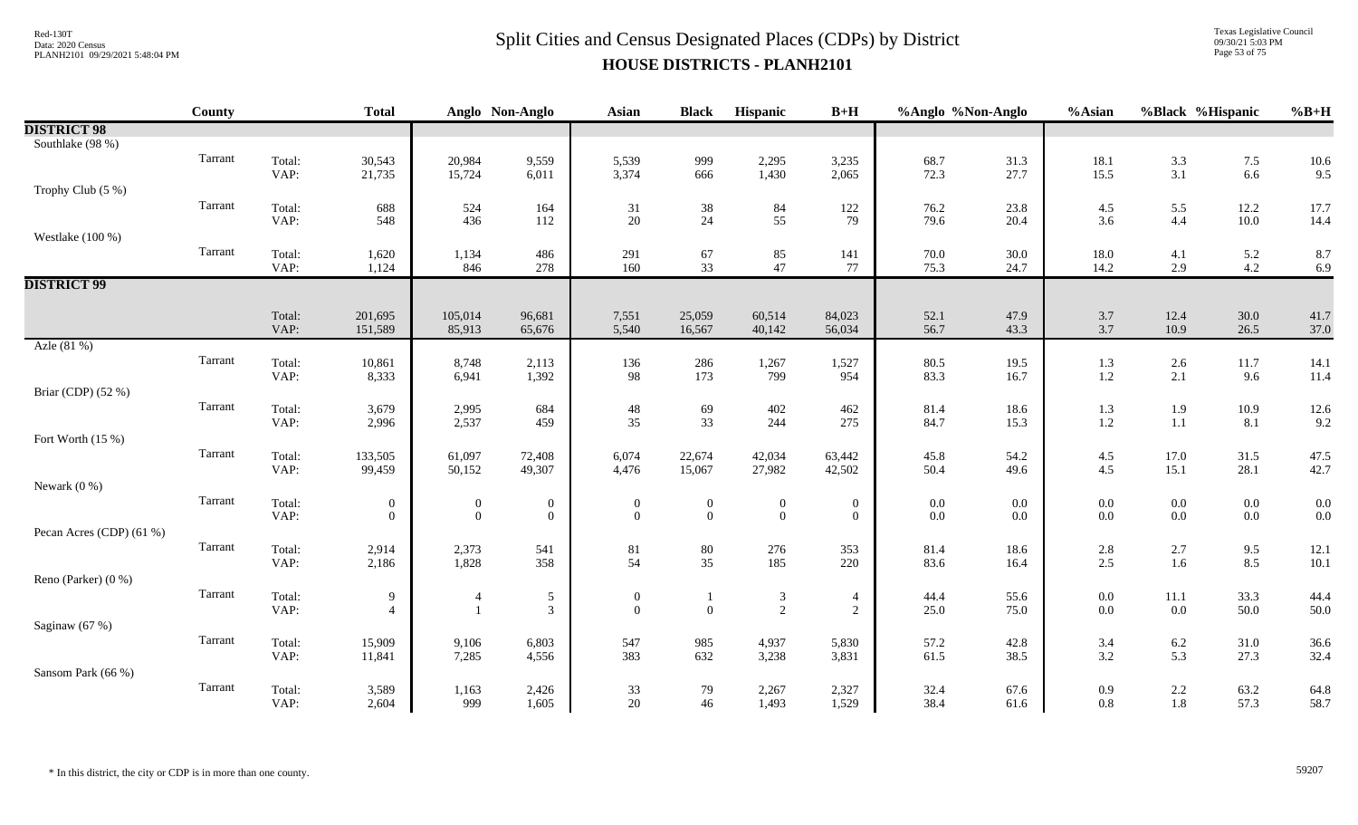# Split Cities and Census Designated Places (CDPs) by District

## HOUSE DISTRICTS - PLANH2101

| | County | | Total | Anglo | Non-Anglo | Asian | Black | Hispanic | B+H | %Anglo | %Non-Anglo | %Asian | %Black | %Hispanic | %B+H |
|---|---|---|---|---|---|---|---|---|---|---|---|---|---|---|---|
| **DISTRICT 98** | | | | | | | | | | | | | | | |
| Southlake (98 %) | | | | | | | | | | | | | | | |
| | Tarrant | Total: | 30,543 | 20,984 | 9,559 | 5,539 | 999 | 2,295 | 3,235 | 68.7 | 31.3 | 18.1 | 3.3 | 7.5 | 10.6 |
| | | VAP: | 21,735 | 15,724 | 6,011 | 3,374 | 666 | 1,430 | 2,065 | 72.3 | 27.7 | 15.5 | 3.1 | 6.6 | 9.5 |
| Trophy Club (5 %) | | | | | | | | | | | | | | | |
| | Tarrant | Total: | 688 | 524 | 164 | 31 | 38 | 84 | 122 | 76.2 | 23.8 | 4.5 | 5.5 | 12.2 | 17.7 |
| | | VAP: | 548 | 436 | 112 | 20 | 24 | 55 | 79 | 79.6 | 20.4 | 3.6 | 4.4 | 10.0 | 14.4 |
| Westlake (100 %) | | | | | | | | | | | | | | | |
| | Tarrant | Total: | 1,620 | 1,134 | 486 | 291 | 67 | 85 | 141 | 70.0 | 30.0 | 18.0 | 4.1 | 5.2 | 8.7 |
| | | VAP: | 1,124 | 846 | 278 | 160 | 33 | 47 | 77 | 75.3 | 24.7 | 14.2 | 2.9 | 4.2 | 6.9 |
| **DISTRICT 99** | | | | | | | | | | | | | | | |
| | | Total: | 201,695 | 105,014 | 96,681 | 7,551 | 25,059 | 60,514 | 84,023 | 52.1 | 47.9 | 3.7 | 12.4 | 30.0 | 41.7 |
| | | VAP: | 151,589 | 85,913 | 65,676 | 5,540 | 16,567 | 40,142 | 56,034 | 56.7 | 43.3 | 3.7 | 10.9 | 26.5 | 37.0 |
| Azle (81 %) | | | | | | | | | | | | | | | |
| | Tarrant | Total: | 10,861 | 8,748 | 2,113 | 136 | 286 | 1,267 | 1,527 | 80.5 | 19.5 | 1.3 | 2.6 | 11.7 | 14.1 |
| | | VAP: | 8,333 | 6,941 | 1,392 | 98 | 173 | 799 | 954 | 83.3 | 16.7 | 1.2 | 2.1 | 9.6 | 11.4 |
| Briar (CDP) (52 %) | | | | | | | | | | | | | | | |
| | Tarrant | Total: | 3,679 | 2,995 | 684 | 48 | 69 | 402 | 462 | 81.4 | 18.6 | 1.3 | 1.9 | 10.9 | 12.6 |
| | | VAP: | 2,996 | 2,537 | 459 | 35 | 33 | 244 | 275 | 84.7 | 15.3 | 1.2 | 1.1 | 8.1 | 9.2 |
| Fort Worth (15 %) | | | | | | | | | | | | | | | |
| | Tarrant | Total: | 133,505 | 61,097 | 72,408 | 6,074 | 22,674 | 42,034 | 63,442 | 45.8 | 54.2 | 4.5 | 17.0 | 31.5 | 47.5 |
| | | VAP: | 99,459 | 50,152 | 49,307 | 4,476 | 15,067 | 27,982 | 42,502 | 50.4 | 49.6 | 4.5 | 15.1 | 28.1 | 42.7 |
| Newark (0 %) | | | | | | | | | | | | | | | |
| | Tarrant | Total: | 0 | 0 | 0 | 0 | 0 | 0 | 0 | 0.0 | 0.0 | 0.0 | 0.0 | 0.0 | 0.0 |
| | | VAP: | 0 | 0 | 0 | 0 | 0 | 0 | 0 | 0.0 | 0.0 | 0.0 | 0.0 | 0.0 | 0.0 |
| Pecan Acres (CDP) (61 %) | | | | | | | | | | | | | | | |
| | Tarrant | Total: | 2,914 | 2,373 | 541 | 81 | 80 | 276 | 353 | 81.4 | 18.6 | 2.8 | 2.7 | 9.5 | 12.1 |
| | | VAP: | 2,186 | 1,828 | 358 | 54 | 35 | 185 | 220 | 83.6 | 16.4 | 2.5 | 1.6 | 8.5 | 10.1 |
| Reno (Parker) (0 %) | | | | | | | | | | | | | | | |
| | Tarrant | Total: | 9 | 4 | 5 | 0 | 1 | 3 | 4 | 44.4 | 55.6 | 0.0 | 11.1 | 33.3 | 44.4 |
| | | VAP: | 4 | 1 | 3 | 0 | 0 | 2 | 2 | 25.0 | 75.0 | 0.0 | 0.0 | 50.0 | 50.0 |
| Saginaw (67 %) | | | | | | | | | | | | | | | |
| | Tarrant | Total: | 15,909 | 9,106 | 6,803 | 547 | 985 | 4,937 | 5,830 | 57.2 | 42.8 | 3.4 | 6.2 | 31.0 | 36.6 |
| | | VAP: | 11,841 | 7,285 | 4,556 | 383 | 632 | 3,238 | 3,831 | 61.5 | 38.5 | 3.2 | 5.3 | 27.3 | 32.4 |
| Sansom Park (66 %) | | | | | | | | | | | | | | | |
| | Tarrant | Total: | 3,589 | 1,163 | 2,426 | 33 | 79 | 2,267 | 2,327 | 32.4 | 67.6 | 0.9 | 2.2 | 63.2 | 64.8 |
| | | VAP: | 2,604 | 999 | 1,605 | 20 | 46 | 1,493 | 1,529 | 38.4 | 61.6 | 0.8 | 1.8 | 57.3 | 58.7 |

* In this district, the city or CDP is in more than one county.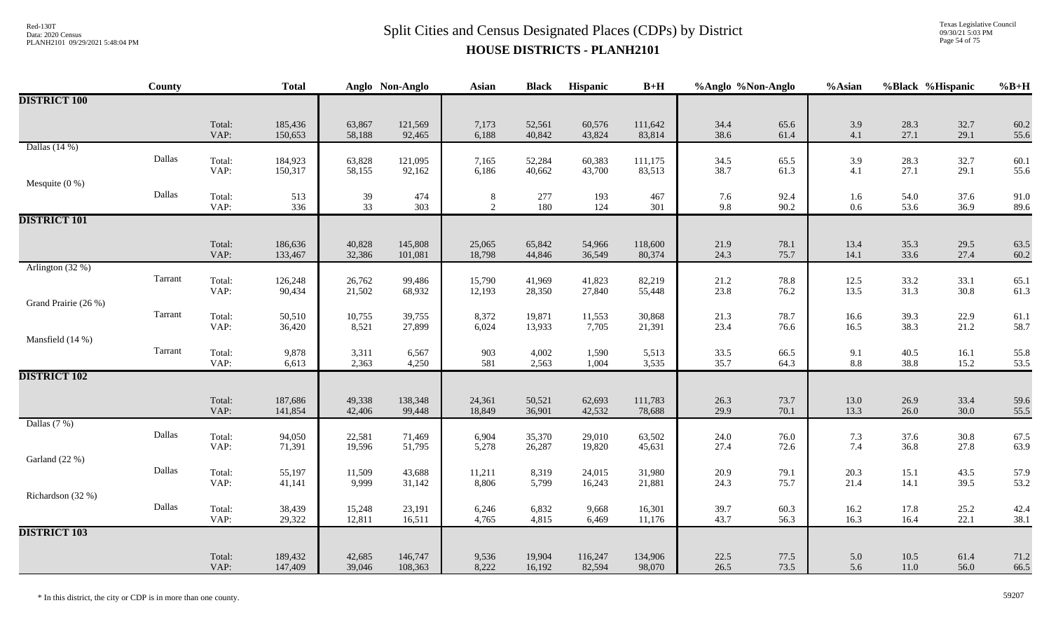# Split Cities and Census Designated Places (CDPs) by District

## HOUSE DISTRICTS - PLANH2101

|  | County |  | Total | Anglo | Non-Anglo | Asian | Black | Hispanic | B+H | %Anglo | %Non-Anglo | %Asian | %Black | %Hispanic | %B+H |
|---|---|---|---|---|---|---|---|---|---|---|---|---|---|---|---|
| **DISTRICT 100** |  |  |  |  |  |  |  |  |  |  |  |  |  |  |  |
|  |  | Total: | 185,436 | 63,867 | 121,569 | 7,173 | 52,561 | 60,576 | 111,642 | 34.4 | 65.6 | 3.9 | 28.3 | 32.7 | 60.2 |
|  |  | VAP: | 150,653 | 58,188 | 92,465 | 6,188 | 40,842 | 43,824 | 83,814 | 38.6 | 61.4 | 4.1 | 27.1 | 29.1 | 55.6 |
| Dallas (14 %) | Dallas | Total: | 184,923 | 63,828 | 121,095 | 7,165 | 52,284 | 60,383 | 111,175 | 34.5 | 65.5 | 3.9 | 28.3 | 32.7 | 60.1 |
|  |  | VAP: | 150,317 | 58,155 | 92,162 | 6,186 | 40,662 | 43,700 | 83,513 | 38.7 | 61.3 | 4.1 | 27.1 | 29.1 | 55.6 |
| Mesquite (0 %) | Dallas | Total: | 513 | 39 | 474 | 8 | 277 | 193 | 467 | 7.6 | 92.4 | 1.6 | 54.0 | 37.6 | 91.0 |
|  |  | VAP: | 336 | 33 | 303 | 2 | 180 | 124 | 301 | 9.8 | 90.2 | 0.6 | 53.6 | 36.9 | 89.6 |
| **DISTRICT 101** |  |  |  |  |  |  |  |  |  |  |  |  |  |  |  |
|  |  | Total: | 186,636 | 40,828 | 145,808 | 25,065 | 65,842 | 54,966 | 118,600 | 21.9 | 78.1 | 13.4 | 35.3 | 29.5 | 63.5 |
|  |  | VAP: | 133,467 | 32,386 | 101,081 | 18,798 | 44,846 | 36,549 | 80,374 | 24.3 | 75.7 | 14.1 | 33.6 | 27.4 | 60.2 |
| Arlington (32 %) | Tarrant | Total: | 126,248 | 26,762 | 99,486 | 15,790 | 41,969 | 41,823 | 82,219 | 21.2 | 78.8 | 12.5 | 33.2 | 33.1 | 65.1 |
|  |  | VAP: | 90,434 | 21,502 | 68,932 | 12,193 | 28,350 | 27,840 | 55,448 | 23.8 | 76.2 | 13.5 | 31.3 | 30.8 | 61.3 |
| Grand Prairie (26 %) | Tarrant | Total: | 50,510 | 10,755 | 39,755 | 8,372 | 19,871 | 11,553 | 30,868 | 21.3 | 78.7 | 16.6 | 39.3 | 22.9 | 61.1 |
|  |  | VAP: | 36,420 | 8,521 | 27,899 | 6,024 | 13,933 | 7,705 | 21,391 | 23.4 | 76.6 | 16.5 | 38.3 | 21.2 | 58.7 |
| Mansfield (14 %) | Tarrant | Total: | 9,878 | 3,311 | 6,567 | 903 | 4,002 | 1,590 | 5,513 | 33.5 | 66.5 | 9.1 | 40.5 | 16.1 | 55.8 |
|  |  | VAP: | 6,613 | 2,363 | 4,250 | 581 | 2,563 | 1,004 | 3,535 | 35.7 | 64.3 | 8.8 | 38.8 | 15.2 | 53.5 |
| **DISTRICT 102** |  |  |  |  |  |  |  |  |  |  |  |  |  |  |  |
|  |  | Total: | 187,686 | 49,338 | 138,348 | 24,361 | 50,521 | 62,693 | 111,783 | 26.3 | 73.7 | 13.0 | 26.9 | 33.4 | 59.6 |
|  |  | VAP: | 141,854 | 42,406 | 99,448 | 18,849 | 36,901 | 42,532 | 78,688 | 29.9 | 70.1 | 13.3 | 26.0 | 30.0 | 55.5 |
| Dallas (7 %) | Dallas | Total: | 94,050 | 22,581 | 71,469 | 6,904 | 35,370 | 29,010 | 63,502 | 24.0 | 76.0 | 7.3 | 37.6 | 30.8 | 67.5 |
|  |  | VAP: | 71,391 | 19,596 | 51,795 | 5,278 | 26,287 | 19,820 | 45,631 | 27.4 | 72.6 | 7.4 | 36.8 | 27.8 | 63.9 |
| Garland (22 %) | Dallas | Total: | 55,197 | 11,509 | 43,688 | 11,211 | 8,319 | 24,015 | 31,980 | 20.9 | 79.1 | 20.3 | 15.1 | 43.5 | 57.9 |
|  |  | VAP: | 41,141 | 9,999 | 31,142 | 8,806 | 5,799 | 16,243 | 21,881 | 24.3 | 75.7 | 21.4 | 14.1 | 39.5 | 53.2 |
| Richardson (32 %) | Dallas | Total: | 38,439 | 15,248 | 23,191 | 6,246 | 6,832 | 9,668 | 16,301 | 39.7 | 60.3 | 16.2 | 17.8 | 25.2 | 42.4 |
|  |  | VAP: | 29,322 | 12,811 | 16,511 | 4,765 | 4,815 | 6,469 | 11,176 | 43.7 | 56.3 | 16.3 | 16.4 | 22.1 | 38.1 |
| **DISTRICT 103** |  |  |  |  |  |  |  |  |  |  |  |  |  |  |  |
|  |  | Total: | 189,432 | 42,685 | 146,747 | 9,536 | 19,904 | 116,247 | 134,906 | 22.5 | 77.5 | 5.0 | 10.5 | 61.4 | 71.2 |
|  |  | VAP: | 147,409 | 39,046 | 108,363 | 8,222 | 16,192 | 82,594 | 98,070 | 26.5 | 73.5 | 5.6 | 11.0 | 56.0 | 66.5 |

\* In this district, the city or CDP is in more than one county.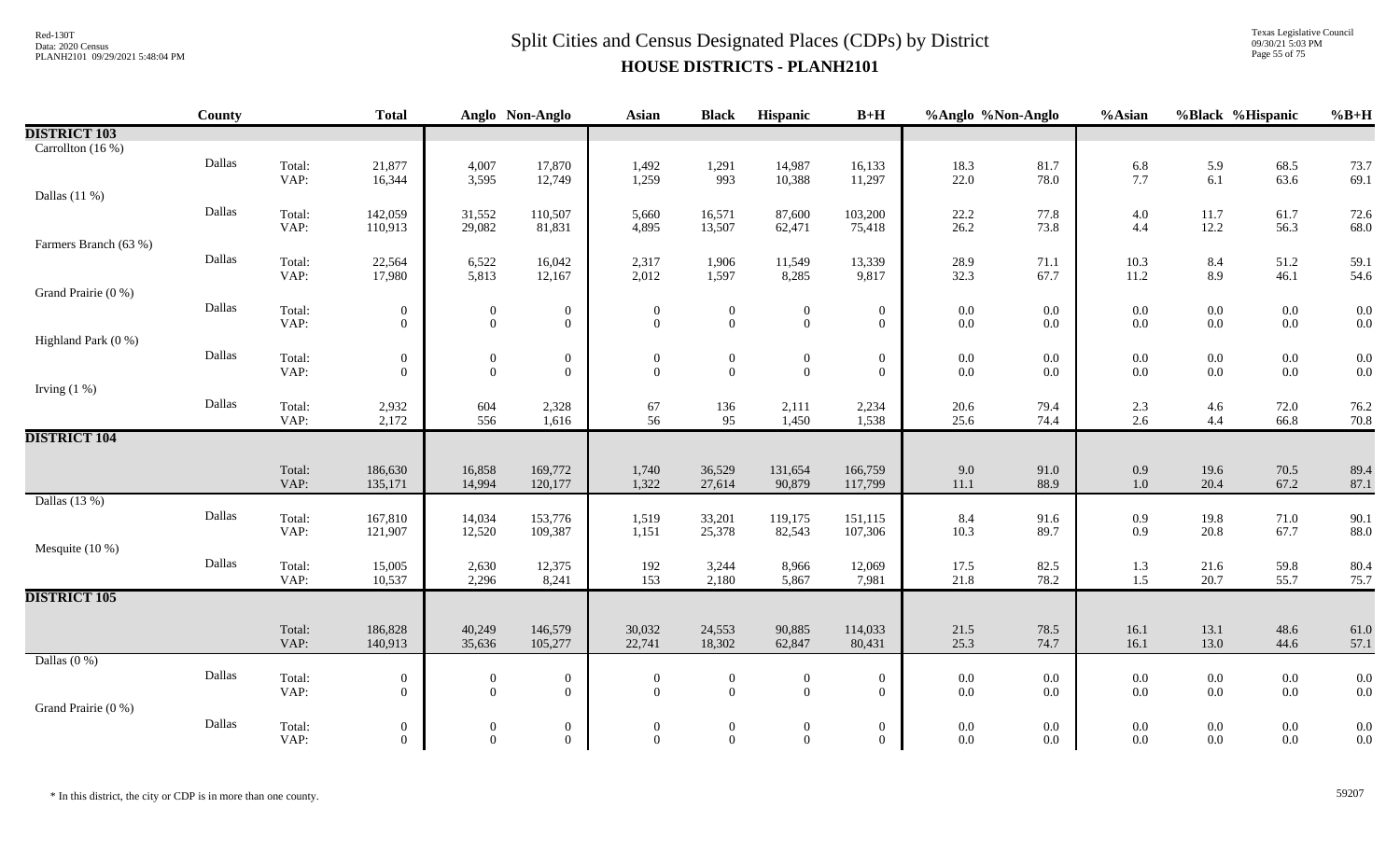# Split Cities and Census Designated Places (CDPs) by District

## HOUSE DISTRICTS - PLANH2101

| | County | | Total | Anglo | Non-Anglo | Asian | Black | Hispanic | B+H | %Anglo | %Non-Anglo | %Asian | %Black | %Hispanic | %B+H |
|---|---|---|---|---|---|---|---|---|---|---|---|---|---|---|---|
| **DISTRICT 103** | | | | | | | | | | | | | | | |
| Carrollton (16 %) | | | | | | | | | | | | | | | |
| | Dallas | Total: | 21,877 | 4,007 | 17,870 | 1,492 | 1,291 | 14,987 | 16,133 | 18.3 | 81.7 | 6.8 | 5.9 | 68.5 | 73.7 |
| | | VAP: | 16,344 | 3,595 | 12,749 | 1,259 | 993 | 10,388 | 11,297 | 22.0 | 78.0 | 7.7 | 6.1 | 63.6 | 69.1 |
| Dallas (11 %) | | | | | | | | | | | | | | | |
| | Dallas | Total: | 142,059 | 31,552 | 110,507 | 5,660 | 16,571 | 87,600 | 103,200 | 22.2 | 77.8 | 4.0 | 11.7 | 61.7 | 72.6 |
| | | VAP: | 110,913 | 29,082 | 81,831 | 4,895 | 13,507 | 62,471 | 75,418 | 26.2 | 73.8 | 4.4 | 12.2 | 56.3 | 68.0 |
| Farmers Branch (63 %) | | | | | | | | | | | | | | | |
| | Dallas | Total: | 22,564 | 6,522 | 16,042 | 2,317 | 1,906 | 11,549 | 13,339 | 28.9 | 71.1 | 10.3 | 8.4 | 51.2 | 59.1 |
| | | VAP: | 17,980 | 5,813 | 12,167 | 2,012 | 1,597 | 8,285 | 9,817 | 32.3 | 67.7 | 11.2 | 8.9 | 46.1 | 54.6 |
| Grand Prairie (0 %) | | | | | | | | | | | | | | | |
| | Dallas | Total: | 0 | 0 | 0 | 0 | 0 | 0 | 0 | 0.0 | 0.0 | 0.0 | 0.0 | 0.0 | 0.0 |
| | | VAP: | 0 | 0 | 0 | 0 | 0 | 0 | 0 | 0.0 | 0.0 | 0.0 | 0.0 | 0.0 | 0.0 |
| Highland Park (0 %) | | | | | | | | | | | | | | | |
| | Dallas | Total: | 0 | 0 | 0 | 0 | 0 | 0 | 0 | 0.0 | 0.0 | 0.0 | 0.0 | 0.0 | 0.0 |
| | | VAP: | 0 | 0 | 0 | 0 | 0 | 0 | 0 | 0.0 | 0.0 | 0.0 | 0.0 | 0.0 | 0.0 |
| Irving (1 %) | | | | | | | | | | | | | | | |
| | Dallas | Total: | 2,932 | 604 | 2,328 | 67 | 136 | 2,111 | 2,234 | 20.6 | 79.4 | 2.3 | 4.6 | 72.0 | 76.2 |
| | | VAP: | 2,172 | 556 | 1,616 | 56 | 95 | 1,450 | 1,538 | 25.6 | 74.4 | 2.6 | 4.4 | 66.8 | 70.8 |
| **DISTRICT 104** | | | | | | | | | | | | | | | |
| | | Total: | 186,630 | 16,858 | 169,772 | 1,740 | 36,529 | 131,654 | 166,759 | 9.0 | 91.0 | 0.9 | 19.6 | 70.5 | 89.4 |
| | | VAP: | 135,171 | 14,994 | 120,177 | 1,322 | 27,614 | 90,879 | 117,799 | 11.1 | 88.9 | 1.0 | 20.4 | 67.2 | 87.1 |
| Dallas (13 %) | | | | | | | | | | | | | | | |
| | Dallas | Total: | 167,810 | 14,034 | 153,776 | 1,519 | 33,201 | 119,175 | 151,115 | 8.4 | 91.6 | 0.9 | 19.8 | 71.0 | 90.1 |
| | | VAP: | 121,907 | 12,520 | 109,387 | 1,151 | 25,378 | 82,543 | 107,306 | 10.3 | 89.7 | 0.9 | 20.8 | 67.7 | 88.0 |
| Mesquite (10 %) | | | | | | | | | | | | | | | |
| | Dallas | Total: | 15,005 | 2,630 | 12,375 | 192 | 3,244 | 8,966 | 12,069 | 17.5 | 82.5 | 1.3 | 21.6 | 59.8 | 80.4 |
| | | VAP: | 10,537 | 2,296 | 8,241 | 153 | 2,180 | 5,867 | 7,981 | 21.8 | 78.2 | 1.5 | 20.7 | 55.7 | 75.7 |
| **DISTRICT 105** | | | | | | | | | | | | | | | |
| | | Total: | 186,828 | 40,249 | 146,579 | 30,032 | 24,553 | 90,885 | 114,033 | 21.5 | 78.5 | 16.1 | 13.1 | 48.6 | 61.0 |
| | | VAP: | 140,913 | 35,636 | 105,277 | 22,741 | 18,302 | 62,847 | 80,431 | 25.3 | 74.7 | 16.1 | 13.0 | 44.6 | 57.1 |
| Dallas (0 %) | | | | | | | | | | | | | | | |
| | Dallas | Total: | 0 | 0 | 0 | 0 | 0 | 0 | 0 | 0.0 | 0.0 | 0.0 | 0.0 | 0.0 | 0.0 |
| | | VAP: | 0 | 0 | 0 | 0 | 0 | 0 | 0 | 0.0 | 0.0 | 0.0 | 0.0 | 0.0 | 0.0 |
| Grand Prairie (0 %) | | | | | | | | | | | | | | | |
| | Dallas | Total: | 0 | 0 | 0 | 0 | 0 | 0 | 0 | 0.0 | 0.0 | 0.0 | 0.0 | 0.0 | 0.0 |
| | | VAP: | 0 | 0 | 0 | 0 | 0 | 0 | 0 | 0.0 | 0.0 | 0.0 | 0.0 | 0.0 | 0.0 |

\* In this district, the city or CDP is in more than one county.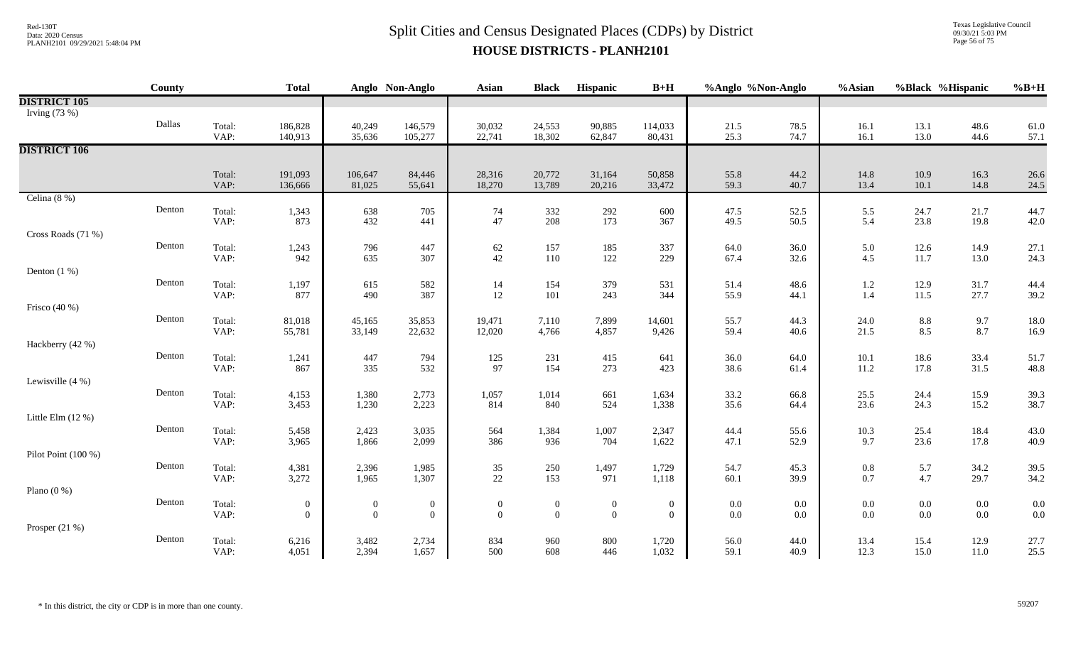# Split Cities and Census Designated Places (CDPs) by District
## HOUSE DISTRICTS - PLANH2101

| | County | | Total | Anglo | Non-Anglo | Asian | Black | Hispanic | B+H | %Anglo | %Non-Anglo | %Asian | %Black | %Hispanic | %B+H |
|---|---|---|---|---|---|---|---|---|---|---|---|---|---|---|---|
| **DISTRICT 105** | | | | | | | | | | | | | | | |
| Irving (73 %) | | | | | | | | | | | | | | | |
| | Dallas | Total: | 186,828 | 40,249 | 146,579 | 30,032 | 24,553 | 90,885 | 114,033 | 21.5 | 78.5 | 16.1 | 13.1 | 48.6 | 61.0 |
| | | VAP: | 140,913 | 35,636 | 105,277 | 22,741 | 18,302 | 62,847 | 80,431 | 25.3 | 74.7 | 16.1 | 13.0 | 44.6 | 57.1 |
| **DISTRICT 106** | | | | | | | | | | | | | | | |
| | | Total: | 191,093 | 106,647 | 84,446 | 28,316 | 20,772 | 31,164 | 50,858 | 55.8 | 44.2 | 14.8 | 10.9 | 16.3 | 26.6 |
| | | VAP: | 136,666 | 81,025 | 55,641 | 18,270 | 13,789 | 20,216 | 33,472 | 59.3 | 40.7 | 13.4 | 10.1 | 14.8 | 24.5 |
| Celina (8 %) | | | | | | | | | | | | | | | |
| | Denton | Total: | 1,343 | 638 | 705 | 74 | 332 | 292 | 600 | 47.5 | 52.5 | 5.5 | 24.7 | 21.7 | 44.7 |
| | | VAP: | 873 | 432 | 441 | 47 | 208 | 173 | 367 | 49.5 | 50.5 | 5.4 | 23.8 | 19.8 | 42.0 |
| Cross Roads (71 %) | | | | | | | | | | | | | | | |
| | Denton | Total: | 1,243 | 796 | 447 | 62 | 157 | 185 | 337 | 64.0 | 36.0 | 5.0 | 12.6 | 14.9 | 27.1 |
| | | VAP: | 942 | 635 | 307 | 42 | 110 | 122 | 229 | 67.4 | 32.6 | 4.5 | 11.7 | 13.0 | 24.3 |
| Denton (1 %) | | | | | | | | | | | | | | | |
| | Denton | Total: | 1,197 | 615 | 582 | 14 | 154 | 379 | 531 | 51.4 | 48.6 | 1.2 | 12.9 | 31.7 | 44.4 |
| | | VAP: | 877 | 490 | 387 | 12 | 101 | 243 | 344 | 55.9 | 44.1 | 1.4 | 11.5 | 27.7 | 39.2 |
| Frisco (40 %) | | | | | | | | | | | | | | | |
| | Denton | Total: | 81,018 | 45,165 | 35,853 | 19,471 | 7,110 | 7,899 | 14,601 | 55.7 | 44.3 | 24.0 | 8.8 | 9.7 | 18.0 |
| | | VAP: | 55,781 | 33,149 | 22,632 | 12,020 | 4,766 | 4,857 | 9,426 | 59.4 | 40.6 | 21.5 | 8.5 | 8.7 | 16.9 |
| Hackberry (42 %) | | | | | | | | | | | | | | | |
| | Denton | Total: | 1,241 | 447 | 794 | 125 | 231 | 415 | 641 | 36.0 | 64.0 | 10.1 | 18.6 | 33.4 | 51.7 |
| | | VAP: | 867 | 335 | 532 | 97 | 154 | 273 | 423 | 38.6 | 61.4 | 11.2 | 17.8 | 31.5 | 48.8 |
| Lewisville (4 %) | | | | | | | | | | | | | | | |
| | Denton | Total: | 4,153 | 1,380 | 2,773 | 1,057 | 1,014 | 661 | 1,634 | 33.2 | 66.8 | 25.5 | 24.4 | 15.9 | 39.3 |
| | | VAP: | 3,453 | 1,230 | 2,223 | 814 | 840 | 524 | 1,338 | 35.6 | 64.4 | 23.6 | 24.3 | 15.2 | 38.7 |
| Little Elm (12 %) | | | | | | | | | | | | | | | |
| | Denton | Total: | 5,458 | 2,423 | 3,035 | 564 | 1,384 | 1,007 | 2,347 | 44.4 | 55.6 | 10.3 | 25.4 | 18.4 | 43.0 |
| | | VAP: | 3,965 | 1,866 | 2,099 | 386 | 936 | 704 | 1,622 | 47.1 | 52.9 | 9.7 | 23.6 | 17.8 | 40.9 |
| Pilot Point (100 %) | | | | | | | | | | | | | | | |
| | Denton | Total: | 4,381 | 2,396 | 1,985 | 35 | 250 | 1,497 | 1,729 | 54.7 | 45.3 | 0.8 | 5.7 | 34.2 | 39.5 |
| | | VAP: | 3,272 | 1,965 | 1,307 | 22 | 153 | 971 | 1,118 | 60.1 | 39.9 | 0.7 | 4.7 | 29.7 | 34.2 |
| Plano (0 %) | | | | | | | | | | | | | | | |
| | Denton | Total: | 0 | 0 | 0 | 0 | 0 | 0 | 0 | 0.0 | 0.0 | 0.0 | 0.0 | 0.0 | 0.0 |
| | | VAP: | 0 | 0 | 0 | 0 | 0 | 0 | 0 | 0.0 | 0.0 | 0.0 | 0.0 | 0.0 | 0.0 |
| Prosper (21 %) | | | | | | | | | | | | | | | |
| | Denton | Total: | 6,216 | 3,482 | 2,734 | 834 | 960 | 800 | 1,720 | 56.0 | 44.0 | 13.4 | 15.4 | 12.9 | 27.7 |
| | | VAP: | 4,051 | 2,394 | 1,657 | 500 | 608 | 446 | 1,032 | 59.1 | 40.9 | 12.3 | 15.0 | 11.0 | 25.5 |

\* In this district, the city or CDP is in more than one county.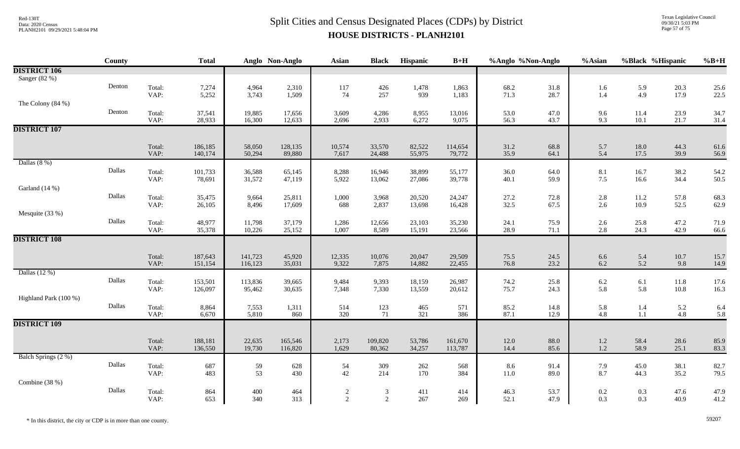# Split Cities and Census Designated Places (CDPs) by District

## HOUSE DISTRICTS - PLANH2101

| | County | | Total | Anglo | Non-Anglo | Asian | Black | Hispanic | B+H | %Anglo | %Non-Anglo | %Asian | %Black | %Hispanic | %B+H |
|---|---|---|---|---|---|---|---|---|---|---|---|---|---|---|---|
| **DISTRICT 106** | | | | | | | | | | | | | | | |
| Sanger (82 %) | | | | | | | | | | | | | | | |
| | Denton | Total: | 7,274 | 4,964 | 2,310 | 117 | 426 | 1,478 | 1,863 | 68.2 | 31.8 | 1.6 | 5.9 | 20.3 | 25.6 |
| | | VAP: | 5,252 | 3,743 | 1,509 | 74 | 257 | 939 | 1,183 | 71.3 | 28.7 | 1.4 | 4.9 | 17.9 | 22.5 |
| The Colony (84 %) | | | | | | | | | | | | | | | |
| | Denton | Total: | 37,541 | 19,885 | 17,656 | 3,609 | 4,286 | 8,955 | 13,016 | 53.0 | 47.0 | 9.6 | 11.4 | 23.9 | 34.7 |
| | | VAP: | 28,933 | 16,300 | 12,633 | 2,696 | 2,933 | 6,272 | 9,075 | 56.3 | 43.7 | 9.3 | 10.1 | 21.7 | 31.4 |
| **DISTRICT 107** | | | | | | | | | | | | | | | |
| | | Total: | 186,185 | 58,050 | 128,135 | 10,574 | 33,570 | 82,522 | 114,654 | 31.2 | 68.8 | 5.7 | 18.0 | 44.3 | 61.6 |
| | | VAP: | 140,174 | 50,294 | 89,880 | 7,617 | 24,488 | 55,975 | 79,772 | 35.9 | 64.1 | 5.4 | 17.5 | 39.9 | 56.9 |
| Dallas (8 %) | | | | | | | | | | | | | | | |
| | Dallas | Total: | 101,733 | 36,588 | 65,145 | 8,288 | 16,946 | 38,899 | 55,177 | 36.0 | 64.0 | 8.1 | 16.7 | 38.2 | 54.2 |
| | | VAP: | 78,691 | 31,572 | 47,119 | 5,922 | 13,062 | 27,086 | 39,778 | 40.1 | 59.9 | 7.5 | 16.6 | 34.4 | 50.5 |
| Garland (14 %) | | | | | | | | | | | | | | | |
| | Dallas | Total: | 35,475 | 9,664 | 25,811 | 1,000 | 3,968 | 20,520 | 24,247 | 27.2 | 72.8 | 2.8 | 11.2 | 57.8 | 68.3 |
| | | VAP: | 26,105 | 8,496 | 17,609 | 688 | 2,837 | 13,698 | 16,428 | 32.5 | 67.5 | 2.6 | 10.9 | 52.5 | 62.9 |
| Mesquite (33 %) | | | | | | | | | | | | | | | |
| | Dallas | Total: | 48,977 | 11,798 | 37,179 | 1,286 | 12,656 | 23,103 | 35,230 | 24.1 | 75.9 | 2.6 | 25.8 | 47.2 | 71.9 |
| | | VAP: | 35,378 | 10,226 | 25,152 | 1,007 | 8,589 | 15,191 | 23,566 | 28.9 | 71.1 | 2.8 | 24.3 | 42.9 | 66.6 |
| **DISTRICT 108** | | | | | | | | | | | | | | | |
| | | Total: | 187,643 | 141,723 | 45,920 | 12,335 | 10,076 | 20,047 | 29,509 | 75.5 | 24.5 | 6.6 | 5.4 | 10.7 | 15.7 |
| | | VAP: | 151,154 | 116,123 | 35,031 | 9,322 | 7,875 | 14,882 | 22,455 | 76.8 | 23.2 | 6.2 | 5.2 | 9.8 | 14.9 |
| Dallas (12 %) | | | | | | | | | | | | | | | |
| | Dallas | Total: | 153,501 | 113,836 | 39,665 | 9,484 | 9,393 | 18,159 | 26,987 | 74.2 | 25.8 | 6.2 | 6.1 | 11.8 | 17.6 |
| | | VAP: | 126,097 | 95,462 | 30,635 | 7,348 | 7,330 | 13,559 | 20,612 | 75.7 | 24.3 | 5.8 | 5.8 | 10.8 | 16.3 |
| Highland Park (100 %) | | | | | | | | | | | | | | | |
| | Dallas | Total: | 8,864 | 7,553 | 1,311 | 514 | 123 | 465 | 571 | 85.2 | 14.8 | 5.8 | 1.4 | 5.2 | 6.4 |
| | | VAP: | 6,670 | 5,810 | 860 | 320 | 71 | 321 | 386 | 87.1 | 12.9 | 4.8 | 1.1 | 4.8 | 5.8 |
| **DISTRICT 109** | | | | | | | | | | | | | | | |
| | | Total: | 188,181 | 22,635 | 165,546 | 2,173 | 109,820 | 53,786 | 161,670 | 12.0 | 88.0 | 1.2 | 58.4 | 28.6 | 85.9 |
| | | VAP: | 136,550 | 19,730 | 116,820 | 1,629 | 80,362 | 34,257 | 113,787 | 14.4 | 85.6 | 1.2 | 58.9 | 25.1 | 83.3 |
| Balch Springs (2 %) | | | | | | | | | | | | | | | |
| | Dallas | Total: | 687 | 59 | 628 | 54 | 309 | 262 | 568 | 8.6 | 91.4 | 7.9 | 45.0 | 38.1 | 82.7 |
| | | VAP: | 483 | 53 | 430 | 42 | 214 | 170 | 384 | 11.0 | 89.0 | 8.7 | 44.3 | 35.2 | 79.5 |
| Combine (38 %) | | | | | | | | | | | | | | | |
| | Dallas | Total: | 864 | 400 | 464 | 2 | 3 | 411 | 414 | 46.3 | 53.7 | 0.2 | 0.3 | 47.6 | 47.9 |
| | | VAP: | 653 | 340 | 313 | 2 | 2 | 267 | 269 | 52.1 | 47.9 | 0.3 | 0.3 | 40.9 | 41.2 |

\* In this district, the city or CDP is in more than one county.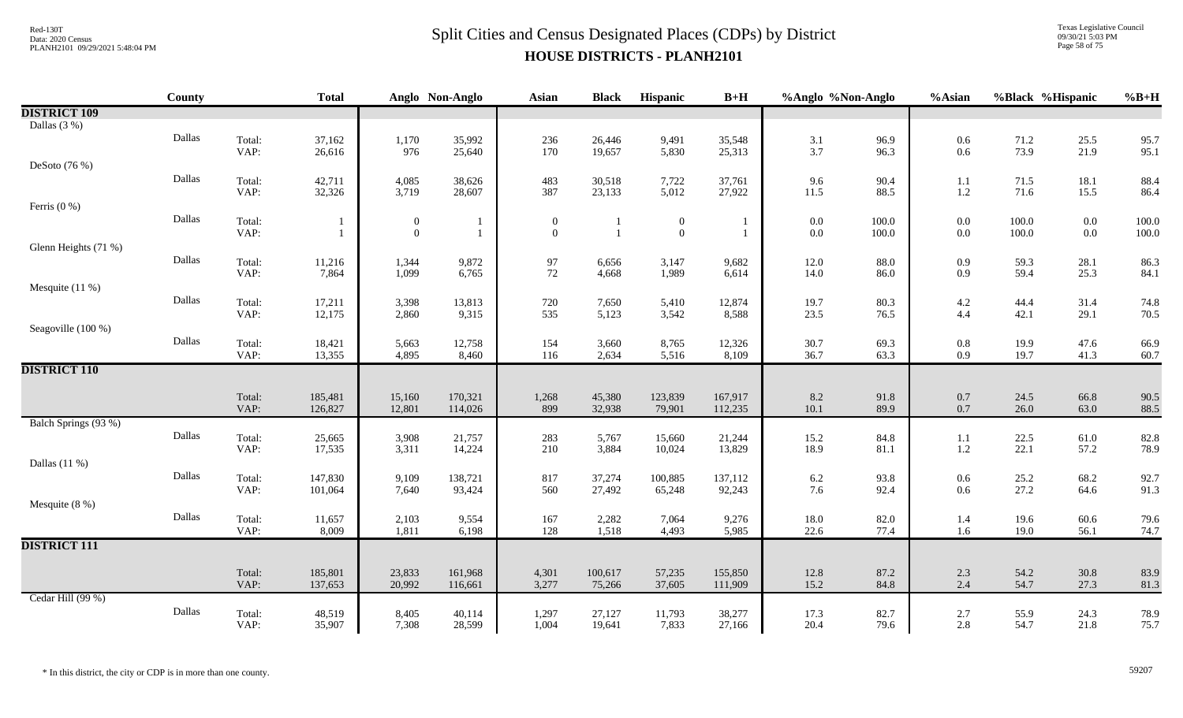# Split Cities and Census Designated Places (CDPs) by District
## HOUSE DISTRICTS - PLANH2101

Red-130T
Data: 2020 Census
PLANH2101 09/29/2021 5:48:04 PM

Texas Legislative Council
09/30/21 5:03 PM

| | County | | Total | Anglo | Non-Anglo | Asian | Black | Hispanic | B+H | %Anglo | %Non-Anglo | %Asian | %Black | %Hispanic | %B+H |
|---|---|---|---|---|---|---|---|---|---|---|---|---|---|---|---|
| **DISTRICT 109** | | | | | | | | | | | | | | | |
| Dallas (3 %) | | | | | | | | | | | | | | | |
| | Dallas | Total: | 37,162 | 1,170 | 35,992 | 236 | 26,446 | 9,491 | 35,548 | 3.1 | 96.9 | 0.6 | 71.2 | 25.5 | 95.7 |
| | | VAP: | 26,616 | 976 | 25,640 | 170 | 19,657 | 5,830 | 25,313 | 3.7 | 96.3 | 0.6 | 73.9 | 21.9 | 95.1 |
| DeSoto (76 %) | | | | | | | | | | | | | | | |
| | Dallas | Total: | 42,711 | 4,085 | 38,626 | 483 | 30,518 | 7,722 | 37,761 | 9.6 | 90.4 | 1.1 | 71.5 | 18.1 | 88.4 |
| | | VAP: | 32,326 | 3,719 | 28,607 | 387 | 23,133 | 5,012 | 27,922 | 11.5 | 88.5 | 1.2 | 71.6 | 15.5 | 86.4 |
| Ferris (0 %) | | | | | | | | | | | | | | | |
| | Dallas | Total: | 1 | 0 | 1 | 0 | 1 | 0 | 1 | 0.0 | 100.0 | 0.0 | 100.0 | 0.0 | 100.0 |
| | | VAP: | 1 | 0 | 1 | 0 | 1 | 0 | 1 | 0.0 | 100.0 | 0.0 | 100.0 | 0.0 | 100.0 |
| Glenn Heights (71 %) | | | | | | | | | | | | | | | |
| | Dallas | Total: | 11,216 | 1,344 | 9,872 | 97 | 6,656 | 3,147 | 9,682 | 12.0 | 88.0 | 0.9 | 59.3 | 28.1 | 86.3 |
| | | VAP: | 7,864 | 1,099 | 6,765 | 72 | 4,668 | 1,989 | 6,614 | 14.0 | 86.0 | 0.9 | 59.4 | 25.3 | 84.1 |
| Mesquite (11 %) | | | | | | | | | | | | | | | |
| | Dallas | Total: | 17,211 | 3,398 | 13,813 | 720 | 7,650 | 5,410 | 12,874 | 19.7 | 80.3 | 4.2 | 44.4 | 31.4 | 74.8 |
| | | VAP: | 12,175 | 2,860 | 9,315 | 535 | 5,123 | 3,542 | 8,588 | 23.5 | 76.5 | 4.4 | 42.1 | 29.1 | 70.5 |
| Seagoville (100 %) | | | | | | | | | | | | | | | |
| | Dallas | Total: | 18,421 | 5,663 | 12,758 | 154 | 3,660 | 8,765 | 12,326 | 30.7 | 69.3 | 0.8 | 19.9 | 47.6 | 66.9 |
| | | VAP: | 13,355 | 4,895 | 8,460 | 116 | 2,634 | 5,516 | 8,109 | 36.7 | 63.3 | 0.9 | 19.7 | 41.3 | 60.7 |
| **DISTRICT 110** | | | | | | | | | | | | | | | |
| | | Total: | 185,481 | 15,160 | 170,321 | 1,268 | 45,380 | 123,839 | 167,917 | 8.2 | 91.8 | 0.7 | 24.5 | 66.8 | 90.5 |
| | | VAP: | 126,827 | 12,801 | 114,026 | 899 | 32,938 | 79,901 | 112,235 | 10.1 | 89.9 | 0.7 | 26.0 | 63.0 | 88.5 |
| Balch Springs (93 %) | | | | | | | | | | | | | | | |
| | Dallas | Total: | 25,665 | 3,908 | 21,757 | 283 | 5,767 | 15,660 | 21,244 | 15.2 | 84.8 | 1.1 | 22.5 | 61.0 | 82.8 |
| | | VAP: | 17,535 | 3,311 | 14,224 | 210 | 3,884 | 10,024 | 13,829 | 18.9 | 81.1 | 1.2 | 22.1 | 57.2 | 78.9 |
| Dallas (11 %) | | | | | | | | | | | | | | | |
| | Dallas | Total: | 147,830 | 9,109 | 138,721 | 817 | 37,274 | 100,885 | 137,112 | 6.2 | 93.8 | 0.6 | 25.2 | 68.2 | 92.7 |
| | | VAP: | 101,064 | 7,640 | 93,424 | 560 | 27,492 | 65,248 | 92,243 | 7.6 | 92.4 | 0.6 | 27.2 | 64.6 | 91.3 |
| Mesquite (8 %) | | | | | | | | | | | | | | | |
| | Dallas | Total: | 11,657 | 2,103 | 9,554 | 167 | 2,282 | 7,064 | 9,276 | 18.0 | 82.0 | 1.4 | 19.6 | 60.6 | 79.6 |
| | | VAP: | 8,009 | 1,811 | 6,198 | 128 | 1,518 | 4,493 | 5,985 | 22.6 | 77.4 | 1.6 | 19.0 | 56.1 | 74.7 |
| **DISTRICT 111** | | | | | | | | | | | | | | | |
| | | Total: | 185,801 | 23,833 | 161,968 | 4,301 | 100,617 | 57,235 | 155,850 | 12.8 | 87.2 | 2.3 | 54.2 | 30.8 | 83.9 |
| | | VAP: | 137,653 | 20,992 | 116,661 | 3,277 | 75,266 | 37,605 | 111,909 | 15.2 | 84.8 | 2.4 | 54.7 | 27.3 | 81.3 |
| Cedar Hill (99 %) | | | | | | | | | | | | | | | |
| | Dallas | Total: | 48,519 | 8,405 | 40,114 | 1,297 | 27,127 | 11,793 | 38,277 | 17.3 | 82.7 | 2.7 | 55.9 | 24.3 | 78.9 |
| | | VAP: | 35,907 | 7,308 | 28,599 | 1,004 | 19,641 | 7,833 | 27,166 | 20.4 | 79.6 | 2.8 | 54.7 | 21.8 | 75.7 |

\* In this district, the city or CDP is in more than one county.

59207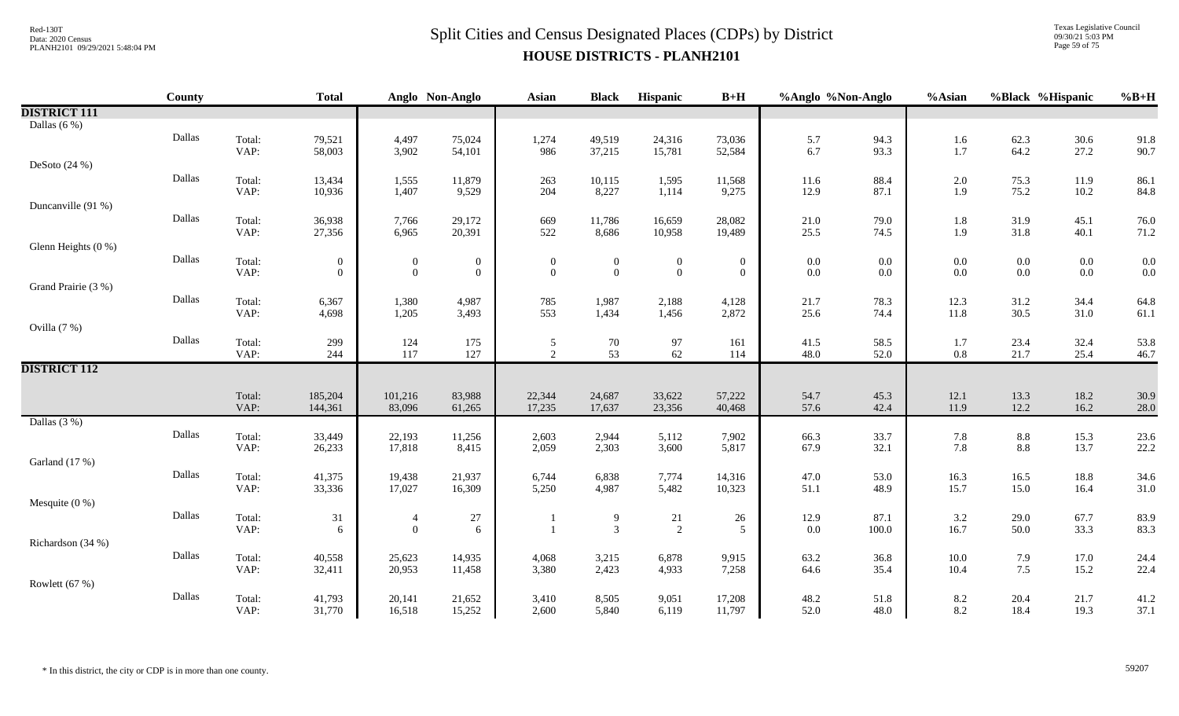# Split Cities and Census Designated Places (CDPs) by District

## HOUSE DISTRICTS - PLANH2101

| | County | | Total | Anglo | Non-Anglo | Asian | Black | Hispanic | B+H | %Anglo | %Non-Anglo | %Asian | %Black | %Hispanic | %B+H |
|---|---|---|---|---|---|---|---|---|---|---|---|---|---|---|---|
| **DISTRICT 111** | | | | | | | | | | | | | | | |
| Dallas (6 %) | | | | | | | | | | | | | | | |
| | Dallas | Total: | 79,521 | 4,497 | 75,024 | 1,274 | 49,519 | 24,316 | 73,036 | 5.7 | 94.3 | 1.6 | 62.3 | 30.6 | 91.8 |
| | | VAP: | 58,003 | 3,902 | 54,101 | 986 | 37,215 | 15,781 | 52,584 | 6.7 | 93.3 | 1.7 | 64.2 | 27.2 | 90.7 |
| DeSoto (24 %) | | | | | | | | | | | | | | | |
| | Dallas | Total: | 13,434 | 1,555 | 11,879 | 263 | 10,115 | 1,595 | 11,568 | 11.6 | 88.4 | 2.0 | 75.3 | 11.9 | 86.1 |
| | | VAP: | 10,936 | 1,407 | 9,529 | 204 | 8,227 | 1,114 | 9,275 | 12.9 | 87.1 | 1.9 | 75.2 | 10.2 | 84.8 |
| Duncanville (91 %) | | | | | | | | | | | | | | | |
| | Dallas | Total: | 36,938 | 7,766 | 29,172 | 669 | 11,786 | 16,659 | 28,082 | 21.0 | 79.0 | 1.8 | 31.9 | 45.1 | 76.0 |
| | | VAP: | 27,356 | 6,965 | 20,391 | 522 | 8,686 | 10,958 | 19,489 | 25.5 | 74.5 | 1.9 | 31.8 | 40.1 | 71.2 |
| Glenn Heights (0 %) | | | | | | | | | | | | | | | |
| | Dallas | Total: | 0 | 0 | 0 | 0 | 0 | 0 | 0 | 0.0 | 0.0 | 0.0 | 0.0 | 0.0 | 0.0 |
| | | VAP: | 0 | 0 | 0 | 0 | 0 | 0 | 0 | 0.0 | 0.0 | 0.0 | 0.0 | 0.0 | 0.0 |
| Grand Prairie (3 %) | | | | | | | | | | | | | | | |
| | Dallas | Total: | 6,367 | 1,380 | 4,987 | 785 | 1,987 | 2,188 | 4,128 | 21.7 | 78.3 | 12.3 | 31.2 | 34.4 | 64.8 |
| | | VAP: | 4,698 | 1,205 | 3,493 | 553 | 1,434 | 1,456 | 2,872 | 25.6 | 74.4 | 11.8 | 30.5 | 31.0 | 61.1 |
| Ovilla (7 %) | | | | | | | | | | | | | | | |
| | Dallas | Total: | 299 | 124 | 175 | 5 | 70 | 97 | 161 | 41.5 | 58.5 | 1.7 | 23.4 | 32.4 | 53.8 |
| | | VAP: | 244 | 117 | 127 | 2 | 53 | 62 | 114 | 48.0 | 52.0 | 0.8 | 21.7 | 25.4 | 46.7 |
| **DISTRICT 112** | | | | | | | | | | | | | | | |
| | | Total: | 185,204 | 101,216 | 83,988 | 22,344 | 24,687 | 33,622 | 57,222 | 54.7 | 45.3 | 12.1 | 13.3 | 18.2 | 30.9 |
| | | VAP: | 144,361 | 83,096 | 61,265 | 17,235 | 17,637 | 23,356 | 40,468 | 57.6 | 42.4 | 11.9 | 12.2 | 16.2 | 28.0 |
| Dallas (3 %) | | | | | | | | | | | | | | | |
| | Dallas | Total: | 33,449 | 22,193 | 11,256 | 2,603 | 2,944 | 5,112 | 7,902 | 66.3 | 33.7 | 7.8 | 8.8 | 15.3 | 23.6 |
| | | VAP: | 26,233 | 17,818 | 8,415 | 2,059 | 2,303 | 3,600 | 5,817 | 67.9 | 32.1 | 7.8 | 8.8 | 13.7 | 22.2 |
| Garland (17 %) | | | | | | | | | | | | | | | |
| | Dallas | Total: | 41,375 | 19,438 | 21,937 | 6,744 | 6,838 | 7,774 | 14,316 | 47.0 | 53.0 | 16.3 | 16.5 | 18.8 | 34.6 |
| | | VAP: | 33,336 | 17,027 | 16,309 | 5,250 | 4,987 | 5,482 | 10,323 | 51.1 | 48.9 | 15.7 | 15.0 | 16.4 | 31.0 |
| Mesquite (0 %) | | | | | | | | | | | | | | | |
| | Dallas | Total: | 31 | 4 | 27 | 1 | 9 | 21 | 26 | 12.9 | 87.1 | 3.2 | 29.0 | 67.7 | 83.9 |
| | | VAP: | 6 | 0 | 6 | 1 | 3 | 2 | 5 | 0.0 | 100.0 | 16.7 | 50.0 | 33.3 | 83.3 |
| Richardson (34 %) | | | | | | | | | | | | | | | |
| | Dallas | Total: | 40,558 | 25,623 | 14,935 | 4,068 | 3,215 | 6,878 | 9,915 | 63.2 | 36.8 | 10.0 | 7.9 | 17.0 | 24.4 |
| | | VAP: | 32,411 | 20,953 | 11,458 | 3,380 | 2,423 | 4,933 | 7,258 | 64.6 | 35.4 | 10.4 | 7.5 | 15.2 | 22.4 |
| Rowlett (67 %) | | | | | | | | | | | | | | | |
| | Dallas | Total: | 41,793 | 20,141 | 21,652 | 3,410 | 8,505 | 9,051 | 17,208 | 48.2 | 51.8 | 8.2 | 20.4 | 21.7 | 41.2 |
| | | VAP: | 31,770 | 16,518 | 15,252 | 2,600 | 5,840 | 6,119 | 11,797 | 52.0 | 48.0 | 8.2 | 18.4 | 19.3 | 37.1 |

\* In this district, the city or CDP is in more than one county.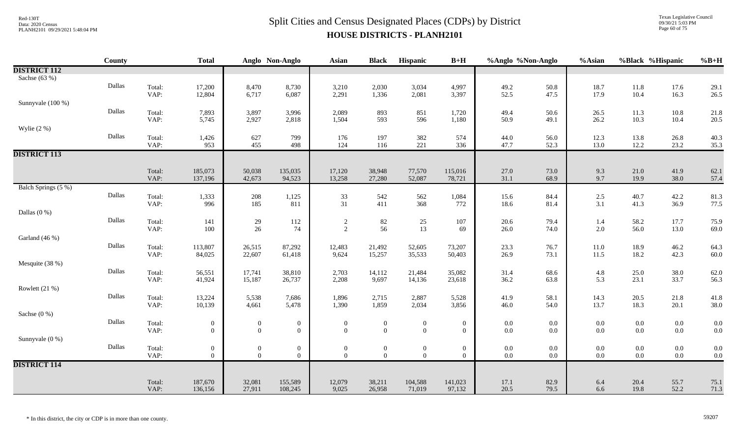# Split Cities and Census Designated Places (CDPs) by District

## HOUSE DISTRICTS - PLANH2101

| | County | | Total | Anglo | Non-Anglo | Asian | Black | Hispanic | B+H | %Anglo | %Non-Anglo | %Asian | %Black | %Hispanic | %B+H |
|---|---|---|---|---|---|---|---|---|---|---|---|---|---|---|---|
| **DISTRICT 112** | | | | | | | | | | | | | | | |
| Sachse (63 %) | | | | | | | | | | | | | | | |
| | Dallas | Total: | 17,200 | 8,470 | 8,730 | 3,210 | 2,030 | 3,034 | 4,997 | 49.2 | 50.8 | 18.7 | 11.8 | 17.6 | 29.1 |
| | | VAP: | 12,804 | 6,717 | 6,087 | 2,291 | 1,336 | 2,081 | 3,397 | 52.5 | 47.5 | 17.9 | 10.4 | 16.3 | 26.5 |
| Sunnyvale (100 %) | | | | | | | | | | | | | | | |
| | Dallas | Total: | 7,893 | 3,897 | 3,996 | 2,089 | 893 | 851 | 1,720 | 49.4 | 50.6 | 26.5 | 11.3 | 10.8 | 21.8 |
| | | VAP: | 5,745 | 2,927 | 2,818 | 1,504 | 593 | 596 | 1,180 | 50.9 | 49.1 | 26.2 | 10.3 | 10.4 | 20.5 |
| Wylie (2 %) | | | | | | | | | | | | | | | |
| | Dallas | Total: | 1,426 | 627 | 799 | 176 | 197 | 382 | 574 | 44.0 | 56.0 | 12.3 | 13.8 | 26.8 | 40.3 |
| | | VAP: | 953 | 455 | 498 | 124 | 116 | 221 | 336 | 47.7 | 52.3 | 13.0 | 12.2 | 23.2 | 35.3 |
| **DISTRICT 113** | | | | | | | | | | | | | | | |
| | | Total: | 185,073 | 50,038 | 135,035 | 17,120 | 38,948 | 77,570 | 115,016 | 27.0 | 73.0 | 9.3 | 21.0 | 41.9 | 62.1 |
| | | VAP: | 137,196 | 42,673 | 94,523 | 13,258 | 27,280 | 52,087 | 78,721 | 31.1 | 68.9 | 9.7 | 19.9 | 38.0 | 57.4 |
| Balch Springs (5 %) | | | | | | | | | | | | | | | |
| | Dallas | Total: | 1,333 | 208 | 1,125 | 33 | 542 | 562 | 1,084 | 15.6 | 84.4 | 2.5 | 40.7 | 42.2 | 81.3 |
| | | VAP: | 996 | 185 | 811 | 31 | 411 | 368 | 772 | 18.6 | 81.4 | 3.1 | 41.3 | 36.9 | 77.5 |
| Dallas (0 %) | | | | | | | | | | | | | | | |
| | Dallas | Total: | 141 | 29 | 112 | 2 | 82 | 25 | 107 | 20.6 | 79.4 | 1.4 | 58.2 | 17.7 | 75.9 |
| | | VAP: | 100 | 26 | 74 | 2 | 56 | 13 | 69 | 26.0 | 74.0 | 2.0 | 56.0 | 13.0 | 69.0 |
| Garland (46 %) | | | | | | | | | | | | | | | |
| | Dallas | Total: | 113,807 | 26,515 | 87,292 | 12,483 | 21,492 | 52,605 | 73,207 | 23.3 | 76.7 | 11.0 | 18.9 | 46.2 | 64.3 |
| | | VAP: | 84,025 | 22,607 | 61,418 | 9,624 | 15,257 | 35,533 | 50,403 | 26.9 | 73.1 | 11.5 | 18.2 | 42.3 | 60.0 |
| Mesquite (38 %) | | | | | | | | | | | | | | | |
| | Dallas | Total: | 56,551 | 17,741 | 38,810 | 2,703 | 14,112 | 21,484 | 35,082 | 31.4 | 68.6 | 4.8 | 25.0 | 38.0 | 62.0 |
| | | VAP: | 41,924 | 15,187 | 26,737 | 2,208 | 9,697 | 14,136 | 23,618 | 36.2 | 63.8 | 5.3 | 23.1 | 33.7 | 56.3 |
| Rowlett (21 %) | | | | | | | | | | | | | | | |
| | Dallas | Total: | 13,224 | 5,538 | 7,686 | 1,896 | 2,715 | 2,887 | 5,528 | 41.9 | 58.1 | 14.3 | 20.5 | 21.8 | 41.8 |
| | | VAP: | 10,139 | 4,661 | 5,478 | 1,390 | 1,859 | 2,034 | 3,856 | 46.0 | 54.0 | 13.7 | 18.3 | 20.1 | 38.0 |
| Sachse (0 %) | | | | | | | | | | | | | | | |
| | Dallas | Total: | 0 | 0 | 0 | 0 | 0 | 0 | 0 | 0.0 | 0.0 | 0.0 | 0.0 | 0.0 | 0.0 |
| | | VAP: | 0 | 0 | 0 | 0 | 0 | 0 | 0 | 0.0 | 0.0 | 0.0 | 0.0 | 0.0 | 0.0 |
| Sunnyvale (0 %) | | | | | | | | | | | | | | | |
| | Dallas | Total: | 0 | 0 | 0 | 0 | 0 | 0 | 0 | 0.0 | 0.0 | 0.0 | 0.0 | 0.0 | 0.0 |
| | | VAP: | 0 | 0 | 0 | 0 | 0 | 0 | 0 | 0.0 | 0.0 | 0.0 | 0.0 | 0.0 | 0.0 |
| **DISTRICT 114** | | | | | | | | | | | | | | | |
| | | Total: | 187,670 | 32,081 | 155,589 | 12,079 | 38,211 | 104,588 | 141,023 | 17.1 | 82.9 | 6.4 | 20.4 | 55.7 | 75.1 |
| | | VAP: | 136,156 | 27,911 | 108,245 | 9,025 | 26,958 | 71,019 | 97,132 | 20.5 | 79.5 | 6.6 | 19.8 | 52.2 | 71.3 |

\* In this district, the city or CDP is in more than one county.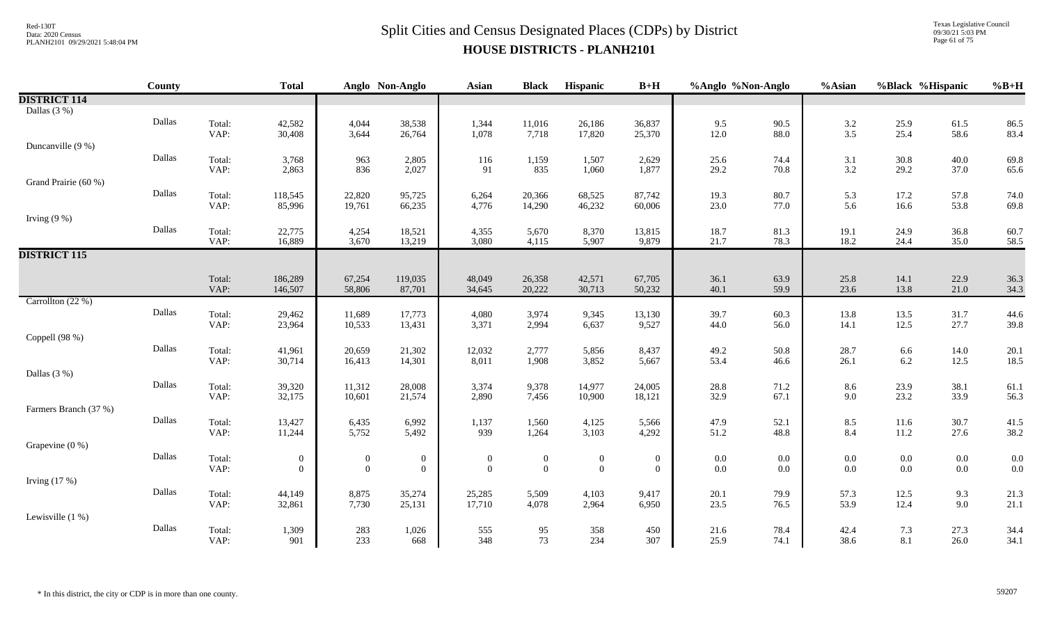# Split Cities and Census Designated Places (CDPs) by District

## HOUSE DISTRICTS - PLANH2101

| | County | | Total | Anglo | Non-Anglo | Asian | Black | Hispanic | B+H | %Anglo | %Non-Anglo | %Asian | %Black | %Hispanic | %B+H |
|---|---|---|---|---|---|---|---|---|---|---|---|---|---|---|---|
| **DISTRICT 114** | | | | | | | | | | | | | | | |
| Dallas (3 %) | | | | | | | | | | | | | | | |
| | Dallas | Total: | 42,582 | 4,044 | 38,538 | 1,344 | 11,016 | 26,186 | 36,837 | 9.5 | 90.5 | 3.2 | 25.9 | 61.5 | 86.5 |
| | | VAP: | 30,408 | 3,644 | 26,764 | 1,078 | 7,718 | 17,820 | 25,370 | 12.0 | 88.0 | 3.5 | 25.4 | 58.6 | 83.4 |
| Duncanville (9 %) | | | | | | | | | | | | | | | |
| | Dallas | Total: | 3,768 | 963 | 2,805 | 116 | 1,159 | 1,507 | 2,629 | 25.6 | 74.4 | 3.1 | 30.8 | 40.0 | 69.8 |
| | | VAP: | 2,863 | 836 | 2,027 | 91 | 835 | 1,060 | 1,877 | 29.2 | 70.8 | 3.2 | 29.2 | 37.0 | 65.6 |
| Grand Prairie (60 %) | | | | | | | | | | | | | | | |
| | Dallas | Total: | 118,545 | 22,820 | 95,725 | 6,264 | 20,366 | 68,525 | 87,742 | 19.3 | 80.7 | 5.3 | 17.2 | 57.8 | 74.0 |
| | | VAP: | 85,996 | 19,761 | 66,235 | 4,776 | 14,290 | 46,232 | 60,006 | 23.0 | 77.0 | 5.6 | 16.6 | 53.8 | 69.8 |
| Irving (9 %) | | | | | | | | | | | | | | | |
| | Dallas | Total: | 22,775 | 4,254 | 18,521 | 4,355 | 5,670 | 8,370 | 13,815 | 18.7 | 81.3 | 19.1 | 24.9 | 36.8 | 60.7 |
| | | VAP: | 16,889 | 3,670 | 13,219 | 3,080 | 4,115 | 5,907 | 9,879 | 21.7 | 78.3 | 18.2 | 24.4 | 35.0 | 58.5 |
| **DISTRICT 115** | | | | | | | | | | | | | | | |
| | | Total: | 186,289 | 67,254 | 119,035 | 48,049 | 26,358 | 42,571 | 67,705 | 36.1 | 63.9 | 25.8 | 14.1 | 22.9 | 36.3 |
| | | VAP: | 146,507 | 58,806 | 87,701 | 34,645 | 20,222 | 30,713 | 50,232 | 40.1 | 59.9 | 23.6 | 13.8 | 21.0 | 34.3 |
| Carrollton (22 %) | | | | | | | | | | | | | | | |
| | Dallas | Total: | 29,462 | 11,689 | 17,773 | 4,080 | 3,974 | 9,345 | 13,130 | 39.7 | 60.3 | 13.8 | 13.5 | 31.7 | 44.6 |
| | | VAP: | 23,964 | 10,533 | 13,431 | 3,371 | 2,994 | 6,637 | 9,527 | 44.0 | 56.0 | 14.1 | 12.5 | 27.7 | 39.8 |
| Coppell (98 %) | | | | | | | | | | | | | | | |
| | Dallas | Total: | 41,961 | 20,659 | 21,302 | 12,032 | 2,777 | 5,856 | 8,437 | 49.2 | 50.8 | 28.7 | 6.6 | 14.0 | 20.1 |
| | | VAP: | 30,714 | 16,413 | 14,301 | 8,011 | 1,908 | 3,852 | 5,667 | 53.4 | 46.6 | 26.1 | 6.2 | 12.5 | 18.5 |
| Dallas (3 %) | | | | | | | | | | | | | | | |
| | Dallas | Total: | 39,320 | 11,312 | 28,008 | 3,374 | 9,378 | 14,977 | 24,005 | 28.8 | 71.2 | 8.6 | 23.9 | 38.1 | 61.1 |
| | | VAP: | 32,175 | 10,601 | 21,574 | 2,890 | 7,456 | 10,900 | 18,121 | 32.9 | 67.1 | 9.0 | 23.2 | 33.9 | 56.3 |
| Farmers Branch (37 %) | | | | | | | | | | | | | | | |
| | Dallas | Total: | 13,427 | 6,435 | 6,992 | 1,137 | 1,560 | 4,125 | 5,566 | 47.9 | 52.1 | 8.5 | 11.6 | 30.7 | 41.5 |
| | | VAP: | 11,244 | 5,752 | 5,492 | 939 | 1,264 | 3,103 | 4,292 | 51.2 | 48.8 | 8.4 | 11.2 | 27.6 | 38.2 |
| Grapevine (0 %) | | | | | | | | | | | | | | | |
| | Dallas | Total: | 0 | 0 | 0 | 0 | 0 | 0 | 0 | 0.0 | 0.0 | 0.0 | 0.0 | 0.0 | 0.0 |
| | | VAP: | 0 | 0 | 0 | 0 | 0 | 0 | 0 | 0.0 | 0.0 | 0.0 | 0.0 | 0.0 | 0.0 |
| Irving (17 %) | | | | | | | | | | | | | | | |
| | Dallas | Total: | 44,149 | 8,875 | 35,274 | 25,285 | 5,509 | 4,103 | 9,417 | 20.1 | 79.9 | 57.3 | 12.5 | 9.3 | 21.3 |
| | | VAP: | 32,861 | 7,730 | 25,131 | 17,710 | 4,078 | 2,964 | 6,950 | 23.5 | 76.5 | 53.9 | 12.4 | 9.0 | 21.1 |
| Lewisville (1 %) | | | | | | | | | | | | | | | |
| | Dallas | Total: | 1,309 | 283 | 1,026 | 555 | 95 | 358 | 450 | 21.6 | 78.4 | 42.4 | 7.3 | 27.3 | 34.4 |
| | | VAP: | 901 | 233 | 668 | 348 | 73 | 234 | 307 | 25.9 | 74.1 | 38.6 | 8.1 | 26.0 | 34.1 |

\* In this district, the city or CDP is in more than one county.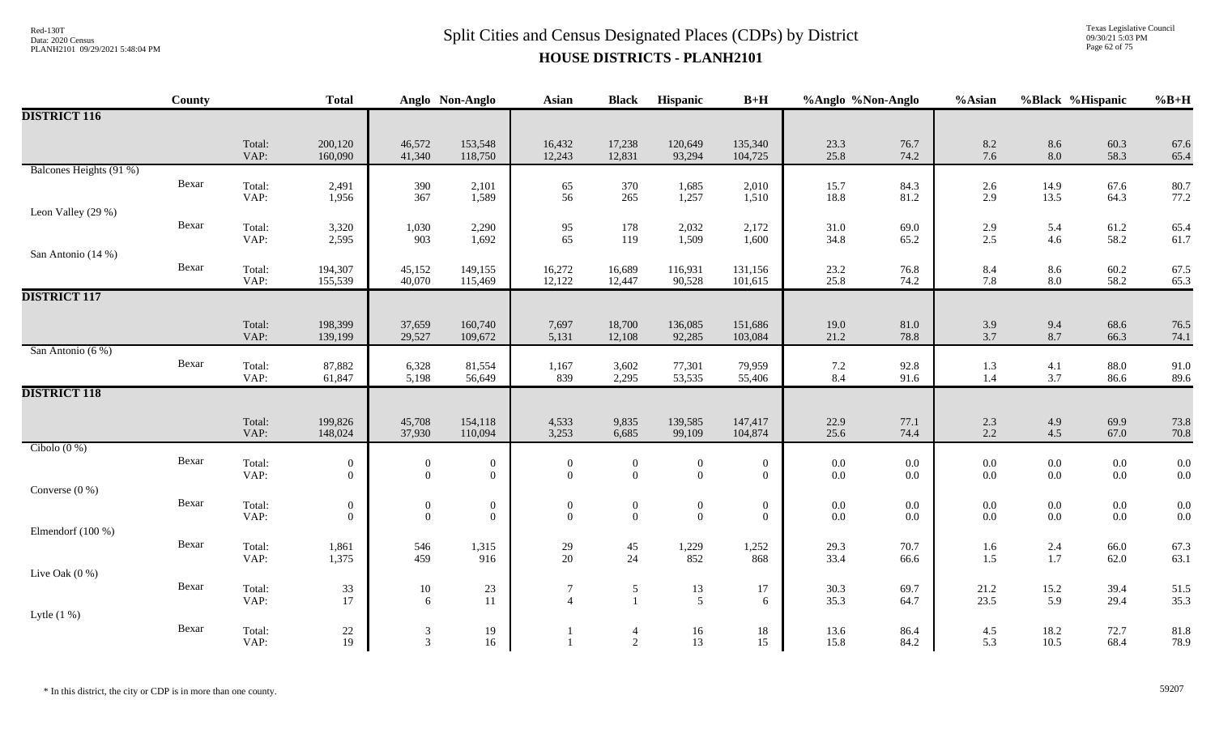# Split Cities and Census Designated Places (CDPs) by District

## HOUSE DISTRICTS - PLANH2101

| | County | | Total | Anglo | Non-Anglo | Asian | Black | Hispanic | B+H | %Anglo | %Non-Anglo | %Asian | %Black | %Hispanic | %B+H |
|---|---|---|---|---|---|---|---|---|---|---|---|---|---|---|---|
| **DISTRICT 116** | | | | | | | | | | | | | | | |
| | | Total: | 200,120 | 46,572 | 153,548 | 16,432 | 17,238 | 120,649 | 135,340 | 23.3 | 76.7 | 8.2 | 8.6 | 60.3 | 67.6 |
| | | VAP: | 160,090 | 41,340 | 118,750 | 12,243 | 12,831 | 93,294 | 104,725 | 25.8 | 74.2 | 7.6 | 8.0 | 58.3 | 65.4 |
| Balcones Heights (91 %) | | | | | | | | | | | | | | | |
| | Bexar | Total: | 2,491 | 390 | 2,101 | 65 | 370 | 1,685 | 2,010 | 15.7 | 84.3 | 2.6 | 14.9 | 67.6 | 80.7 |
| | | VAP: | 1,956 | 367 | 1,589 | 56 | 265 | 1,257 | 1,510 | 18.8 | 81.2 | 2.9 | 13.5 | 64.3 | 77.2 |
| Leon Valley (29 %) | | | | | | | | | | | | | | | |
| | Bexar | Total: | 3,320 | 1,030 | 2,290 | 95 | 178 | 2,032 | 2,172 | 31.0 | 69.0 | 2.9 | 5.4 | 61.2 | 65.4 |
| | | VAP: | 2,595 | 903 | 1,692 | 65 | 119 | 1,509 | 1,600 | 34.8 | 65.2 | 2.5 | 4.6 | 58.2 | 61.7 |
| San Antonio (14 %) | | | | | | | | | | | | | | | |
| | Bexar | Total: | 194,307 | 45,152 | 149,155 | 16,272 | 16,689 | 116,931 | 131,156 | 23.2 | 76.8 | 8.4 | 8.6 | 60.2 | 67.5 |
| | | VAP: | 155,539 | 40,070 | 115,469 | 12,122 | 12,447 | 90,528 | 101,615 | 25.8 | 74.2 | 7.8 | 8.0 | 58.2 | 65.3 |
| **DISTRICT 117** | | | | | | | | | | | | | | | |
| | | Total: | 198,399 | 37,659 | 160,740 | 7,697 | 18,700 | 136,085 | 151,686 | 19.0 | 81.0 | 3.9 | 9.4 | 68.6 | 76.5 |
| | | VAP: | 139,199 | 29,527 | 109,672 | 5,131 | 12,108 | 92,285 | 103,084 | 21.2 | 78.8 | 3.7 | 8.7 | 66.3 | 74.1 |
| San Antonio (6 %) | | | | | | | | | | | | | | | |
| | Bexar | Total: | 87,882 | 6,328 | 81,554 | 1,167 | 3,602 | 77,301 | 79,959 | 7.2 | 92.8 | 1.3 | 4.1 | 88.0 | 91.0 |
| | | VAP: | 61,847 | 5,198 | 56,649 | 839 | 2,295 | 53,535 | 55,406 | 8.4 | 91.6 | 1.4 | 3.7 | 86.6 | 89.6 |
| **DISTRICT 118** | | | | | | | | | | | | | | | |
| | | Total: | 199,826 | 45,708 | 154,118 | 4,533 | 9,835 | 139,585 | 147,417 | 22.9 | 77.1 | 2.3 | 4.9 | 69.9 | 73.8 |
| | | VAP: | 148,024 | 37,930 | 110,094 | 3,253 | 6,685 | 99,109 | 104,874 | 25.6 | 74.4 | 2.2 | 4.5 | 67.0 | 70.8 |
| Cibolo (0 %) | | | | | | | | | | | | | | | |
| | Bexar | Total: | 0 | 0 | 0 | 0 | 0 | 0 | 0 | 0.0 | 0.0 | 0.0 | 0.0 | 0.0 | 0.0 |
| | | VAP: | 0 | 0 | 0 | 0 | 0 | 0 | 0 | 0.0 | 0.0 | 0.0 | 0.0 | 0.0 | 0.0 |
| Converse (0 %) | | | | | | | | | | | | | | | |
| | Bexar | Total: | 0 | 0 | 0 | 0 | 0 | 0 | 0 | 0.0 | 0.0 | 0.0 | 0.0 | 0.0 | 0.0 |
| | | VAP: | 0 | 0 | 0 | 0 | 0 | 0 | 0 | 0.0 | 0.0 | 0.0 | 0.0 | 0.0 | 0.0 |
| Elmendorf (100 %) | | | | | | | | | | | | | | | |
| | Bexar | Total: | 1,861 | 546 | 1,315 | 29 | 45 | 1,229 | 1,252 | 29.3 | 70.7 | 1.6 | 2.4 | 66.0 | 67.3 |
| | | VAP: | 1,375 | 459 | 916 | 20 | 24 | 852 | 868 | 33.4 | 66.6 | 1.5 | 1.7 | 62.0 | 63.1 |
| Live Oak (0 %) | | | | | | | | | | | | | | | |
| | Bexar | Total: | 33 | 10 | 23 | 7 | 5 | 13 | 17 | 30.3 | 69.7 | 21.2 | 15.2 | 39.4 | 51.5 |
| | | VAP: | 17 | 6 | 11 | 4 | 1 | 5 | 6 | 35.3 | 64.7 | 23.5 | 5.9 | 29.4 | 35.3 |
| Lytle (1 %) | | | | | | | | | | | | | | | |
| | Bexar | Total: | 22 | 3 | 19 | 1 | 4 | 16 | 18 | 13.6 | 86.4 | 4.5 | 18.2 | 72.7 | 81.8 |
| | | VAP: | 19 | 3 | 16 | 1 | 2 | 13 | 15 | 15.8 | 84.2 | 5.3 | 10.5 | 68.4 | 78.9 |

\* In this district, the city or CDP is in more than one county.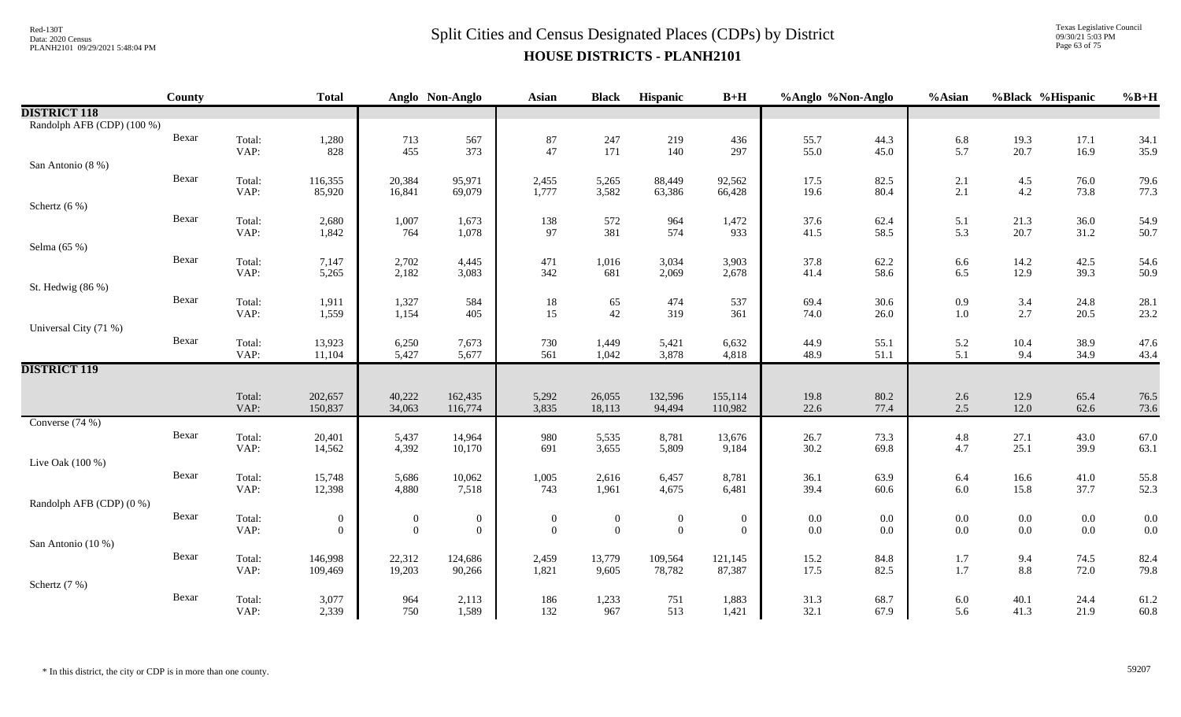# Split Cities and Census Designated Places (CDPs) by District

## HOUSE DISTRICTS - PLANH2101

| | County | | Total | Anglo | Non-Anglo | Asian | Black | Hispanic | B+H | %Anglo | %Non-Anglo | %Asian | %Black | %Hispanic | %B+H |
|---|---|---|---|---|---|---|---|---|---|---|---|---|---|---|---|
| **DISTRICT 118** | | | | | | | | | | | | | | | |
| Randolph AFB (CDP) (100 %) | | | | | | | | | | | | | | | |
| | Bexar | Total: | 1,280 | 713 | 567 | 87 | 247 | 219 | 436 | 55.7 | 44.3 | 6.8 | 19.3 | 17.1 | 34.1 |
| | | VAP: | 828 | 455 | 373 | 47 | 171 | 140 | 297 | 55.0 | 45.0 | 5.7 | 20.7 | 16.9 | 35.9 |
| San Antonio (8 %) | | | | | | | | | | | | | | | |
| | Bexar | Total: | 116,355 | 20,384 | 95,971 | 2,455 | 5,265 | 88,449 | 92,562 | 17.5 | 82.5 | 2.1 | 4.5 | 76.0 | 79.6 |
| | | VAP: | 85,920 | 16,841 | 69,079 | 1,777 | 3,582 | 63,386 | 66,428 | 19.6 | 80.4 | 2.1 | 4.2 | 73.8 | 77.3 |
| Schertz (6 %) | | | | | | | | | | | | | | | |
| | Bexar | Total: | 2,680 | 1,007 | 1,673 | 138 | 572 | 964 | 1,472 | 37.6 | 62.4 | 5.1 | 21.3 | 36.0 | 54.9 |
| | | VAP: | 1,842 | 764 | 1,078 | 97 | 381 | 574 | 933 | 41.5 | 58.5 | 5.3 | 20.7 | 31.2 | 50.7 |
| Selma (65 %) | | | | | | | | | | | | | | | |
| | Bexar | Total: | 7,147 | 2,702 | 4,445 | 471 | 1,016 | 3,034 | 3,903 | 37.8 | 62.2 | 6.6 | 14.2 | 42.5 | 54.6 |
| | | VAP: | 5,265 | 2,182 | 3,083 | 342 | 681 | 2,069 | 2,678 | 41.4 | 58.6 | 6.5 | 12.9 | 39.3 | 50.9 |
| St. Hedwig (86 %) | | | | | | | | | | | | | | | |
| | Bexar | Total: | 1,911 | 1,327 | 584 | 18 | 65 | 474 | 537 | 69.4 | 30.6 | 0.9 | 3.4 | 24.8 | 28.1 |
| | | VAP: | 1,559 | 1,154 | 405 | 15 | 42 | 319 | 361 | 74.0 | 26.0 | 1.0 | 2.7 | 20.5 | 23.2 |
| Universal City (71 %) | | | | | | | | | | | | | | | |
| | Bexar | Total: | 13,923 | 6,250 | 7,673 | 730 | 1,449 | 5,421 | 6,632 | 44.9 | 55.1 | 5.2 | 10.4 | 38.9 | 47.6 |
| | | VAP: | 11,104 | 5,427 | 5,677 | 561 | 1,042 | 3,878 | 4,818 | 48.9 | 51.1 | 5.1 | 9.4 | 34.9 | 43.4 |
| **DISTRICT 119** | | | | | | | | | | | | | | | |
| | | Total: | 202,657 | 40,222 | 162,435 | 5,292 | 26,055 | 132,596 | 155,114 | 19.8 | 80.2 | 2.6 | 12.9 | 65.4 | 76.5 |
| | | VAP: | 150,837 | 34,063 | 116,774 | 3,835 | 18,113 | 94,494 | 110,982 | 22.6 | 77.4 | 2.5 | 12.0 | 62.6 | 73.6 |
| Converse (74 %) | | | | | | | | | | | | | | | |
| | Bexar | Total: | 20,401 | 5,437 | 14,964 | 980 | 5,535 | 8,781 | 13,676 | 26.7 | 73.3 | 4.8 | 27.1 | 43.0 | 67.0 |
| | | VAP: | 14,562 | 4,392 | 10,170 | 691 | 3,655 | 5,809 | 9,184 | 30.2 | 69.8 | 4.7 | 25.1 | 39.9 | 63.1 |
| Live Oak (100 %) | | | | | | | | | | | | | | | |
| | Bexar | Total: | 15,748 | 5,686 | 10,062 | 1,005 | 2,616 | 6,457 | 8,781 | 36.1 | 63.9 | 6.4 | 16.6 | 41.0 | 55.8 |
| | | VAP: | 12,398 | 4,880 | 7,518 | 743 | 1,961 | 4,675 | 6,481 | 39.4 | 60.6 | 6.0 | 15.8 | 37.7 | 52.3 |
| Randolph AFB (CDP) (0 %) | | | | | | | | | | | | | | | |
| | Bexar | Total: | 0 | 0 | 0 | 0 | 0 | 0 | 0 | 0.0 | 0.0 | 0.0 | 0.0 | 0.0 | 0.0 |
| | | VAP: | 0 | 0 | 0 | 0 | 0 | 0 | 0 | 0.0 | 0.0 | 0.0 | 0.0 | 0.0 | 0.0 |
| San Antonio (10 %) | | | | | | | | | | | | | | | |
| | Bexar | Total: | 146,998 | 22,312 | 124,686 | 2,459 | 13,779 | 109,564 | 121,145 | 15.2 | 84.8 | 1.7 | 9.4 | 74.5 | 82.4 |
| | | VAP: | 109,469 | 19,203 | 90,266 | 1,821 | 9,605 | 78,782 | 87,387 | 17.5 | 82.5 | 1.7 | 8.8 | 72.0 | 79.8 |
| Schertz (7 %) | | | | | | | | | | | | | | | |
| | Bexar | Total: | 3,077 | 964 | 2,113 | 186 | 1,233 | 751 | 1,883 | 31.3 | 68.7 | 6.0 | 40.1 | 24.4 | 61.2 |
| | | VAP: | 2,339 | 750 | 1,589 | 132 | 967 | 513 | 1,421 | 32.1 | 67.9 | 5.6 | 41.3 | 21.9 | 60.8 |

* In this district, the city or CDP is in more than one county.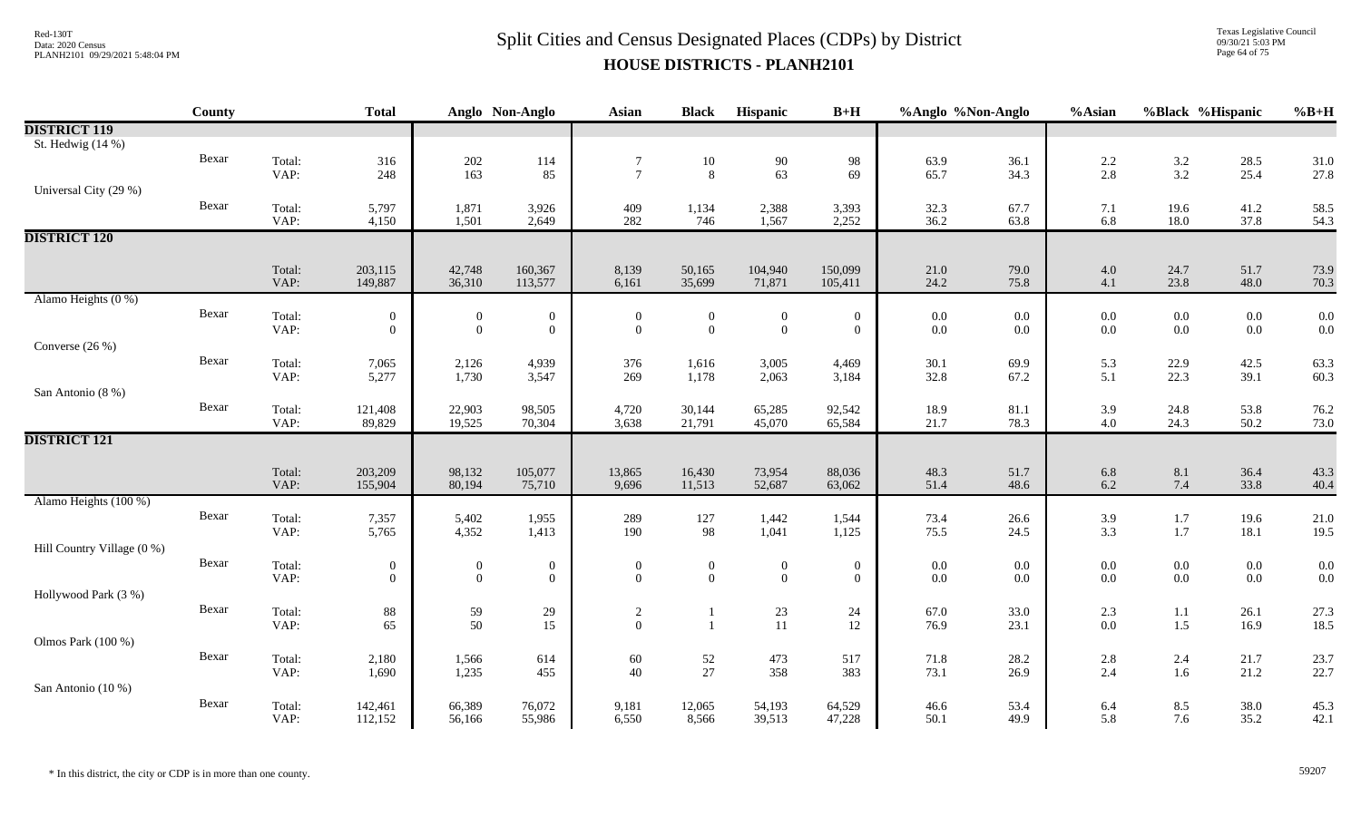# Split Cities and Census Designated Places (CDPs) by District

## HOUSE DISTRICTS - PLANH2101

| | County | | Total | Anglo | Non-Anglo | Asian | Black | Hispanic | B+H | %Anglo | %Non-Anglo | %Asian | %Black | %Hispanic | %B+H |
|---|---|---|---|---|---|---|---|---|---|---|---|---|---|---|---|
| **DISTRICT 119** | | | | | | | | | | | | | | | |
| St. Hedwig (14 %) | | | | | | | | | | | | | | | |
| | Bexar | Total: | 316 | 202 | 114 | 7 | 10 | 90 | 98 | 63.9 | 36.1 | 2.2 | 3.2 | 28.5 | 31.0 |
| | | VAP: | 248 | 163 | 85 | 7 | 8 | 63 | 69 | 65.7 | 34.3 | 2.8 | 3.2 | 25.4 | 27.8 |
| Universal City (29 %) | | | | | | | | | | | | | | | |
| | Bexar | Total: | 5,797 | 1,871 | 3,926 | 409 | 1,134 | 2,388 | 3,393 | 32.3 | 67.7 | 7.1 | 19.6 | 41.2 | 58.5 |
| | | VAP: | 4,150 | 1,501 | 2,649 | 282 | 746 | 1,567 | 2,252 | 36.2 | 63.8 | 6.8 | 18.0 | 37.8 | 54.3 |
| **DISTRICT 120** | | | | | | | | | | | | | | | |
| | | Total: | 203,115 | 42,748 | 160,367 | 8,139 | 50,165 | 104,940 | 150,099 | 21.0 | 79.0 | 4.0 | 24.7 | 51.7 | 73.9 |
| | | VAP: | 149,887 | 36,310 | 113,577 | 6,161 | 35,699 | 71,871 | 105,411 | 24.2 | 75.8 | 4.1 | 23.8 | 48.0 | 70.3 |
| Alamo Heights (0 %) | | | | | | | | | | | | | | | |
| | Bexar | Total: | 0 | 0 | 0 | 0 | 0 | 0 | 0 | 0.0 | 0.0 | 0.0 | 0.0 | 0.0 | 0.0 |
| | | VAP: | 0 | 0 | 0 | 0 | 0 | 0 | 0 | 0.0 | 0.0 | 0.0 | 0.0 | 0.0 | 0.0 |
| Converse (26 %) | | | | | | | | | | | | | | | |
| | Bexar | Total: | 7,065 | 2,126 | 4,939 | 376 | 1,616 | 3,005 | 4,469 | 30.1 | 69.9 | 5.3 | 22.9 | 42.5 | 63.3 |
| | | VAP: | 5,277 | 1,730 | 3,547 | 269 | 1,178 | 2,063 | 3,184 | 32.8 | 67.2 | 5.1 | 22.3 | 39.1 | 60.3 |
| San Antonio (8 %) | | | | | | | | | | | | | | | |
| | Bexar | Total: | 121,408 | 22,903 | 98,505 | 4,720 | 30,144 | 65,285 | 92,542 | 18.9 | 81.1 | 3.9 | 24.8 | 53.8 | 76.2 |
| | | VAP: | 89,829 | 19,525 | 70,304 | 3,638 | 21,791 | 45,070 | 65,584 | 21.7 | 78.3 | 4.0 | 24.3 | 50.2 | 73.0 |
| **DISTRICT 121** | | | | | | | | | | | | | | | |
| | | Total: | 203,209 | 98,132 | 105,077 | 13,865 | 16,430 | 73,954 | 88,036 | 48.3 | 51.7 | 6.8 | 8.1 | 36.4 | 43.3 |
| | | VAP: | 155,904 | 80,194 | 75,710 | 9,696 | 11,513 | 52,687 | 63,062 | 51.4 | 48.6 | 6.2 | 7.4 | 33.8 | 40.4 |
| Alamo Heights (100 %) | | | | | | | | | | | | | | | |
| | Bexar | Total: | 7,357 | 5,402 | 1,955 | 289 | 127 | 1,442 | 1,544 | 73.4 | 26.6 | 3.9 | 1.7 | 19.6 | 21.0 |
| | | VAP: | 5,765 | 4,352 | 1,413 | 190 | 98 | 1,041 | 1,125 | 75.5 | 24.5 | 3.3 | 1.7 | 18.1 | 19.5 |
| Hill Country Village (0 %) | | | | | | | | | | | | | | | |
| | Bexar | Total: | 0 | 0 | 0 | 0 | 0 | 0 | 0 | 0.0 | 0.0 | 0.0 | 0.0 | 0.0 | 0.0 |
| | | VAP: | 0 | 0 | 0 | 0 | 0 | 0 | 0 | 0.0 | 0.0 | 0.0 | 0.0 | 0.0 | 0.0 |
| Hollywood Park (3 %) | | | | | | | | | | | | | | | |
| | Bexar | Total: | 88 | 59 | 29 | 2 | 1 | 23 | 24 | 67.0 | 33.0 | 2.3 | 1.1 | 26.1 | 27.3 |
| | | VAP: | 65 | 50 | 15 | 0 | 1 | 11 | 12 | 76.9 | 23.1 | 0.0 | 1.5 | 16.9 | 18.5 |
| Olmos Park (100 %) | | | | | | | | | | | | | | | |
| | Bexar | Total: | 2,180 | 1,566 | 614 | 60 | 52 | 473 | 517 | 71.8 | 28.2 | 2.8 | 2.4 | 21.7 | 23.7 |
| | | VAP: | 1,690 | 1,235 | 455 | 40 | 27 | 358 | 383 | 73.1 | 26.9 | 2.4 | 1.6 | 21.2 | 22.7 |
| San Antonio (10 %) | | | | | | | | | | | | | | | |
| | Bexar | Total: | 142,461 | 66,389 | 76,072 | 9,181 | 12,065 | 54,193 | 64,529 | 46.6 | 53.4 | 6.4 | 8.5 | 38.0 | 45.3 |
| | | VAP: | 112,152 | 56,166 | 55,986 | 6,550 | 8,566 | 39,513 | 47,228 | 50.1 | 49.9 | 5.8 | 7.6 | 35.2 | 42.1 |

\* In this district, the city or CDP is in more than one county.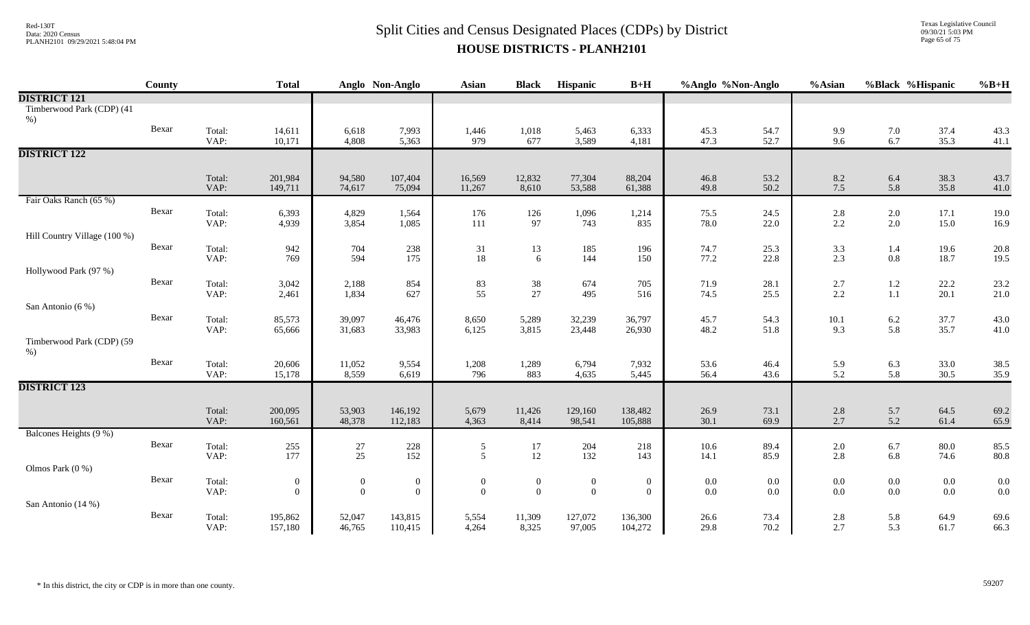# Split Cities and Census Designated Places (CDPs) by District

## HOUSE DISTRICTS - PLANH2101

| | County | | Total | Anglo | Non-Anglo | Asian | Black | Hispanic | B+H | %Anglo | %Non-Anglo | %Asian | %Black | %Hispanic | %B+H |
|---|---|---|---|---|---|---|---|---|---|---|---|---|---|---|---|
| **DISTRICT 121** | | | | | | | | | | | | | | | |
| Timberwood Park (CDP) (41 %) | | | | | | | | | | | | | | | |
| | Bexar | Total: | 14,611 | 6,618 | 7,993 | 1,446 | 1,018 | 5,463 | 6,333 | 45.3 | 54.7 | 9.9 | 7.0 | 37.4 | 43.3 |
| | | VAP: | 10,171 | 4,808 | 5,363 | 979 | 677 | 3,589 | 4,181 | 47.3 | 52.7 | 9.6 | 6.7 | 35.3 | 41.1 |
| **DISTRICT 122** | | | | | | | | | | | | | | | |
| | | Total: | 201,984 | 94,580 | 107,404 | 16,569 | 12,832 | 77,304 | 88,204 | 46.8 | 53.2 | 8.2 | 6.4 | 38.3 | 43.7 |
| | | VAP: | 149,711 | 74,617 | 75,094 | 11,267 | 8,610 | 53,588 | 61,388 | 49.8 | 50.2 | 7.5 | 5.8 | 35.8 | 41.0 |
| Fair Oaks Ranch (65 %) | | | | | | | | | | | | | | | |
| | Bexar | Total: | 6,393 | 4,829 | 1,564 | 176 | 126 | 1,096 | 1,214 | 75.5 | 24.5 | 2.8 | 2.0 | 17.1 | 19.0 |
| | | VAP: | 4,939 | 3,854 | 1,085 | 111 | 97 | 743 | 835 | 78.0 | 22.0 | 2.2 | 2.0 | 15.0 | 16.9 |
| Hill Country Village (100 %) | | | | | | | | | | | | | | | |
| | Bexar | Total: | 942 | 704 | 238 | 31 | 13 | 185 | 196 | 74.7 | 25.3 | 3.3 | 1.4 | 19.6 | 20.8 |
| | | VAP: | 769 | 594 | 175 | 18 | 6 | 144 | 150 | 77.2 | 22.8 | 2.3 | 0.8 | 18.7 | 19.5 |
| Hollywood Park (97 %) | | | | | | | | | | | | | | | |
| | Bexar | Total: | 3,042 | 2,188 | 854 | 83 | 38 | 674 | 705 | 71.9 | 28.1 | 2.7 | 1.2 | 22.2 | 23.2 |
| | | VAP: | 2,461 | 1,834 | 627 | 55 | 27 | 495 | 516 | 74.5 | 25.5 | 2.2 | 1.1 | 20.1 | 21.0 |
| San Antonio (6 %) | | | | | | | | | | | | | | | |
| | Bexar | Total: | 85,573 | 39,097 | 46,476 | 8,650 | 5,289 | 32,239 | 36,797 | 45.7 | 54.3 | 10.1 | 6.2 | 37.7 | 43.0 |
| | | VAP: | 65,666 | 31,683 | 33,983 | 6,125 | 3,815 | 23,448 | 26,930 | 48.2 | 51.8 | 9.3 | 5.8 | 35.7 | 41.0 |
| Timberwood Park (CDP) (59 %) | | | | | | | | | | | | | | | |
| | Bexar | Total: | 20,606 | 11,052 | 9,554 | 1,208 | 1,289 | 6,794 | 7,932 | 53.6 | 46.4 | 5.9 | 6.3 | 33.0 | 38.5 |
| | | VAP: | 15,178 | 8,559 | 6,619 | 796 | 883 | 4,635 | 5,445 | 56.4 | 43.6 | 5.2 | 5.8 | 30.5 | 35.9 |
| **DISTRICT 123** | | | | | | | | | | | | | | | |
| | | Total: | 200,095 | 53,903 | 146,192 | 5,679 | 11,426 | 129,160 | 138,482 | 26.9 | 73.1 | 2.8 | 5.7 | 64.5 | 69.2 |
| | | VAP: | 160,561 | 48,378 | 112,183 | 4,363 | 8,414 | 98,541 | 105,888 | 30.1 | 69.9 | 2.7 | 5.2 | 61.4 | 65.9 |
| Balcones Heights (9 %) | | | | | | | | | | | | | | | |
| | Bexar | Total: | 255 | 27 | 228 | 5 | 17 | 204 | 218 | 10.6 | 89.4 | 2.0 | 6.7 | 80.0 | 85.5 |
| | | VAP: | 177 | 25 | 152 | 5 | 12 | 132 | 143 | 14.1 | 85.9 | 2.8 | 6.8 | 74.6 | 80.8 |
| Olmos Park (0 %) | | | | | | | | | | | | | | | |
| | Bexar | Total: | 0 | 0 | 0 | 0 | 0 | 0 | 0 | 0.0 | 0.0 | 0.0 | 0.0 | 0.0 | 0.0 |
| | | VAP: | 0 | 0 | 0 | 0 | 0 | 0 | 0 | 0.0 | 0.0 | 0.0 | 0.0 | 0.0 | 0.0 |
| San Antonio (14 %) | | | | | | | | | | | | | | | |
| | Bexar | Total: | 195,862 | 52,047 | 143,815 | 5,554 | 11,309 | 127,072 | 136,300 | 26.6 | 73.4 | 2.8 | 5.8 | 64.9 | 69.6 |
| | | VAP: | 157,180 | 46,765 | 110,415 | 4,264 | 8,325 | 97,005 | 104,272 | 29.8 | 70.2 | 2.7 | 5.3 | 61.7 | 66.3 |

\* In this district, the city or CDP is in more than one county.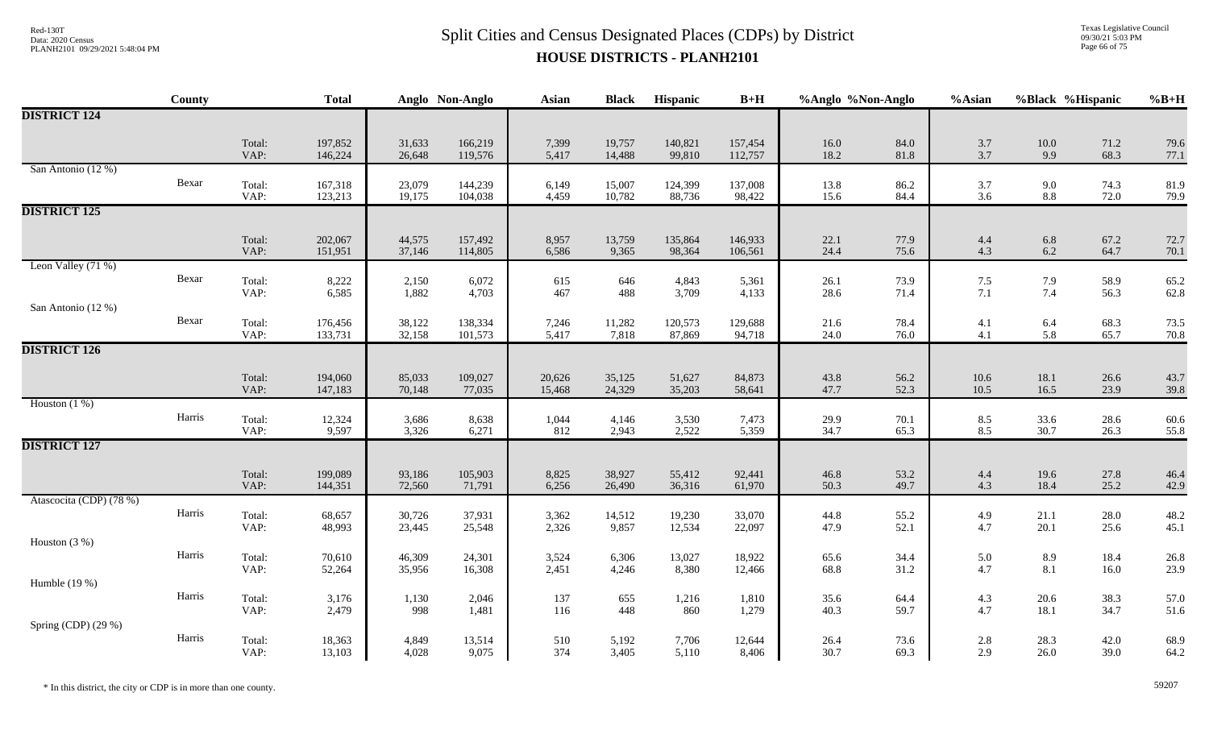# Split Cities and Census Designated Places (CDPs) by District

## HOUSE DISTRICTS - PLANH2101

| | County | | Total | Anglo | Non-Anglo | Asian | Black | Hispanic | B+H | %Anglo | %Non-Anglo | %Asian | %Black | %Hispanic | %B+H |
|---|---|---|---|---|---|---|---|---|---|---|---|---|---|---|---|
| **DISTRICT 124** | | | | | | | | | | | | | | | |
| | | Total: | 197,852 | 31,633 | 166,219 | 7,399 | 19,757 | 140,821 | 157,454 | 16.0 | 84.0 | 3.7 | 10.0 | 71.2 | 79.6 |
| | | VAP: | 146,224 | 26,648 | 119,576 | 5,417 | 14,488 | 99,810 | 112,757 | 18.2 | 81.8 | 3.7 | 9.9 | 68.3 | 77.1 |
| San Antonio (12 %) | | | | | | | | | | | | | | | |
| | Bexar | Total: | 167,318 | 23,079 | 144,239 | 6,149 | 15,007 | 124,399 | 137,008 | 13.8 | 86.2 | 3.7 | 9.0 | 74.3 | 81.9 |
| | | VAP: | 123,213 | 19,175 | 104,038 | 4,459 | 10,782 | 88,736 | 98,422 | 15.6 | 84.4 | 3.6 | 8.8 | 72.0 | 79.9 |
| **DISTRICT 125** | | | | | | | | | | | | | | | |
| | | Total: | 202,067 | 44,575 | 157,492 | 8,957 | 13,759 | 135,864 | 146,933 | 22.1 | 77.9 | 4.4 | 6.8 | 67.2 | 72.7 |
| | | VAP: | 151,951 | 37,146 | 114,805 | 6,586 | 9,365 | 98,364 | 106,561 | 24.4 | 75.6 | 4.3 | 6.2 | 64.7 | 70.1 |
| Leon Valley (71 %) | | | | | | | | | | | | | | | |
| | Bexar | Total: | 8,222 | 2,150 | 6,072 | 615 | 646 | 4,843 | 5,361 | 26.1 | 73.9 | 7.5 | 7.9 | 58.9 | 65.2 |
| | | VAP: | 6,585 | 1,882 | 4,703 | 467 | 488 | 3,709 | 4,133 | 28.6 | 71.4 | 7.1 | 7.4 | 56.3 | 62.8 |
| San Antonio (12 %) | | | | | | | | | | | | | | | |
| | Bexar | Total: | 176,456 | 38,122 | 138,334 | 7,246 | 11,282 | 120,573 | 129,688 | 21.6 | 78.4 | 4.1 | 6.4 | 68.3 | 73.5 |
| | | VAP: | 133,731 | 32,158 | 101,573 | 5,417 | 7,818 | 87,869 | 94,718 | 24.0 | 76.0 | 4.1 | 5.8 | 65.7 | 70.8 |
| **DISTRICT 126** | | | | | | | | | | | | | | | |
| | | Total: | 194,060 | 85,033 | 109,027 | 20,626 | 35,125 | 51,627 | 84,873 | 43.8 | 56.2 | 10.6 | 18.1 | 26.6 | 43.7 |
| | | VAP: | 147,183 | 70,148 | 77,035 | 15,468 | 24,329 | 35,203 | 58,641 | 47.7 | 52.3 | 10.5 | 16.5 | 23.9 | 39.8 |
| Houston (1 %) | | | | | | | | | | | | | | | |
| | Harris | Total: | 12,324 | 3,686 | 8,638 | 1,044 | 4,146 | 3,530 | 7,473 | 29.9 | 70.1 | 8.5 | 33.6 | 28.6 | 60.6 |
| | | VAP: | 9,597 | 3,326 | 6,271 | 812 | 2,943 | 2,522 | 5,359 | 34.7 | 65.3 | 8.5 | 30.7 | 26.3 | 55.8 |
| **DISTRICT 127** | | | | | | | | | | | | | | | |
| | | Total: | 199,089 | 93,186 | 105,903 | 8,825 | 38,927 | 55,412 | 92,441 | 46.8 | 53.2 | 4.4 | 19.6 | 27.8 | 46.4 |
| | | VAP: | 144,351 | 72,560 | 71,791 | 6,256 | 26,490 | 36,316 | 61,970 | 50.3 | 49.7 | 4.3 | 18.4 | 25.2 | 42.9 |
| Atascocita (CDP) (78 %) | | | | | | | | | | | | | | | |
| | Harris | Total: | 68,657 | 30,726 | 37,931 | 3,362 | 14,512 | 19,230 | 33,070 | 44.8 | 55.2 | 4.9 | 21.1 | 28.0 | 48.2 |
| | | VAP: | 48,993 | 23,445 | 25,548 | 2,326 | 9,857 | 12,534 | 22,097 | 47.9 | 52.1 | 4.7 | 20.1 | 25.6 | 45.1 |
| Houston (3 %) | | | | | | | | | | | | | | | |
| | Harris | Total: | 70,610 | 46,309 | 24,301 | 3,524 | 6,306 | 13,027 | 18,922 | 65.6 | 34.4 | 5.0 | 8.9 | 18.4 | 26.8 |
| | | VAP: | 52,264 | 35,956 | 16,308 | 2,451 | 4,246 | 8,380 | 12,466 | 68.8 | 31.2 | 4.7 | 8.1 | 16.0 | 23.9 |
| Humble (19 %) | | | | | | | | | | | | | | | |
| | Harris | Total: | 3,176 | 1,130 | 2,046 | 137 | 655 | 1,216 | 1,810 | 35.6 | 64.4 | 4.3 | 20.6 | 38.3 | 57.0 |
| | | VAP: | 2,479 | 998 | 1,481 | 116 | 448 | 860 | 1,279 | 40.3 | 59.7 | 4.7 | 18.1 | 34.7 | 51.6 |
| Spring (CDP) (29 %) | | | | | | | | | | | | | | | |
| | Harris | Total: | 18,363 | 4,849 | 13,514 | 510 | 5,192 | 7,706 | 12,644 | 26.4 | 73.6 | 2.8 | 28.3 | 42.0 | 68.9 |
| | | VAP: | 13,103 | 4,028 | 9,075 | 374 | 3,405 | 5,110 | 8,406 | 30.7 | 69.3 | 2.9 | 26.0 | 39.0 | 64.2 |

\* In this district, the city or CDP is in more than one county.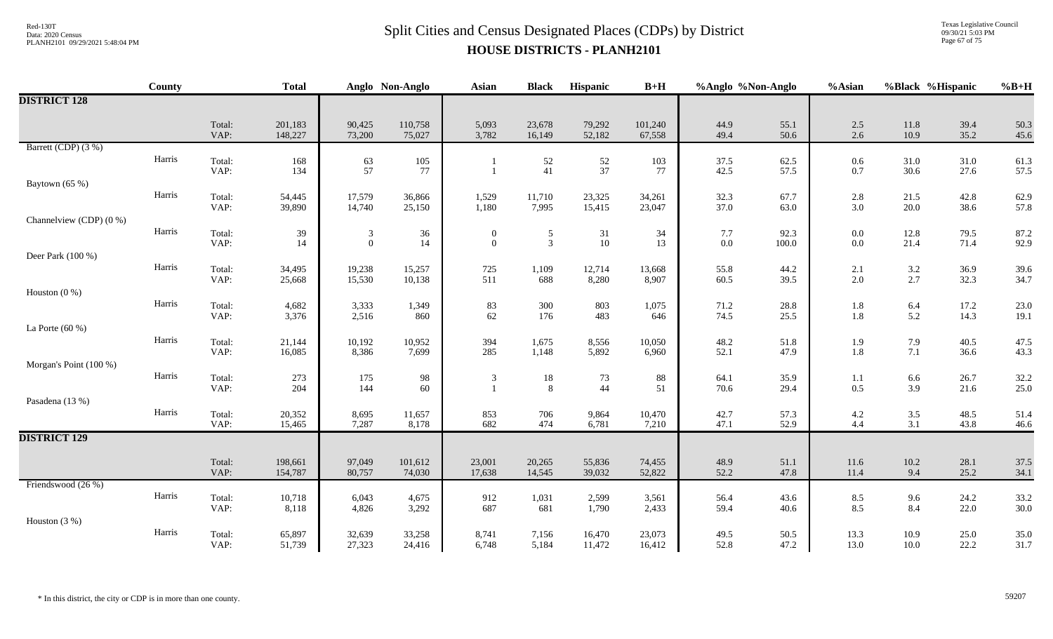# Split Cities and Census Designated Places (CDPs) by District
## HOUSE DISTRICTS - PLANH2101

| | County | | Total | Anglo | Non-Anglo | Asian | Black | Hispanic | B+H | %Anglo | %Non-Anglo | %Asian | %Black | %Hispanic | %B+H |
|---|---|---|---|---|---|---|---|---|---|---|---|---|---|---|---|
| **DISTRICT 128** | | | | | | | | | | | | | | | |
| | | Total: | 201,183 | 90,425 | 110,758 | 5,093 | 23,678 | 79,292 | 101,240 | 44.9 | 55.1 | 2.5 | 11.8 | 39.4 | 50.3 |
| | | VAP: | 148,227 | 73,200 | 75,027 | 3,782 | 16,149 | 52,182 | 67,558 | 49.4 | 50.6 | 2.6 | 10.9 | 35.2 | 45.6 |
| Barrett (CDP) (3 %) | | | | | | | | | | | | | | | |
| | Harris | Total: | 168 | 63 | 105 | 1 | 52 | 52 | 103 | 37.5 | 62.5 | 0.6 | 31.0 | 31.0 | 61.3 |
| | | VAP: | 134 | 57 | 77 | 1 | 41 | 37 | 77 | 42.5 | 57.5 | 0.7 | 30.6 | 27.6 | 57.5 |
| Baytown (65 %) | | | | | | | | | | | | | | | |
| | Harris | Total: | 54,445 | 17,579 | 36,866 | 1,529 | 11,710 | 23,325 | 34,261 | 32.3 | 67.7 | 2.8 | 21.5 | 42.8 | 62.9 |
| | | VAP: | 39,890 | 14,740 | 25,150 | 1,180 | 7,995 | 15,415 | 23,047 | 37.0 | 63.0 | 3.0 | 20.0 | 38.6 | 57.8 |
| Channelview (CDP) (0 %) | | | | | | | | | | | | | | | |
| | Harris | Total: | 39 | 3 | 36 | 0 | 5 | 31 | 34 | 7.7 | 92.3 | 0.0 | 12.8 | 79.5 | 87.2 |
| | | VAP: | 14 | 0 | 14 | 0 | 3 | 10 | 13 | 0.0 | 100.0 | 0.0 | 21.4 | 71.4 | 92.9 |
| Deer Park (100 %) | | | | | | | | | | | | | | | |
| | Harris | Total: | 34,495 | 19,238 | 15,257 | 725 | 1,109 | 12,714 | 13,668 | 55.8 | 44.2 | 2.1 | 3.2 | 36.9 | 39.6 |
| | | VAP: | 25,668 | 15,530 | 10,138 | 511 | 688 | 8,280 | 8,907 | 60.5 | 39.5 | 2.0 | 2.7 | 32.3 | 34.7 |
| Houston (0 %) | | | | | | | | | | | | | | | |
| | Harris | Total: | 4,682 | 3,333 | 1,349 | 83 | 300 | 803 | 1,075 | 71.2 | 28.8 | 1.8 | 6.4 | 17.2 | 23.0 |
| | | VAP: | 3,376 | 2,516 | 860 | 62 | 176 | 483 | 646 | 74.5 | 25.5 | 1.8 | 5.2 | 14.3 | 19.1 |
| La Porte (60 %) | | | | | | | | | | | | | | | |
| | Harris | Total: | 21,144 | 10,192 | 10,952 | 394 | 1,675 | 8,556 | 10,050 | 48.2 | 51.8 | 1.9 | 7.9 | 40.5 | 47.5 |
| | | VAP: | 16,085 | 8,386 | 7,699 | 285 | 1,148 | 5,892 | 6,960 | 52.1 | 47.9 | 1.8 | 7.1 | 36.6 | 43.3 |
| Morgan's Point (100 %) | | | | | | | | | | | | | | | |
| | Harris | Total: | 273 | 175 | 98 | 3 | 18 | 73 | 88 | 64.1 | 35.9 | 1.1 | 6.6 | 26.7 | 32.2 |
| | | VAP: | 204 | 144 | 60 | 1 | 8 | 44 | 51 | 70.6 | 29.4 | 0.5 | 3.9 | 21.6 | 25.0 |
| Pasadena (13 %) | | | | | | | | | | | | | | | |
| | Harris | Total: | 20,352 | 8,695 | 11,657 | 853 | 706 | 9,864 | 10,470 | 42.7 | 57.3 | 4.2 | 3.5 | 48.5 | 51.4 |
| | | VAP: | 15,465 | 7,287 | 8,178 | 682 | 474 | 6,781 | 7,210 | 47.1 | 52.9 | 4.4 | 3.1 | 43.8 | 46.6 |
| **DISTRICT 129** | | | | | | | | | | | | | | | |
| | | Total: | 198,661 | 97,049 | 101,612 | 23,001 | 20,265 | 55,836 | 74,455 | 48.9 | 51.1 | 11.6 | 10.2 | 28.1 | 37.5 |
| | | VAP: | 154,787 | 80,757 | 74,030 | 17,638 | 14,545 | 39,032 | 52,822 | 52.2 | 47.8 | 11.4 | 9.4 | 25.2 | 34.1 |
| Friendswood (26 %) | | | | | | | | | | | | | | | |
| | Harris | Total: | 10,718 | 6,043 | 4,675 | 912 | 1,031 | 2,599 | 3,561 | 56.4 | 43.6 | 8.5 | 9.6 | 24.2 | 33.2 |
| | | VAP: | 8,118 | 4,826 | 3,292 | 687 | 681 | 1,790 | 2,433 | 59.4 | 40.6 | 8.5 | 8.4 | 22.0 | 30.0 |
| Houston (3 %) | | | | | | | | | | | | | | | |
| | Harris | Total: | 65,897 | 32,639 | 33,258 | 8,741 | 7,156 | 16,470 | 23,073 | 49.5 | 50.5 | 13.3 | 10.9 | 25.0 | 35.0 |
| | | VAP: | 51,739 | 27,323 | 24,416 | 6,748 | 5,184 | 11,472 | 16,412 | 52.8 | 47.2 | 13.0 | 10.0 | 22.2 | 31.7 |

\* In this district, the city or CDP is in more than one county.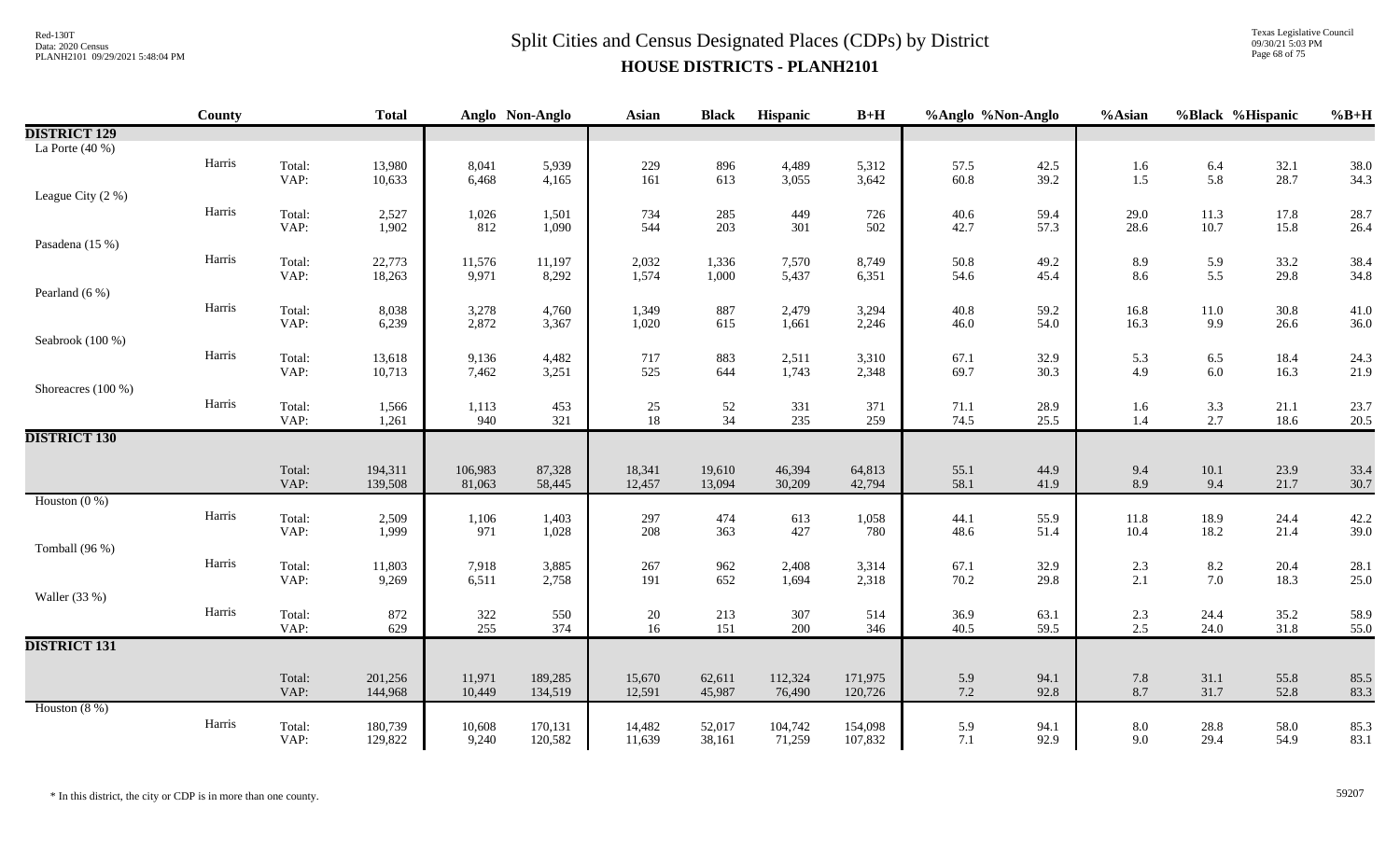# Split Cities and Census Designated Places (CDPs) by District

## HOUSE DISTRICTS - PLANH2101

| | County | | Total | Anglo | Non-Anglo | Asian | Black | Hispanic | B+H | %Anglo | %Non-Anglo | %Asian | %Black | %Hispanic | %B+H |
|---|---|---|---|---|---|---|---|---|---|---|---|---|---|---|---|
| **DISTRICT 129** | | | | | | | | | | | | | | | |
| La Porte (40 %) | | | | | | | | | | | | | | | |
| | Harris | Total: | 13,980 | 8,041 | 5,939 | 229 | 896 | 4,489 | 5,312 | 57.5 | 42.5 | 1.6 | 6.4 | 32.1 | 38.0 |
| | | VAP: | 10,633 | 6,468 | 4,165 | 161 | 613 | 3,055 | 3,642 | 60.8 | 39.2 | 1.5 | 5.8 | 28.7 | 34.3 |
| League City (2 %) | | | | | | | | | | | | | | | |
| | Harris | Total: | 2,527 | 1,026 | 1,501 | 734 | 285 | 449 | 726 | 40.6 | 59.4 | 29.0 | 11.3 | 17.8 | 28.7 |
| | | VAP: | 1,902 | 812 | 1,090 | 544 | 203 | 301 | 502 | 42.7 | 57.3 | 28.6 | 10.7 | 15.8 | 26.4 |
| Pasadena (15 %) | | | | | | | | | | | | | | | |
| | Harris | Total: | 22,773 | 11,576 | 11,197 | 2,032 | 1,336 | 7,570 | 8,749 | 50.8 | 49.2 | 8.9 | 5.9 | 33.2 | 38.4 |
| | | VAP: | 18,263 | 9,971 | 8,292 | 1,574 | 1,000 | 5,437 | 6,351 | 54.6 | 45.4 | 8.6 | 5.5 | 29.8 | 34.8 |
| Pearland (6 %) | | | | | | | | | | | | | | | |
| | Harris | Total: | 8,038 | 3,278 | 4,760 | 1,349 | 887 | 2,479 | 3,294 | 40.8 | 59.2 | 16.8 | 11.0 | 30.8 | 41.0 |
| | | VAP: | 6,239 | 2,872 | 3,367 | 1,020 | 615 | 1,661 | 2,246 | 46.0 | 54.0 | 16.3 | 9.9 | 26.6 | 36.0 |
| Seabrook (100 %) | | | | | | | | | | | | | | | |
| | Harris | Total: | 13,618 | 9,136 | 4,482 | 717 | 883 | 2,511 | 3,310 | 67.1 | 32.9 | 5.3 | 6.5 | 18.4 | 24.3 |
| | | VAP: | 10,713 | 7,462 | 3,251 | 525 | 644 | 1,743 | 2,348 | 69.7 | 30.3 | 4.9 | 6.0 | 16.3 | 21.9 |
| Shoreacres (100 %) | | | | | | | | | | | | | | | |
| | Harris | Total: | 1,566 | 1,113 | 453 | 25 | 52 | 331 | 371 | 71.1 | 28.9 | 1.6 | 3.3 | 21.1 | 23.7 |
| | | VAP: | 1,261 | 940 | 321 | 18 | 34 | 235 | 259 | 74.5 | 25.5 | 1.4 | 2.7 | 18.6 | 20.5 |
| **DISTRICT 130** | | | | | | | | | | | | | | | |
| | | Total: | 194,311 | 106,983 | 87,328 | 18,341 | 19,610 | 46,394 | 64,813 | 55.1 | 44.9 | 9.4 | 10.1 | 23.9 | 33.4 |
| | | VAP: | 139,508 | 81,063 | 58,445 | 12,457 | 13,094 | 30,209 | 42,794 | 58.1 | 41.9 | 8.9 | 9.4 | 21.7 | 30.7 |
| Houston (0 %) | | | | | | | | | | | | | | | |
| | Harris | Total: | 2,509 | 1,106 | 1,403 | 297 | 474 | 613 | 1,058 | 44.1 | 55.9 | 11.8 | 18.9 | 24.4 | 42.2 |
| | | VAP: | 1,999 | 971 | 1,028 | 208 | 363 | 427 | 780 | 48.6 | 51.4 | 10.4 | 18.2 | 21.4 | 39.0 |
| Tomball (96 %) | | | | | | | | | | | | | | | |
| | Harris | Total: | 11,803 | 7,918 | 3,885 | 267 | 962 | 2,408 | 3,314 | 67.1 | 32.9 | 2.3 | 8.2 | 20.4 | 28.1 |
| | | VAP: | 9,269 | 6,511 | 2,758 | 191 | 652 | 1,694 | 2,318 | 70.2 | 29.8 | 2.1 | 7.0 | 18.3 | 25.0 |
| Waller (33 %) | | | | | | | | | | | | | | | |
| | Harris | Total: | 872 | 322 | 550 | 20 | 213 | 307 | 514 | 36.9 | 63.1 | 2.3 | 24.4 | 35.2 | 58.9 |
| | | VAP: | 629 | 255 | 374 | 16 | 151 | 200 | 346 | 40.5 | 59.5 | 2.5 | 24.0 | 31.8 | 55.0 |
| **DISTRICT 131** | | | | | | | | | | | | | | | |
| | | Total: | 201,256 | 11,971 | 189,285 | 15,670 | 62,611 | 112,324 | 171,975 | 5.9 | 94.1 | 7.8 | 31.1 | 55.8 | 85.5 |
| | | VAP: | 144,968 | 10,449 | 134,519 | 12,591 | 45,987 | 76,490 | 120,726 | 7.2 | 92.8 | 8.7 | 31.7 | 52.8 | 83.3 |
| Houston (8 %) | | | | | | | | | | | | | | | |
| | Harris | Total: | 180,739 | 10,608 | 170,131 | 14,482 | 52,017 | 104,742 | 154,098 | 5.9 | 94.1 | 8.0 | 28.8 | 58.0 | 85.3 |
| | | VAP: | 129,822 | 9,240 | 120,582 | 11,639 | 38,161 | 71,259 | 107,832 | 7.1 | 92.9 | 9.0 | 29.4 | 54.9 | 83.1 |

\* In this district, the city or CDP is in more than one county.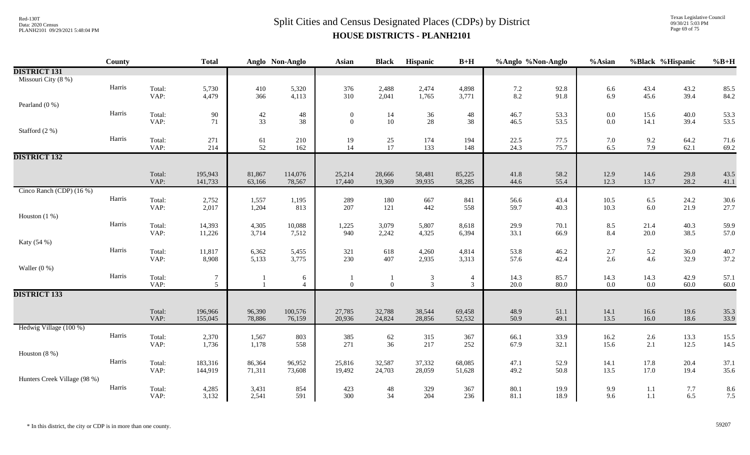# Split Cities and Census Designated Places (CDPs) by District

## HOUSE DISTRICTS - PLANH2101

| | County | | Total | Anglo | Non-Anglo | Asian | Black | Hispanic | B+H | %Anglo | %Non-Anglo | %Asian | %Black | %Hispanic | %B+H |
|---|---|---|---|---|---|---|---|---|---|---|---|---|---|---|---|
| **DISTRICT 131** | | | | | | | | | | | | | | | |
| Missouri City (8 %) | | | | | | | | | | | | | | | |
| | Harris | Total: | 5,730 | 410 | 5,320 | 376 | 2,488 | 2,474 | 4,898 | 7.2 | 92.8 | 6.6 | 43.4 | 43.2 | 85.5 |
| | | VAP: | 4,479 | 366 | 4,113 | 310 | 2,041 | 1,765 | 3,771 | 8.2 | 91.8 | 6.9 | 45.6 | 39.4 | 84.2 |
| Pearland (0 %) | | | | | | | | | | | | | | | |
| | Harris | Total: | 90 | 42 | 48 | 0 | 14 | 36 | 48 | 46.7 | 53.3 | 0.0 | 15.6 | 40.0 | 53.3 |
| | | VAP: | 71 | 33 | 38 | 0 | 10 | 28 | 38 | 46.5 | 53.5 | 0.0 | 14.1 | 39.4 | 53.5 |
| Stafford (2 %) | | | | | | | | | | | | | | | |
| | Harris | Total: | 271 | 61 | 210 | 19 | 25 | 174 | 194 | 22.5 | 77.5 | 7.0 | 9.2 | 64.2 | 71.6 |
| | | VAP: | 214 | 52 | 162 | 14 | 17 | 133 | 148 | 24.3 | 75.7 | 6.5 | 7.9 | 62.1 | 69.2 |
| **DISTRICT 132** | | | | | | | | | | | | | | | |
| | | Total: | 195,943 | 81,867 | 114,076 | 25,214 | 28,666 | 58,481 | 85,225 | 41.8 | 58.2 | 12.9 | 14.6 | 29.8 | 43.5 |
| | | VAP: | 141,733 | 63,166 | 78,567 | 17,440 | 19,369 | 39,935 | 58,285 | 44.6 | 55.4 | 12.3 | 13.7 | 28.2 | 41.1 |
| Cinco Ranch (CDP) (16 %) | | | | | | | | | | | | | | | |
| | Harris | Total: | 2,752 | 1,557 | 1,195 | 289 | 180 | 667 | 841 | 56.6 | 43.4 | 10.5 | 6.5 | 24.2 | 30.6 |
| | | VAP: | 2,017 | 1,204 | 813 | 207 | 121 | 442 | 558 | 59.7 | 40.3 | 10.3 | 6.0 | 21.9 | 27.7 |
| Houston (1 %) | | | | | | | | | | | | | | | |
| | Harris | Total: | 14,393 | 4,305 | 10,088 | 1,225 | 3,079 | 5,807 | 8,618 | 29.9 | 70.1 | 8.5 | 21.4 | 40.3 | 59.9 |
| | | VAP: | 11,226 | 3,714 | 7,512 | 940 | 2,242 | 4,325 | 6,394 | 33.1 | 66.9 | 8.4 | 20.0 | 38.5 | 57.0 |
| Katy (54 %) | | | | | | | | | | | | | | | |
| | Harris | Total: | 11,817 | 6,362 | 5,455 | 321 | 618 | 4,260 | 4,814 | 53.8 | 46.2 | 2.7 | 5.2 | 36.0 | 40.7 |
| | | VAP: | 8,908 | 5,133 | 3,775 | 230 | 407 | 2,935 | 3,313 | 57.6 | 42.4 | 2.6 | 4.6 | 32.9 | 37.2 |
| Waller (0 %) | | | | | | | | | | | | | | | |
| | Harris | Total: | 7 | 1 | 6 | 1 | 1 | 3 | 4 | 14.3 | 85.7 | 14.3 | 14.3 | 42.9 | 57.1 |
| | | VAP: | 5 | 1 | 4 | 0 | 0 | 3 | 3 | 20.0 | 80.0 | 0.0 | 0.0 | 60.0 | 60.0 |
| **DISTRICT 133** | | | | | | | | | | | | | | | |
| | | Total: | 196,966 | 96,390 | 100,576 | 27,785 | 32,788 | 38,544 | 69,458 | 48.9 | 51.1 | 14.1 | 16.6 | 19.6 | 35.3 |
| | | VAP: | 155,045 | 78,886 | 76,159 | 20,936 | 24,824 | 28,856 | 52,532 | 50.9 | 49.1 | 13.5 | 16.0 | 18.6 | 33.9 |
| Hedwig Village (100 %) | | | | | | | | | | | | | | | |
| | Harris | Total: | 2,370 | 1,567 | 803 | 385 | 62 | 315 | 367 | 66.1 | 33.9 | 16.2 | 2.6 | 13.3 | 15.5 |
| | | VAP: | 1,736 | 1,178 | 558 | 271 | 36 | 217 | 252 | 67.9 | 32.1 | 15.6 | 2.1 | 12.5 | 14.5 |
| Houston (8 %) | | | | | | | | | | | | | | | |
| | Harris | Total: | 183,316 | 86,364 | 96,952 | 25,816 | 32,587 | 37,332 | 68,085 | 47.1 | 52.9 | 14.1 | 17.8 | 20.4 | 37.1 |
| | | VAP: | 144,919 | 71,311 | 73,608 | 19,492 | 24,703 | 28,059 | 51,628 | 49.2 | 50.8 | 13.5 | 17.0 | 19.4 | 35.6 |
| Hunters Creek Village (98 %) | | | | | | | | | | | | | | | |
| | Harris | Total: | 4,285 | 3,431 | 854 | 423 | 48 | 329 | 367 | 80.1 | 19.9 | 9.9 | 1.1 | 7.7 | 8.6 |
| | | VAP: | 3,132 | 2,541 | 591 | 300 | 34 | 204 | 236 | 81.1 | 18.9 | 9.6 | 1.1 | 6.5 | 7.5 |

* In this district, the city or CDP is in more than one county.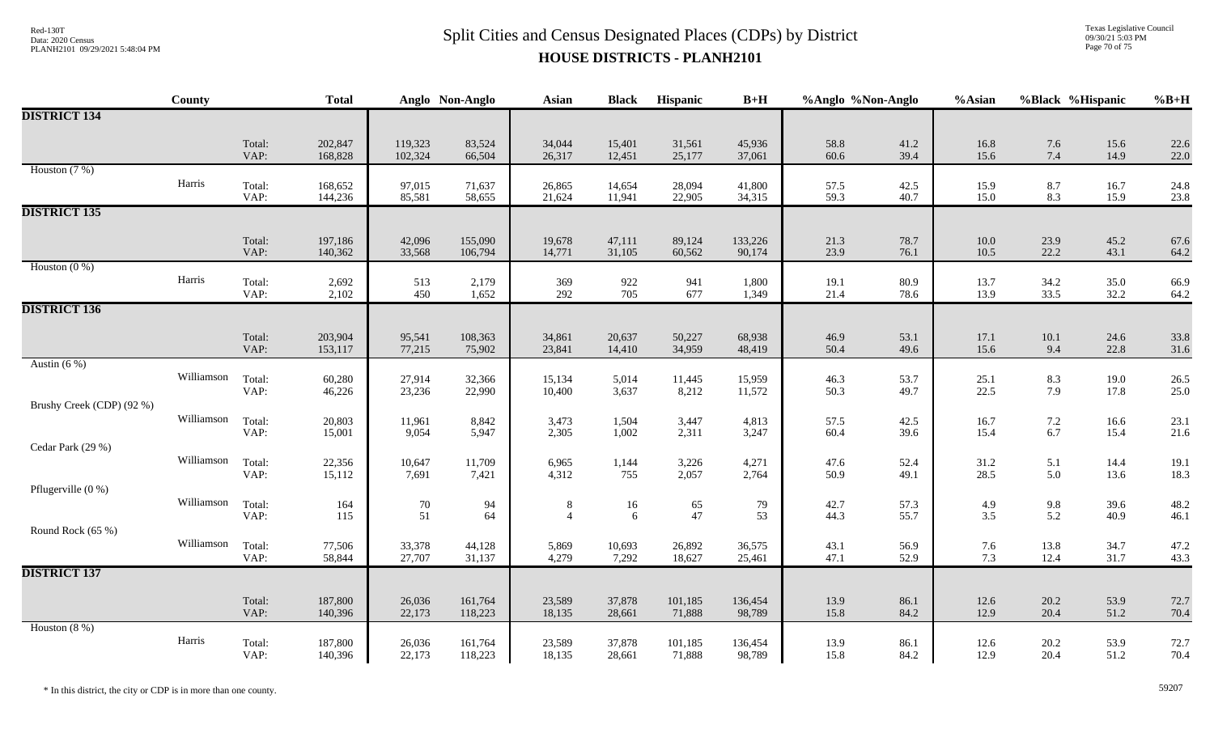# Split Cities and Census Designated Places (CDPs) by District
## HOUSE DISTRICTS - PLANH2101

| | County | | Total | Anglo | Non-Anglo | Asian | Black | Hispanic | B+H | %Anglo | %Non-Anglo | %Asian | %Black | %Hispanic | %B+H |
|---|---|---|---|---|---|---|---|---|---|---|---|---|---|---|---|
| **DISTRICT 134** | | | | | | | | | | | | | | | |
| | | Total: | 202,847 | 119,323 | 83,524 | 34,044 | 15,401 | 31,561 | 45,936 | 58.8 | 41.2 | 16.8 | 7.6 | 15.6 | 22.6 |
| | | VAP: | 168,828 | 102,324 | 66,504 | 26,317 | 12,451 | 25,177 | 37,061 | 60.6 | 39.4 | 15.6 | 7.4 | 14.9 | 22.0 |
| Houston (7 %) | | | | | | | | | | | | | | | |
| | Harris | Total: | 168,652 | 97,015 | 71,637 | 26,865 | 14,654 | 28,094 | 41,800 | 57.5 | 42.5 | 15.9 | 8.7 | 16.7 | 24.8 |
| | | VAP: | 144,236 | 85,581 | 58,655 | 21,624 | 11,941 | 22,905 | 34,315 | 59.3 | 40.7 | 15.0 | 8.3 | 15.9 | 23.8 |
| **DISTRICT 135** | | | | | | | | | | | | | | | |
| | | Total: | 197,186 | 42,096 | 155,090 | 19,678 | 47,111 | 89,124 | 133,226 | 21.3 | 78.7 | 10.0 | 23.9 | 45.2 | 67.6 |
| | | VAP: | 140,362 | 33,568 | 106,794 | 14,771 | 31,105 | 60,562 | 90,174 | 23.9 | 76.1 | 10.5 | 22.2 | 43.1 | 64.2 |
| Houston (0 %) | | | | | | | | | | | | | | | |
| | Harris | Total: | 2,692 | 513 | 2,179 | 369 | 922 | 941 | 1,800 | 19.1 | 80.9 | 13.7 | 34.2 | 35.0 | 66.9 |
| | | VAP: | 2,102 | 450 | 1,652 | 292 | 705 | 677 | 1,349 | 21.4 | 78.6 | 13.9 | 33.5 | 32.2 | 64.2 |
| **DISTRICT 136** | | | | | | | | | | | | | | | |
| | | Total: | 203,904 | 95,541 | 108,363 | 34,861 | 20,637 | 50,227 | 68,938 | 46.9 | 53.1 | 17.1 | 10.1 | 24.6 | 33.8 |
| | | VAP: | 153,117 | 77,215 | 75,902 | 23,841 | 14,410 | 34,959 | 48,419 | 50.4 | 49.6 | 15.6 | 9.4 | 22.8 | 31.6 |
| Austin (6 %) | | | | | | | | | | | | | | | |
| | Williamson | Total: | 60,280 | 27,914 | 32,366 | 15,134 | 5,014 | 11,445 | 15,959 | 46.3 | 53.7 | 25.1 | 8.3 | 19.0 | 26.5 |
| | | VAP: | 46,226 | 23,236 | 22,990 | 10,400 | 3,637 | 8,212 | 11,572 | 50.3 | 49.7 | 22.5 | 7.9 | 17.8 | 25.0 |
| Brushy Creek (CDP) (92 %) | | | | | | | | | | | | | | | |
| | Williamson | Total: | 20,803 | 11,961 | 8,842 | 3,473 | 1,504 | 3,447 | 4,813 | 57.5 | 42.5 | 16.7 | 7.2 | 16.6 | 23.1 |
| | | VAP: | 15,001 | 9,054 | 5,947 | 2,305 | 1,002 | 2,311 | 3,247 | 60.4 | 39.6 | 15.4 | 6.7 | 15.4 | 21.6 |
| Cedar Park (29 %) | | | | | | | | | | | | | | | |
| | Williamson | Total: | 22,356 | 10,647 | 11,709 | 6,965 | 1,144 | 3,226 | 4,271 | 47.6 | 52.4 | 31.2 | 5.1 | 14.4 | 19.1 |
| | | VAP: | 15,112 | 7,691 | 7,421 | 4,312 | 755 | 2,057 | 2,764 | 50.9 | 49.1 | 28.5 | 5.0 | 13.6 | 18.3 |
| Pflugerville (0 %) | | | | | | | | | | | | | | | |
| | Williamson | Total: | 164 | 70 | 94 | 8 | 16 | 65 | 79 | 42.7 | 57.3 | 4.9 | 9.8 | 39.6 | 48.2 |
| | | VAP: | 115 | 51 | 64 | 4 | 6 | 47 | 53 | 44.3 | 55.7 | 3.5 | 5.2 | 40.9 | 46.1 |
| Round Rock (65 %) | | | | | | | | | | | | | | | |
| | Williamson | Total: | 77,506 | 33,378 | 44,128 | 5,869 | 10,693 | 26,892 | 36,575 | 43.1 | 56.9 | 7.6 | 13.8 | 34.7 | 47.2 |
| | | VAP: | 58,844 | 27,707 | 31,137 | 4,279 | 7,292 | 18,627 | 25,461 | 47.1 | 52.9 | 7.3 | 12.4 | 31.7 | 43.3 |
| **DISTRICT 137** | | | | | | | | | | | | | | | |
| | | Total: | 187,800 | 26,036 | 161,764 | 23,589 | 37,878 | 101,185 | 136,454 | 13.9 | 86.1 | 12.6 | 20.2 | 53.9 | 72.7 |
| | | VAP: | 140,396 | 22,173 | 118,223 | 18,135 | 28,661 | 71,888 | 98,789 | 15.8 | 84.2 | 12.9 | 20.4 | 51.2 | 70.4 |
| Houston (8 %) | | | | | | | | | | | | | | | |
| | Harris | Total: | 187,800 | 26,036 | 161,764 | 23,589 | 37,878 | 101,185 | 136,454 | 13.9 | 86.1 | 12.6 | 20.2 | 53.9 | 72.7 |
| | | VAP: | 140,396 | 22,173 | 118,223 | 18,135 | 28,661 | 71,888 | 98,789 | 15.8 | 84.2 | 12.9 | 20.4 | 51.2 | 70.4 |

* In this district, the city or CDP is in more than one county.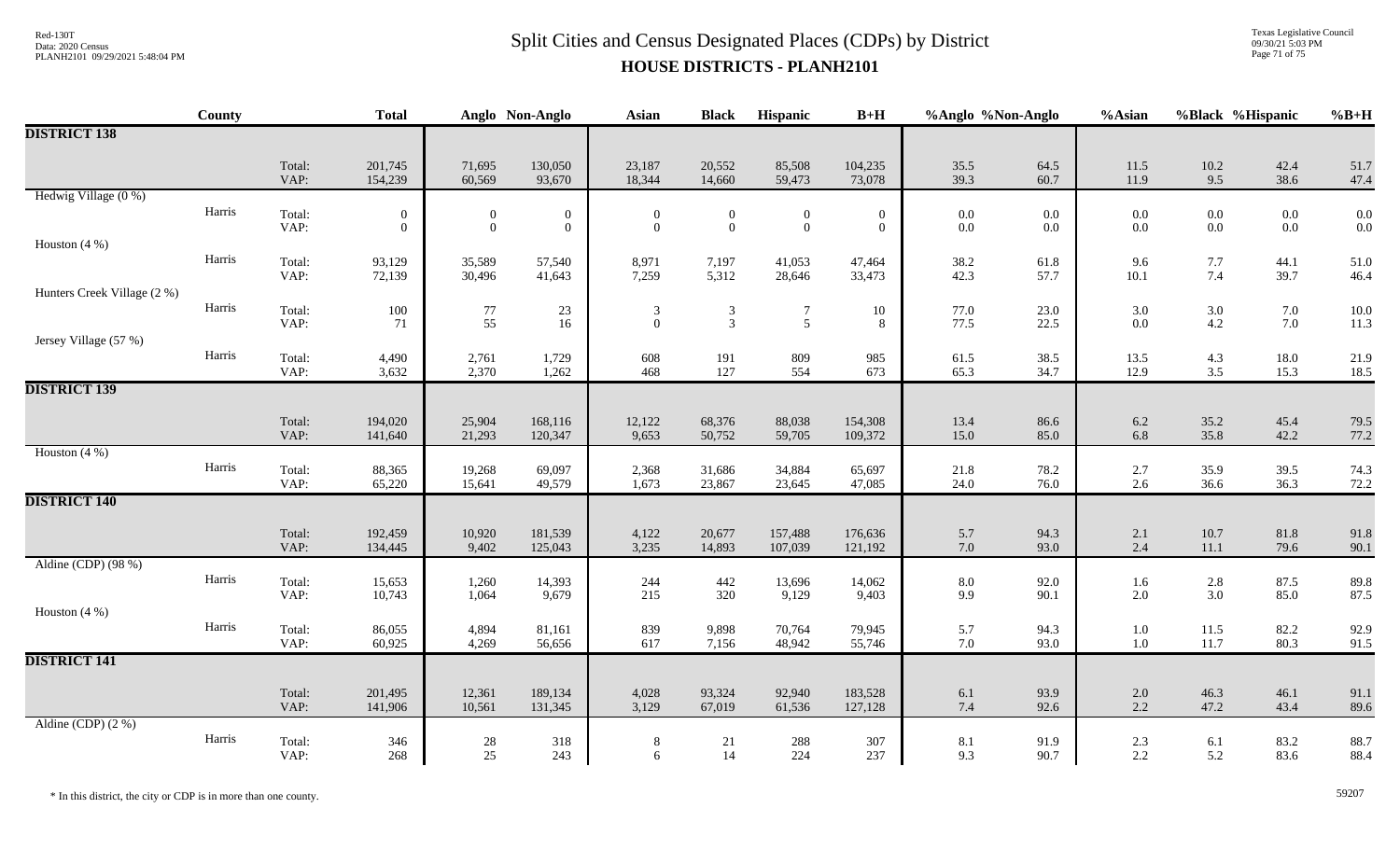# Split Cities and Census Designated Places (CDPs) by District

## HOUSE DISTRICTS - PLANH2101

| County | | Total | Anglo | Non-Anglo | Asian | Black | Hispanic | B+H | %Anglo | %Non-Anglo | %Asian | %Black | %Hispanic | %B+H |
|---|---|---|---|---|---|---|---|---|---|---|---|---|---|---|
| **DISTRICT 138** | | | | | | | | | | | | | | |
| | Total: | 201,745 | 71,695 | 130,050 | 23,187 | 20,552 | 85,508 | 104,235 | 35.5 | 64.5 | 11.5 | 10.2 | 42.4 | 51.7 |
| | VAP: | 154,239 | 60,569 | 93,670 | 18,344 | 14,660 | 59,473 | 73,078 | 39.3 | 60.7 | 11.9 | 9.5 | 38.6 | 47.4 |
| Hedwig Village (0 %) | | | | | | | | | | | | | | |
| Harris | Total: | 0 | 0 | 0 | 0 | 0 | 0 | 0 | 0.0 | 0.0 | 0.0 | 0.0 | 0.0 | 0.0 |
| | VAP: | 0 | 0 | 0 | 0 | 0 | 0 | 0 | 0.0 | 0.0 | 0.0 | 0.0 | 0.0 | 0.0 |
| Houston (4 %) | | | | | | | | | | | | | | |
| Harris | Total: | 93,129 | 35,589 | 57,540 | 8,971 | 7,197 | 41,053 | 47,464 | 38.2 | 61.8 | 9.6 | 7.7 | 44.1 | 51.0 |
| | VAP: | 72,139 | 30,496 | 41,643 | 7,259 | 5,312 | 28,646 | 33,473 | 42.3 | 57.7 | 10.1 | 7.4 | 39.7 | 46.4 |
| Hunters Creek Village (2 %) | | | | | | | | | | | | | | |
| Harris | Total: | 100 | 77 | 23 | 3 | 3 | 7 | 10 | 77.0 | 23.0 | 3.0 | 3.0 | 7.0 | 10.0 |
| | VAP: | 71 | 55 | 16 | 0 | 3 | 5 | 8 | 77.5 | 22.5 | 0.0 | 4.2 | 7.0 | 11.3 |
| Jersey Village (57 %) | | | | | | | | | | | | | | |
| Harris | Total: | 4,490 | 2,761 | 1,729 | 608 | 191 | 809 | 985 | 61.5 | 38.5 | 13.5 | 4.3 | 18.0 | 21.9 |
| | VAP: | 3,632 | 2,370 | 1,262 | 468 | 127 | 554 | 673 | 65.3 | 34.7 | 12.9 | 3.5 | 15.3 | 18.5 |
| **DISTRICT 139** | | | | | | | | | | | | | | |
| | Total: | 194,020 | 25,904 | 168,116 | 12,122 | 68,376 | 88,038 | 154,308 | 13.4 | 86.6 | 6.2 | 35.2 | 45.4 | 79.5 |
| | VAP: | 141,640 | 21,293 | 120,347 | 9,653 | 50,752 | 59,705 | 109,372 | 15.0 | 85.0 | 6.8 | 35.8 | 42.2 | 77.2 |
| Houston (4 %) | | | | | | | | | | | | | | |
| Harris | Total: | 88,365 | 19,268 | 69,097 | 2,368 | 31,686 | 34,884 | 65,697 | 21.8 | 78.2 | 2.7 | 35.9 | 39.5 | 74.3 |
| | VAP: | 65,220 | 15,641 | 49,579 | 1,673 | 23,867 | 23,645 | 47,085 | 24.0 | 76.0 | 2.6 | 36.6 | 36.3 | 72.2 |
| **DISTRICT 140** | | | | | | | | | | | | | | |
| | Total: | 192,459 | 10,920 | 181,539 | 4,122 | 20,677 | 157,488 | 176,636 | 5.7 | 94.3 | 2.1 | 10.7 | 81.8 | 91.8 |
| | VAP: | 134,445 | 9,402 | 125,043 | 3,235 | 14,893 | 107,039 | 121,192 | 7.0 | 93.0 | 2.4 | 11.1 | 79.6 | 90.1 |
| Aldine (CDP) (98 %) | | | | | | | | | | | | | | |
| Harris | Total: | 15,653 | 1,260 | 14,393 | 244 | 442 | 13,696 | 14,062 | 8.0 | 92.0 | 1.6 | 2.8 | 87.5 | 89.8 |
| | VAP: | 10,743 | 1,064 | 9,679 | 215 | 320 | 9,129 | 9,403 | 9.9 | 90.1 | 2.0 | 3.0 | 85.0 | 87.5 |
| Houston (4 %) | | | | | | | | | | | | | | |
| Harris | Total: | 86,055 | 4,894 | 81,161 | 839 | 9,898 | 70,764 | 79,945 | 5.7 | 94.3 | 1.0 | 11.5 | 82.2 | 92.9 |
| | VAP: | 60,925 | 4,269 | 56,656 | 617 | 7,156 | 48,942 | 55,746 | 7.0 | 93.0 | 1.0 | 11.7 | 80.3 | 91.5 |
| **DISTRICT 141** | | | | | | | | | | | | | | |
| | Total: | 201,495 | 12,361 | 189,134 | 4,028 | 93,324 | 92,940 | 183,528 | 6.1 | 93.9 | 2.0 | 46.3 | 46.1 | 91.1 |
| | VAP: | 141,906 | 10,561 | 131,345 | 3,129 | 67,019 | 61,536 | 127,128 | 7.4 | 92.6 | 2.2 | 47.2 | 43.4 | 89.6 |
| Aldine (CDP) (2 %) | | | | | | | | | | | | | | |
| Harris | Total: | 346 | 28 | 318 | 8 | 21 | 288 | 307 | 8.1 | 91.9 | 2.3 | 6.1 | 83.2 | 88.7 |
| | VAP: | 268 | 25 | 243 | 6 | 14 | 224 | 237 | 9.3 | 90.7 | 2.2 | 5.2 | 83.6 | 88.4 |

\* In this district, the city or CDP is in more than one county.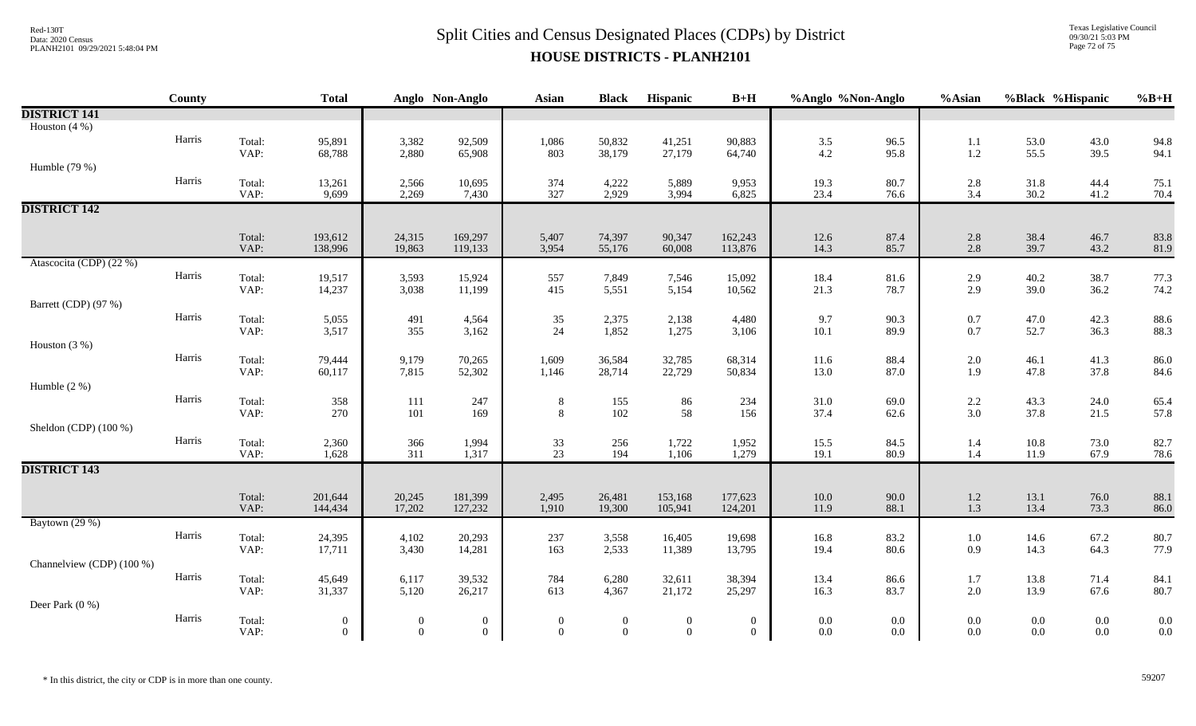# Split Cities and Census Designated Places (CDPs) by District

## HOUSE DISTRICTS - PLANH2101

| | County | | Total | Anglo | Non-Anglo | Asian | Black | Hispanic | B+H | %Anglo | %Non-Anglo | %Asian | %Black | %Hispanic | %B+H |
|---|---|---|---|---|---|---|---|---|---|---|---|---|---|---|---|
| **DISTRICT 141** | | | | | | | | | | | | | | | |
| Houston (4 %) | | | | | | | | | | | | | | | |
| | Harris | Total: | 95,891 | 3,382 | 92,509 | 1,086 | 50,832 | 41,251 | 90,883 | 3.5 | 96.5 | 1.1 | 53.0 | 43.0 | 94.8 |
| | | VAP: | 68,788 | 2,880 | 65,908 | 803 | 38,179 | 27,179 | 64,740 | 4.2 | 95.8 | 1.2 | 55.5 | 39.5 | 94.1 |
| Humble (79 %) | | | | | | | | | | | | | | | |
| | Harris | Total: | 13,261 | 2,566 | 10,695 | 374 | 4,222 | 5,889 | 9,953 | 19.3 | 80.7 | 2.8 | 31.8 | 44.4 | 75.1 |
| | | VAP: | 9,699 | 2,269 | 7,430 | 327 | 2,929 | 3,994 | 6,825 | 23.4 | 76.6 | 3.4 | 30.2 | 41.2 | 70.4 |
| **DISTRICT 142** | | | | | | | | | | | | | | | |
| | | Total: | 193,612 | 24,315 | 169,297 | 5,407 | 74,397 | 90,347 | 162,243 | 12.6 | 87.4 | 2.8 | 38.4 | 46.7 | 83.8 |
| | | VAP: | 138,996 | 19,863 | 119,133 | 3,954 | 55,176 | 60,008 | 113,876 | 14.3 | 85.7 | 2.8 | 39.7 | 43.2 | 81.9 |
| Atascocita (CDP) (22 %) | | | | | | | | | | | | | | | |
| | Harris | Total: | 19,517 | 3,593 | 15,924 | 557 | 7,849 | 7,546 | 15,092 | 18.4 | 81.6 | 2.9 | 40.2 | 38.7 | 77.3 |
| | | VAP: | 14,237 | 3,038 | 11,199 | 415 | 5,551 | 5,154 | 10,562 | 21.3 | 78.7 | 2.9 | 39.0 | 36.2 | 74.2 |
| Barrett (CDP) (97 %) | | | | | | | | | | | | | | | |
| | Harris | Total: | 5,055 | 491 | 4,564 | 35 | 2,375 | 2,138 | 4,480 | 9.7 | 90.3 | 0.7 | 47.0 | 42.3 | 88.6 |
| | | VAP: | 3,517 | 355 | 3,162 | 24 | 1,852 | 1,275 | 3,106 | 10.1 | 89.9 | 0.7 | 52.7 | 36.3 | 88.3 |
| Houston (3 %) | | | | | | | | | | | | | | | |
| | Harris | Total: | 79,444 | 9,179 | 70,265 | 1,609 | 36,584 | 32,785 | 68,314 | 11.6 | 88.4 | 2.0 | 46.1 | 41.3 | 86.0 |
| | | VAP: | 60,117 | 7,815 | 52,302 | 1,146 | 28,714 | 22,729 | 50,834 | 13.0 | 87.0 | 1.9 | 47.8 | 37.8 | 84.6 |
| Humble (2 %) | | | | | | | | | | | | | | | |
| | Harris | Total: | 358 | 111 | 247 | 8 | 155 | 86 | 234 | 31.0 | 69.0 | 2.2 | 43.3 | 24.0 | 65.4 |
| | | VAP: | 270 | 101 | 169 | 8 | 102 | 58 | 156 | 37.4 | 62.6 | 3.0 | 37.8 | 21.5 | 57.8 |
| Sheldon (CDP) (100 %) | | | | | | | | | | | | | | | |
| | Harris | Total: | 2,360 | 366 | 1,994 | 33 | 256 | 1,722 | 1,952 | 15.5 | 84.5 | 1.4 | 10.8 | 73.0 | 82.7 |
| | | VAP: | 1,628 | 311 | 1,317 | 23 | 194 | 1,106 | 1,279 | 19.1 | 80.9 | 1.4 | 11.9 | 67.9 | 78.6 |
| **DISTRICT 143** | | | | | | | | | | | | | | | |
| | | Total: | 201,644 | 20,245 | 181,399 | 2,495 | 26,481 | 153,168 | 177,623 | 10.0 | 90.0 | 1.2 | 13.1 | 76.0 | 88.1 |
| | | VAP: | 144,434 | 17,202 | 127,232 | 1,910 | 19,300 | 105,941 | 124,201 | 11.9 | 88.1 | 1.3 | 13.4 | 73.3 | 86.0 |
| Baytown (29 %) | | | | | | | | | | | | | | | |
| | Harris | Total: | 24,395 | 4,102 | 20,293 | 237 | 3,558 | 16,405 | 19,698 | 16.8 | 83.2 | 1.0 | 14.6 | 67.2 | 80.7 |
| | | VAP: | 17,711 | 3,430 | 14,281 | 163 | 2,533 | 11,389 | 13,795 | 19.4 | 80.6 | 0.9 | 14.3 | 64.3 | 77.9 |
| Channelview (CDP) (100 %) | | | | | | | | | | | | | | | |
| | Harris | Total: | 45,649 | 6,117 | 39,532 | 784 | 6,280 | 32,611 | 38,394 | 13.4 | 86.6 | 1.7 | 13.8 | 71.4 | 84.1 |
| | | VAP: | 31,337 | 5,120 | 26,217 | 613 | 4,367 | 21,172 | 25,297 | 16.3 | 83.7 | 2.0 | 13.9 | 67.6 | 80.7 |
| Deer Park (0 %) | | | | | | | | | | | | | | | |
| | Harris | Total: | 0 | 0 | 0 | 0 | 0 | 0 | 0 | 0.0 | 0.0 | 0.0 | 0.0 | 0.0 | 0.0 |
| | | VAP: | 0 | 0 | 0 | 0 | 0 | 0 | 0 | 0.0 | 0.0 | 0.0 | 0.0 | 0.0 | 0.0 |

\* In this district, the city or CDP is in more than one county.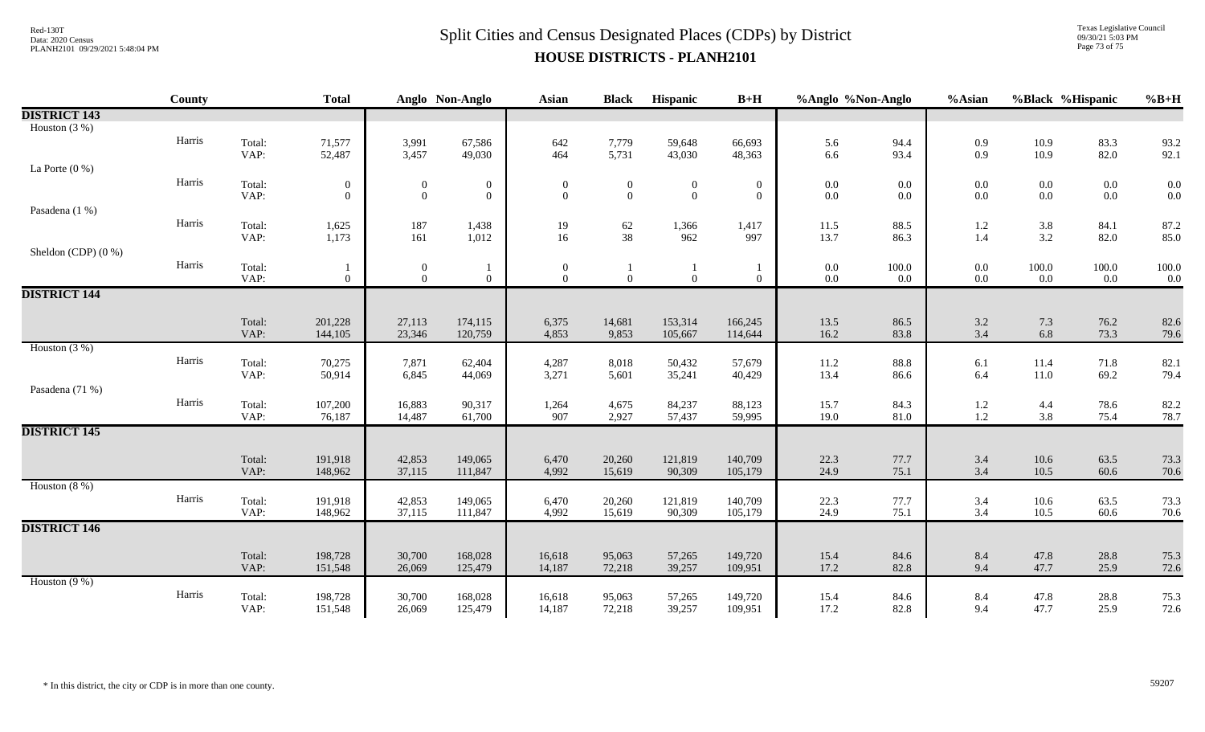# Split Cities and Census Designated Places (CDPs) by District

## HOUSE DISTRICTS - PLANH2101

Red-130T
Data: 2020 Census
PLANH2101 09/29/2021 5:48:04 PM

Texas Legislative Council
09/30/21 5:03 PM

| | County | | Total | Anglo | Non-Anglo | Asian | Black | Hispanic | B+H | %Anglo | %Non-Anglo | %Asian | %Black | %Hispanic | %B+H |
|---|---|---|---|---|---|---|---|---|---|---|---|---|---|---|---|
| **DISTRICT 143** | | | | | | | | | | | | | | | |
| Houston (3 %) | | | | | | | | | | | | | | | |
| | Harris | Total: | 71,577 | 3,991 | 67,586 | 642 | 7,779 | 59,648 | 66,693 | 5.6 | 94.4 | 0.9 | 10.9 | 83.3 | 93.2 |
| | | VAP: | 52,487 | 3,457 | 49,030 | 464 | 5,731 | 43,030 | 48,363 | 6.6 | 93.4 | 0.9 | 10.9 | 82.0 | 92.1 |
| La Porte (0 %) | | | | | | | | | | | | | | | |
| | Harris | Total: | 0 | 0 | 0 | 0 | 0 | 0 | 0 | 0.0 | 0.0 | 0.0 | 0.0 | 0.0 | 0.0 |
| | | VAP: | 0 | 0 | 0 | 0 | 0 | 0 | 0 | 0.0 | 0.0 | 0.0 | 0.0 | 0.0 | 0.0 |
| Pasadena (1 %) | | | | | | | | | | | | | | | |
| | Harris | Total: | 1,625 | 187 | 1,438 | 19 | 62 | 1,366 | 1,417 | 11.5 | 88.5 | 1.2 | 3.8 | 84.1 | 87.2 |
| | | VAP: | 1,173 | 161 | 1,012 | 16 | 38 | 962 | 997 | 13.7 | 86.3 | 1.4 | 3.2 | 82.0 | 85.0 |
| Sheldon (CDP) (0 %) | | | | | | | | | | | | | | | |
| | Harris | Total: | 1 | 0 | 1 | 0 | 1 | 1 | 1 | 0.0 | 100.0 | 0.0 | 100.0 | 100.0 | 100.0 |
| | | VAP: | 0 | 0 | 0 | 0 | 0 | 0 | 0 | 0.0 | 0.0 | 0.0 | 0.0 | 0.0 | 0.0 |
| **DISTRICT 144** | | | | | | | | | | | | | | | |
| | | Total: | 201,228 | 27,113 | 174,115 | 6,375 | 14,681 | 153,314 | 166,245 | 13.5 | 86.5 | 3.2 | 7.3 | 76.2 | 82.6 |
| | | VAP: | 144,105 | 23,346 | 120,759 | 4,853 | 9,853 | 105,667 | 114,644 | 16.2 | 83.8 | 3.4 | 6.8 | 73.3 | 79.6 |
| Houston (3 %) | | | | | | | | | | | | | | | |
| | Harris | Total: | 70,275 | 7,871 | 62,404 | 4,287 | 8,018 | 50,432 | 57,679 | 11.2 | 88.8 | 6.1 | 11.4 | 71.8 | 82.1 |
| | | VAP: | 50,914 | 6,845 | 44,069 | 3,271 | 5,601 | 35,241 | 40,429 | 13.4 | 86.6 | 6.4 | 11.0 | 69.2 | 79.4 |
| Pasadena (71 %) | | | | | | | | | | | | | | | |
| | Harris | Total: | 107,200 | 16,883 | 90,317 | 1,264 | 4,675 | 84,237 | 88,123 | 15.7 | 84.3 | 1.2 | 4.4 | 78.6 | 82.2 |
| | | VAP: | 76,187 | 14,487 | 61,700 | 907 | 2,927 | 57,437 | 59,995 | 19.0 | 81.0 | 1.2 | 3.8 | 75.4 | 78.7 |
| **DISTRICT 145** | | | | | | | | | | | | | | | |
| | | Total: | 191,918 | 42,853 | 149,065 | 6,470 | 20,260 | 121,819 | 140,709 | 22.3 | 77.7 | 3.4 | 10.6 | 63.5 | 73.3 |
| | | VAP: | 148,962 | 37,115 | 111,847 | 4,992 | 15,619 | 90,309 | 105,179 | 24.9 | 75.1 | 3.4 | 10.5 | 60.6 | 70.6 |
| Houston (8 %) | | | | | | | | | | | | | | | |
| | Harris | Total: | 191,918 | 42,853 | 149,065 | 6,470 | 20,260 | 121,819 | 140,709 | 22.3 | 77.7 | 3.4 | 10.6 | 63.5 | 73.3 |
| | | VAP: | 148,962 | 37,115 | 111,847 | 4,992 | 15,619 | 90,309 | 105,179 | 24.9 | 75.1 | 3.4 | 10.5 | 60.6 | 70.6 |
| **DISTRICT 146** | | | | | | | | | | | | | | | |
| | | Total: | 198,728 | 30,700 | 168,028 | 16,618 | 95,063 | 57,265 | 149,720 | 15.4 | 84.6 | 8.4 | 47.8 | 28.8 | 75.3 |
| | | VAP: | 151,548 | 26,069 | 125,479 | 14,187 | 72,218 | 39,257 | 109,951 | 17.2 | 82.8 | 9.4 | 47.7 | 25.9 | 72.6 |
| Houston (9 %) | | | | | | | | | | | | | | | |
| | Harris | Total: | 198,728 | 30,700 | 168,028 | 16,618 | 95,063 | 57,265 | 149,720 | 15.4 | 84.6 | 8.4 | 47.8 | 28.8 | 75.3 |
| | | VAP: | 151,548 | 26,069 | 125,479 | 14,187 | 72,218 | 39,257 | 109,951 | 17.2 | 82.8 | 9.4 | 47.7 | 25.9 | 72.6 |

\* In this district, the city or CDP is in more than one county.

59207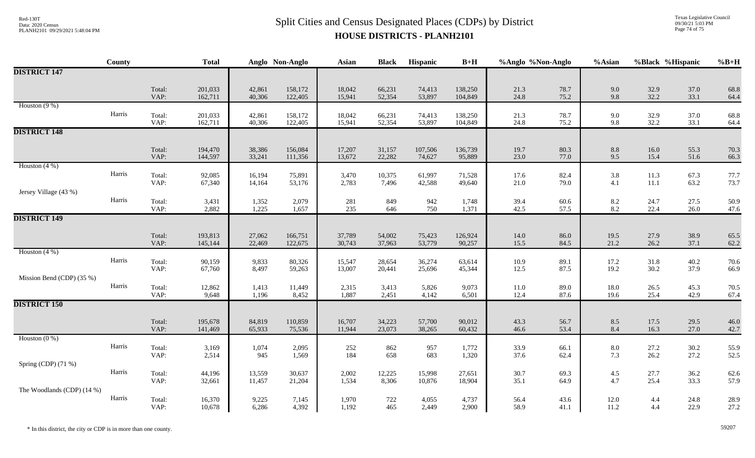# Split Cities and Census Designated Places (CDPs) by District

## HOUSE DISTRICTS - PLANH2101

| | County | | Total | Anglo | Non-Anglo | Asian | Black | Hispanic | B+H | %Anglo | %Non-Anglo | %Asian | %Black | %Hispanic | %B+H |
|---|---|---|---|---|---|---|---|---|---|---|---|---|---|---|---|
| **DISTRICT 147** | | | | | | | | | | | | | | | |
| | | Total: | 201,033 | 42,861 | 158,172 | 18,042 | 66,231 | 74,413 | 138,250 | 21.3 | 78.7 | 9.0 | 32.9 | 37.0 | 68.8 |
| | | VAP: | 162,711 | 40,306 | 122,405 | 15,941 | 52,354 | 53,897 | 104,849 | 24.8 | 75.2 | 9.8 | 32.2 | 33.1 | 64.4 |
| Houston (9 %) | | | | | | | | | | | | | | | |
| | Harris | Total: | 201,033 | 42,861 | 158,172 | 18,042 | 66,231 | 74,413 | 138,250 | 21.3 | 78.7 | 9.0 | 32.9 | 37.0 | 68.8 |
| | | VAP: | 162,711 | 40,306 | 122,405 | 15,941 | 52,354 | 53,897 | 104,849 | 24.8 | 75.2 | 9.8 | 32.2 | 33.1 | 64.4 |
| **DISTRICT 148** | | | | | | | | | | | | | | | |
| | | Total: | 194,470 | 38,386 | 156,084 | 17,207 | 31,157 | 107,506 | 136,739 | 19.7 | 80.3 | 8.8 | 16.0 | 55.3 | 70.3 |
| | | VAP: | 144,597 | 33,241 | 111,356 | 13,672 | 22,282 | 74,627 | 95,889 | 23.0 | 77.0 | 9.5 | 15.4 | 51.6 | 66.3 |
| Houston (4 %) | | | | | | | | | | | | | | | |
| | Harris | Total: | 92,085 | 16,194 | 75,891 | 3,470 | 10,375 | 61,997 | 71,528 | 17.6 | 82.4 | 3.8 | 11.3 | 67.3 | 77.7 |
| | | VAP: | 67,340 | 14,164 | 53,176 | 2,783 | 7,496 | 42,588 | 49,640 | 21.0 | 79.0 | 4.1 | 11.1 | 63.2 | 73.7 |
| Jersey Village (43 %) | | | | | | | | | | | | | | | |
| | Harris | Total: | 3,431 | 1,352 | 2,079 | 281 | 849 | 942 | 1,748 | 39.4 | 60.6 | 8.2 | 24.7 | 27.5 | 50.9 |
| | | VAP: | 2,882 | 1,225 | 1,657 | 235 | 646 | 750 | 1,371 | 42.5 | 57.5 | 8.2 | 22.4 | 26.0 | 47.6 |
| **DISTRICT 149** | | | | | | | | | | | | | | | |
| | | Total: | 193,813 | 27,062 | 166,751 | 37,789 | 54,002 | 75,423 | 126,924 | 14.0 | 86.0 | 19.5 | 27.9 | 38.9 | 65.5 |
| | | VAP: | 145,144 | 22,469 | 122,675 | 30,743 | 37,963 | 53,779 | 90,257 | 15.5 | 84.5 | 21.2 | 26.2 | 37.1 | 62.2 |
| Houston (4 %) | | | | | | | | | | | | | | | |
| | Harris | Total: | 90,159 | 9,833 | 80,326 | 15,547 | 28,654 | 36,274 | 63,614 | 10.9 | 89.1 | 17.2 | 31.8 | 40.2 | 70.6 |
| | | VAP: | 67,760 | 8,497 | 59,263 | 13,007 | 20,441 | 25,696 | 45,344 | 12.5 | 87.5 | 19.2 | 30.2 | 37.9 | 66.9 |
| Mission Bend (CDP) (35 %) | | | | | | | | | | | | | | | |
| | Harris | Total: | 12,862 | 1,413 | 11,449 | 2,315 | 3,413 | 5,826 | 9,073 | 11.0 | 89.0 | 18.0 | 26.5 | 45.3 | 70.5 |
| | | VAP: | 9,648 | 1,196 | 8,452 | 1,887 | 2,451 | 4,142 | 6,501 | 12.4 | 87.6 | 19.6 | 25.4 | 42.9 | 67.4 |
| **DISTRICT 150** | | | | | | | | | | | | | | | |
| | | Total: | 195,678 | 84,819 | 110,859 | 16,707 | 34,223 | 57,700 | 90,012 | 43.3 | 56.7 | 8.5 | 17.5 | 29.5 | 46.0 |
| | | VAP: | 141,469 | 65,933 | 75,536 | 11,944 | 23,073 | 38,265 | 60,432 | 46.6 | 53.4 | 8.4 | 16.3 | 27.0 | 42.7 |
| Houston (0 %) | | | | | | | | | | | | | | | |
| | Harris | Total: | 3,169 | 1,074 | 2,095 | 252 | 862 | 957 | 1,772 | 33.9 | 66.1 | 8.0 | 27.2 | 30.2 | 55.9 |
| | | VAP: | 2,514 | 945 | 1,569 | 184 | 658 | 683 | 1,320 | 37.6 | 62.4 | 7.3 | 26.2 | 27.2 | 52.5 |
| Spring (CDP) (71 %) | | | | | | | | | | | | | | | |
| | Harris | Total: | 44,196 | 13,559 | 30,637 | 2,002 | 12,225 | 15,998 | 27,651 | 30.7 | 69.3 | 4.5 | 27.7 | 36.2 | 62.6 |
| | | VAP: | 32,661 | 11,457 | 21,204 | 1,534 | 8,306 | 10,876 | 18,904 | 35.1 | 64.9 | 4.7 | 25.4 | 33.3 | 57.9 |
| The Woodlands (CDP) (14 %) | | | | | | | | | | | | | | | |
| | Harris | Total: | 16,370 | 9,225 | 7,145 | 1,970 | 722 | 4,055 | 4,737 | 56.4 | 43.6 | 12.0 | 4.4 | 24.8 | 28.9 |
| | | VAP: | 10,678 | 6,286 | 4,392 | 1,192 | 465 | 2,449 | 2,900 | 58.9 | 41.1 | 11.2 | 4.4 | 22.9 | 27.2 |

* In this district, the city or CDP is in more than one county.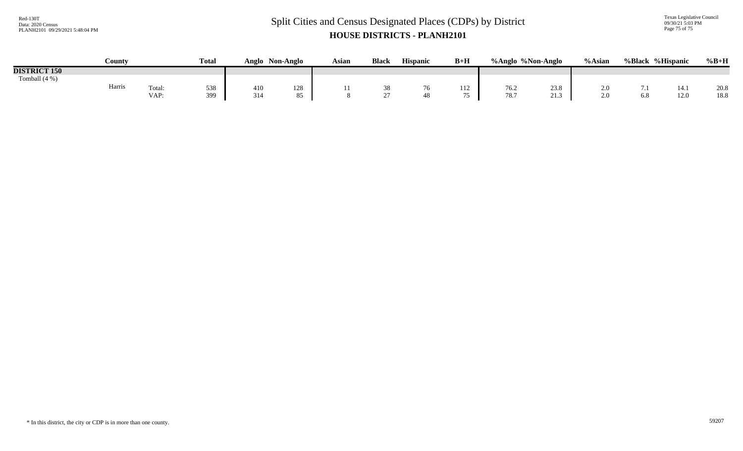# Split Cities and Census Designated Places (CDPs) by District

## HOUSE DISTRICTS - PLANH2101

| County | | Total | Anglo | Non-Anglo | Asian | Black | Hispanic | B+H | %Anglo | %Non-Anglo | %Asian | %Black | %Hispanic | %B+H |
|---|---|---|---|---|---|---|---|---|---|---|---|---|---|---|
| **DISTRICT 150** | | | | | | | | | | | | | | |
| Tomball (4 %) | | | | | | | | | | | | | | |
| Harris | Total: | 538 | 410 | 128 | 11 | 38 | 76 | 112 | 76.2 | 23.8 | 2.0 | 7.1 | 14.1 | 20.8 |
| | VAP: | 399 | 314 | 85 | 8 | 27 | 48 | 75 | 78.7 | 21.3 | 2.0 | 6.8 | 12.0 | 18.8 |

* In this district, the city or CDP is in more than one county.

59207